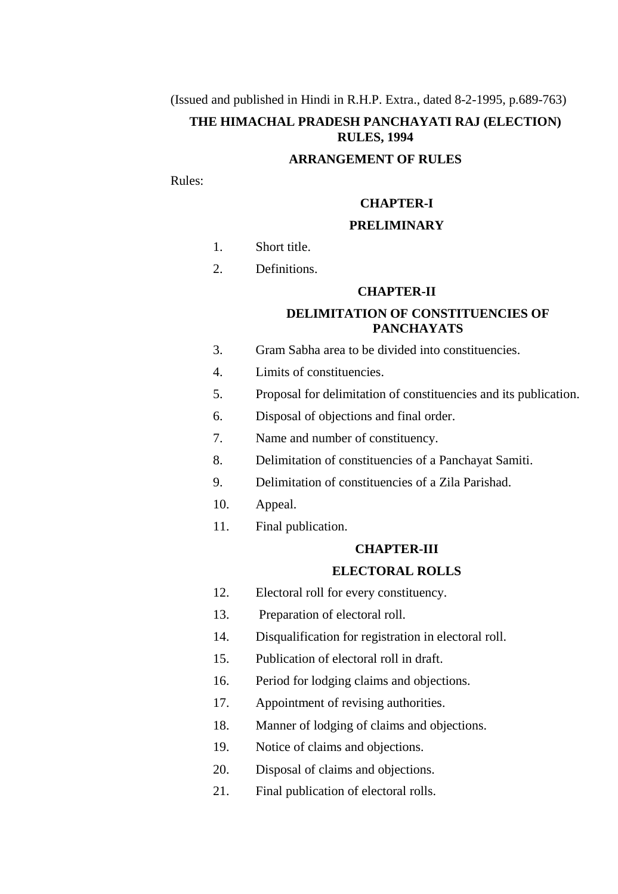(Issued and published in Hindi in R.H.P. Extra., dated 8-2-1995, p.689-763)

# THE HIMACHAL PRADESH PANCHAYATI RAJ (ELECTION) RULES, 1994

## ARRANGEMENT OF RULES

Rules:

### CHAPTER-I

### PRELIMINARY

1. Short title.
2. Definitions.

### CHAPTER-II

### DELIMITATION OF CONSTITUENCIES OF PANCHAYATS

3. Gram Sabha area to be divided into constituencies.
4. Limits of constituencies.
5. Proposal for delimitation of constituencies and its publication.
6. Disposal of objections and final order.
7. Name and number of constituency.
8. Delimitation of constituencies of a Panchayat Samiti.
9. Delimitation of constituencies of a Zila Parishad.
10. Appeal.
11. Final publication.

### CHAPTER-III

### ELECTORAL ROLLS

12. Electoral roll for every constituency.
13. Preparation of electoral roll.
14. Disqualification for registration in electoral roll.
15. Publication of electoral roll in draft.
16. Period for lodging claims and objections.
17. Appointment of revising authorities.
18. Manner of lodging of claims and objections.
19. Notice of claims and objections.
20. Disposal of claims and objections.
21. Final publication of electoral rolls.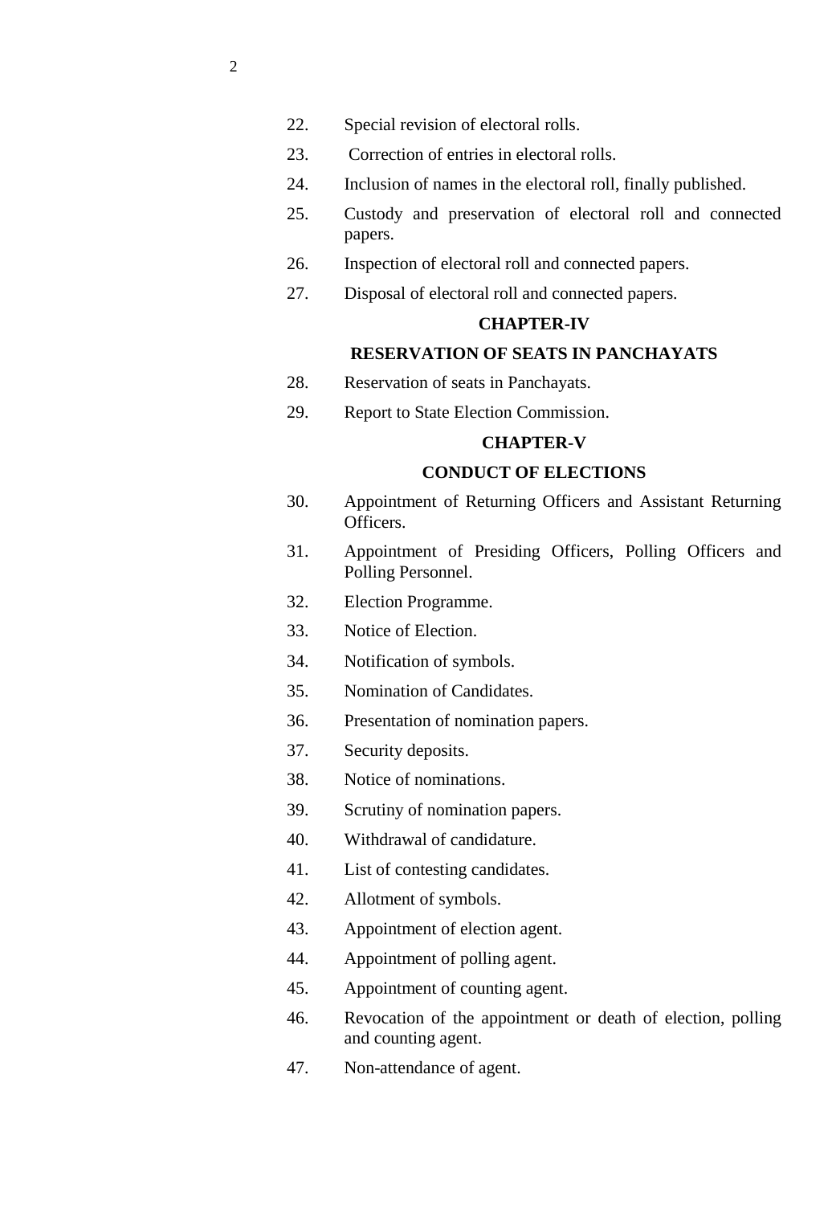22. Special revision of electoral rolls.

23. Correction of entries in electoral rolls.

24. Inclusion of names in the electoral roll, finally published.

25. Custody and preservation of electoral roll and connected papers.

26. Inspection of electoral roll and connected papers.

27. Disposal of electoral roll and connected papers.

**CHAPTER-IV**

**RESERVATION OF SEATS IN PANCHAYATS**

28. Reservation of seats in Panchayats.

29. Report to State Election Commission.

**CHAPTER-V**

**CONDUCT OF ELECTIONS**

30. Appointment of Returning Officers and Assistant Returning Officers.

31. Appointment of Presiding Officers, Polling Officers and Polling Personnel.

32. Election Programme.

33. Notice of Election.

34. Notification of symbols.

35. Nomination of Candidates.

36. Presentation of nomination papers.

37. Security deposits.

38. Notice of nominations.

39. Scrutiny of nomination papers.

40. Withdrawal of candidature.

41. List of contesting candidates.

42. Allotment of symbols.

43. Appointment of election agent.

44. Appointment of polling agent.

45. Appointment of counting agent.

46. Revocation of the appointment or death of election, polling and counting agent.

47. Non-attendance of agent.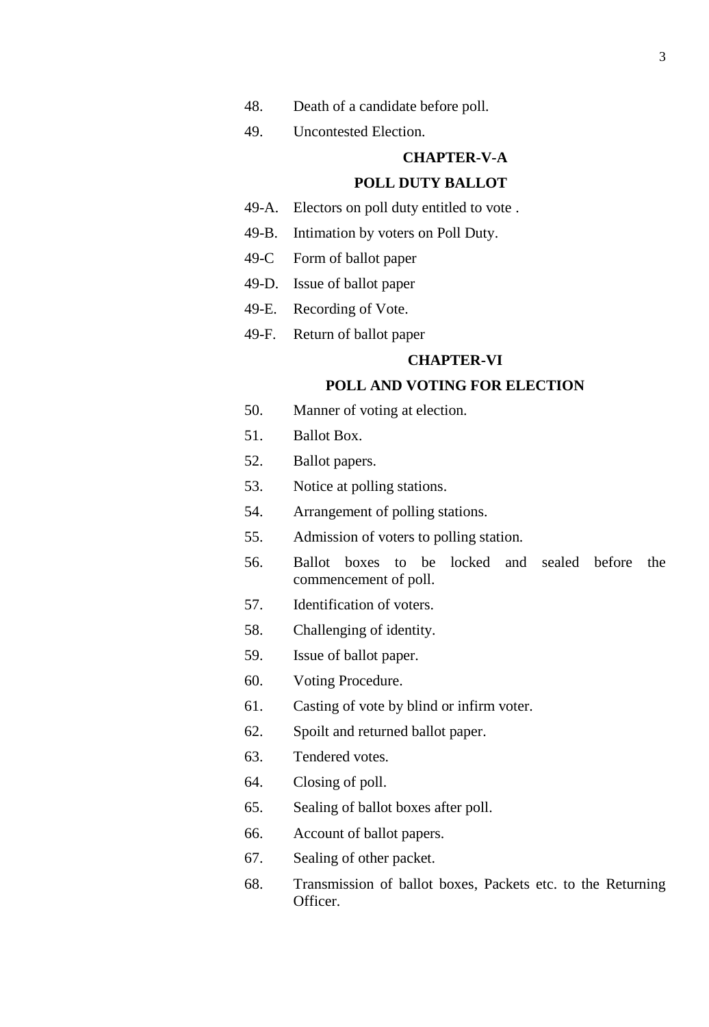48. Death of a candidate before poll.

49. Uncontested Election.

## CHAPTER-V-A

## POLL DUTY BALLOT

49-A. Electors on poll duty entitled to vote .

49-B. Intimation by voters on Poll Duty.

49-C Form of ballot paper

49-D. Issue of ballot paper

49-E. Recording of Vote.

49-F. Return of ballot paper

## CHAPTER-VI

## POLL AND VOTING FOR ELECTION

50. Manner of voting at election.

51. Ballot Box.

52. Ballot papers.

53. Notice at polling stations.

54. Arrangement of polling stations.

55. Admission of voters to polling station.

56. Ballot boxes to be locked and sealed before the commencement of poll.

57. Identification of voters.

58. Challenging of identity.

59. Issue of ballot paper.

60. Voting Procedure.

61. Casting of vote by blind or infirm voter.

62. Spoilt and returned ballot paper.

63. Tendered votes.

64. Closing of poll.

65. Sealing of ballot boxes after poll.

66. Account of ballot papers.

67. Sealing of other packet.

68. Transmission of ballot boxes, Packets etc. to the Returning Officer.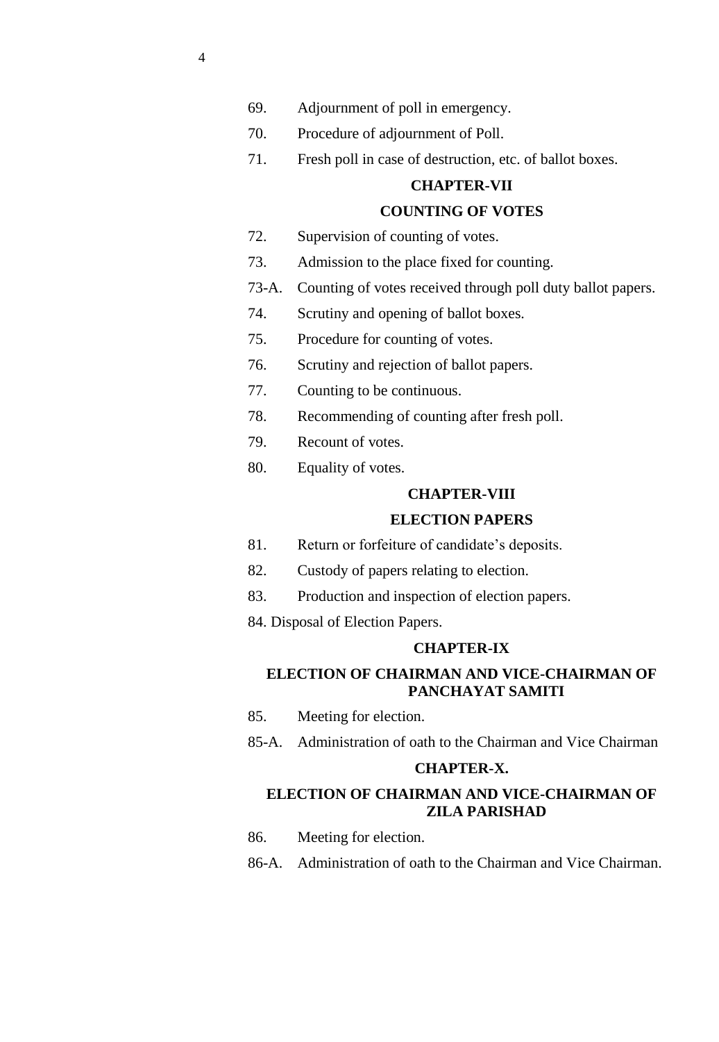69. Adjournment of poll in emergency.

70. Procedure of adjournment of Poll.

71. Fresh poll in case of destruction, etc. of ballot boxes.

## CHAPTER-VII

## COUNTING OF VOTES

72. Supervision of counting of votes.

73. Admission to the place fixed for counting.

73-A. Counting of votes received through poll duty ballot papers.

74. Scrutiny and opening of ballot boxes.

75. Procedure for counting of votes.

76. Scrutiny and rejection of ballot papers.

77. Counting to be continuous.

78. Recommending of counting after fresh poll.

79. Recount of votes.

80. Equality of votes.

## CHAPTER-VIII

## ELECTION PAPERS

81. Return or forfeiture of candidate's deposits.

82. Custody of papers relating to election.

83. Production and inspection of election papers.

84. Disposal of Election Papers.

## CHAPTER-IX

## ELECTION OF CHAIRMAN AND VICE-CHAIRMAN OF PANCHAYAT SAMITI

85. Meeting for election.

85-A. Administration of oath to the Chairman and Vice Chairman

## CHAPTER-X.

## ELECTION OF CHAIRMAN AND VICE-CHAIRMAN OF ZILA PARISHAD

86. Meeting for election.

86-A. Administration of oath to the Chairman and Vice Chairman.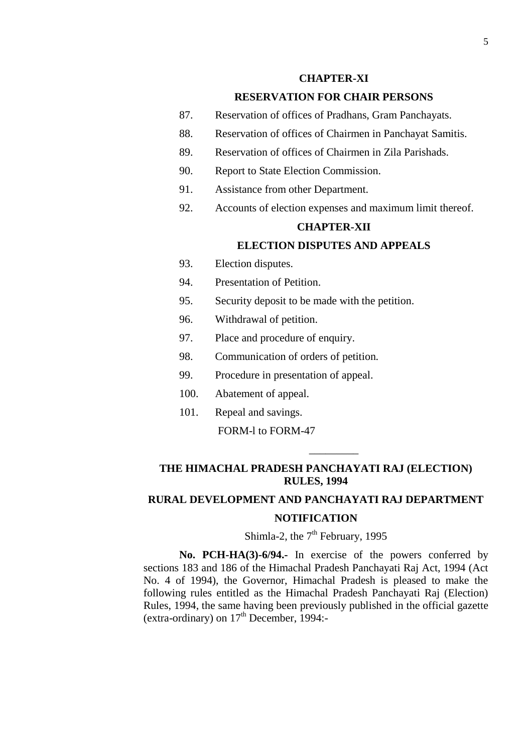**CHAPTER-XI**

**RESERVATION FOR CHAIR PERSONS**

87. Reservation of offices of Pradhans, Gram Panchayats.

88. Reservation of offices of Chairmen in Panchayat Samitis.

89. Reservation of offices of Chairmen in Zila Parishads.

90. Report to State Election Commission.

91. Assistance from other Department.

92. Accounts of election expenses and maximum limit thereof.

**CHAPTER-XII**

**ELECTION DISPUTES AND APPEALS**

93. Election disputes.

94. Presentation of Petition.

95. Security deposit to be made with the petition.

96. Withdrawal of petition.

97. Place and procedure of enquiry.

98. Communication of orders of petition.

99. Procedure in presentation of appeal.

100. Abatement of appeal.

101. Repeal and savings.

FORM-l to FORM-47

---

**THE HIMACHAL PRADESH PANCHAYATI RAJ (ELECTION) RULES, 1994**

**RURAL DEVELOPMENT AND PANCHAYATI RAJ DEPARTMENT**

**NOTIFICATION**

Shimla-2, the 7th February, 1995

**No. PCH-HA(3)-6/94.-** In exercise of the powers conferred by sections 183 and 186 of the Himachal Pradesh Panchayati Raj Act, 1994 (Act No. 4 of 1994), the Governor, Himachal Pradesh is pleased to make the following rules entitled as the Himachal Pradesh Panchayati Raj (Election) Rules, 1994, the same having been previously published in the official gazette (extra-ordinary) on 17th December, 1994:-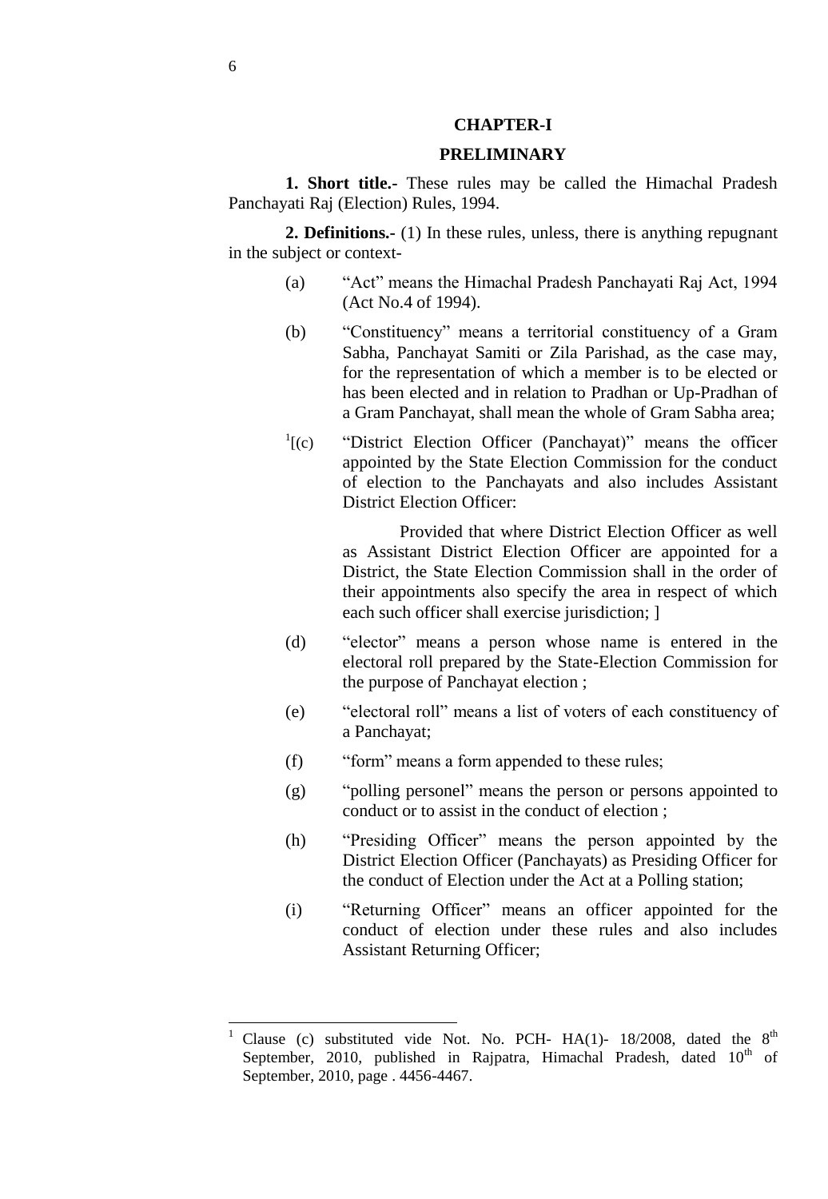## CHAPTER-I

## PRELIMINARY

**1. Short title.-** These rules may be called the Himachal Pradesh Panchayati Raj (Election) Rules, 1994.

**2. Definitions.-** (1) In these rules, unless, there is anything repugnant in the subject or context-

(a) "Act" means the Himachal Pradesh Panchayati Raj Act, 1994 (Act No.4 of 1994).

(b) "Constituency" means a territorial constituency of a Gram Sabha, Panchayat Samiti or Zila Parishad, as the case may, for the representation of which a member is to be elected or has been elected and in relation to Pradhan or Up-Pradhan of a Gram Panchayat, shall mean the whole of Gram Sabha area;

[1][(c) "District Election Officer (Panchayat)" means the officer appointed by the State Election Commission for the conduct of election to the Panchayats and also includes Assistant District Election Officer:

Provided that where District Election Officer as well as Assistant District Election Officer are appointed for a District, the State Election Commission shall in the order of their appointments also specify the area in respect of which each such officer shall exercise jurisdiction; ]

(d) "elector" means a person whose name is entered in the electoral roll prepared by the State-Election Commission for the purpose of Panchayat election ;

(e) "electoral roll" means a list of voters of each constituency of a Panchayat;

(f) "form" means a form appended to these rules;

(g) "polling personel" means the person or persons appointed to conduct or to assist in the conduct of election ;

(h) "Presiding Officer" means the person appointed by the District Election Officer (Panchayats) as Presiding Officer for the conduct of Election under the Act at a Polling station;

(i) "Returning Officer" means an officer appointed for the conduct of election under these rules and also includes Assistant Returning Officer;

---

[1] Clause (c) substituted vide Not. No. PCH- HA(1)- 18/2008, dated the 8th September, 2010, published in Rajpatra, Himachal Pradesh, dated 10th of September, 2010, page . 4456-4467.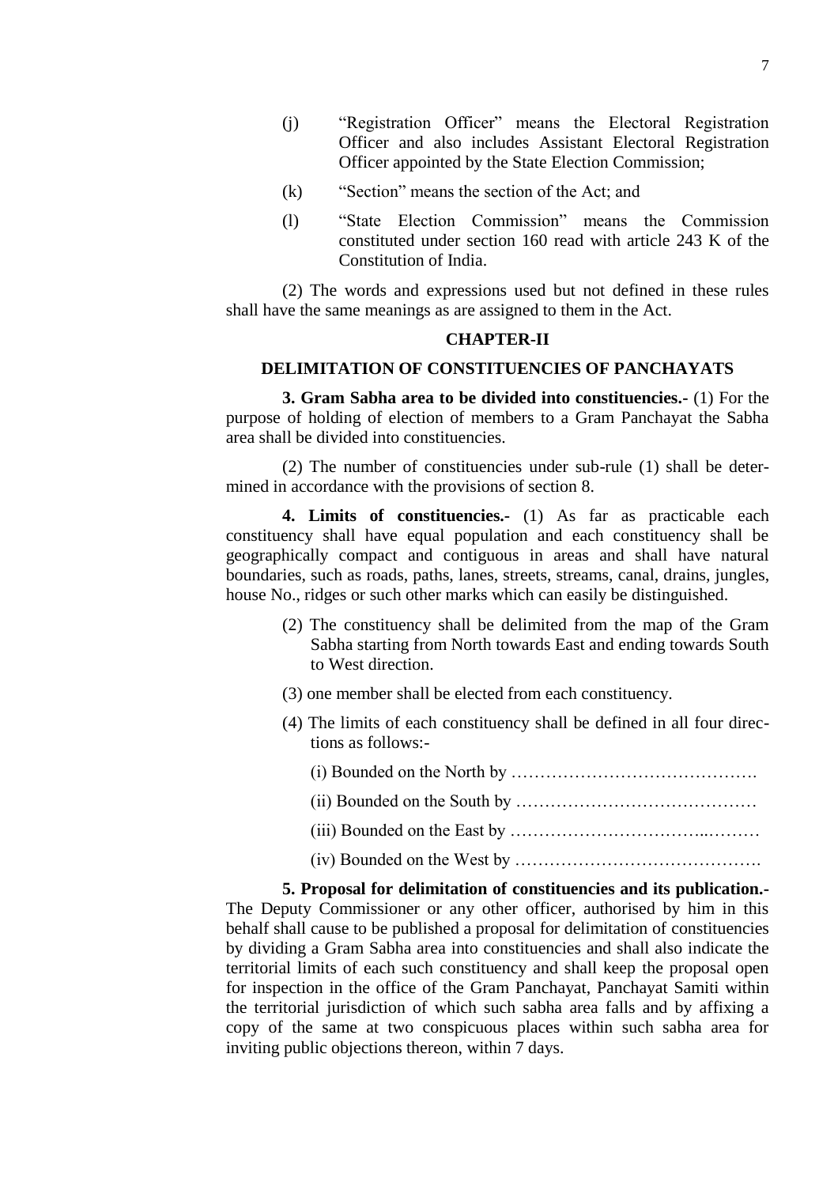(j) "Registration Officer" means the Electoral Registration Officer and also includes Assistant Electoral Registration Officer appointed by the State Election Commission;

(k) "Section" means the section of the Act; and

(l) "State Election Commission" means the Commission constituted under section 160 read with article 243 K of the Constitution of India.

(2) The words and expressions used but not defined in these rules shall have the same meanings as are assigned to them in the Act.

## CHAPTER-II

## DELIMITATION OF CONSTITUENCIES OF PANCHAYATS

**3. Gram Sabha area to be divided into constituencies.-** (1) For the purpose of holding of election of members to a Gram Panchayat the Sabha area shall be divided into constituencies.

(2) The number of constituencies under sub-rule (1) shall be determined in accordance with the provisions of section 8.

**4. Limits of constituencies.-** (1) As far as practicable each constituency shall have equal population and each constituency shall be geographically compact and contiguous in areas and shall have natural boundaries, such as roads, paths, lanes, streets, streams, canal, drains, jungles, house No., ridges or such other marks which can easily be distinguished.

(2) The constituency shall be delimited from the map of the Gram Sabha starting from North towards East and ending towards South to West direction.

(3) one member shall be elected from each constituency.

(4) The limits of each constituency shall be defined in all four directions as follows:-

(i) Bounded on the North by …………………………………….

(ii) Bounded on the South by ……………………………………

(iii) Bounded on the East by …………………………..………

(iv) Bounded on the West by …………………………………….

**5. Proposal for delimitation of constituencies and its publication.-** The Deputy Commissioner or any other officer, authorised by him in this behalf shall cause to be published a proposal for delimitation of constituencies by dividing a Gram Sabha area into constituencies and shall also indicate the territorial limits of each such constituency and shall keep the proposal open for inspection in the office of the Gram Panchayat, Panchayat Samiti within the territorial jurisdiction of which such sabha area falls and by affixing a copy of the same at two conspicuous places within such sabha area for inviting public objections thereon, within 7 days.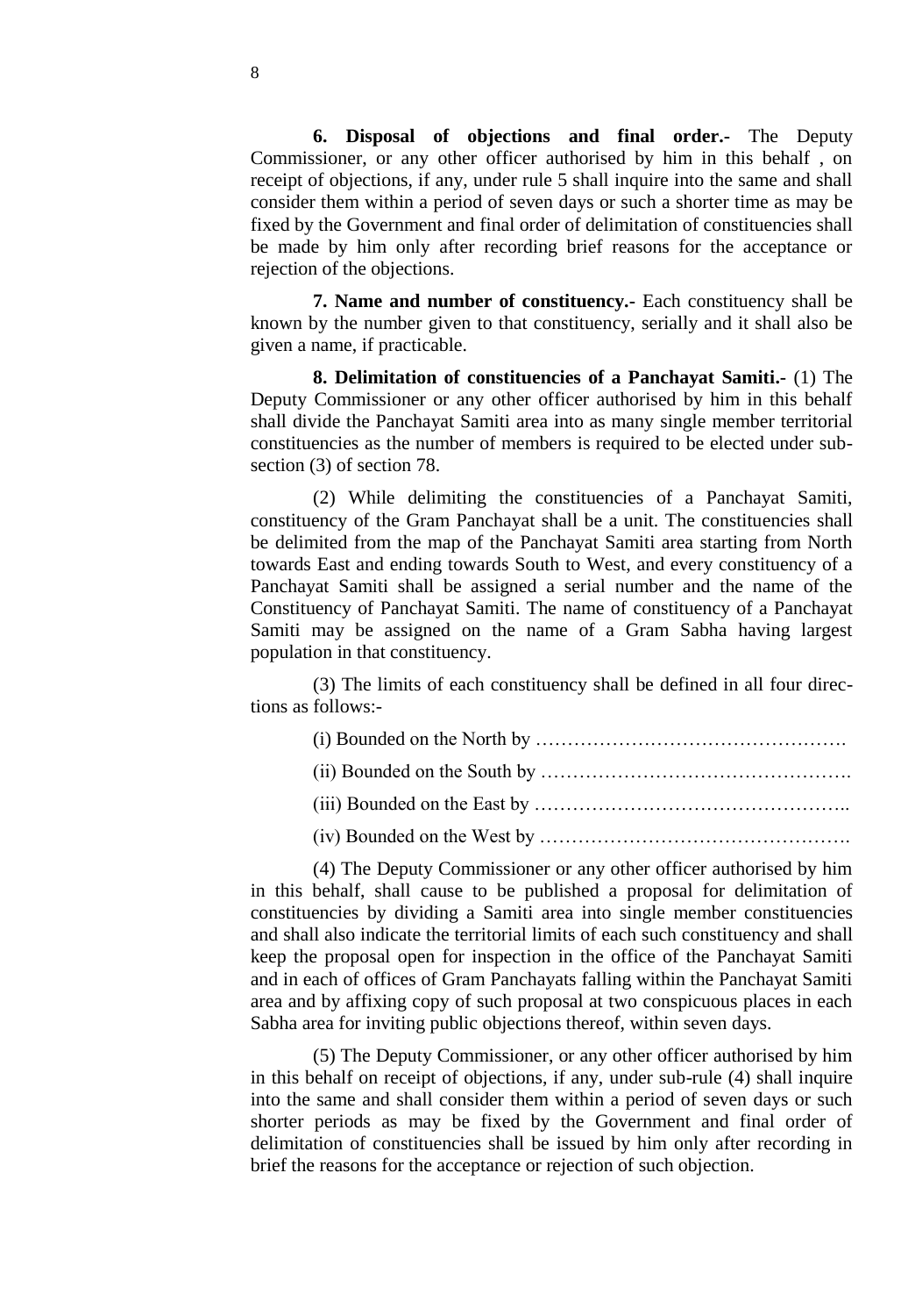**6. Disposal of objections and final order.-** The Deputy Commissioner, or any other officer authorised by him in this behalf , on receipt of objections, if any, under rule 5 shall inquire into the same and shall consider them within a period of seven days or such a shorter time as may be fixed by the Government and final order of delimitation of constituencies shall be made by him only after recording brief reasons for the acceptance or rejection of the objections.

**7. Name and number of constituency.-** Each constituency shall be known by the number given to that constituency, serially and it shall also be given a name, if practicable.

**8. Delimitation of constituencies of a Panchayat Samiti.-** (1) The Deputy Commissioner or any other officer authorised by him in this behalf shall divide the Panchayat Samiti area into as many single member territorial constituencies as the number of members is required to be elected under sub-section (3) of section 78.

(2) While delimiting the constituencies of a Panchayat Samiti, constituency of the Gram Panchayat shall be a unit. The constituencies shall be delimited from the map of the Panchayat Samiti area starting from North towards East and ending towards South to West, and every constituency of a Panchayat Samiti shall be assigned a serial number and the name of the Constituency of Panchayat Samiti. The name of constituency of a Panchayat Samiti may be assigned on the name of a Gram Sabha having largest population in that constituency.

(3) The limits of each constituency shall be defined in all four directions as follows:-

(i) Bounded on the North by ………………………………………….

(ii) Bounded on the South by ………………………………………….

(iii) Bounded on the East by …………………………………………..

(iv) Bounded on the West by ………………………………………….

(4) The Deputy Commissioner or any other officer authorised by him in this behalf, shall cause to be published a proposal for delimitation of constituencies by dividing a Samiti area into single member constituencies and shall also indicate the territorial limits of each such constituency and shall keep the proposal open for inspection in the office of the Panchayat Samiti and in each of offices of Gram Panchayats falling within the Panchayat Samiti area and by affixing copy of such proposal at two conspicuous places in each Sabha area for inviting public objections thereof, within seven days.

(5) The Deputy Commissioner, or any other officer authorised by him in this behalf on receipt of objections, if any, under sub-rule (4) shall inquire into the same and shall consider them within a period of seven days or such shorter periods as may be fixed by the Government and final order of delimitation of constituencies shall be issued by him only after recording in brief the reasons for the acceptance or rejection of such objection.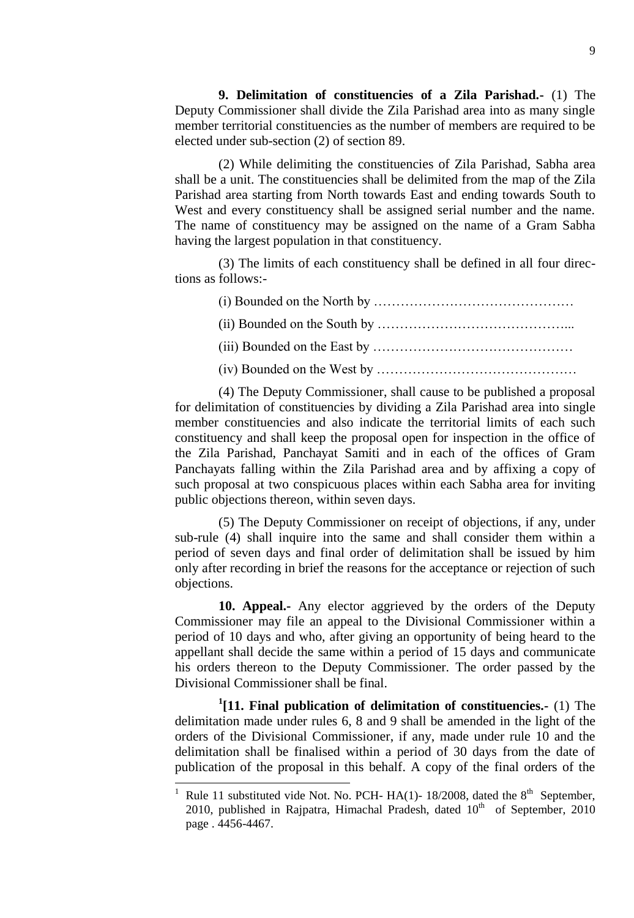**9. Delimitation of constituencies of a Zila Parishad.-** (1) The Deputy Commissioner shall divide the Zila Parishad area into as many single member territorial constituencies as the number of members are required to be elected under sub-section (2) of section 89.

(2) While delimiting the constituencies of Zila Parishad, Sabha area shall be a unit. The constituencies shall be delimited from the map of the Zila Parishad area starting from North towards East and ending towards South to West and every constituency shall be assigned serial number and the name. The name of constituency may be assigned on the name of a Gram Sabha having the largest population in that constituency.

(3) The limits of each constituency shall be defined in all four directions as follows:-

(i) Bounded on the North by ………………………………………

(ii) Bounded on the South by ……………………………………...

(iii) Bounded on the East by ………………………………………

(iv) Bounded on the West by ………………………………………

(4) The Deputy Commissioner, shall cause to be published a proposal for delimitation of constituencies by dividing a Zila Parishad area into single member constituencies and also indicate the territorial limits of each such constituency and shall keep the proposal open for inspection in the office of the Zila Parishad, Panchayat Samiti and in each of the offices of Gram Panchayats falling within the Zila Parishad area and by affixing a copy of such proposal at two conspicuous places within each Sabha area for inviting public objections thereon, within seven days.

(5) The Deputy Commissioner on receipt of objections, if any, under sub-rule (4) shall inquire into the same and shall consider them within a period of seven days and final order of delimitation shall be issued by him only after recording in brief the reasons for the acceptance or rejection of such objections.

**10. Appeal.-** Any elector aggrieved by the orders of the Deputy Commissioner may file an appeal to the Divisional Commissioner within a period of 10 days and who, after giving an opportunity of being heard to the appellant shall decide the same within a period of 15 days and communicate his orders thereon to the Deputy Commissioner. The order passed by the Divisional Commissioner shall be final.

[1][**11. Final publication of delimitation of constituencies.-** (1) The delimitation made under rules 6, 8 and 9 shall be amended in the light of the orders of the Divisional Commissioner, if any, made under rule 10 and the delimitation shall be finalised within a period of 30 days from the date of publication of the proposal in this behalf. A copy of the final orders of the

---

[1] Rule 11 substituted vide Not. No. PCH- HA(1)- 18/2008, dated the 8th September, 2010, published in Rajpatra, Himachal Pradesh, dated 10th of September, 2010 page . 4456-4467.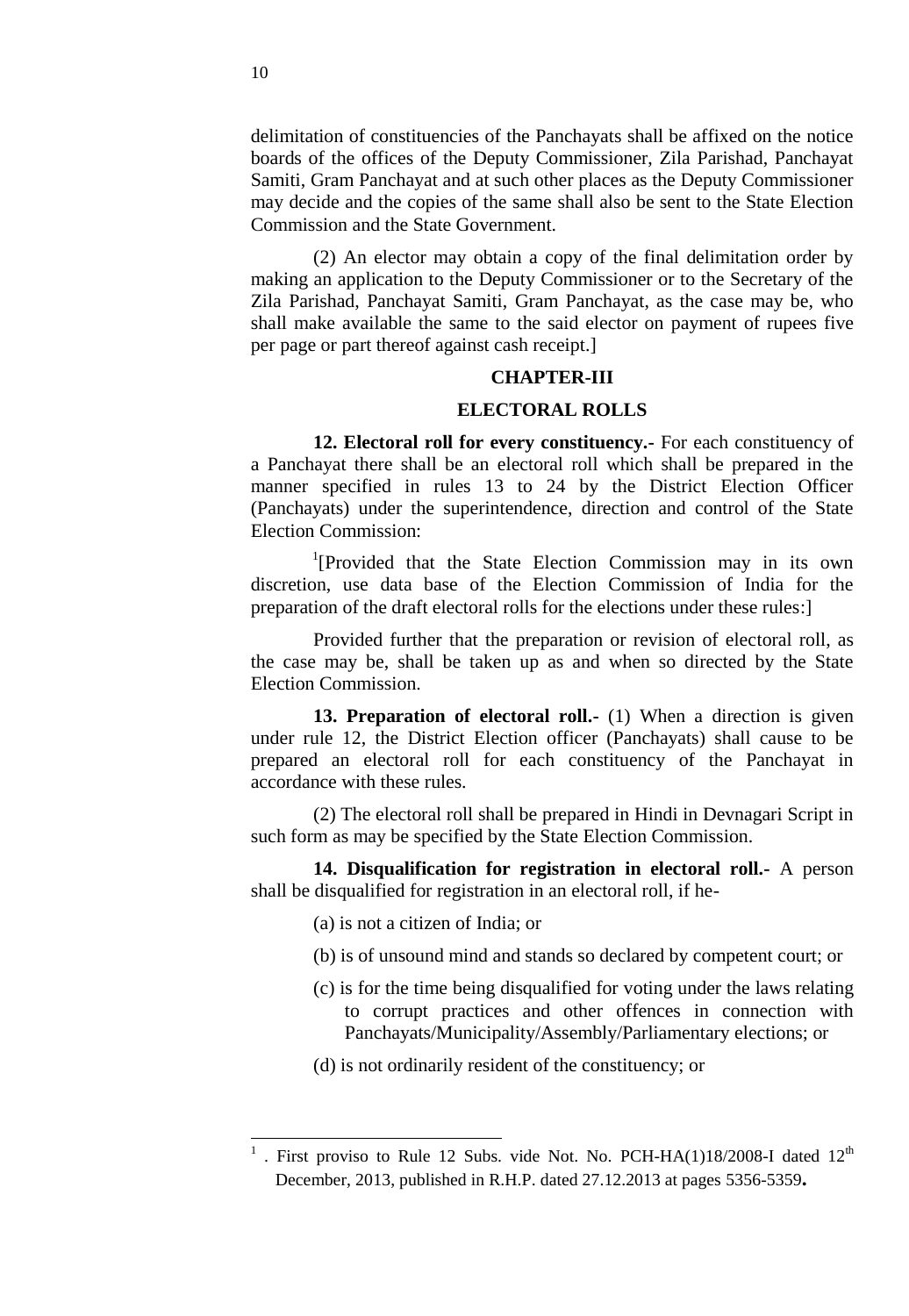delimitation of constituencies of the Panchayats shall be affixed on the notice boards of the offices of the Deputy Commissioner, Zila Parishad, Panchayat Samiti, Gram Panchayat and at such other places as the Deputy Commissioner may decide and the copies of the same shall also be sent to the State Election Commission and the State Government.

(2) An elector may obtain a copy of the final delimitation order by making an application to the Deputy Commissioner or to the Secretary of the Zila Parishad, Panchayat Samiti, Gram Panchayat, as the case may be, who shall make available the same to the said elector on payment of rupees five per page or part thereof against cash receipt.]

## CHAPTER-III

## ELECTORAL ROLLS

**12. Electoral roll for every constituency.-** For each constituency of a Panchayat there shall be an electoral roll which shall be prepared in the manner specified in rules 13 to 24 by the District Election Officer (Panchayats) under the superintendence, direction and control of the State Election Commission:

[1][Provided that the State Election Commission may in its own discretion, use data base of the Election Commission of India for the preparation of the draft electoral rolls for the elections under these rules:]

Provided further that the preparation or revision of electoral roll, as the case may be, shall be taken up as and when so directed by the State Election Commission.

**13. Preparation of electoral roll.-** (1) When a direction is given under rule 12, the District Election officer (Panchayats) shall cause to be prepared an electoral roll for each constituency of the Panchayat in accordance with these rules.

(2) The electoral roll shall be prepared in Hindi in Devnagari Script in such form as may be specified by the State Election Commission.

**14. Disqualification for registration in electoral roll.-** A person shall be disqualified for registration in an electoral roll, if he-

(a) is not a citizen of India; or

(b) is of unsound mind and stands so declared by competent court; or

(c) is for the time being disqualified for voting under the laws relating to corrupt practices and other offences in connection with Panchayats/Municipality/Assembly/Parliamentary elections; or

(d) is not ordinarily resident of the constituency; or

---

[1] . First proviso to Rule 12 Subs. vide Not. No. PCH-HA(1)18/2008-I dated 12th December, 2013, published in R.H.P. dated 27.12.2013 at pages 5356-5359.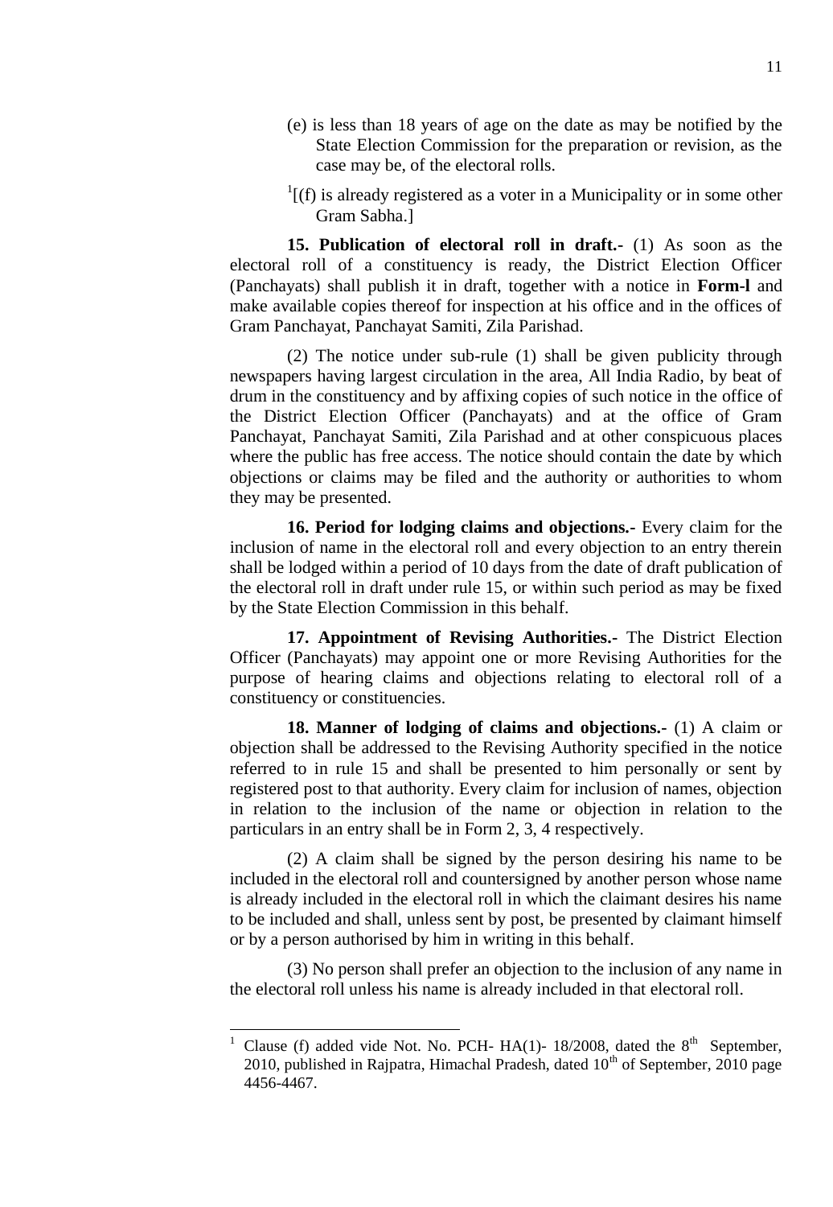(e) is less than 18 years of age on the date as may be notified by the State Election Commission for the preparation or revision, as the case may be, of the electoral rolls.

[1][(f) is already registered as a voter in a Municipality or in some other Gram Sabha.]

**15. Publication of electoral roll in draft.**- (1) As soon as the electoral roll of a constituency is ready, the District Election Officer (Panchayats) shall publish it in draft, together with a notice in **Form-l** and make available copies thereof for inspection at his office and in the offices of Gram Panchayat, Panchayat Samiti, Zila Parishad.

(2) The notice under sub-rule (1) shall be given publicity through newspapers having largest circulation in the area, All India Radio, by beat of drum in the constituency and by affixing copies of such notice in the office of the District Election Officer (Panchayats) and at the office of Gram Panchayat, Panchayat Samiti, Zila Parishad and at other conspicuous places where the public has free access. The notice should contain the date by which objections or claims may be filed and the authority or authorities to whom they may be presented.

**16. Period for lodging claims and objections.-** Every claim for the inclusion of name in the electoral roll and every objection to an entry therein shall be lodged within a period of 10 days from the date of draft publication of the electoral roll in draft under rule 15, or within such period as may be fixed by the State Election Commission in this behalf.

**17. Appointment of Revising Authorities.-** The District Election Officer (Panchayats) may appoint one or more Revising Authorities for the purpose of hearing claims and objections relating to electoral roll of a constituency or constituencies.

**18. Manner of lodging of claims and objections.-** (1) A claim or objection shall be addressed to the Revising Authority specified in the notice referred to in rule 15 and shall be presented to him personally or sent by registered post to that authority. Every claim for inclusion of names, objection in relation to the inclusion of the name or objection in relation to the particulars in an entry shall be in Form 2, 3, 4 respectively.

(2) A claim shall be signed by the person desiring his name to be included in the electoral roll and countersigned by another person whose name is already included in the electoral roll in which the claimant desires his name to be included and shall, unless sent by post, be presented by claimant himself or by a person authorised by him in writing in this behalf.

(3) No person shall prefer an objection to the inclusion of any name in the electoral roll unless his name is already included in that electoral roll.

---

[1] Clause (f) added vide Not. No. PCH- HA(1)- 18/2008, dated the 8th September, 2010, published in Rajpatra, Himachal Pradesh, dated 10th of September, 2010 page 4456-4467.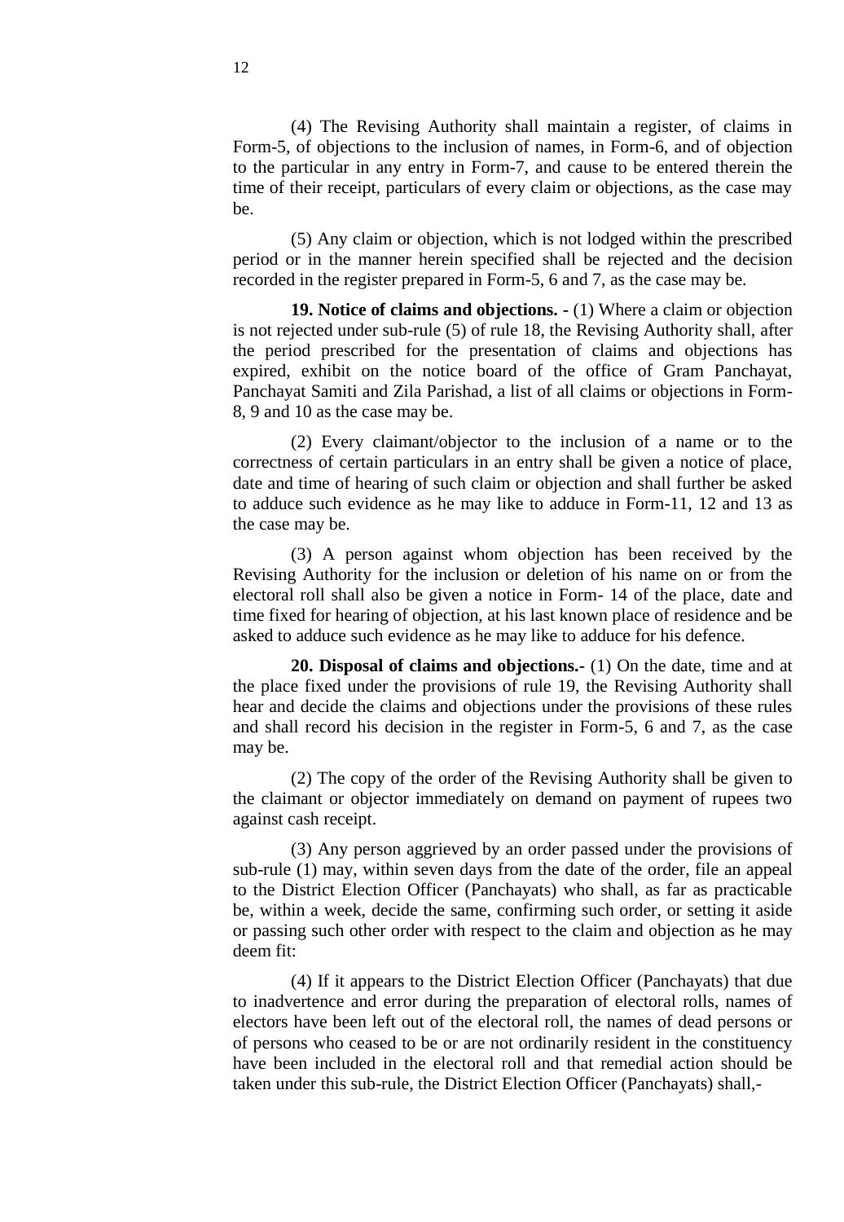(4) The Revising Authority shall maintain a register, of claims in Form-5, of objections to the inclusion of names, in Form-6, and of objection to the particular in any entry in Form-7, and cause to be entered therein the time of their receipt, particulars of every claim or objections, as the case may be.

(5) Any claim or objection, which is not lodged within the prescribed period or in the manner herein specified shall be rejected and the decision recorded in the register prepared in Form-5, 6 and 7, as the case may be.

**19. Notice of claims and objections. -** (1) Where a claim or objection is not rejected under sub-rule (5) of rule 18, the Revising Authority shall, after the period prescribed for the presentation of claims and objections has expired, exhibit on the notice board of the office of Gram Panchayat, Panchayat Samiti and Zila Parishad, a list of all claims or objections in Form-8, 9 and 10 as the case may be.

(2) Every claimant/objector to the inclusion of a name or to the correctness of certain particulars in an entry shall be given a notice of place, date and time of hearing of such claim or objection and shall further be asked to adduce such evidence as he may like to adduce in Form-11, 12 and 13 as the case may be.

(3) A person against whom objection has been received by the Revising Authority for the inclusion or deletion of his name on or from the electoral roll shall also be given a notice in Form- 14 of the place, date and time fixed for hearing of objection, at his last known place of residence and be asked to adduce such evidence as he may like to adduce for his defence.

**20. Disposal of claims and objections.-** (1) On the date, time and at the place fixed under the provisions of rule 19, the Revising Authority shall hear and decide the claims and objections under the provisions of these rules and shall record his decision in the register in Form-5, 6 and 7, as the case may be.

(2) The copy of the order of the Revising Authority shall be given to the claimant or objector immediately on demand on payment of rupees two against cash receipt.

(3) Any person aggrieved by an order passed under the provisions of sub-rule (1) may, within seven days from the date of the order, file an appeal to the District Election Officer (Panchayats) who shall, as far as practicable be, within a week, decide the same, confirming such order, or setting it aside or passing such other order with respect to the claim and objection as he may deem fit:

(4) If it appears to the District Election Officer (Panchayats) that due to inadvertence and error during the preparation of electoral rolls, names of electors have been left out of the electoral roll, the names of dead persons or of persons who ceased to be or are not ordinarily resident in the constituency have been included in the electoral roll and that remedial action should be taken under this sub-rule, the District Election Officer (Panchayats) shall,-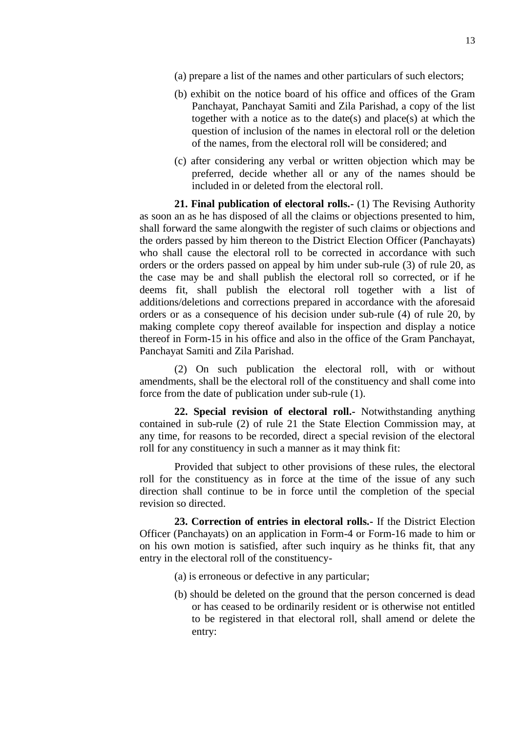(a) prepare a list of the names and other particulars of such electors;

(b) exhibit on the notice board of his office and offices of the Gram Panchayat, Panchayat Samiti and Zila Parishad, a copy of the list together with a notice as to the date(s) and place(s) at which the question of inclusion of the names in electoral roll or the deletion of the names, from the electoral roll will be considered; and

(c) after considering any verbal or written objection which may be preferred, decide whether all or any of the names should be included in or deleted from the electoral roll.

**21. Final publication of electoral rolls.-** (1) The Revising Authority as soon an as he has disposed of all the claims or objections presented to him, shall forward the same alongwith the register of such claims or objections and the orders passed by him thereon to the District Election Officer (Panchayats) who shall cause the electoral roll to be corrected in accordance with such orders or the orders passed on appeal by him under sub-rule (3) of rule 20, as the case may be and shall publish the electoral roll so corrected, or if he deems fit, shall publish the electoral roll together with a list of additions/deletions and corrections prepared in accordance with the aforesaid orders or as a consequence of his decision under sub-rule (4) of rule 20, by making complete copy thereof available for inspection and display a notice thereof in Form-15 in his office and also in the office of the Gram Panchayat, Panchayat Samiti and Zila Parishad.

(2) On such publication the electoral roll, with or without amendments, shall be the electoral roll of the constituency and shall come into force from the date of publication under sub-rule (1).

**22. Special revision of electoral roll.-** Notwithstanding anything contained in sub-rule (2) of rule 21 the State Election Commission may, at any time, for reasons to be recorded, direct a special revision of the electoral roll for any constituency in such a manner as it may think fit:

Provided that subject to other provisions of these rules, the electoral roll for the constituency as in force at the time of the issue of any such direction shall continue to be in force until the completion of the special revision so directed.

**23. Correction of entries in electoral rolls.-** If the District Election Officer (Panchayats) on an application in Form-4 or Form-16 made to him or on his own motion is satisfied, after such inquiry as he thinks fit, that any entry in the electoral roll of the constituency-

(a) is erroneous or defective in any particular;

(b) should be deleted on the ground that the person concerned is dead or has ceased to be ordinarily resident or is otherwise not entitled to be registered in that electoral roll, shall amend or delete the entry: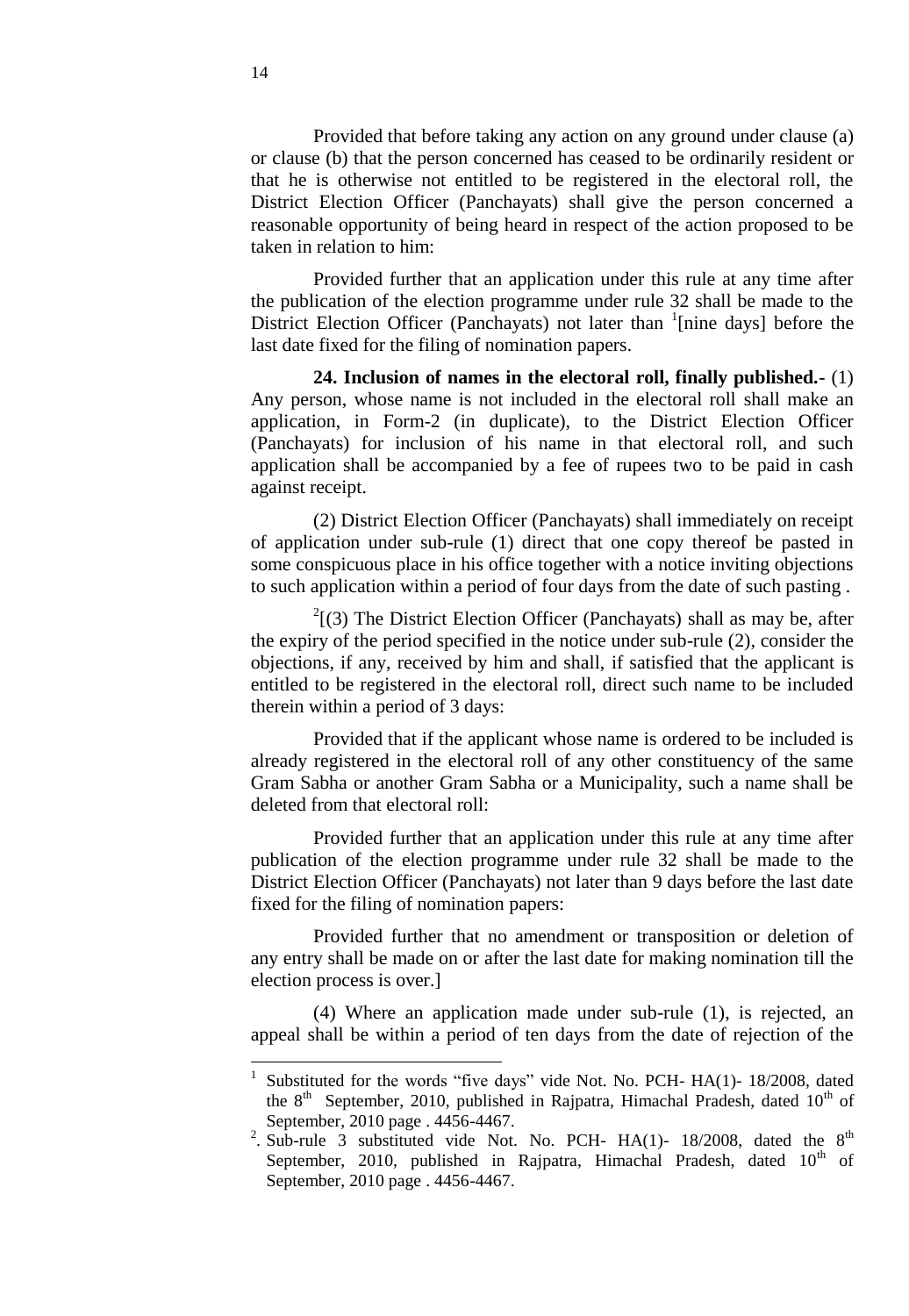Provided that before taking any action on any ground under clause (a) or clause (b) that the person concerned has ceased to be ordinarily resident or that he is otherwise not entitled to be registered in the electoral roll, the District Election Officer (Panchayats) shall give the person concerned a reasonable opportunity of being heard in respect of the action proposed to be taken in relation to him:

Provided further that an application under this rule at any time after the publication of the election programme under rule 32 shall be made to the District Election Officer (Panchayats) not later than [1][nine days] before the last date fixed for the filing of nomination papers.

**24. Inclusion of names in the electoral roll, finally published.-** (1) Any person, whose name is not included in the electoral roll shall make an application, in Form-2 (in duplicate), to the District Election Officer (Panchayats) for inclusion of his name in that electoral roll, and such application shall be accompanied by a fee of rupees two to be paid in cash against receipt.

(2) District Election Officer (Panchayats) shall immediately on receipt of application under sub-rule (1) direct that one copy thereof be pasted in some conspicuous place in his office together with a notice inviting objections to such application within a period of four days from the date of such pasting .

[2][(3) The District Election Officer (Panchayats) shall as may be, after the expiry of the period specified in the notice under sub-rule (2), consider the objections, if any, received by him and shall, if satisfied that the applicant is entitled to be registered in the electoral roll, direct such name to be included therein within a period of 3 days:

Provided that if the applicant whose name is ordered to be included is already registered in the electoral roll of any other constituency of the same Gram Sabha or another Gram Sabha or a Municipality, such a name shall be deleted from that electoral roll:

Provided further that an application under this rule at any time after publication of the election programme under rule 32 shall be made to the District Election Officer (Panchayats) not later than 9 days before the last date fixed for the filing of nomination papers:

Provided further that no amendment or transposition or deletion of any entry shall be made on or after the last date for making nomination till the election process is over.]

(4) Where an application made under sub-rule (1), is rejected, an appeal shall be within a period of ten days from the date of rejection of the

---

[1] Substituted for the words "five days" vide Not. No. PCH- HA(1)- 18/2008, dated the 8th September, 2010, published in Rajpatra, Himachal Pradesh, dated 10th of September, 2010 page . 4456-4467.

[2]. Sub-rule 3 substituted vide Not. No. PCH- HA(1)- 18/2008, dated the 8th September, 2010, published in Rajpatra, Himachal Pradesh, dated 10th of September, 2010 page . 4456-4467.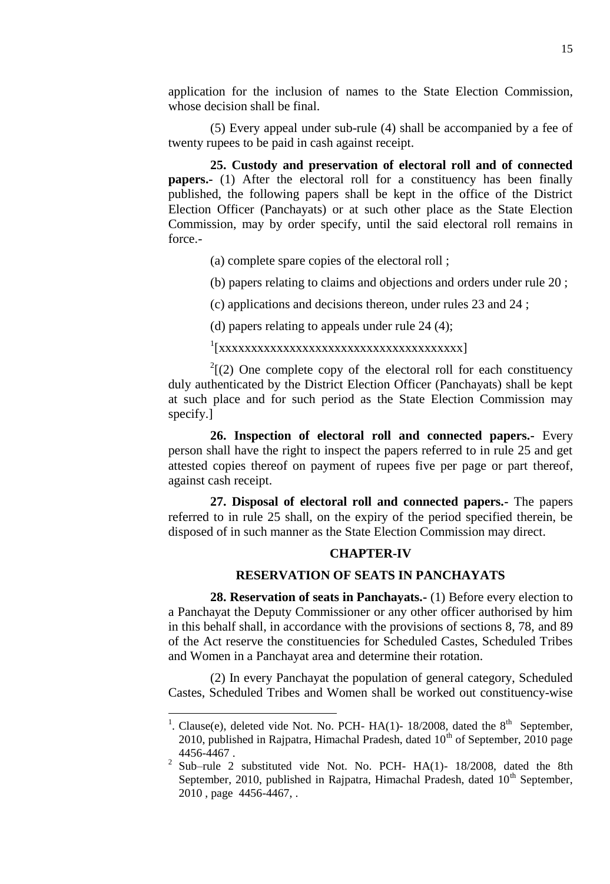application for the inclusion of names to the State Election Commission, whose decision shall be final.

(5) Every appeal under sub-rule (4) shall be accompanied by a fee of twenty rupees to be paid in cash against receipt.

**25. Custody and preservation of electoral roll and of connected papers.-** (1) After the electoral roll for a constituency has been finally published, the following papers shall be kept in the office of the District Election Officer (Panchayats) or at such other place as the State Election Commission, may by order specify, until the said electoral roll remains in force.-

(a) complete spare copies of the electoral roll ;

(b) papers relating to claims and objections and orders under rule 20 ;

(c) applications and decisions thereon, under rules 23 and 24 ;

(d) papers relating to appeals under rule 24 (4);

[1][xxxxxxxxxxxxxxxxxxxxxxxxxxxxxxxxxxxxxxx]

[2][(2) One complete copy of the electoral roll for each constituency duly authenticated by the District Election Officer (Panchayats) shall be kept at such place and for such period as the State Election Commission may specify.]

**26. Inspection of electoral roll and connected papers.-** Every person shall have the right to inspect the papers referred to in rule 25 and get attested copies thereof on payment of rupees five per page or part thereof, against cash receipt.

**27. Disposal of electoral roll and connected papers.-** The papers referred to in rule 25 shall, on the expiry of the period specified therein, be disposed of in such manner as the State Election Commission may direct.

## CHAPTER-IV

## RESERVATION OF SEATS IN PANCHAYATS

**28. Reservation of seats in Panchayats.-** (1) Before every election to a Panchayat the Deputy Commissioner or any other officer authorised by him in this behalf shall, in accordance with the provisions of sections 8, 78, and 89 of the Act reserve the constituencies for Scheduled Castes, Scheduled Tribes and Women in a Panchayat area and determine their rotation.

(2) In every Panchayat the population of general category, Scheduled Castes, Scheduled Tribes and Women shall be worked out constituency-wise

---

[1]. Clause(e), deleted vide Not. No. PCH- HA(1)- 18/2008, dated the 8th September, 2010, published in Rajpatra, Himachal Pradesh, dated 10th of September, 2010 page 4456-4467 .

[2] Sub–rule 2 substituted vide Not. No. PCH- HA(1)- 18/2008, dated the 8th September, 2010, published in Rajpatra, Himachal Pradesh, dated 10th September, 2010 , page 4456-4467, .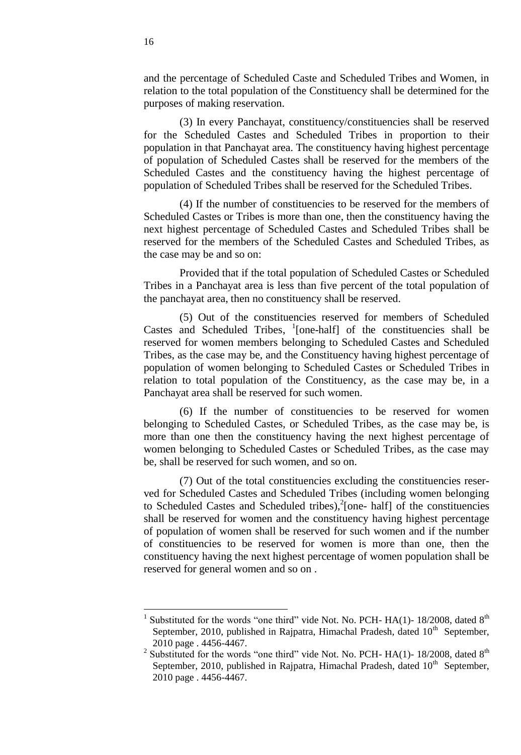and the percentage of Scheduled Caste and Scheduled Tribes and Women, in relation to the total population of the Constituency shall be determined for the purposes of making reservation.

(3) In every Panchayat, constituency/constituencies shall be reserved for the Scheduled Castes and Scheduled Tribes in proportion to their population in that Panchayat area. The constituency having highest percentage of population of Scheduled Castes shall be reserved for the members of the Scheduled Castes and the constituency having the highest percentage of population of Scheduled Tribes shall be reserved for the Scheduled Tribes.

(4) If the number of constituencies to be reserved for the members of Scheduled Castes or Tribes is more than one, then the constituency having the next highest percentage of Scheduled Castes and Scheduled Tribes shall be reserved for the members of the Scheduled Castes and Scheduled Tribes, as the case may be and so on:

Provided that if the total population of Scheduled Castes or Scheduled Tribes in a Panchayat area is less than five percent of the total population of the panchayat area, then no constituency shall be reserved.

(5) Out of the constituencies reserved for members of Scheduled Castes and Scheduled Tribes, [1][one-half] of the constituencies shall be reserved for women members belonging to Scheduled Castes and Scheduled Tribes, as the case may be, and the Constituency having highest percentage of population of women belonging to Scheduled Castes or Scheduled Tribes in relation to total population of the Constituency, as the case may be, in a Panchayat area shall be reserved for such women.

(6) If the number of constituencies to be reserved for women belonging to Scheduled Castes, or Scheduled Tribes, as the case may be, is more than one then the constituency having the next highest percentage of women belonging to Scheduled Castes or Scheduled Tribes, as the case may be, shall be reserved for such women, and so on.

(7) Out of the total constituencies excluding the constituencies reserved for Scheduled Castes and Scheduled Tribes (including women belonging to Scheduled Castes and Scheduled tribes),[2][one- half] of the constituencies shall be reserved for women and the constituency having highest percentage of population of women shall be reserved for such women and if the number of constituencies to be reserved for women is more than one, then the constituency having the next highest percentage of women population shall be reserved for general women and so on .

---

[1] Substituted for the words "one third" vide Not. No. PCH- HA(1)- 18/2008, dated 8th September, 2010, published in Rajpatra, Himachal Pradesh, dated 10th September, 2010 page . 4456-4467.

[2] Substituted for the words "one third" vide Not. No. PCH- HA(1)- 18/2008, dated 8th September, 2010, published in Rajpatra, Himachal Pradesh, dated 10th September, 2010 page . 4456-4467.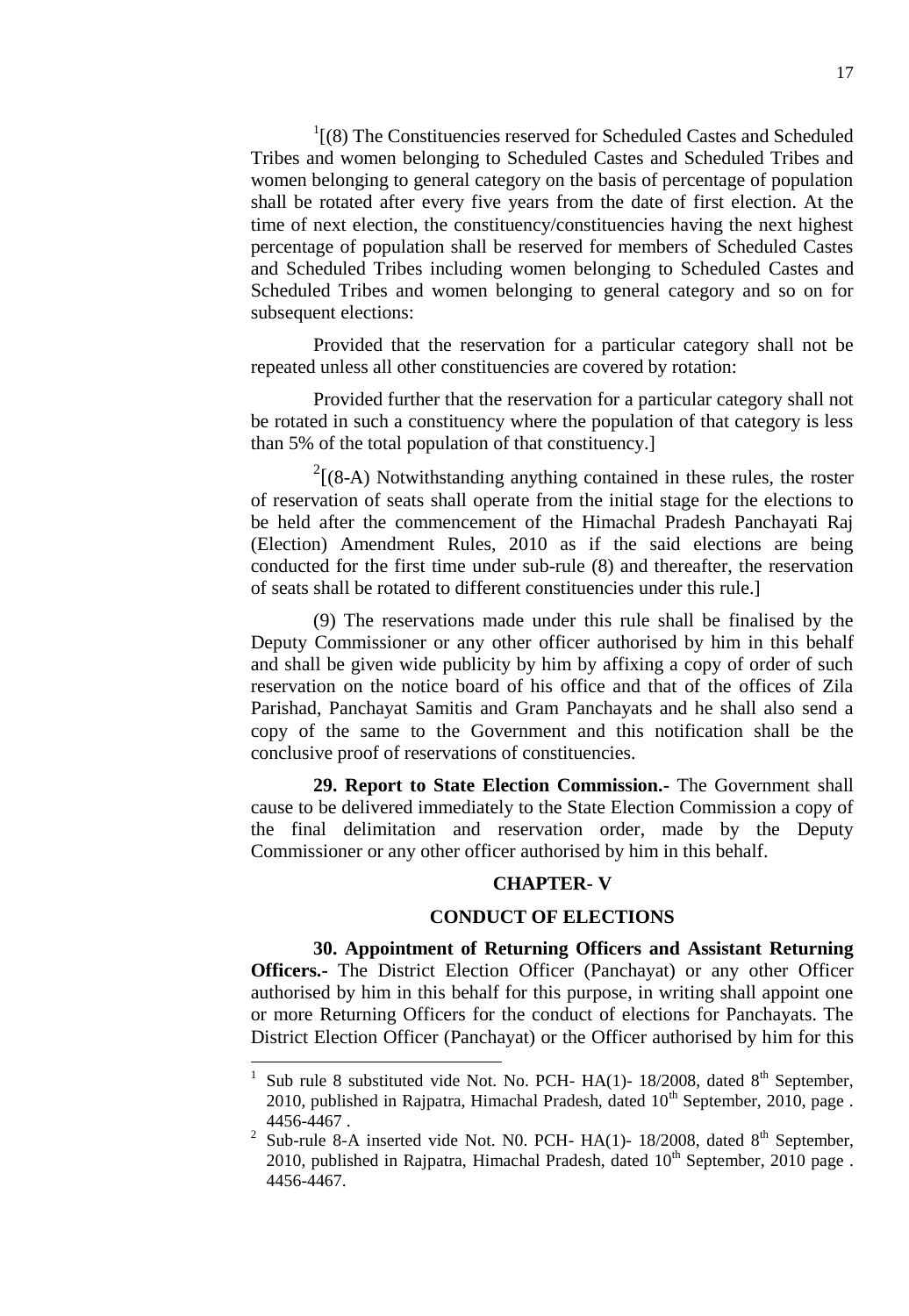[1][(8) The Constituencies reserved for Scheduled Castes and Scheduled Tribes and women belonging to Scheduled Castes and Scheduled Tribes and women belonging to general category on the basis of percentage of population shall be rotated after every five years from the date of first election. At the time of next election, the constituency/constituencies having the next highest percentage of population shall be reserved for members of Scheduled Castes and Scheduled Tribes including women belonging to Scheduled Castes and Scheduled Tribes and women belonging to general category and so on for subsequent elections:

Provided that the reservation for a particular category shall not be repeated unless all other constituencies are covered by rotation:

Provided further that the reservation for a particular category shall not be rotated in such a constituency where the population of that category is less than 5% of the total population of that constituency.]

[2][(8-A) Notwithstanding anything contained in these rules, the roster of reservation of seats shall operate from the initial stage for the elections to be held after the commencement of the Himachal Pradesh Panchayati Raj (Election) Amendment Rules, 2010 as if the said elections are being conducted for the first time under sub-rule (8) and thereafter, the reservation of seats shall be rotated to different constituencies under this rule.]

(9) The reservations made under this rule shall be finalised by the Deputy Commissioner or any other officer authorised by him in this behalf and shall be given wide publicity by him by affixing a copy of order of such reservation on the notice board of his office and that of the offices of Zila Parishad, Panchayat Samitis and Gram Panchayats and he shall also send a copy of the same to the Government and this notification shall be the conclusive proof of reservations of constituencies.

**29. Report to State Election Commission.-** The Government shall cause to be delivered immediately to the State Election Commission a copy of the final delimitation and reservation order, made by the Deputy Commissioner or any other officer authorised by him in this behalf.

## CHAPTER- V

## CONDUCT OF ELECTIONS

**30. Appointment of Returning Officers and Assistant Returning Officers.-** The District Election Officer (Panchayat) or any other Officer authorised by him in this behalf for this purpose, in writing shall appoint one or more Returning Officers for the conduct of elections for Panchayats. The District Election Officer (Panchayat) or the Officer authorised by him for this

---

[1] Sub rule 8 substituted vide Not. No. PCH- HA(1)- 18/2008, dated 8th September, 2010, published in Rajpatra, Himachal Pradesh, dated 10th September, 2010, page . 4456-4467 .

[2] Sub-rule 8-A inserted vide Not. N0. PCH- HA(1)- 18/2008, dated 8th September, 2010, published in Rajpatra, Himachal Pradesh, dated 10th September, 2010 page . 4456-4467.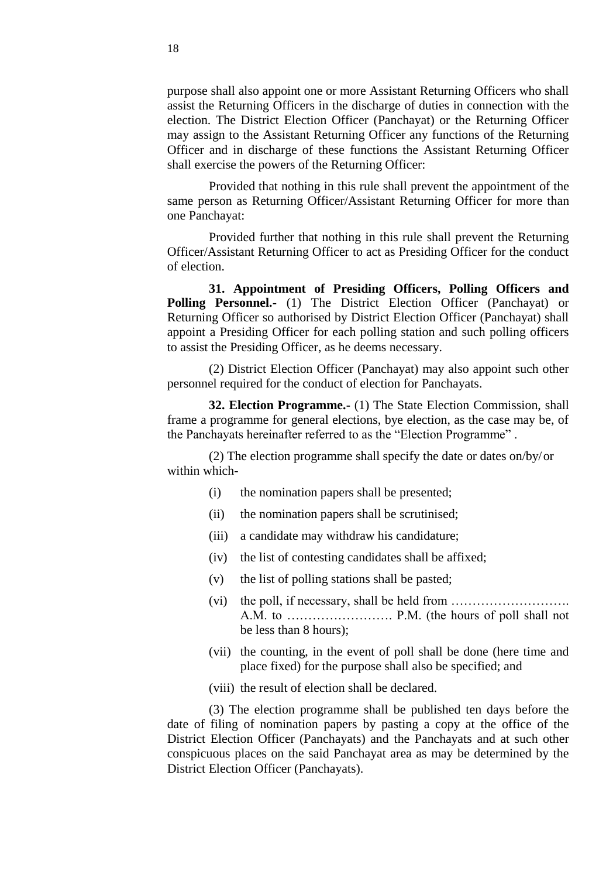purpose shall also appoint one or more Assistant Returning Officers who shall assist the Returning Officers in the discharge of duties in connection with the election. The District Election Officer (Panchayat) or the Returning Officer may assign to the Assistant Returning Officer any functions of the Returning Officer and in discharge of these functions the Assistant Returning Officer shall exercise the powers of the Returning Officer:

Provided that nothing in this rule shall prevent the appointment of the same person as Returning Officer/Assistant Returning Officer for more than one Panchayat:

Provided further that nothing in this rule shall prevent the Returning Officer/Assistant Returning Officer to act as Presiding Officer for the conduct of election.

**31. Appointment of Presiding Officers, Polling Officers and Polling Personnel.-** (1) The District Election Officer (Panchayat) or Returning Officer so authorised by District Election Officer (Panchayat) shall appoint a Presiding Officer for each polling station and such polling officers to assist the Presiding Officer, as he deems necessary.

(2) District Election Officer (Panchayat) may also appoint such other personnel required for the conduct of election for Panchayats.

**32. Election Programme.-** (1) The State Election Commission, shall frame a programme for general elections, bye election, as the case may be, of the Panchayats hereinafter referred to as the "Election Programme" .

(2) The election programme shall specify the date or dates on/by/ or within which-

- (i) the nomination papers shall be presented;
- (ii) the nomination papers shall be scrutinised;
- (iii) a candidate may withdraw his candidature;
- (iv) the list of contesting candidates shall be affixed;
- (v) the list of polling stations shall be pasted;
- (vi) the poll, if necessary, shall be held from ……………………….. A.M. to ……………………. P.M. (the hours of poll shall not be less than 8 hours);
- (vii) the counting, in the event of poll shall be done (here time and place fixed) for the purpose shall also be specified; and
- (viii) the result of election shall be declared.

(3) The election programme shall be published ten days before the date of filing of nomination papers by pasting a copy at the office of the District Election Officer (Panchayats) and the Panchayats and at such other conspicuous places on the said Panchayat area as may be determined by the District Election Officer (Panchayats).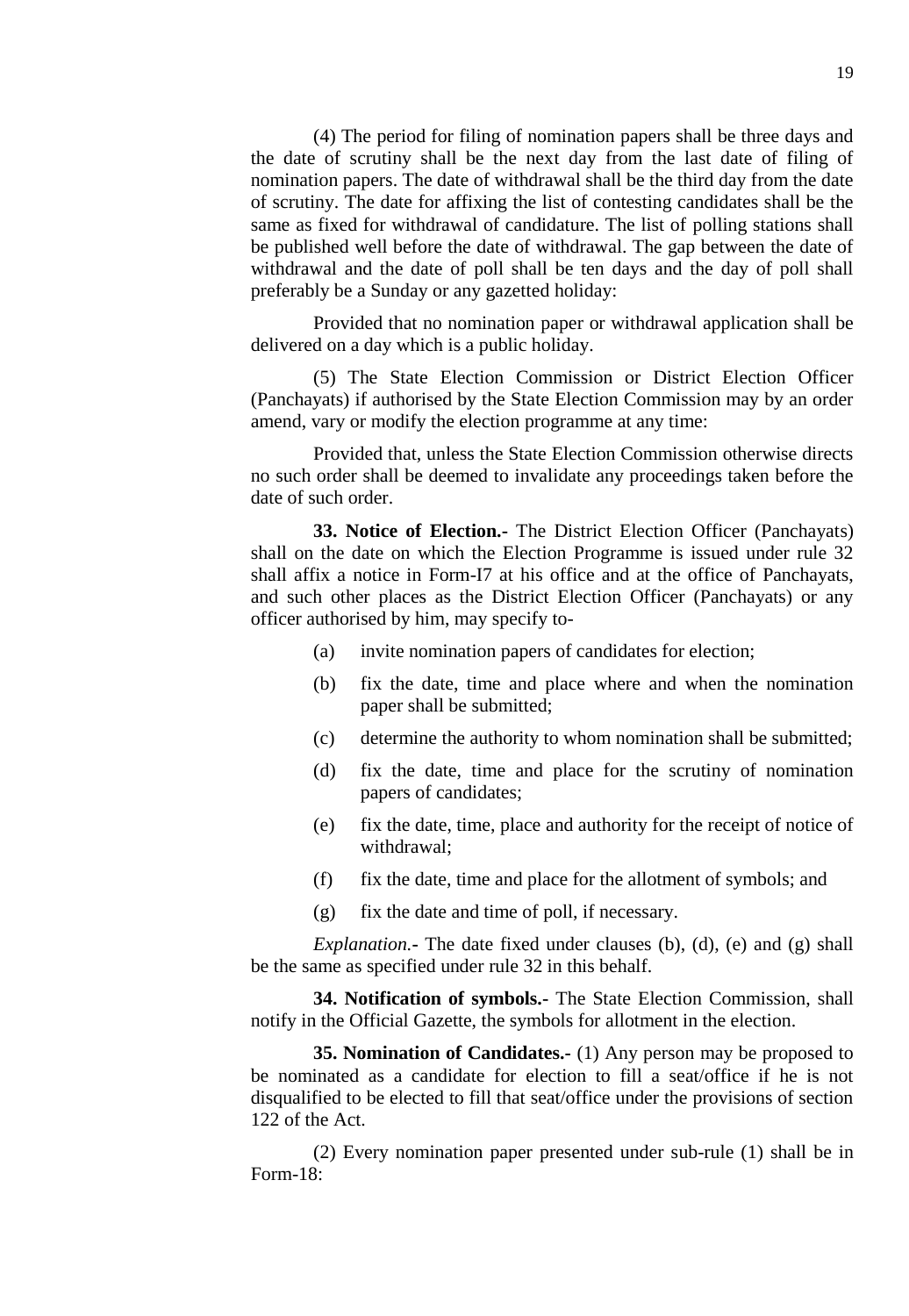(4) The period for filing of nomination papers shall be three days and the date of scrutiny shall be the next day from the last date of filing of nomination papers. The date of withdrawal shall be the third day from the date of scrutiny. The date for affixing the list of contesting candidates shall be the same as fixed for withdrawal of candidature. The list of polling stations shall be published well before the date of withdrawal. The gap between the date of withdrawal and the date of poll shall be ten days and the day of poll shall preferably be a Sunday or any gazetted holiday:

Provided that no nomination paper or withdrawal application shall be delivered on a day which is a public holiday.

(5) The State Election Commission or District Election Officer (Panchayats) if authorised by the State Election Commission may by an order amend, vary or modify the election programme at any time:

Provided that, unless the State Election Commission otherwise directs no such order shall be deemed to invalidate any proceedings taken before the date of such order.

**33. Notice of Election.-** The District Election Officer (Panchayats) shall on the date on which the Election Programme is issued under rule 32 shall affix a notice in Form-I7 at his office and at the office of Panchayats, and such other places as the District Election Officer (Panchayats) or any officer authorised by him, may specify to-

(a) invite nomination papers of candidates for election;

(b) fix the date, time and place where and when the nomination paper shall be submitted;

(c) determine the authority to whom nomination shall be submitted;

(d) fix the date, time and place for the scrutiny of nomination papers of candidates;

(e) fix the date, time, place and authority for the receipt of notice of withdrawal;

(f) fix the date, time and place for the allotment of symbols; and

(g) fix the date and time of poll, if necessary.

*Explanation.-* The date fixed under clauses (b), (d), (e) and (g) shall be the same as specified under rule 32 in this behalf.

**34. Notification of symbols.-** The State Election Commission, shall notify in the Official Gazette, the symbols for allotment in the election.

**35. Nomination of Candidates.-** (1) Any person may be proposed to be nominated as a candidate for election to fill a seat/office if he is not disqualified to be elected to fill that seat/office under the provisions of section 122 of the Act.

(2) Every nomination paper presented under sub-rule (1) shall be in Form-18: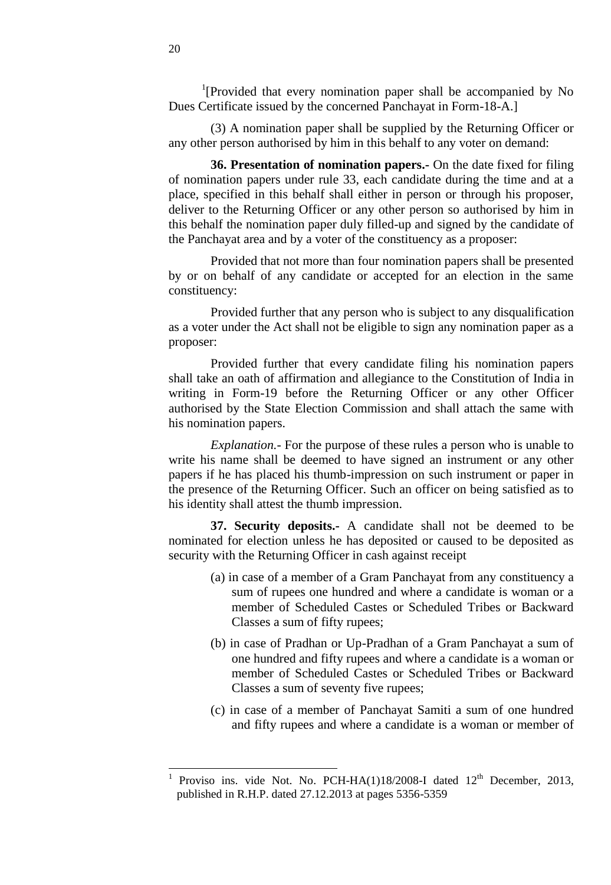[1][Provided that every nomination paper shall be accompanied by No Dues Certificate issued by the concerned Panchayat in Form-18-A.]

(3) A nomination paper shall be supplied by the Returning Officer or any other person authorised by him in this behalf to any voter on demand:

**36. Presentation of nomination papers.-** On the date fixed for filing of nomination papers under rule 33, each candidate during the time and at a place, specified in this behalf shall either in person or through his proposer, deliver to the Returning Officer or any other person so authorised by him in this behalf the nomination paper duly filled-up and signed by the candidate of the Panchayat area and by a voter of the constituency as a proposer:

Provided that not more than four nomination papers shall be presented by or on behalf of any candidate or accepted for an election in the same constituency:

Provided further that any person who is subject to any disqualification as a voter under the Act shall not be eligible to sign any nomination paper as a proposer:

Provided further that every candidate filing his nomination papers shall take an oath of affirmation and allegiance to the Constitution of India in writing in Form-19 before the Returning Officer or any other Officer authorised by the State Election Commission and shall attach the same with his nomination papers.

*Explanation.-* For the purpose of these rules a person who is unable to write his name shall be deemed to have signed an instrument or any other papers if he has placed his thumb-impression on such instrument or paper in the presence of the Returning Officer. Such an officer on being satisfied as to his identity shall attest the thumb impression.

**37. Security deposits.-** A candidate shall not be deemed to be nominated for election unless he has deposited or caused to be deposited as security with the Returning Officer in cash against receipt

(a) in case of a member of a Gram Panchayat from any constituency a sum of rupees one hundred and where a candidate is woman or a member of Scheduled Castes or Scheduled Tribes or Backward Classes a sum of fifty rupees;

(b) in case of Pradhan or Up-Pradhan of a Gram Panchayat a sum of one hundred and fifty rupees and where a candidate is a woman or member of Scheduled Castes or Scheduled Tribes or Backward Classes a sum of seventy five rupees;

(c) in case of a member of Panchayat Samiti a sum of one hundred and fifty rupees and where a candidate is a woman or member of

---

[1] Proviso ins. vide Not. No. PCH-HA(1)18/2008-I dated 12th December, 2013, published in R.H.P. dated 27.12.2013 at pages 5356-5359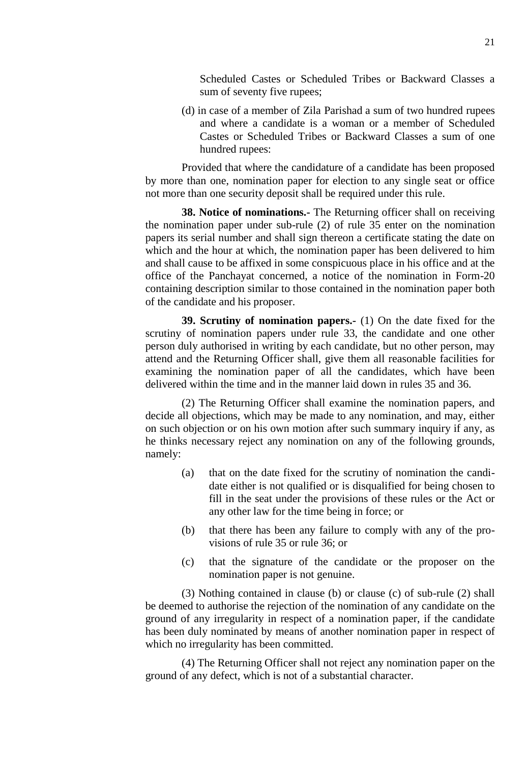Scheduled Castes or Scheduled Tribes or Backward Classes a sum of seventy five rupees;

(d) in case of a member of Zila Parishad a sum of two hundred rupees and where a candidate is a woman or a member of Scheduled Castes or Scheduled Tribes or Backward Classes a sum of one hundred rupees:

Provided that where the candidature of a candidate has been proposed by more than one, nomination paper for election to any single seat or office not more than one security deposit shall be required under this rule.

**38. Notice of nominations.-** The Returning officer shall on receiving the nomination paper under sub-rule (2) of rule 35 enter on the nomination papers its serial number and shall sign thereon a certificate stating the date on which and the hour at which, the nomination paper has been delivered to him and shall cause to be affixed in some conspicuous place in his office and at the office of the Panchayat concerned, a notice of the nomination in Form-20 containing description similar to those contained in the nomination paper both of the candidate and his proposer.

**39. Scrutiny of nomination papers.-** (1) On the date fixed for the scrutiny of nomination papers under rule 33, the candidate and one other person duly authorised in writing by each candidate, but no other person, may attend and the Returning Officer shall, give them all reasonable facilities for examining the nomination paper of all the candidates, which have been delivered within the time and in the manner laid down in rules 35 and 36.

(2) The Returning Officer shall examine the nomination papers, and decide all objections, which may be made to any nomination, and may, either on such objection or on his own motion after such summary inquiry if any, as he thinks necessary reject any nomination on any of the following grounds, namely:

(a) that on the date fixed for the scrutiny of nomination the candidate either is not qualified or is disqualified for being chosen to fill in the seat under the provisions of these rules or the Act or any other law for the time being in force; or

(b) that there has been any failure to comply with any of the provisions of rule 35 or rule 36; or

(c) that the signature of the candidate or the proposer on the nomination paper is not genuine.

(3) Nothing contained in clause (b) or clause (c) of sub-rule (2) shall be deemed to authorise the rejection of the nomination of any candidate on the ground of any irregularity in respect of a nomination paper, if the candidate has been duly nominated by means of another nomination paper in respect of which no irregularity has been committed.

(4) The Returning Officer shall not reject any nomination paper on the ground of any defect, which is not of a substantial character.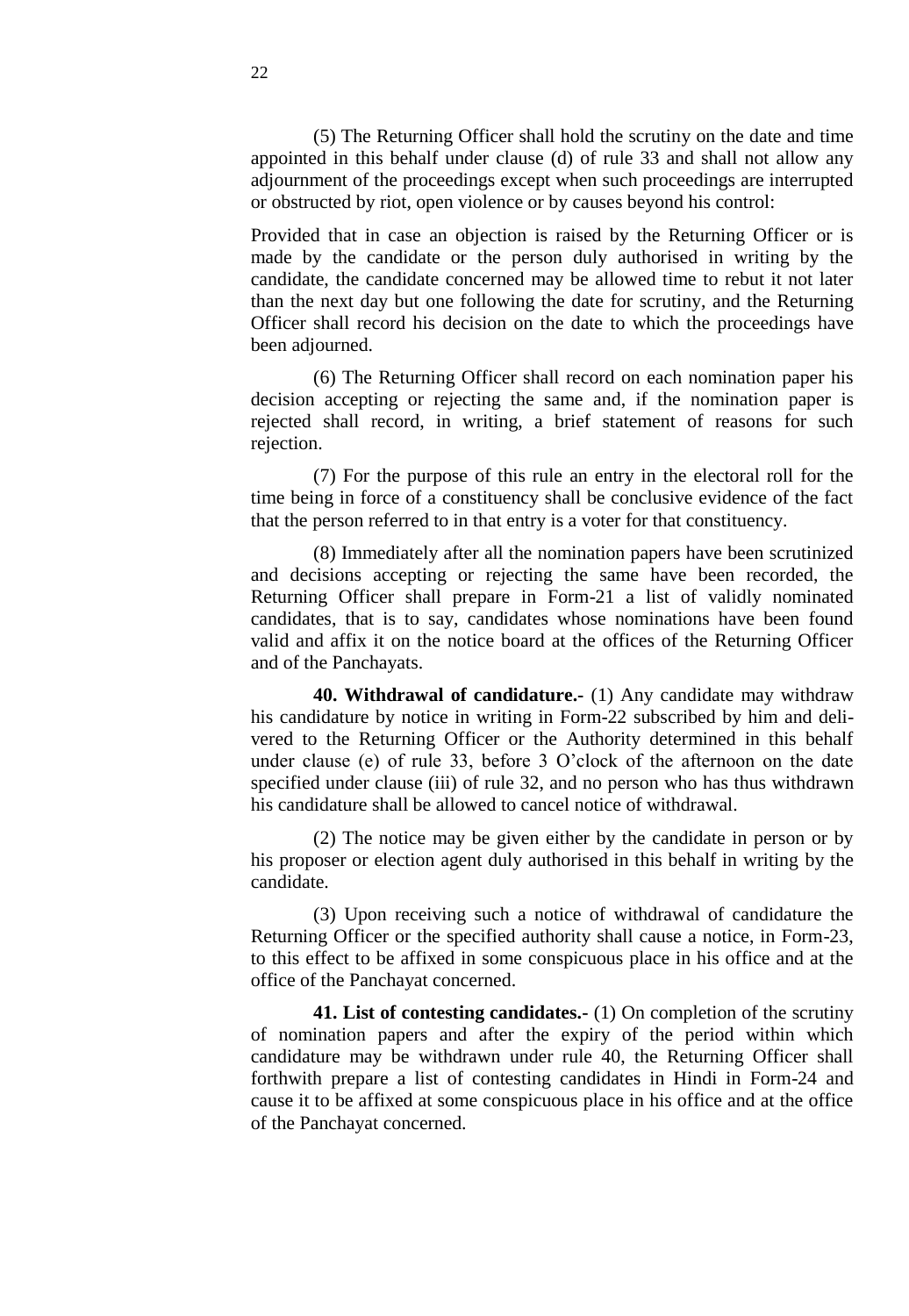(5) The Returning Officer shall hold the scrutiny on the date and time appointed in this behalf under clause (d) of rule 33 and shall not allow any adjournment of the proceedings except when such proceedings are interrupted or obstructed by riot, open violence or by causes beyond his control:

Provided that in case an objection is raised by the Returning Officer or is made by the candidate or the person duly authorised in writing by the candidate, the candidate concerned may be allowed time to rebut it not later than the next day but one following the date for scrutiny, and the Returning Officer shall record his decision on the date to which the proceedings have been adjourned.

(6) The Returning Officer shall record on each nomination paper his decision accepting or rejecting the same and, if the nomination paper is rejected shall record, in writing, a brief statement of reasons for such rejection.

(7) For the purpose of this rule an entry in the electoral roll for the time being in force of a constituency shall be conclusive evidence of the fact that the person referred to in that entry is a voter for that constituency.

(8) Immediately after all the nomination papers have been scrutinized and decisions accepting or rejecting the same have been recorded, the Returning Officer shall prepare in Form-21 a list of validly nominated candidates, that is to say, candidates whose nominations have been found valid and affix it on the notice board at the offices of the Returning Officer and of the Panchayats.

**40. Withdrawal of candidature.-** (1) Any candidate may withdraw his candidature by notice in writing in Form-22 subscribed by him and delivered to the Returning Officer or the Authority determined in this behalf under clause (e) of rule 33, before 3 O'clock of the afternoon on the date specified under clause (iii) of rule 32, and no person who has thus withdrawn his candidature shall be allowed to cancel notice of withdrawal.

(2) The notice may be given either by the candidate in person or by his proposer or election agent duly authorised in this behalf in writing by the candidate.

(3) Upon receiving such a notice of withdrawal of candidature the Returning Officer or the specified authority shall cause a notice, in Form-23, to this effect to be affixed in some conspicuous place in his office and at the office of the Panchayat concerned.

**41. List of contesting candidates.-** (1) On completion of the scrutiny of nomination papers and after the expiry of the period within which candidature may be withdrawn under rule 40, the Returning Officer shall forthwith prepare a list of contesting candidates in Hindi in Form-24 and cause it to be affixed at some conspicuous place in his office and at the office of the Panchayat concerned.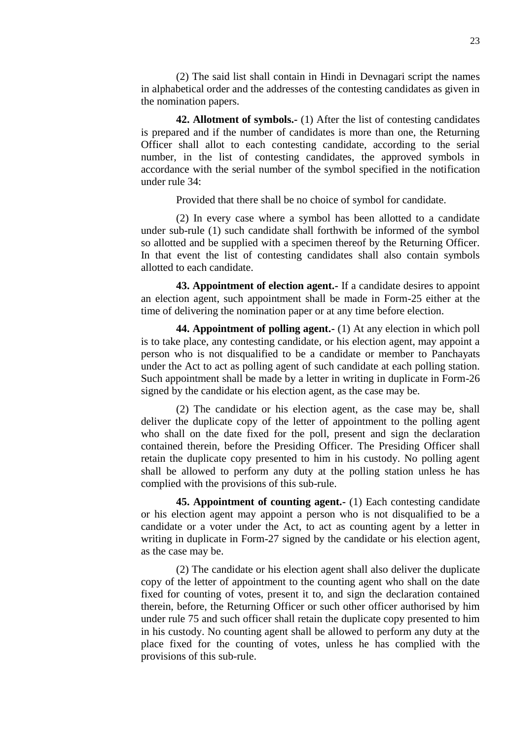(2) The said list shall contain in Hindi in Devnagari script the names in alphabetical order and the addresses of the contesting candidates as given in the nomination papers.

**42. Allotment of symbols.-** (1) After the list of contesting candidates is prepared and if the number of candidates is more than one, the Returning Officer shall allot to each contesting candidate, according to the serial number, in the list of contesting candidates, the approved symbols in accordance with the serial number of the symbol specified in the notification under rule 34:

Provided that there shall be no choice of symbol for candidate.

(2) In every case where a symbol has been allotted to a candidate under sub-rule (1) such candidate shall forthwith be informed of the symbol so allotted and be supplied with a specimen thereof by the Returning Officer. In that event the list of contesting candidates shall also contain symbols allotted to each candidate.

**43. Appointment of election agent.-** If a candidate desires to appoint an election agent, such appointment shall be made in Form-25 either at the time of delivering the nomination paper or at any time before election.

**44. Appointment of polling agent.-** (1) At any election in which poll is to take place, any contesting candidate, or his election agent, may appoint a person who is not disqualified to be a candidate or member to Panchayats under the Act to act as polling agent of such candidate at each polling station. Such appointment shall be made by a letter in writing in duplicate in Form-26 signed by the candidate or his election agent, as the case may be.

(2) The candidate or his election agent, as the case may be, shall deliver the duplicate copy of the letter of appointment to the polling agent who shall on the date fixed for the poll, present and sign the declaration contained therein, before the Presiding Officer. The Presiding Officer shall retain the duplicate copy presented to him in his custody. No polling agent shall be allowed to perform any duty at the polling station unless he has complied with the provisions of this sub-rule.

**45. Appointment of counting agent.-** (1) Each contesting candidate or his election agent may appoint a person who is not disqualified to be a candidate or a voter under the Act, to act as counting agent by a letter in writing in duplicate in Form-27 signed by the candidate or his election agent, as the case may be.

(2) The candidate or his election agent shall also deliver the duplicate copy of the letter of appointment to the counting agent who shall on the date fixed for counting of votes, present it to, and sign the declaration contained therein, before, the Returning Officer or such other officer authorised by him under rule 75 and such officer shall retain the duplicate copy presented to him in his custody. No counting agent shall be allowed to perform any duty at the place fixed for the counting of votes, unless he has complied with the provisions of this sub-rule.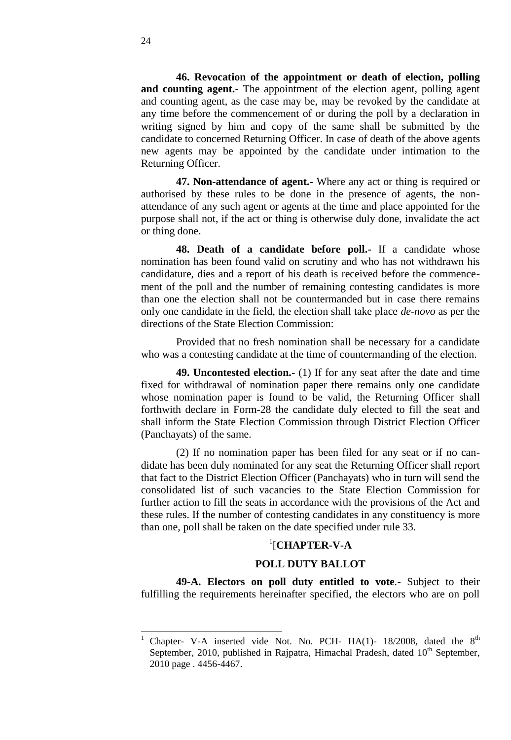**46. Revocation of the appointment or death of election, polling and counting agent.-** The appointment of the election agent, polling agent and counting agent, as the case may be, may be revoked by the candidate at any time before the commencement of or during the poll by a declaration in writing signed by him and copy of the same shall be submitted by the candidate to concerned Returning Officer. In case of death of the above agents new agents may be appointed by the candidate under intimation to the Returning Officer.

**47. Non-attendance of agent.-** Where any act or thing is required or authorised by these rules to be done in the presence of agents, the non-attendance of any such agent or agents at the time and place appointed for the purpose shall not, if the act or thing is otherwise duly done, invalidate the act or thing done.

**48. Death of a candidate before poll.-** If a candidate whose nomination has been found valid on scrutiny and who has not withdrawn his candidature, dies and a report of his death is received before the commencement of the poll and the number of remaining contesting candidates is more than one the election shall not be countermanded but in case there remains only one candidate in the field, the election shall take place *de-novo* as per the directions of the State Election Commission:

Provided that no fresh nomination shall be necessary for a candidate who was a contesting candidate at the time of countermanding of the election.

**49. Uncontested election.-** (1) If for any seat after the date and time fixed for withdrawal of nomination paper there remains only one candidate whose nomination paper is found to be valid, the Returning Officer shall forthwith declare in Form-28 the candidate duly elected to fill the seat and shall inform the State Election Commission through District Election Officer (Panchayats) of the same.

(2) If no nomination paper has been filed for any seat or if no candidate has been duly nominated for any seat the Returning Officer shall report that fact to the District Election Officer (Panchayats) who in turn will send the consolidated list of such vacancies to the State Election Commission for further action to fill the seats in accordance with the provisions of the Act and these rules. If the number of contesting candidates in any constituency is more than one, poll shall be taken on the date specified under rule 33.

## [1][CHAPTER-V-A

## POLL DUTY BALLOT

**49-A. Electors on poll duty entitled to vote**.- Subject to their fulfilling the requirements hereinafter specified, the electors who are on poll

---

[1] Chapter- V-A inserted vide Not. No. PCH- HA(1)- 18/2008, dated the 8th September, 2010, published in Rajpatra, Himachal Pradesh, dated 10th September, 2010 page . 4456-4467.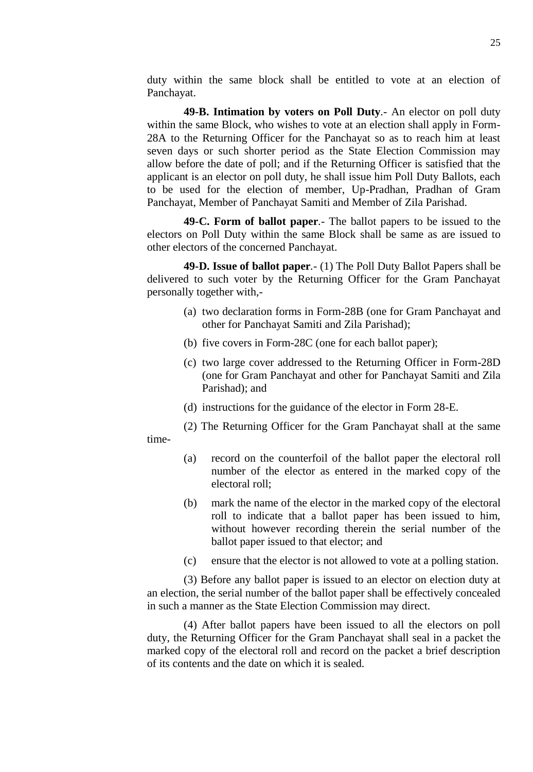duty within the same block shall be entitled to vote at an election of Panchayat.

**49-B. Intimation by voters on Poll Duty**.- An elector on poll duty within the same Block, who wishes to vote at an election shall apply in Form-28A to the Returning Officer for the Panchayat so as to reach him at least seven days or such shorter period as the State Election Commission may allow before the date of poll; and if the Returning Officer is satisfied that the applicant is an elector on poll duty, he shall issue him Poll Duty Ballots, each to be used for the election of member, Up-Pradhan, Pradhan of Gram Panchayat, Member of Panchayat Samiti and Member of Zila Parishad.

**49-C. Form of ballot paper**.- The ballot papers to be issued to the electors on Poll Duty within the same Block shall be same as are issued to other electors of the concerned Panchayat.

**49-D. Issue of ballot paper**.- (1) The Poll Duty Ballot Papers shall be delivered to such voter by the Returning Officer for the Gram Panchayat personally together with,-

- (a) two declaration forms in Form-28B (one for Gram Panchayat and other for Panchayat Samiti and Zila Parishad);
- (b) five covers in Form-28C (one for each ballot paper);
- (c) two large cover addressed to the Returning Officer in Form-28D (one for Gram Panchayat and other for Panchayat Samiti and Zila Parishad); and
- (d) instructions for the guidance of the elector in Form 28-E.

(2) The Returning Officer for the Gram Panchayat shall at the same time-

- (a) record on the counterfoil of the ballot paper the electoral roll number of the elector as entered in the marked copy of the electoral roll;
- (b) mark the name of the elector in the marked copy of the electoral roll to indicate that a ballot paper has been issued to him, without however recording therein the serial number of the ballot paper issued to that elector; and
- (c) ensure that the elector is not allowed to vote at a polling station.

(3) Before any ballot paper is issued to an elector on election duty at an election, the serial number of the ballot paper shall be effectively concealed in such a manner as the State Election Commission may direct.

(4) After ballot papers have been issued to all the electors on poll duty, the Returning Officer for the Gram Panchayat shall seal in a packet the marked copy of the electoral roll and record on the packet a brief description of its contents and the date on which it is sealed.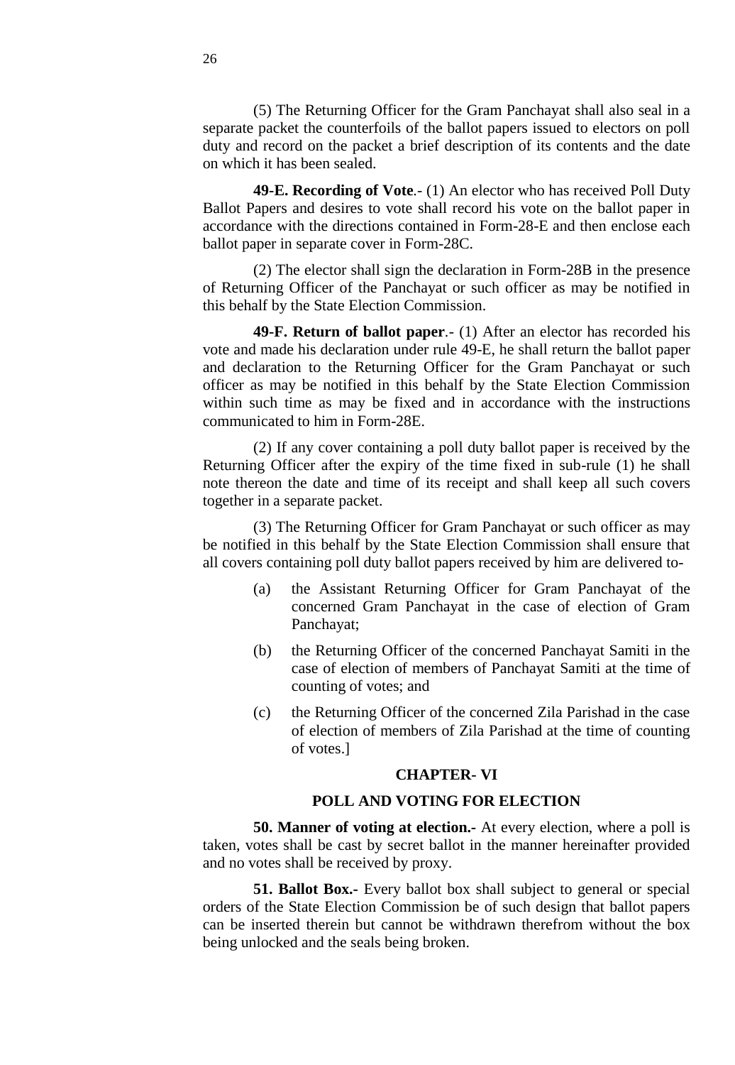(5) The Returning Officer for the Gram Panchayat shall also seal in a separate packet the counterfoils of the ballot papers issued to electors on poll duty and record on the packet a brief description of its contents and the date on which it has been sealed.

**49-E. Recording of Vote**.- (1) An elector who has received Poll Duty Ballot Papers and desires to vote shall record his vote on the ballot paper in accordance with the directions contained in Form-28-E and then enclose each ballot paper in separate cover in Form-28C.

(2) The elector shall sign the declaration in Form-28B in the presence of Returning Officer of the Panchayat or such officer as may be notified in this behalf by the State Election Commission.

**49-F. Return of ballot paper**.- (1) After an elector has recorded his vote and made his declaration under rule 49-E, he shall return the ballot paper and declaration to the Returning Officer for the Gram Panchayat or such officer as may be notified in this behalf by the State Election Commission within such time as may be fixed and in accordance with the instructions communicated to him in Form-28E.

(2) If any cover containing a poll duty ballot paper is received by the Returning Officer after the expiry of the time fixed in sub-rule (1) he shall note thereon the date and time of its receipt and shall keep all such covers together in a separate packet.

(3) The Returning Officer for Gram Panchayat or such officer as may be notified in this behalf by the State Election Commission shall ensure that all covers containing poll duty ballot papers received by him are delivered to-

(a) the Assistant Returning Officer for Gram Panchayat of the concerned Gram Panchayat in the case of election of Gram Panchayat;

(b) the Returning Officer of the concerned Panchayat Samiti in the case of election of members of Panchayat Samiti at the time of counting of votes; and

(c) the Returning Officer of the concerned Zila Parishad in the case of election of members of Zila Parishad at the time of counting of votes.]

## CHAPTER- VI

## POLL AND VOTING FOR ELECTION

**50. Manner of voting at election.-** At every election, where a poll is taken, votes shall be cast by secret ballot in the manner hereinafter provided and no votes shall be received by proxy.

**51. Ballot Box.-** Every ballot box shall subject to general or special orders of the State Election Commission be of such design that ballot papers can be inserted therein but cannot be withdrawn therefrom without the box being unlocked and the seals being broken.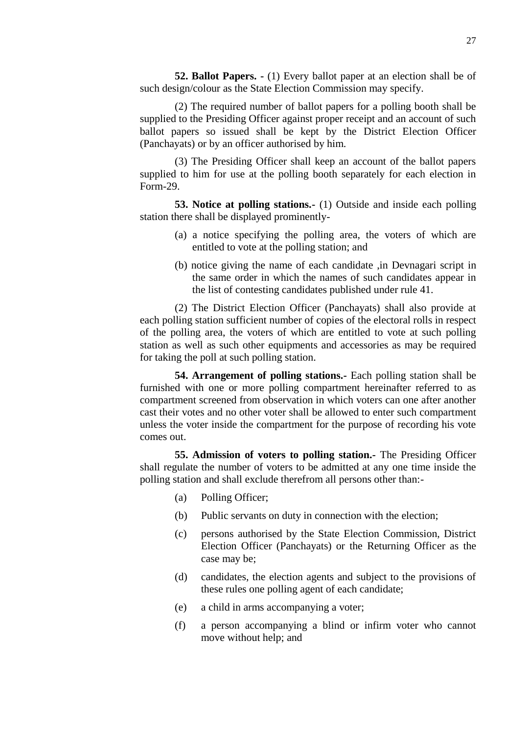**52. Ballot Papers. -** (1) Every ballot paper at an election shall be of such design/colour as the State Election Commission may specify.

(2) The required number of ballot papers for a polling booth shall be supplied to the Presiding Officer against proper receipt and an account of such ballot papers so issued shall be kept by the District Election Officer (Panchayats) or by an officer authorised by him.

(3) The Presiding Officer shall keep an account of the ballot papers supplied to him for use at the polling booth separately for each election in Form-29.

**53. Notice at polling stations.-** (1) Outside and inside each polling station there shall be displayed prominently-

(a) a notice specifying the polling area, the voters of which are entitled to vote at the polling station; and

(b) notice giving the name of each candidate ,in Devnagari script in the same order in which the names of such candidates appear in the list of contesting candidates published under rule 41.

(2) The District Election Officer (Panchayats) shall also provide at each polling station sufficient number of copies of the electoral rolls in respect of the polling area, the voters of which are entitled to vote at such polling station as well as such other equipments and accessories as may be required for taking the poll at such polling station.

**54. Arrangement of polling stations.-** Each polling station shall be furnished with one or more polling compartment hereinafter referred to as compartment screened from observation in which voters can one after another cast their votes and no other voter shall be allowed to enter such compartment unless the voter inside the compartment for the purpose of recording his vote comes out.

**55. Admission of voters to polling station.-** The Presiding Officer shall regulate the number of voters to be admitted at any one time inside the polling station and shall exclude therefrom all persons other than:-

(a) Polling Officer;

(b) Public servants on duty in connection with the election;

(c) persons authorised by the State Election Commission, District Election Officer (Panchayats) or the Returning Officer as the case may be;

(d) candidates, the election agents and subject to the provisions of these rules one polling agent of each candidate;

(e) a child in arms accompanying a voter;

(f) a person accompanying a blind or infirm voter who cannot move without help; and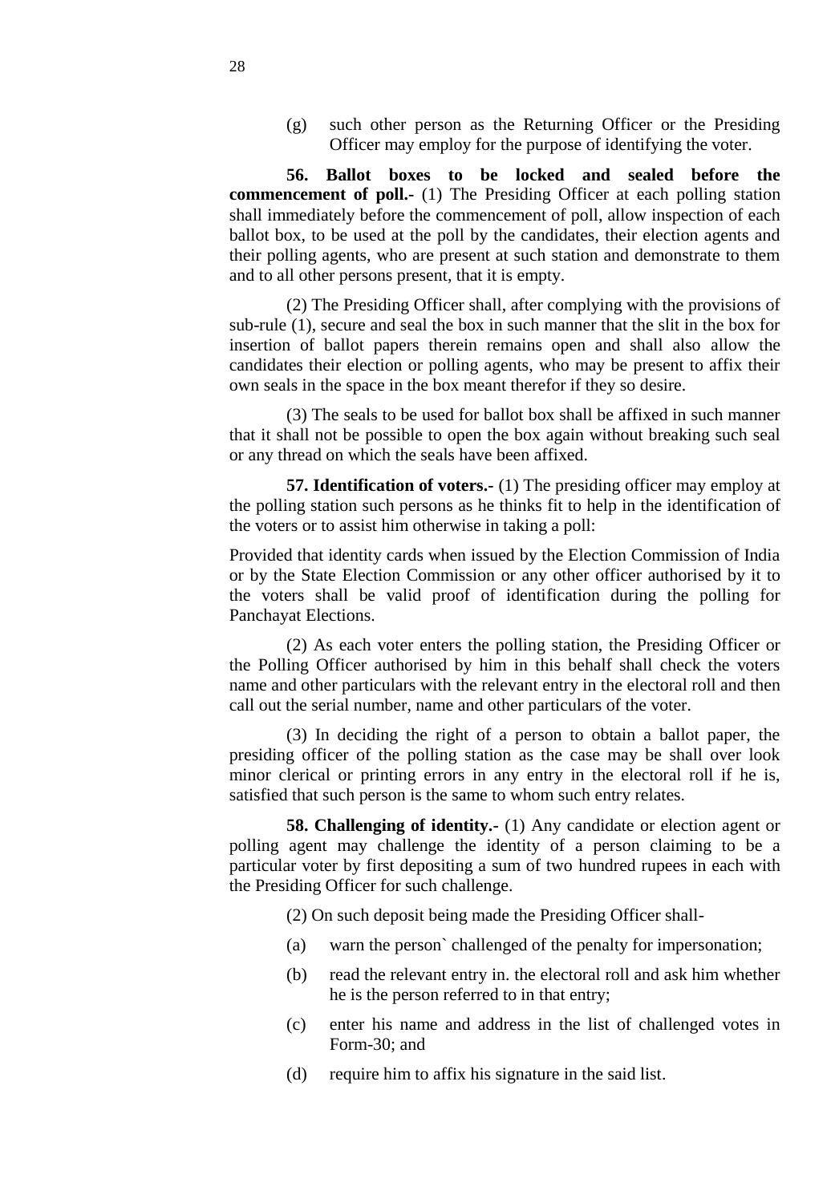(g) such other person as the Returning Officer or the Presiding Officer may employ for the purpose of identifying the voter.

**56. Ballot boxes to be locked and sealed before the commencement of poll.-** (1) The Presiding Officer at each polling station shall immediately before the commencement of poll, allow inspection of each ballot box, to be used at the poll by the candidates, their election agents and their polling agents, who are present at such station and demonstrate to them and to all other persons present, that it is empty.

(2) The Presiding Officer shall, after complying with the provisions of sub-rule (1), secure and seal the box in such manner that the slit in the box for insertion of ballot papers therein remains open and shall also allow the candidates their election or polling agents, who may be present to affix their own seals in the space in the box meant therefor if they so desire.

(3) The seals to be used for ballot box shall be affixed in such manner that it shall not be possible to open the box again without breaking such seal or any thread on which the seals have been affixed.

**57. Identification of voters.-** (1) The presiding officer may employ at the polling station such persons as he thinks fit to help in the identification of the voters or to assist him otherwise in taking a poll:

Provided that identity cards when issued by the Election Commission of India or by the State Election Commission or any other officer authorised by it to the voters shall be valid proof of identification during the polling for Panchayat Elections.

(2) As each voter enters the polling station, the Presiding Officer or the Polling Officer authorised by him in this behalf shall check the voters name and other particulars with the relevant entry in the electoral roll and then call out the serial number, name and other particulars of the voter.

(3) In deciding the right of a person to obtain a ballot paper, the presiding officer of the polling station as the case may be shall over look minor clerical or printing errors in any entry in the electoral roll if he is, satisfied that such person is the same to whom such entry relates.

**58. Challenging of identity.-** (1) Any candidate or election agent or polling agent may challenge the identity of a person claiming to be a particular voter by first depositing a sum of two hundred rupees in each with the Presiding Officer for such challenge.

(2) On such deposit being made the Presiding Officer shall-

(a) warn the person` challenged of the penalty for impersonation;

(b) read the relevant entry in. the electoral roll and ask him whether he is the person referred to in that entry;

(c) enter his name and address in the list of challenged votes in Form-30; and

(d) require him to affix his signature in the said list.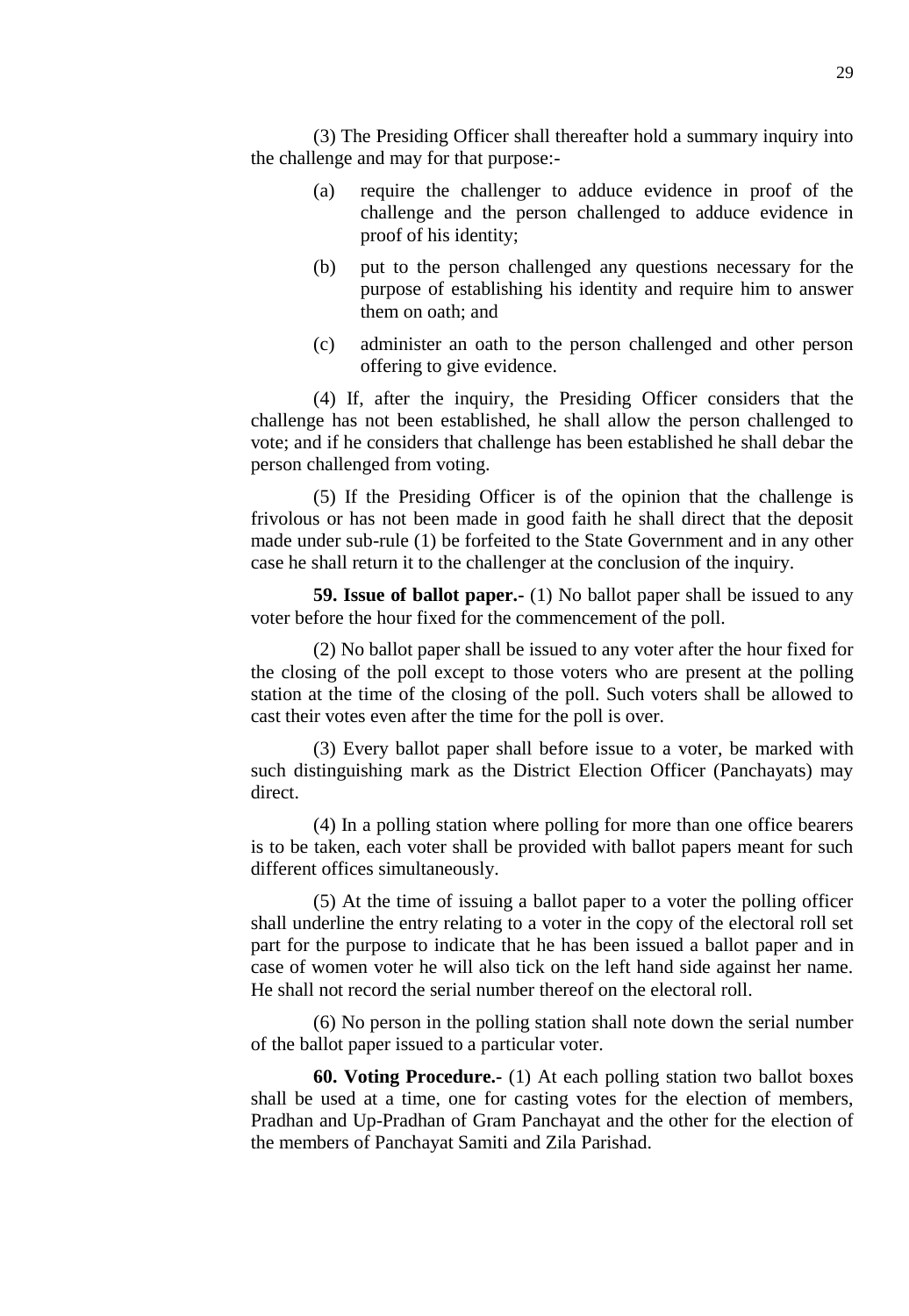(3) The Presiding Officer shall thereafter hold a summary inquiry into the challenge and may for that purpose:-

(a) require the challenger to adduce evidence in proof of the challenge and the person challenged to adduce evidence in proof of his identity;

(b) put to the person challenged any questions necessary for the purpose of establishing his identity and require him to answer them on oath; and

(c) administer an oath to the person challenged and other person offering to give evidence.

(4) If, after the inquiry, the Presiding Officer considers that the challenge has not been established, he shall allow the person challenged to vote; and if he considers that challenge has been established he shall debar the person challenged from voting.

(5) If the Presiding Officer is of the opinion that the challenge is frivolous or has not been made in good faith he shall direct that the deposit made under sub-rule (1) be forfeited to the State Government and in any other case he shall return it to the challenger at the conclusion of the inquiry.

**59. Issue of ballot paper.-** (1) No ballot paper shall be issued to any voter before the hour fixed for the commencement of the poll.

(2) No ballot paper shall be issued to any voter after the hour fixed for the closing of the poll except to those voters who are present at the polling station at the time of the closing of the poll. Such voters shall be allowed to cast their votes even after the time for the poll is over.

(3) Every ballot paper shall before issue to a voter, be marked with such distinguishing mark as the District Election Officer (Panchayats) may direct.

(4) In a polling station where polling for more than one office bearers is to be taken, each voter shall be provided with ballot papers meant for such different offices simultaneously.

(5) At the time of issuing a ballot paper to a voter the polling officer shall underline the entry relating to a voter in the copy of the electoral roll set part for the purpose to indicate that he has been issued a ballot paper and in case of women voter he will also tick on the left hand side against her name. He shall not record the serial number thereof on the electoral roll.

(6) No person in the polling station shall note down the serial number of the ballot paper issued to a particular voter.

**60. Voting Procedure.-** (1) At each polling station two ballot boxes shall be used at a time, one for casting votes for the election of members, Pradhan and Up-Pradhan of Gram Panchayat and the other for the election of the members of Panchayat Samiti and Zila Parishad.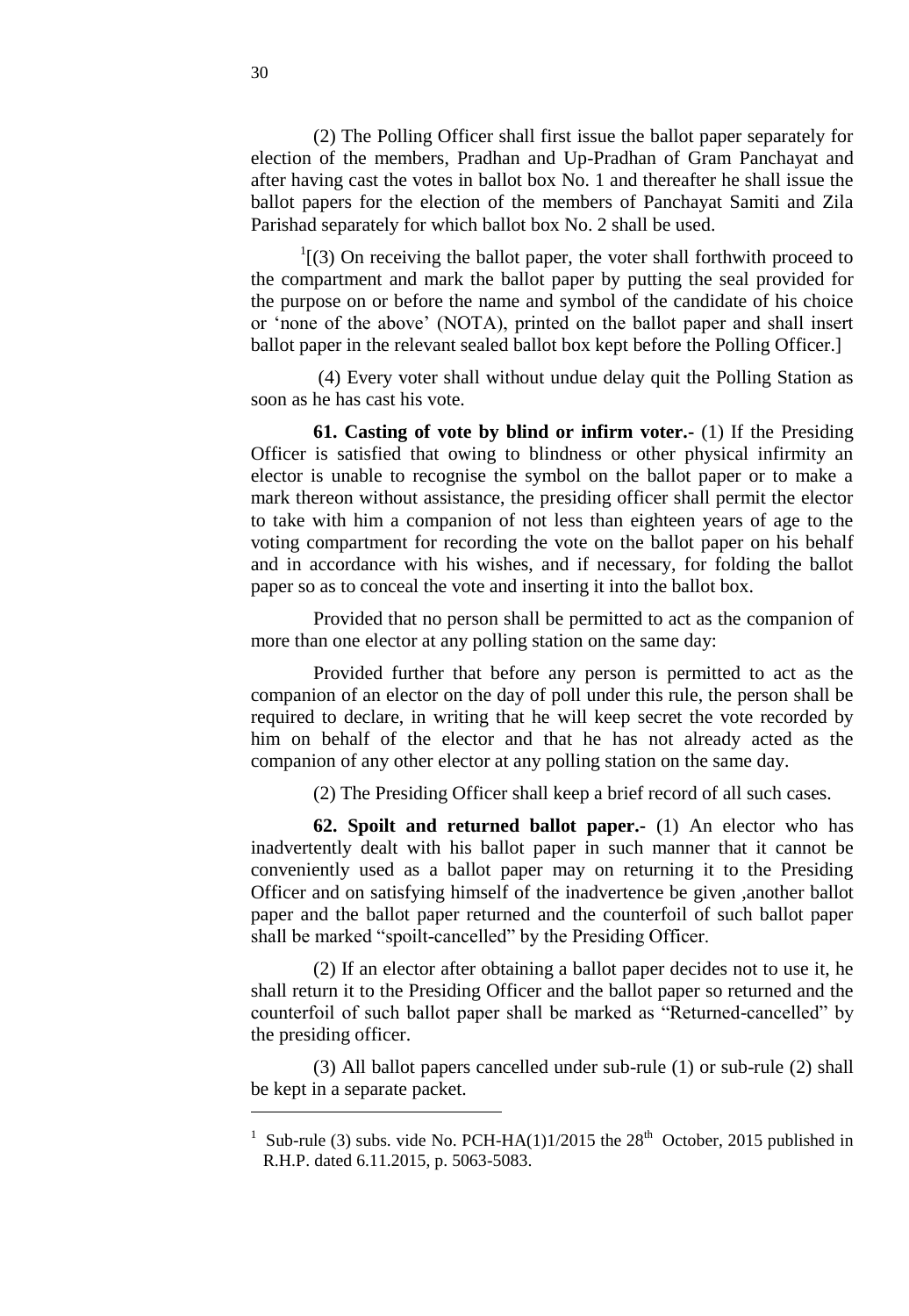(2) The Polling Officer shall first issue the ballot paper separately for election of the members, Pradhan and Up-Pradhan of Gram Panchayat and after having cast the votes in ballot box No. 1 and thereafter he shall issue the ballot papers for the election of the members of Panchayat Samiti and Zila Parishad separately for which ballot box No. 2 shall be used.

[1][(3) On receiving the ballot paper, the voter shall forthwith proceed to the compartment and mark the ballot paper by putting the seal provided for the purpose on or before the name and symbol of the candidate of his choice or 'none of the above' (NOTA), printed on the ballot paper and shall insert ballot paper in the relevant sealed ballot box kept before the Polling Officer.]

(4) Every voter shall without undue delay quit the Polling Station as soon as he has cast his vote.

**61. Casting of vote by blind or infirm voter.-** (1) If the Presiding Officer is satisfied that owing to blindness or other physical infirmity an elector is unable to recognise the symbol on the ballot paper or to make a mark thereon without assistance, the presiding officer shall permit the elector to take with him a companion of not less than eighteen years of age to the voting compartment for recording the vote on the ballot paper on his behalf and in accordance with his wishes, and if necessary, for folding the ballot paper so as to conceal the vote and inserting it into the ballot box.

Provided that no person shall be permitted to act as the companion of more than one elector at any polling station on the same day:

Provided further that before any person is permitted to act as the companion of an elector on the day of poll under this rule, the person shall be required to declare, in writing that he will keep secret the vote recorded by him on behalf of the elector and that he has not already acted as the companion of any other elector at any polling station on the same day.

(2) The Presiding Officer shall keep a brief record of all such cases.

**62. Spoilt and returned ballot paper.-** (1) An elector who has inadvertently dealt with his ballot paper in such manner that it cannot be conveniently used as a ballot paper may on returning it to the Presiding Officer and on satisfying himself of the inadvertence be given ,another ballot paper and the ballot paper returned and the counterfoil of such ballot paper shall be marked "spoilt-cancelled" by the Presiding Officer.

(2) If an elector after obtaining a ballot paper decides not to use it, he shall return it to the Presiding Officer and the ballot paper so returned and the counterfoil of such ballot paper shall be marked as "Returned-cancelled" by the presiding officer.

(3) All ballot papers cancelled under sub-rule (1) or sub-rule (2) shall be kept in a separate packet.

---

[1] Sub-rule (3) subs. vide No. PCH-HA(1)1/2015 the 28th October, 2015 published in R.H.P. dated 6.11.2015, p. 5063-5083.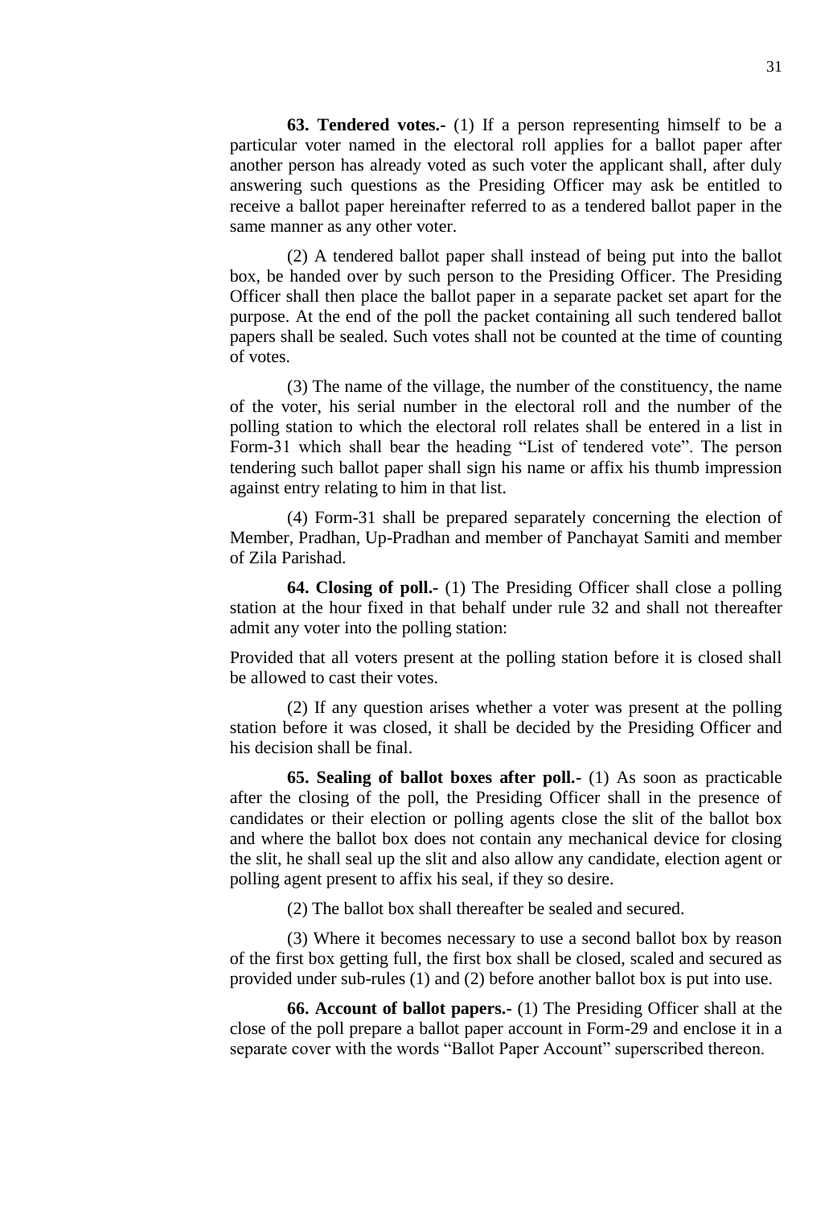**63. Tendered votes.-** (1) If a person representing himself to be a particular voter named in the electoral roll applies for a ballot paper after another person has already voted as such voter the applicant shall, after duly answering such questions as the Presiding Officer may ask be entitled to receive a ballot paper hereinafter referred to as a tendered ballot paper in the same manner as any other voter.

(2) A tendered ballot paper shall instead of being put into the ballot box, be handed over by such person to the Presiding Officer. The Presiding Officer shall then place the ballot paper in a separate packet set apart for the purpose. At the end of the poll the packet containing all such tendered ballot papers shall be sealed. Such votes shall not be counted at the time of counting of votes.

(3) The name of the village, the number of the constituency, the name of the voter, his serial number in the electoral roll and the number of the polling station to which the electoral roll relates shall be entered in a list in Form-31 which shall bear the heading "List of tendered vote". The person tendering such ballot paper shall sign his name or affix his thumb impression against entry relating to him in that list.

(4) Form-31 shall be prepared separately concerning the election of Member, Pradhan, Up-Pradhan and member of Panchayat Samiti and member of Zila Parishad.

**64. Closing of poll.-** (1) The Presiding Officer shall close a polling station at the hour fixed in that behalf under rule 32 and shall not thereafter admit any voter into the polling station:

Provided that all voters present at the polling station before it is closed shall be allowed to cast their votes.

(2) If any question arises whether a voter was present at the polling station before it was closed, it shall be decided by the Presiding Officer and his decision shall be final.

**65. Sealing of ballot boxes after poll.-** (1) As soon as practicable after the closing of the poll, the Presiding Officer shall in the presence of candidates or their election or polling agents close the slit of the ballot box and where the ballot box does not contain any mechanical device for closing the slit, he shall seal up the slit and also allow any candidate, election agent or polling agent present to affix his seal, if they so desire.

(2) The ballot box shall thereafter be sealed and secured.

(3) Where it becomes necessary to use a second ballot box by reason of the first box getting full, the first box shall be closed, scaled and secured as provided under sub-rules (1) and (2) before another ballot box is put into use.

**66. Account of ballot papers.-** (1) The Presiding Officer shall at the close of the poll prepare a ballot paper account in Form-29 and enclose it in a separate cover with the words "Ballot Paper Account" superscribed thereon.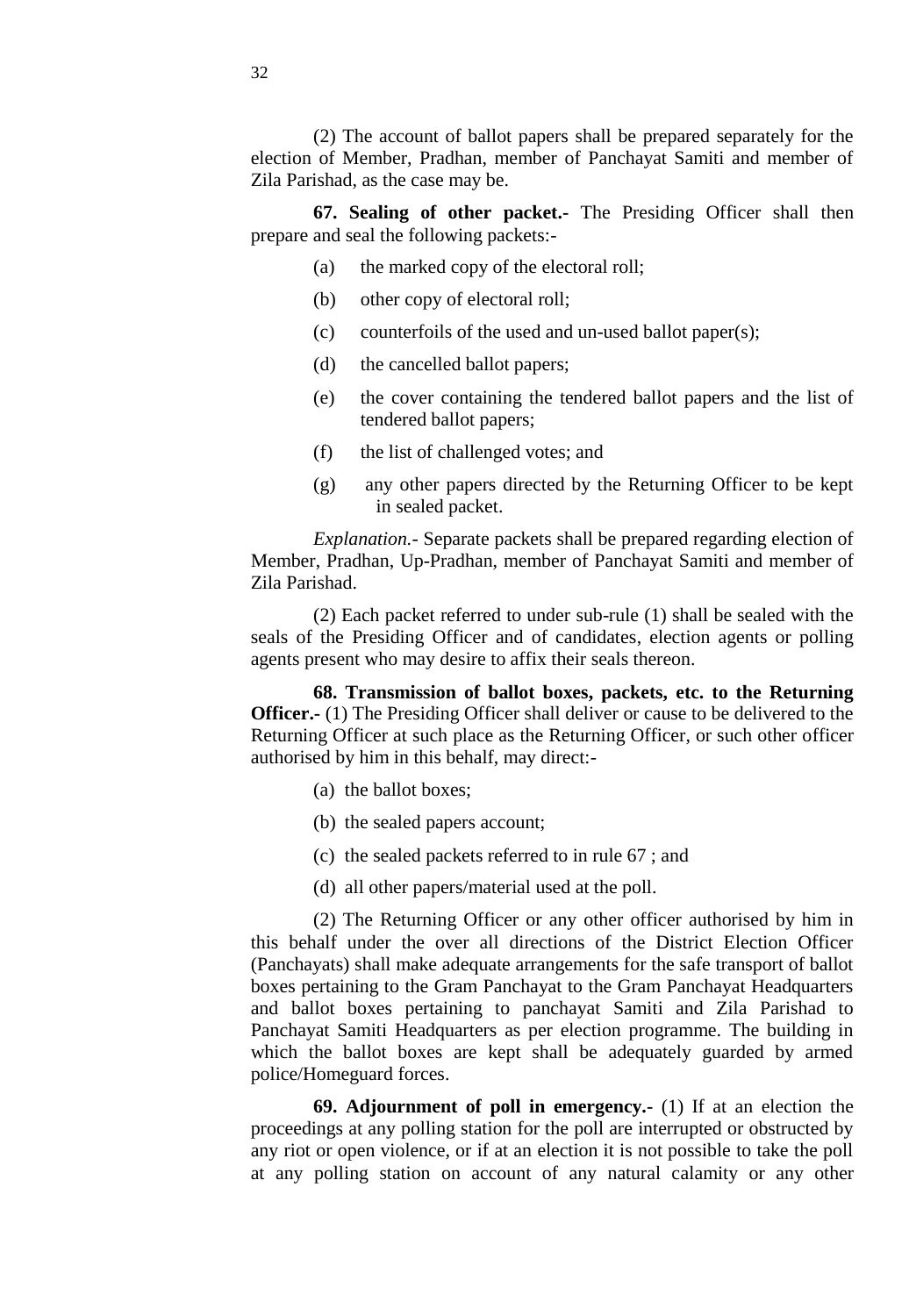(2) The account of ballot papers shall be prepared separately for the election of Member, Pradhan, member of Panchayat Samiti and member of Zila Parishad, as the case may be.

**67. Sealing of other packet.-** The Presiding Officer shall then prepare and seal the following packets:-

(a) the marked copy of the electoral roll;

(b) other copy of electoral roll;

(c) counterfoils of the used and un-used ballot paper(s);

(d) the cancelled ballot papers;

(e) the cover containing the tendered ballot papers and the list of tendered ballot papers;

(f) the list of challenged votes; and

(g) any other papers directed by the Returning Officer to be kept in sealed packet.

*Explanation.-* Separate packets shall be prepared regarding election of Member, Pradhan, Up-Pradhan, member of Panchayat Samiti and member of Zila Parishad.

(2) Each packet referred to under sub-rule (1) shall be sealed with the seals of the Presiding Officer and of candidates, election agents or polling agents present who may desire to affix their seals thereon.

**68. Transmission of ballot boxes, packets, etc. to the Returning Officer.-** (1) The Presiding Officer shall deliver or cause to be delivered to the Returning Officer at such place as the Returning Officer, or such other officer authorised by him in this behalf, may direct:-

(a) the ballot boxes;

(b) the sealed papers account;

(c) the sealed packets referred to in rule 67 ; and

(d) all other papers/material used at the poll.

(2) The Returning Officer or any other officer authorised by him in this behalf under the over all directions of the District Election Officer (Panchayats) shall make adequate arrangements for the safe transport of ballot boxes pertaining to the Gram Panchayat to the Gram Panchayat Headquarters and ballot boxes pertaining to panchayat Samiti and Zila Parishad to Panchayat Samiti Headquarters as per election programme. The building in which the ballot boxes are kept shall be adequately guarded by armed police/Homeguard forces.

**69. Adjournment of poll in emergency.-** (1) If at an election the proceedings at any polling station for the poll are interrupted or obstructed by any riot or open violence, or if at an election it is not possible to take the poll at any polling station on account of any natural calamity or any other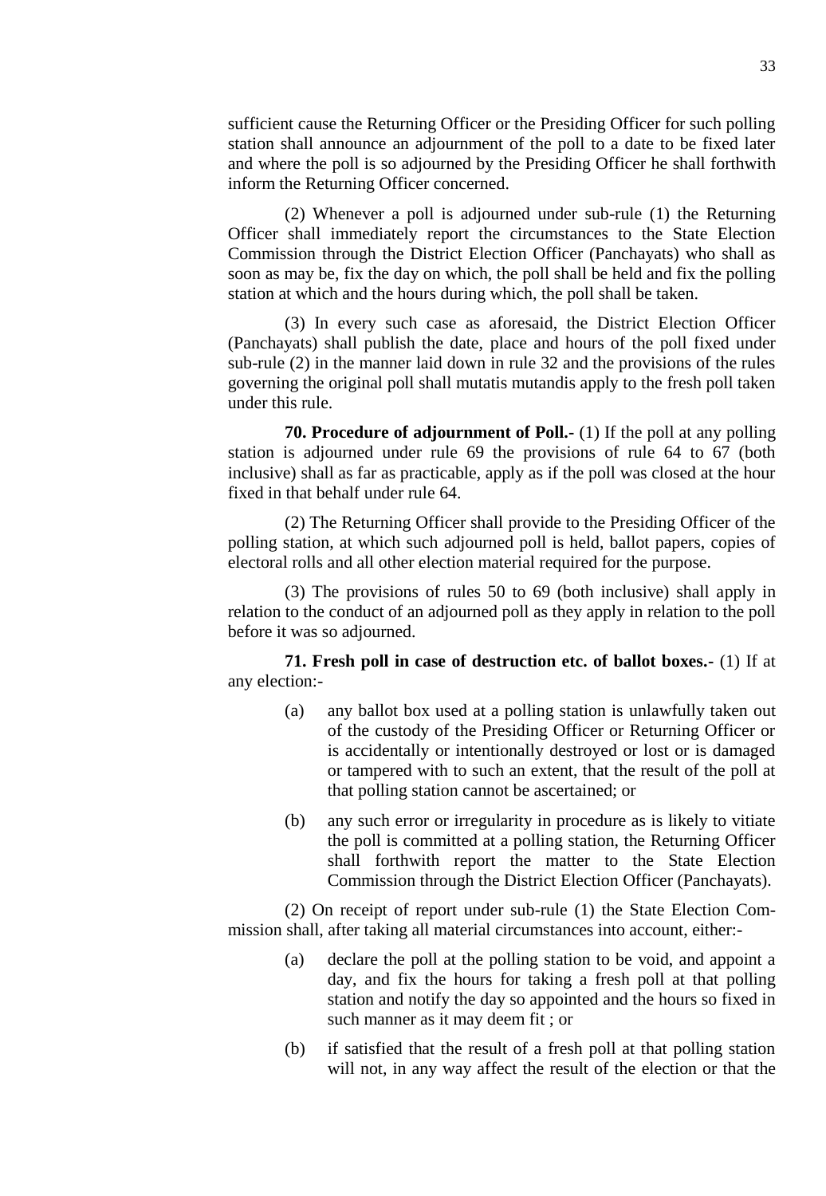sufficient cause the Returning Officer or the Presiding Officer for such polling station shall announce an adjournment of the poll to a date to be fixed later and where the poll is so adjourned by the Presiding Officer he shall forthwith inform the Returning Officer concerned.

(2) Whenever a poll is adjourned under sub-rule (1) the Returning Officer shall immediately report the circumstances to the State Election Commission through the District Election Officer (Panchayats) who shall as soon as may be, fix the day on which, the poll shall be held and fix the polling station at which and the hours during which, the poll shall be taken.

(3) In every such case as aforesaid, the District Election Officer (Panchayats) shall publish the date, place and hours of the poll fixed under sub-rule (2) in the manner laid down in rule 32 and the provisions of the rules governing the original poll shall mutatis mutandis apply to the fresh poll taken under this rule.

**70. Procedure of adjournment of Poll.-** (1) If the poll at any polling station is adjourned under rule 69 the provisions of rule 64 to 67 (both inclusive) shall as far as practicable, apply as if the poll was closed at the hour fixed in that behalf under rule 64.

(2) The Returning Officer shall provide to the Presiding Officer of the polling station, at which such adjourned poll is held, ballot papers, copies of electoral rolls and all other election material required for the purpose.

(3) The provisions of rules 50 to 69 (both inclusive) shall apply in relation to the conduct of an adjourned poll as they apply in relation to the poll before it was so adjourned.

**71. Fresh poll in case of destruction etc. of ballot boxes.-** (1) If at any election:-

(a) any ballot box used at a polling station is unlawfully taken out of the custody of the Presiding Officer or Returning Officer or is accidentally or intentionally destroyed or lost or is damaged or tampered with to such an extent, that the result of the poll at that polling station cannot be ascertained; or

(b) any such error or irregularity in procedure as is likely to vitiate the poll is committed at a polling station, the Returning Officer shall forthwith report the matter to the State Election Commission through the District Election Officer (Panchayats).

(2) On receipt of report under sub-rule (1) the State Election Commission shall, after taking all material circumstances into account, either:-

(a) declare the poll at the polling station to be void, and appoint a day, and fix the hours for taking a fresh poll at that polling station and notify the day so appointed and the hours so fixed in such manner as it may deem fit ; or

(b) if satisfied that the result of a fresh poll at that polling station will not, in any way affect the result of the election or that the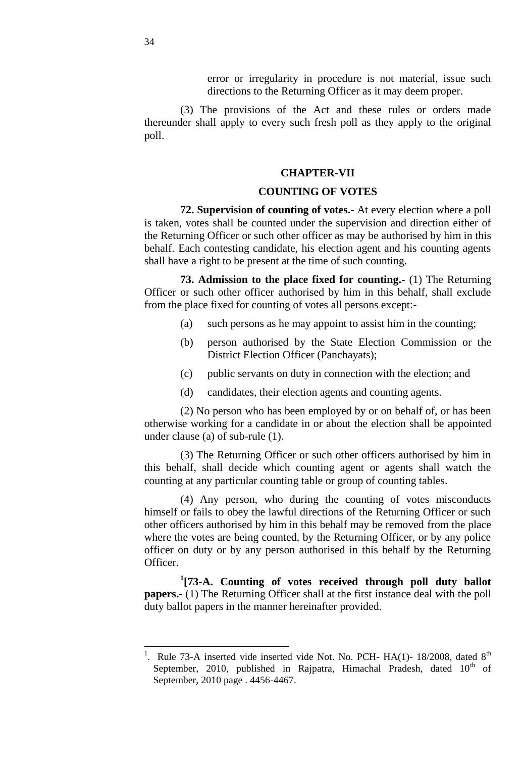error or irregularity in procedure is not material, issue such directions to the Returning Officer as it may deem proper.

(3) The provisions of the Act and these rules or orders made thereunder shall apply to every such fresh poll as they apply to the original poll.

## CHAPTER-VII

## COUNTING OF VOTES

**72. Supervision of counting of votes.-** At every election where a poll is taken, votes shall be counted under the supervision and direction either of the Returning Officer or such other officer as may be authorised by him in this behalf. Each contesting candidate, his election agent and his counting agents shall have a right to be present at the time of such counting.

**73. Admission to the place fixed for counting.**- (1) The Returning Officer or such other officer authorised by him in this behalf, shall exclude from the place fixed for counting of votes all persons except:-

(a) such persons as he may appoint to assist him in the counting;

(b) person authorised by the State Election Commission or the District Election Officer (Panchayats);

(c) public servants on duty in connection with the election; and

(d) candidates, their election agents and counting agents.

(2) No person who has been employed by or on behalf of, or has been otherwise working for a candidate in or about the election shall be appointed under clause (a) of sub-rule (1).

(3) The Returning Officer or such other officers authorised by him in this behalf, shall decide which counting agent or agents shall watch the counting at any particular counting table or group of counting tables.

(4) Any person, who during the counting of votes misconducts himself or fails to obey the lawful directions of the Returning Officer or such other officers authorised by him in this behalf may be removed from the place where the votes are being counted, by the Returning Officer, or by any police officer on duty or by any person authorised in this behalf by the Returning Officer.

[1][**73-A. Counting of votes received through poll duty ballot papers.-** (1) The Returning Officer shall at the first instance deal with the poll duty ballot papers in the manner hereinafter provided.

---

[1]. Rule 73-A inserted vide inserted vide Not. No. PCH- HA(1)- 18/2008, dated 8th September, 2010, published in Rajpatra, Himachal Pradesh, dated 10th of September, 2010 page . 4456-4467.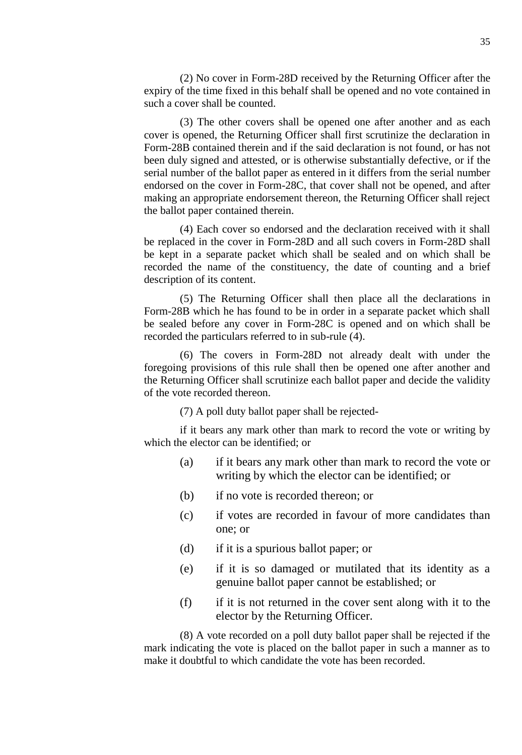(2) No cover in Form-28D received by the Returning Officer after the expiry of the time fixed in this behalf shall be opened and no vote contained in such a cover shall be counted.

(3) The other covers shall be opened one after another and as each cover is opened, the Returning Officer shall first scrutinize the declaration in Form-28B contained therein and if the said declaration is not found, or has not been duly signed and attested, or is otherwise substantially defective, or if the serial number of the ballot paper as entered in it differs from the serial number endorsed on the cover in Form-28C, that cover shall not be opened, and after making an appropriate endorsement thereon, the Returning Officer shall reject the ballot paper contained therein.

(4) Each cover so endorsed and the declaration received with it shall be replaced in the cover in Form-28D and all such covers in Form-28D shall be kept in a separate packet which shall be sealed and on which shall be recorded the name of the constituency, the date of counting and a brief description of its content.

(5) The Returning Officer shall then place all the declarations in Form-28B which he has found to be in order in a separate packet which shall be sealed before any cover in Form-28C is opened and on which shall be recorded the particulars referred to in sub-rule (4).

(6) The covers in Form-28D not already dealt with under the foregoing provisions of this rule shall then be opened one after another and the Returning Officer shall scrutinize each ballot paper and decide the validity of the vote recorded thereon.

(7) A poll duty ballot paper shall be rejected-

if it bears any mark other than mark to record the vote or writing by which the elector can be identified; or

- (a) if it bears any mark other than mark to record the vote or writing by which the elector can be identified; or
- (b) if no vote is recorded thereon; or
- (c) if votes are recorded in favour of more candidates than one; or
- (d) if it is a spurious ballot paper; or
- (e) if it is so damaged or mutilated that its identity as a genuine ballot paper cannot be established; or
- (f) if it is not returned in the cover sent along with it to the elector by the Returning Officer.

(8) A vote recorded on a poll duty ballot paper shall be rejected if the mark indicating the vote is placed on the ballot paper in such a manner as to make it doubtful to which candidate the vote has been recorded.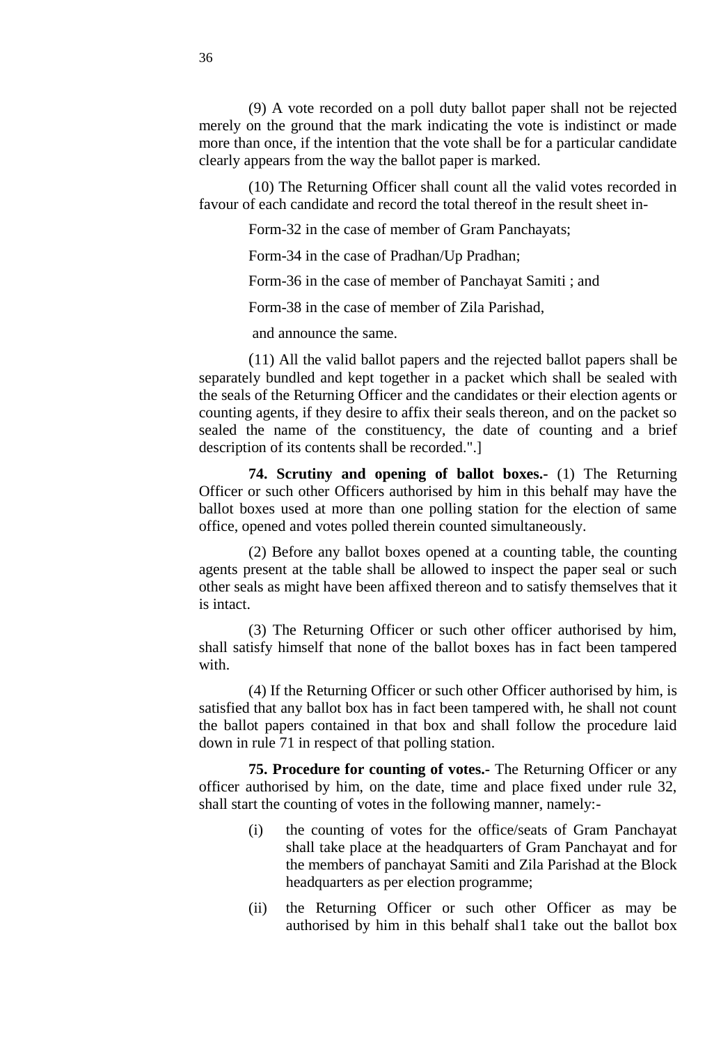(9) A vote recorded on a poll duty ballot paper shall not be rejected merely on the ground that the mark indicating the vote is indistinct or made more than once, if the intention that the vote shall be for a particular candidate clearly appears from the way the ballot paper is marked.

(10) The Returning Officer shall count all the valid votes recorded in favour of each candidate and record the total thereof in the result sheet in-

Form-32 in the case of member of Gram Panchayats;

Form-34 in the case of Pradhan/Up Pradhan;

Form-36 in the case of member of Panchayat Samiti ; and

Form-38 in the case of member of Zila Parishad,

and announce the same.

(11) All the valid ballot papers and the rejected ballot papers shall be separately bundled and kept together in a packet which shall be sealed with the seals of the Returning Officer and the candidates or their election agents or counting agents, if they desire to affix their seals thereon, and on the packet so sealed the name of the constituency, the date of counting and a brief description of its contents shall be recorded.".]

**74. Scrutiny and opening of ballot boxes.-** (1) The Returning Officer or such other Officers authorised by him in this behalf may have the ballot boxes used at more than one polling station for the election of same office, opened and votes polled therein counted simultaneously.

(2) Before any ballot boxes opened at a counting table, the counting agents present at the table shall be allowed to inspect the paper seal or such other seals as might have been affixed thereon and to satisfy themselves that it is intact.

(3) The Returning Officer or such other officer authorised by him, shall satisfy himself that none of the ballot boxes has in fact been tampered with.

(4) If the Returning Officer or such other Officer authorised by him, is satisfied that any ballot box has in fact been tampered with, he shall not count the ballot papers contained in that box and shall follow the procedure laid down in rule 71 in respect of that polling station.

**75. Procedure for counting of votes.-** The Returning Officer or any officer authorised by him, on the date, time and place fixed under rule 32, shall start the counting of votes in the following manner, namely:-

(i) the counting of votes for the office/seats of Gram Panchayat shall take place at the headquarters of Gram Panchayat and for the members of panchayat Samiti and Zila Parishad at the Block headquarters as per election programme;

(ii) the Returning Officer or such other Officer as may be authorised by him in this behalf shal1 take out the ballot box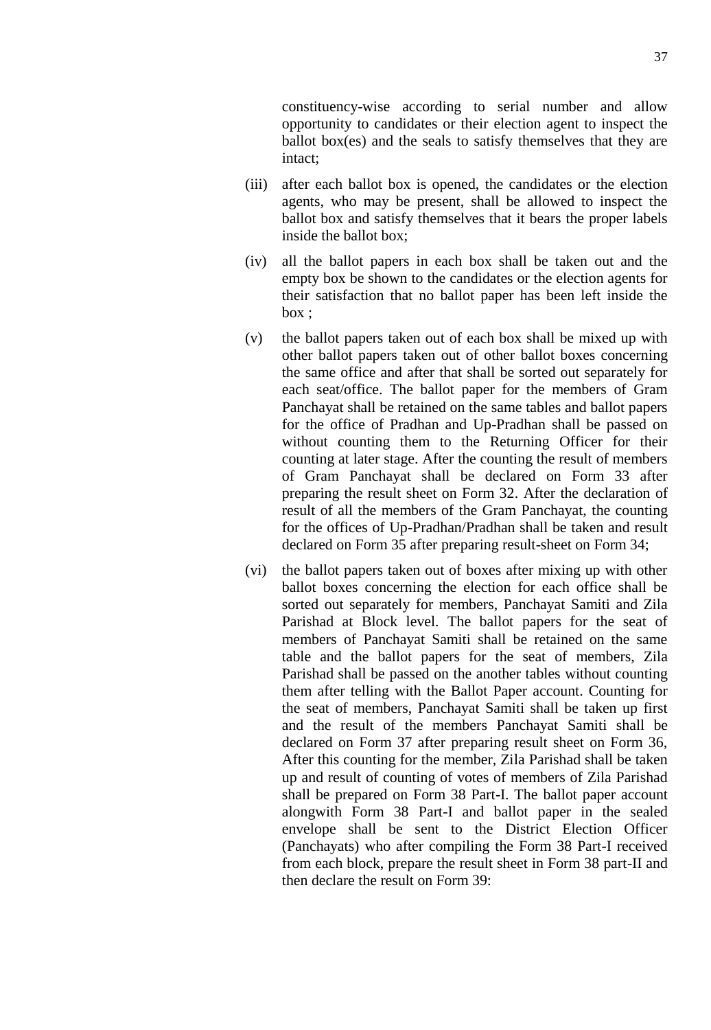constituency-wise according to serial number and allow opportunity to candidates or their election agent to inspect the ballot box(es) and the seals to satisfy themselves that they are intact;

(iii) after each ballot box is opened, the candidates or the election agents, who may be present, shall be allowed to inspect the ballot box and satisfy themselves that it bears the proper labels inside the ballot box;

(iv) all the ballot papers in each box shall be taken out and the empty box be shown to the candidates or the election agents for their satisfaction that no ballot paper has been left inside the box ;

(v) the ballot papers taken out of each box shall be mixed up with other ballot papers taken out of other ballot boxes concerning the same office and after that shall be sorted out separately for each seat/office. The ballot paper for the members of Gram Panchayat shall be retained on the same tables and ballot papers for the office of Pradhan and Up-Pradhan shall be passed on without counting them to the Returning Officer for their counting at later stage. After the counting the result of members of Gram Panchayat shall be declared on Form 33 after preparing the result sheet on Form 32. After the declaration of result of all the members of the Gram Panchayat, the counting for the offices of Up-Pradhan/Pradhan shall be taken and result declared on Form 35 after preparing result-sheet on Form 34;

(vi) the ballot papers taken out of boxes after mixing up with other ballot boxes concerning the election for each office shall be sorted out separately for members, Panchayat Samiti and Zila Parishad at Block level. The ballot papers for the seat of members of Panchayat Samiti shall be retained on the same table and the ballot papers for the seat of members, Zila Parishad shall be passed on the another tables without counting them after telling with the Ballot Paper account. Counting for the seat of members, Panchayat Samiti shall be taken up first and the result of the members Panchayat Samiti shall be declared on Form 37 after preparing result sheet on Form 36, After this counting for the member, Zila Parishad shall be taken up and result of counting of votes of members of Zila Parishad shall be prepared on Form 38 Part-I. The ballot paper account alongwith Form 38 Part-I and ballot paper in the sealed envelope shall be sent to the District Election Officer (Panchayats) who after compiling the Form 38 Part-I received from each block, prepare the result sheet in Form 38 part-II and then declare the result on Form 39: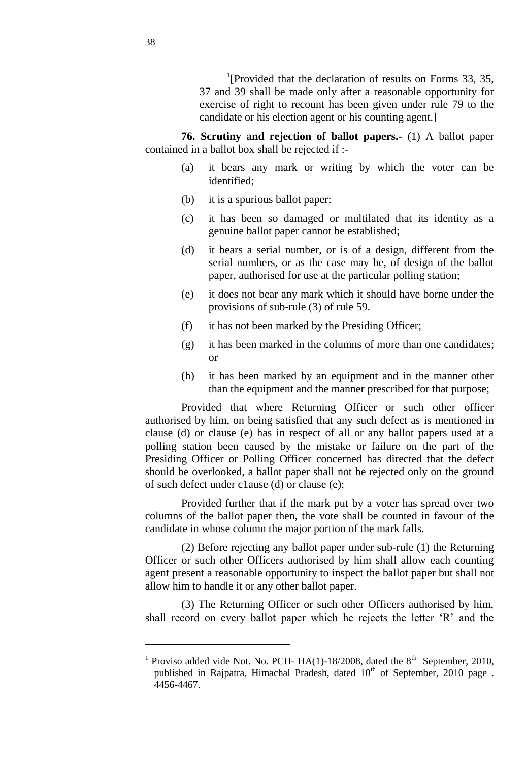[1][Provided that the declaration of results on Forms 33, 35, 37 and 39 shall be made only after a reasonable opportunity for exercise of right to recount has been given under rule 79 to the candidate or his election agent or his counting agent.]

**76. Scrutiny and rejection of ballot papers.-** (1) A ballot paper contained in a ballot box shall be rejected if :-

(a) it bears any mark or writing by which the voter can be identified;

(b) it is a spurious ballot paper;

(c) it has been so damaged or multilated that its identity as a genuine ballot paper cannot be established;

(d) it bears a serial number, or is of a design, different from the serial numbers, or as the case may be, of design of the ballot paper, authorised for use at the particular polling station;

(e) it does not bear any mark which it should have borne under the provisions of sub-rule (3) of rule 59.

(f) it has not been marked by the Presiding Officer;

(g) it has been marked in the columns of more than one candidates; or

(h) it has been marked by an equipment and in the manner other than the equipment and the manner prescribed for that purpose;

Provided that where Returning Officer or such other officer authorised by him, on being satisfied that any such defect as is mentioned in clause (d) or clause (e) has in respect of all or any ballot papers used at a polling station been caused by the mistake or failure on the part of the Presiding Officer or Polling Officer concerned has directed that the defect should be overlooked, a ballot paper shall not be rejected only on the ground of such defect under c1ause (d) or clause (e):

Provided further that if the mark put by a voter has spread over two columns of the ballot paper then, the vote shall be counted in favour of the candidate in whose column the major portion of the mark falls.

(2) Before rejecting any ballot paper under sub-rule (1) the Returning Officer or such other Officers authorised by him shall allow each counting agent present a reasonable opportunity to inspect the ballot paper but shall not allow him to handle it or any other ballot paper.

(3) The Returning Officer or such other Officers authorised by him, shall record on every ballot paper which he rejects the letter 'R' and the

---

[1] Proviso added vide Not. No. PCH- HA(1)-18/2008, dated the 8th September, 2010, published in Rajpatra, Himachal Pradesh, dated 10th of September, 2010 page . 4456-4467.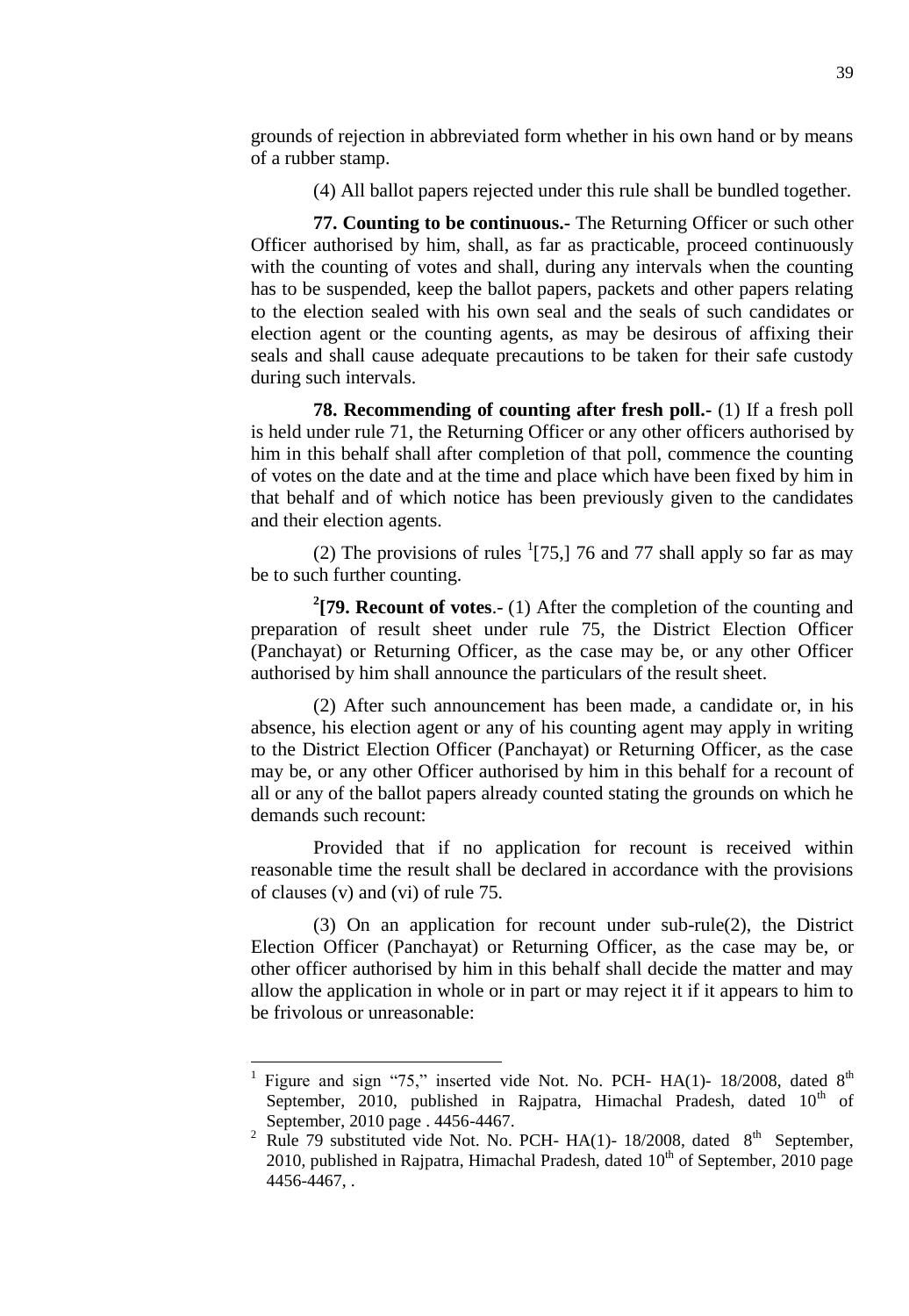grounds of rejection in abbreviated form whether in his own hand or by means of a rubber stamp.

(4) All ballot papers rejected under this rule shall be bundled together.

**77. Counting to be continuous.-** The Returning Officer or such other Officer authorised by him, shall, as far as practicable, proceed continuously with the counting of votes and shall, during any intervals when the counting has to be suspended, keep the ballot papers, packets and other papers relating to the election sealed with his own seal and the seals of such candidates or election agent or the counting agents, as may be desirous of affixing their seals and shall cause adequate precautions to be taken for their safe custody during such intervals.

**78. Recommending of counting after fresh poll.-** (1) If a fresh poll is held under rule 71, the Returning Officer or any other officers authorised by him in this behalf shall after completion of that poll, commence the counting of votes on the date and at the time and place which have been fixed by him in that behalf and of which notice has been previously given to the candidates and their election agents.

(2) The provisions of rules [1][75,] 76 and 77 shall apply so far as may be to such further counting.

[2]**[79. Recount of votes**.- (1) After the completion of the counting and preparation of result sheet under rule 75, the District Election Officer (Panchayat) or Returning Officer, as the case may be, or any other Officer authorised by him shall announce the particulars of the result sheet.

(2) After such announcement has been made, a candidate or, in his absence, his election agent or any of his counting agent may apply in writing to the District Election Officer (Panchayat) or Returning Officer, as the case may be, or any other Officer authorised by him in this behalf for a recount of all or any of the ballot papers already counted stating the grounds on which he demands such recount:

Provided that if no application for recount is received within reasonable time the result shall be declared in accordance with the provisions of clauses (v) and (vi) of rule 75.

(3) On an application for recount under sub-rule(2), the District Election Officer (Panchayat) or Returning Officer, as the case may be, or other officer authorised by him in this behalf shall decide the matter and may allow the application in whole or in part or may reject it if it appears to him to be frivolous or unreasonable:

---

[1] Figure and sign "75," inserted vide Not. No. PCH- HA(1)- 18/2008, dated 8th September, 2010, published in Rajpatra, Himachal Pradesh, dated 10th of September, 2010 page . 4456-4467.

[2] Rule 79 substituted vide Not. No. PCH- HA(1)- 18/2008, dated 8th September, 2010, published in Rajpatra, Himachal Pradesh, dated 10th of September, 2010 page 4456-4467, .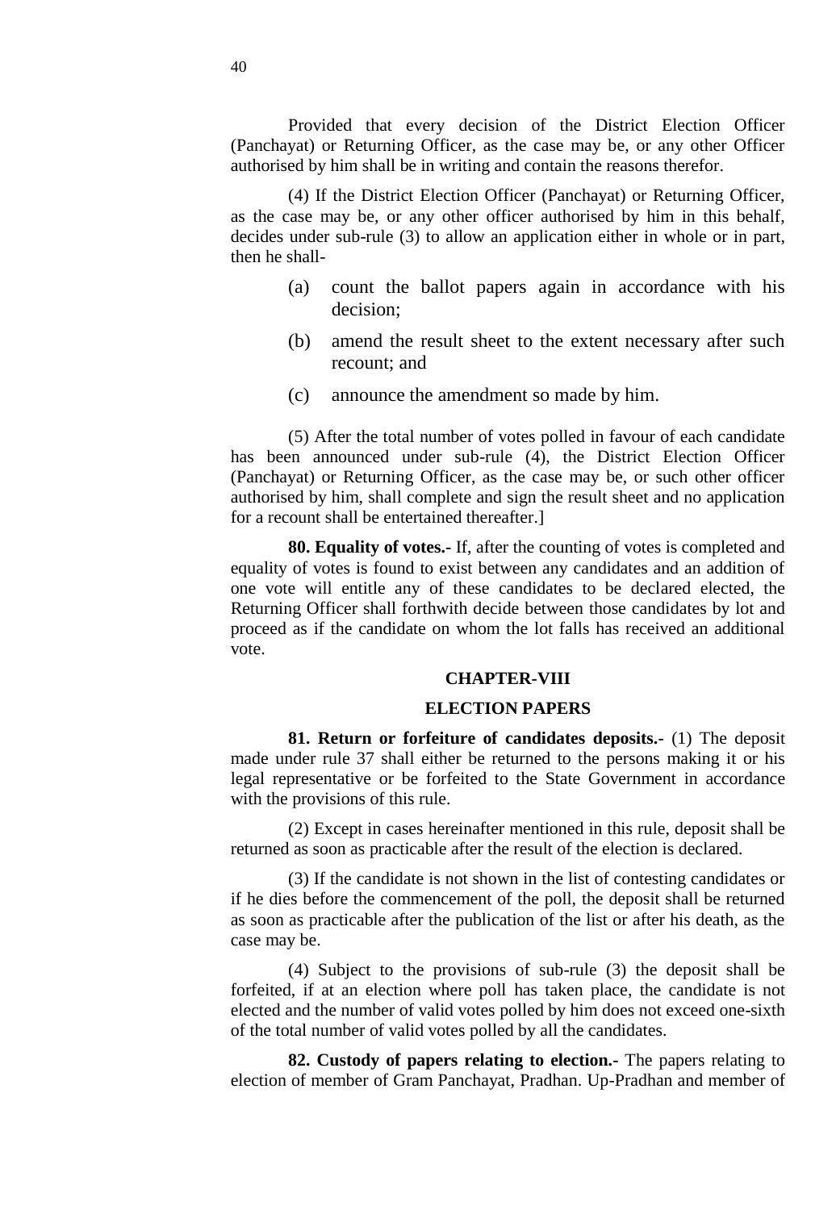Provided that every decision of the District Election Officer (Panchayat) or Returning Officer, as the case may be, or any other Officer authorised by him shall be in writing and contain the reasons therefor.

(4) If the District Election Officer (Panchayat) or Returning Officer, as the case may be, or any other officer authorised by him in this behalf, decides under sub-rule (3) to allow an application either in whole or in part, then he shall-

(a) count the ballot papers again in accordance with his decision;

(b) amend the result sheet to the extent necessary after such recount; and

(c) announce the amendment so made by him.

(5) After the total number of votes polled in favour of each candidate has been announced under sub-rule (4), the District Election Officer (Panchayat) or Returning Officer, as the case may be, or such other officer authorised by him, shall complete and sign the result sheet and no application for a recount shall be entertained thereafter.]

**80. Equality of votes.-** If, after the counting of votes is completed and equality of votes is found to exist between any candidates and an addition of one vote will entitle any of these candidates to be declared elected, the Returning Officer shall forthwith decide between those candidates by lot and proceed as if the candidate on whom the lot falls has received an additional vote.

## CHAPTER-VIII

## ELECTION PAPERS

**81. Return or forfeiture of candidates deposits.-** (1) The deposit made under rule 37 shall either be returned to the persons making it or his legal representative or be forfeited to the State Government in accordance with the provisions of this rule.

(2) Except in cases hereinafter mentioned in this rule, deposit shall be returned as soon as practicable after the result of the election is declared.

(3) If the candidate is not shown in the list of contesting candidates or if he dies before the commencement of the poll, the deposit shall be returned as soon as practicable after the publication of the list or after his death, as the case may be.

(4) Subject to the provisions of sub-rule (3) the deposit shall be forfeited, if at an election where poll has taken place, the candidate is not elected and the number of valid votes polled by him does not exceed one-sixth of the total number of valid votes polled by all the candidates.

**82. Custody of papers relating to election.-** The papers relating to election of member of Gram Panchayat, Pradhan. Up-Pradhan and member of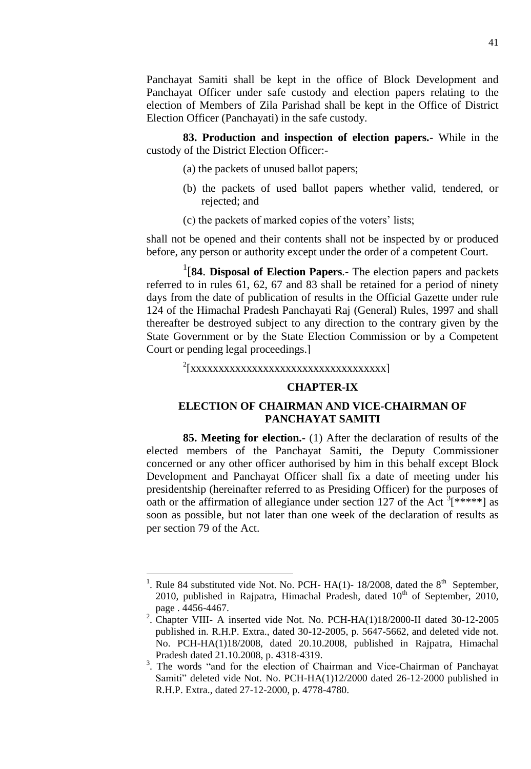Panchayat Samiti shall be kept in the office of Block Development and Panchayat Officer under safe custody and election papers relating to the election of Members of Zila Parishad shall be kept in the Office of District Election Officer (Panchayati) in the safe custody.

**83. Production and inspection of election papers.-** While in the custody of the District Election Officer:-

(a) the packets of unused ballot papers;

(b) the packets of used ballot papers whether valid, tendered, or rejected; and

(c) the packets of marked copies of the voters' lists;

shall not be opened and their contents shall not be inspected by or produced before, any person or authority except under the order of a competent Court.

[1][**84**. **Disposal of Election Papers**.- The election papers and packets referred to in rules 61, 62, 67 and 83 shall be retained for a period of ninety days from the date of publication of results in the Official Gazette under rule 124 of the Himachal Pradesh Panchayati Raj (General) Rules, 1997 and shall thereafter be destroyed subject to any direction to the contrary given by the State Government or by the State Election Commission or by a Competent Court or pending legal proceedings.]

[2][xxxxxxxxxxxxxxxxxxxxxxxxxxxxxxxxxxx]

## CHAPTER-IX

## ELECTION OF CHAIRMAN AND VICE-CHAIRMAN OF PANCHAYAT SAMITI

**85. Meeting for election.-** (1) After the declaration of results of the elected members of the Panchayat Samiti, the Deputy Commissioner concerned or any other officer authorised by him in this behalf except Block Development and Panchayat Officer shall fix a date of meeting under his presidentship (hereinafter referred to as Presiding Officer) for the purposes of oath or the affirmation of allegiance under section 127 of the Act [3][*****] as soon as possible, but not later than one week of the declaration of results as per section 79 of the Act.

---

1. Rule 84 substituted vide Not. No. PCH- HA(1)- 18/2008, dated the 8th September, 2010, published in Rajpatra, Himachal Pradesh, dated 10th of September, 2010, page . 4456-4467.

2. Chapter VIII- A inserted vide Not. No. PCH-HA(1)18/2000-II dated 30-12-2005 published in. R.H.P. Extra., dated 30-12-2005, p. 5647-5662, and deleted vide not. No. PCH-HA(1)18/2008, dated 20.10.2008, published in Rajpatra, Himachal Pradesh dated 21.10.2008, p. 4318-4319.

3. The words "and for the election of Chairman and Vice-Chairman of Panchayat Samiti" deleted vide Not. No. PCH-HA(1)12/2000 dated 26-12-2000 published in R.H.P. Extra., dated 27-12-2000, p. 4778-4780.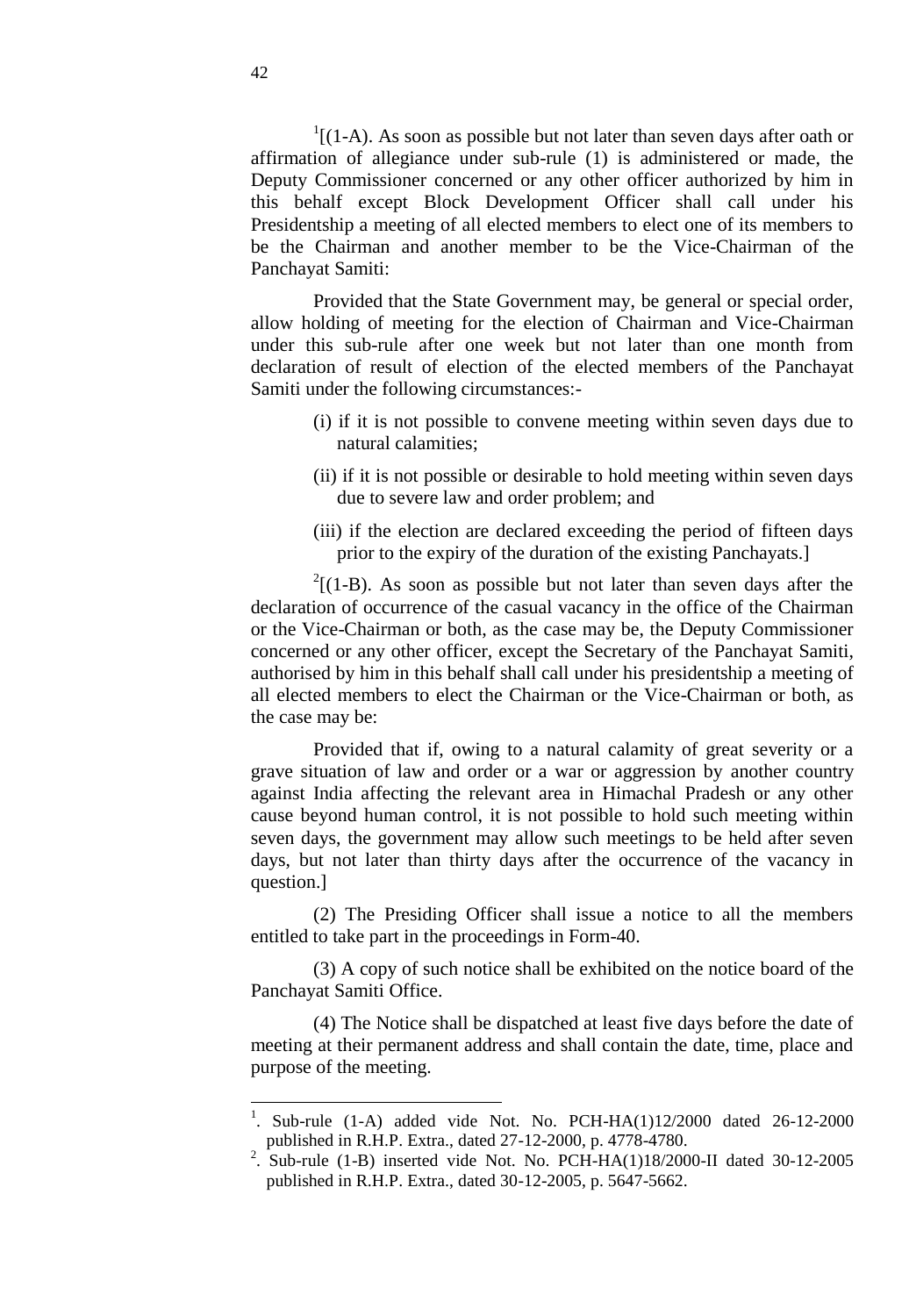[1][(1-A). As soon as possible but not later than seven days after oath or affirmation of allegiance under sub-rule (1) is administered or made, the Deputy Commissioner concerned or any other officer authorized by him in this behalf except Block Development Officer shall call under his Presidentship a meeting of all elected members to elect one of its members to be the Chairman and another member to be the Vice-Chairman of the Panchayat Samiti:

Provided that the State Government may, be general or special order, allow holding of meeting for the election of Chairman and Vice-Chairman under this sub-rule after one week but not later than one month from declaration of result of election of the elected members of the Panchayat Samiti under the following circumstances:-

(i) if it is not possible to convene meeting within seven days due to natural calamities;

(ii) if it is not possible or desirable to hold meeting within seven days due to severe law and order problem; and

(iii) if the election are declared exceeding the period of fifteen days prior to the expiry of the duration of the existing Panchayats.]

[2][(1-B). As soon as possible but not later than seven days after the declaration of occurrence of the casual vacancy in the office of the Chairman or the Vice-Chairman or both, as the case may be, the Deputy Commissioner concerned or any other officer, except the Secretary of the Panchayat Samiti, authorised by him in this behalf shall call under his presidentship a meeting of all elected members to elect the Chairman or the Vice-Chairman or both, as the case may be:

Provided that if, owing to a natural calamity of great severity or a grave situation of law and order or a war or aggression by another country against India affecting the relevant area in Himachal Pradesh or any other cause beyond human control, it is not possible to hold such meeting within seven days, the government may allow such meetings to be held after seven days, but not later than thirty days after the occurrence of the vacancy in question.]

(2) The Presiding Officer shall issue a notice to all the members entitled to take part in the proceedings in Form-40.

(3) A copy of such notice shall be exhibited on the notice board of the Panchayat Samiti Office.

(4) The Notice shall be dispatched at least five days before the date of meeting at their permanent address and shall contain the date, time, place and purpose of the meeting.

---

[1]. Sub-rule (1-A) added vide Not. No. PCH-HA(1)12/2000 dated 26-12-2000 published in R.H.P. Extra., dated 27-12-2000, p. 4778-4780.

[2]. Sub-rule (1-B) inserted vide Not. No. PCH-HA(1)18/2000-II dated 30-12-2005 published in R.H.P. Extra., dated 30-12-2005, p. 5647-5662.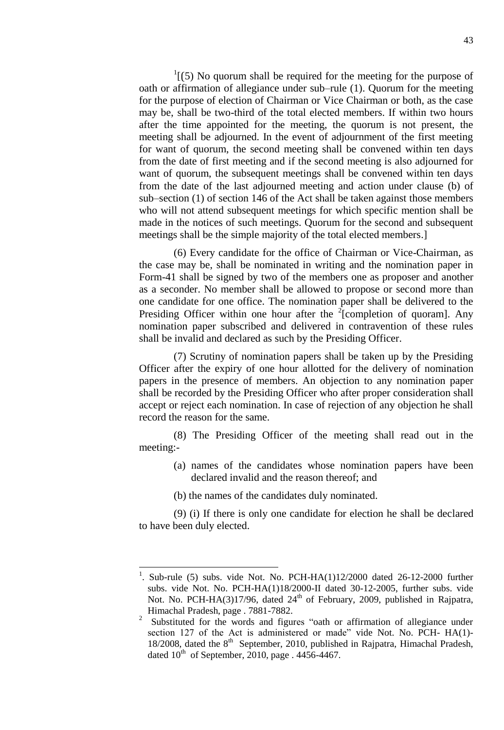[1][(5) No quorum shall be required for the meeting for the purpose of oath or affirmation of allegiance under sub–rule (1). Quorum for the meeting for the purpose of election of Chairman or Vice Chairman or both, as the case may be, shall be two-third of the total elected members. If within two hours after the time appointed for the meeting, the quorum is not present, the meeting shall be adjourned. In the event of adjournment of the first meeting for want of quorum, the second meeting shall be convened within ten days from the date of first meeting and if the second meeting is also adjourned for want of quorum, the subsequent meetings shall be convened within ten days from the date of the last adjourned meeting and action under clause (b) of sub–section (1) of section 146 of the Act shall be taken against those members who will not attend subsequent meetings for which specific mention shall be made in the notices of such meetings. Quorum for the second and subsequent meetings shall be the simple majority of the total elected members.]

(6) Every candidate for the office of Chairman or Vice-Chairman, as the case may be, shall be nominated in writing and the nomination paper in Form-41 shall be signed by two of the members one as proposer and another as a seconder. No member shall be allowed to propose or second more than one candidate for one office. The nomination paper shall be delivered to the Presiding Officer within one hour after the [2][completion of quoram]. Any nomination paper subscribed and delivered in contravention of these rules shall be invalid and declared as such by the Presiding Officer.

(7) Scrutiny of nomination papers shall be taken up by the Presiding Officer after the expiry of one hour allotted for the delivery of nomination papers in the presence of members. An objection to any nomination paper shall be recorded by the Presiding Officer who after proper consideration shall accept or reject each nomination. In case of rejection of any objection he shall record the reason for the same.

(8) The Presiding Officer of the meeting shall read out in the meeting:-

(a) names of the candidates whose nomination papers have been declared invalid and the reason thereof; and

(b) the names of the candidates duly nominated.

(9) (i) If there is only one candidate for election he shall be declared to have been duly elected.

---

1. Sub-rule (5) subs. vide Not. No. PCH-HA(1)12/2000 dated 26-12-2000 further subs. vide Not. No. PCH-HA(1)18/2000-II dated 30-12-2005, further subs. vide Not. No. PCH-HA(3)17/96, dated 24th of February, 2009, published in Rajpatra, Himachal Pradesh, page . 7881-7882.

2. Substituted for the words and figures "oath or affirmation of allegiance under section 127 of the Act is administered or made" vide Not. No. PCH- HA(1)-18/2008, dated the 8th September, 2010, published in Rajpatra, Himachal Pradesh, dated 10th of September, 2010, page . 4456-4467.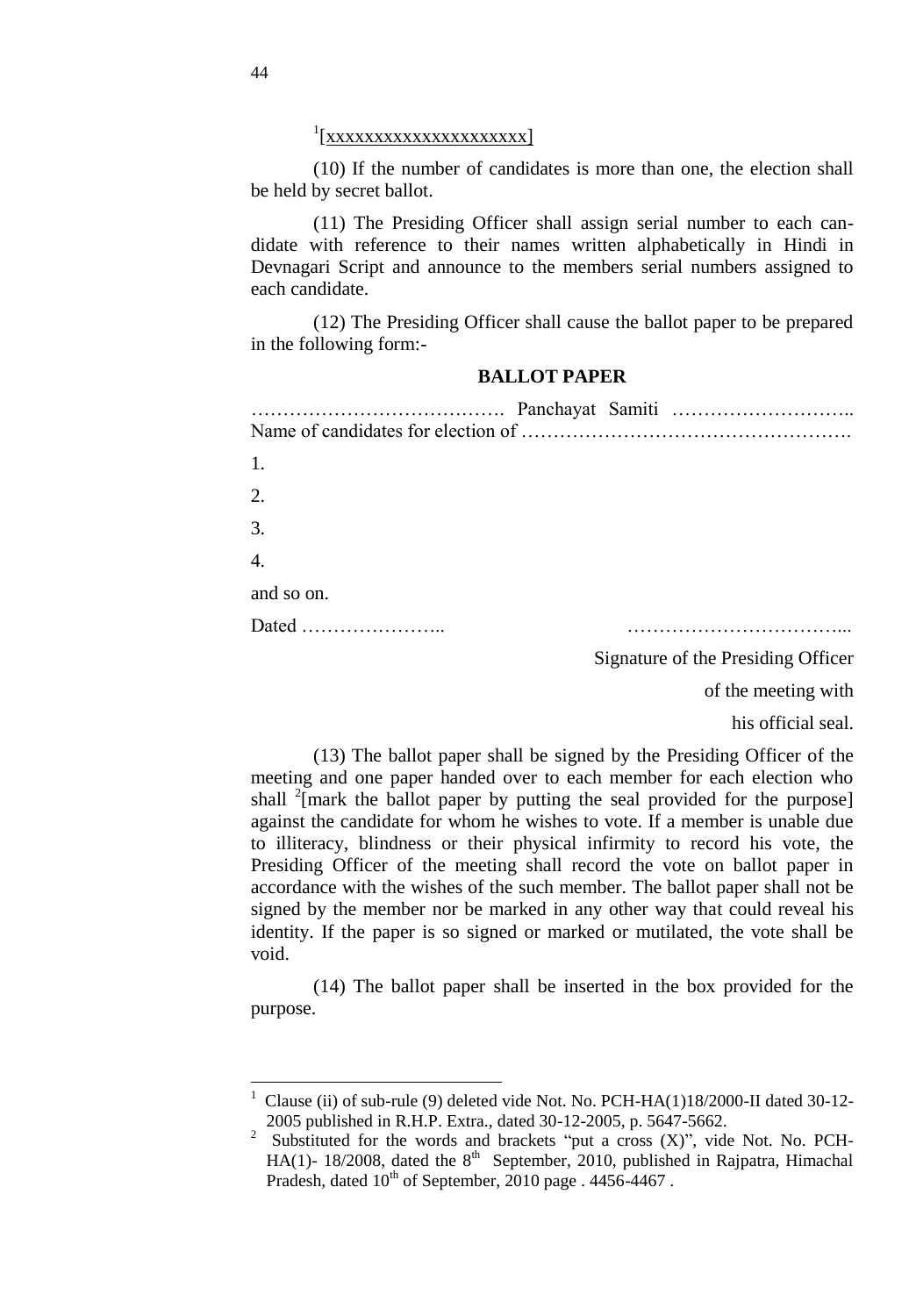[1][xxxxxxxxxxxxxxxxxxxxxx]

(10) If the number of candidates is more than one, the election shall be held by secret ballot.

(11) The Presiding Officer shall assign serial number to each candidate with reference to their names written alphabetically in Hindi in Devnagari Script and announce to the members serial numbers assigned to each candidate.

(12) The Presiding Officer shall cause the ballot paper to be prepared in the following form:-

**BALLOT PAPER**

…………………………………. Panchayat Samiti ……………………….. Name of candidates for election of …………………………………………….

1.

2.

3.

4.

and so on.

Dated …………………..                                                    ……………………………...

Signature of the Presiding Officer

of the meeting with

his official seal.

(13) The ballot paper shall be signed by the Presiding Officer of the meeting and one paper handed over to each member for each election who shall [2][mark the ballot paper by putting the seal provided for the purpose] against the candidate for whom he wishes to vote. If a member is unable due to illiteracy, blindness or their physical infirmity to record his vote, the Presiding Officer of the meeting shall record the vote on ballot paper in accordance with the wishes of the such member. The ballot paper shall not be signed by the member nor be marked in any other way that could reveal his identity. If the paper is so signed or marked or mutilated, the vote shall be void.

(14) The ballot paper shall be inserted in the box provided for the purpose.

---

[1] Clause (ii) of sub-rule (9) deleted vide Not. No. PCH-HA(1)18/2000-II dated 30-12-2005 published in R.H.P. Extra., dated 30-12-2005, p. 5647-5662.

[2] Substituted for the words and brackets "put a cross (X)", vide Not. No. PCH-HA(1)- 18/2008, dated the 8th September, 2010, published in Rajpatra, Himachal Pradesh, dated 10th of September, 2010 page . 4456-4467 .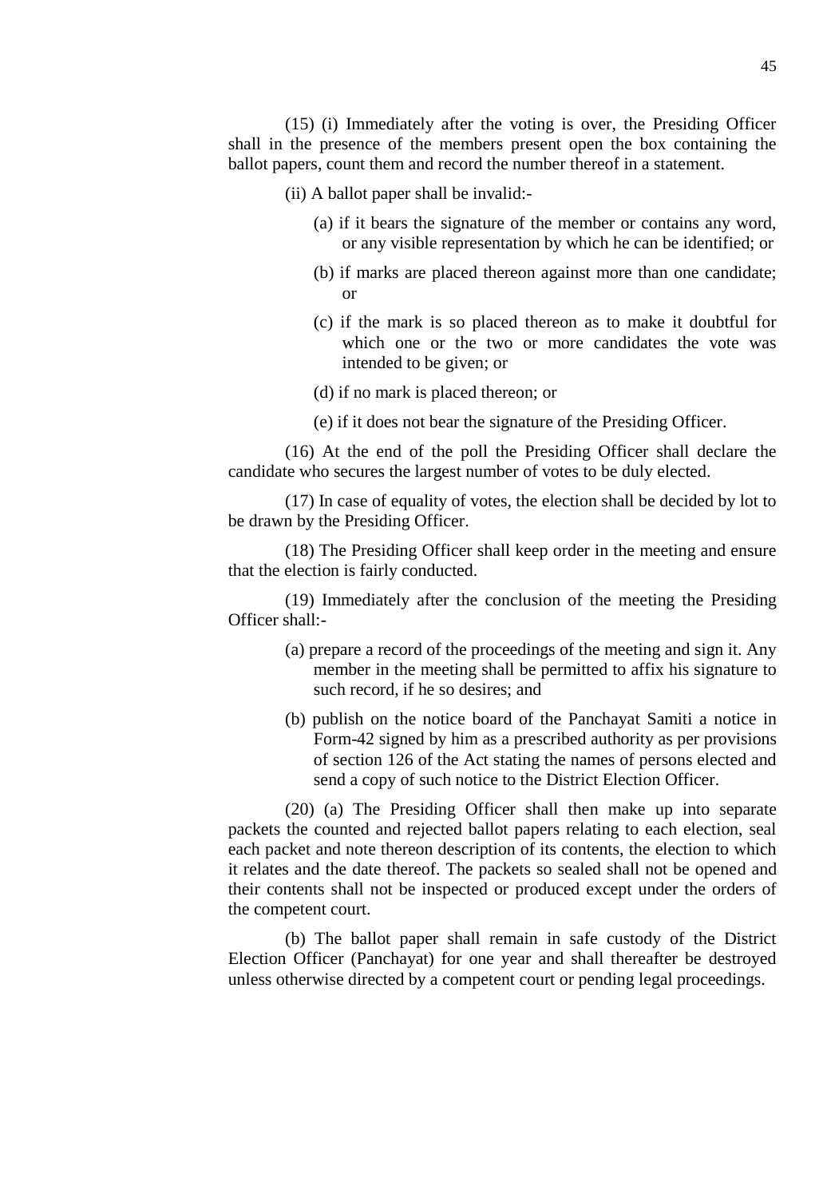(15) (i) Immediately after the voting is over, the Presiding Officer shall in the presence of the members present open the box containing the ballot papers, count them and record the number thereof in a statement.

(ii) A ballot paper shall be invalid:-

(a) if it bears the signature of the member or contains any word, or any visible representation by which he can be identified; or

(b) if marks are placed thereon against more than one candidate; or

(c) if the mark is so placed thereon as to make it doubtful for which one or the two or more candidates the vote was intended to be given; or

(d) if no mark is placed thereon; or

(e) if it does not bear the signature of the Presiding Officer.

(16) At the end of the poll the Presiding Officer shall declare the candidate who secures the largest number of votes to be duly elected.

(17) In case of equality of votes, the election shall be decided by lot to be drawn by the Presiding Officer.

(18) The Presiding Officer shall keep order in the meeting and ensure that the election is fairly conducted.

(19) Immediately after the conclusion of the meeting the Presiding Officer shall:-

(a) prepare a record of the proceedings of the meeting and sign it. Any member in the meeting shall be permitted to affix his signature to such record, if he so desires; and

(b) publish on the notice board of the Panchayat Samiti a notice in Form-42 signed by him as a prescribed authority as per provisions of section 126 of the Act stating the names of persons elected and send a copy of such notice to the District Election Officer.

(20) (a) The Presiding Officer shall then make up into separate packets the counted and rejected ballot papers relating to each election, seal each packet and note thereon description of its contents, the election to which it relates and the date thereof. The packets so sealed shall not be opened and their contents shall not be inspected or produced except under the orders of the competent court.

(b) The ballot paper shall remain in safe custody of the District Election Officer (Panchayat) for one year and shall thereafter be destroyed unless otherwise directed by a competent court or pending legal proceedings.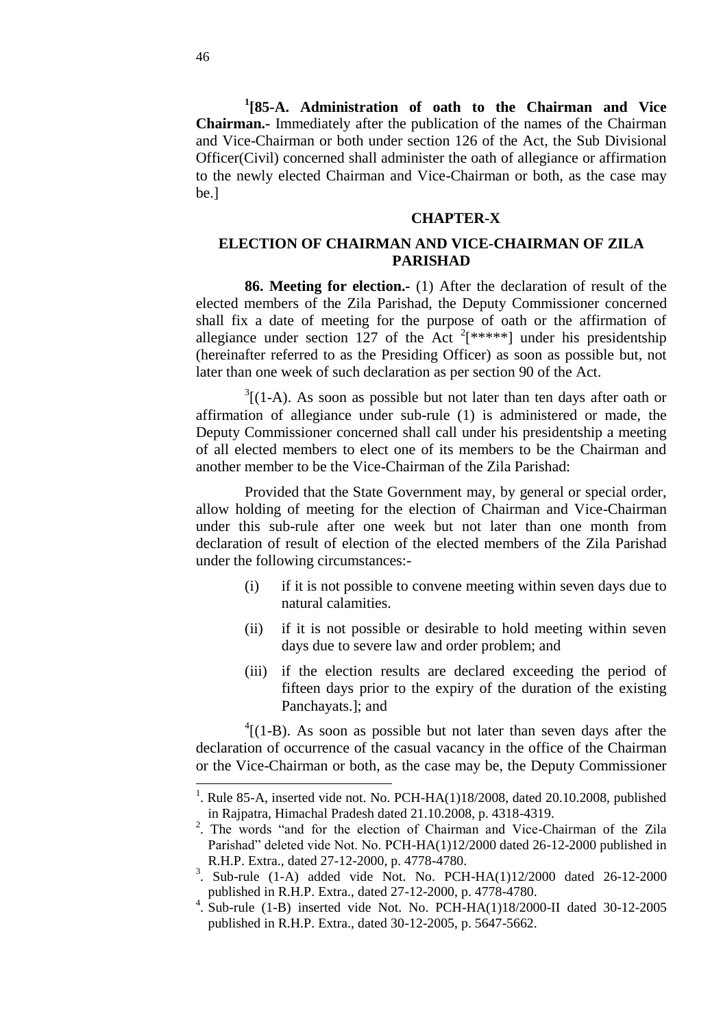[1][85-A. Administration of oath to the Chairman and Vice Chairman.- Immediately after the publication of the names of the Chairman and Vice-Chairman or both under section 126 of the Act, the Sub Divisional Officer(Civil) concerned shall administer the oath of allegiance or affirmation to the newly elected Chairman and Vice-Chairman or both, as the case may be.]

## CHAPTER-X

## ELECTION OF CHAIRMAN AND VICE-CHAIRMAN OF ZILA PARISHAD

**86. Meeting for election.-** (1) After the declaration of result of the elected members of the Zila Parishad, the Deputy Commissioner concerned shall fix a date of meeting for the purpose of oath or the affirmation of allegiance under section 127 of the Act [2][*****] under his presidentship (hereinafter referred to as the Presiding Officer) as soon as possible but, not later than one week of such declaration as per section 90 of the Act.

[3][(1-A). As soon as possible but not later than ten days after oath or affirmation of allegiance under sub-rule (1) is administered or made, the Deputy Commissioner concerned shall call under his presidentship a meeting of all elected members to elect one of its members to be the Chairman and another member to be the Vice-Chairman of the Zila Parishad:

Provided that the State Government may, by general or special order, allow holding of meeting for the election of Chairman and Vice-Chairman under this sub-rule after one week but not later than one month from declaration of result of election of the elected members of the Zila Parishad under the following circumstances:-

(i) if it is not possible to convene meeting within seven days due to natural calamities.

(ii) if it is not possible or desirable to hold meeting within seven days due to severe law and order problem; and

(iii) if the election results are declared exceeding the period of fifteen days prior to the expiry of the duration of the existing Panchayats.]; and

[4][(1-B). As soon as possible but not later than seven days after the declaration of occurrence of the casual vacancy in the office of the Chairman or the Vice-Chairman or both, as the case may be, the Deputy Commissioner

---

1. Rule 85-A, inserted vide not. No. PCH-HA(1)18/2008, dated 20.10.2008, published in Rajpatra, Himachal Pradesh dated 21.10.2008, p. 4318-4319.

2. The words "and for the election of Chairman and Vice-Chairman of the Zila Parishad" deleted vide Not. No. PCH-HA(1)12/2000 dated 26-12-2000 published in R.H.P. Extra., dated 27-12-2000, p. 4778-4780.

3. Sub-rule (1-A) added vide Not. No. PCH-HA(1)12/2000 dated 26-12-2000 published in R.H.P. Extra., dated 27-12-2000, p. 4778-4780.

4. Sub-rule (1-B) inserted vide Not. No. PCH-HA(1)18/2000-II dated 30-12-2005 published in R.H.P. Extra., dated 30-12-2005, p. 5647-5662.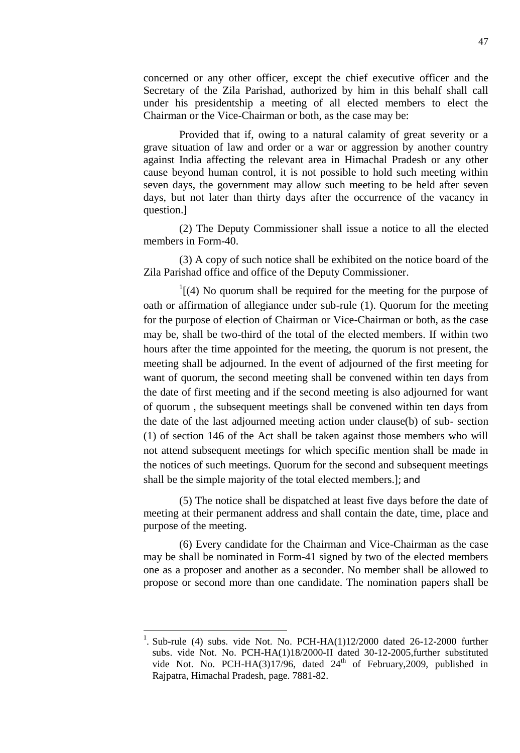concerned or any other officer, except the chief executive officer and the Secretary of the Zila Parishad, authorized by him in this behalf shall call under his presidentship a meeting of all elected members to elect the Chairman or the Vice-Chairman or both, as the case may be:

Provided that if, owing to a natural calamity of great severity or a grave situation of law and order or a war or aggression by another country against India affecting the relevant area in Himachal Pradesh or any other cause beyond human control, it is not possible to hold such meeting within seven days, the government may allow such meeting to be held after seven days, but not later than thirty days after the occurrence of the vacancy in question.]

(2) The Deputy Commissioner shall issue a notice to all the elected members in Form-40.

(3) A copy of such notice shall be exhibited on the notice board of the Zila Parishad office and office of the Deputy Commissioner.

[1][(4) No quorum shall be required for the meeting for the purpose of oath or affirmation of allegiance under sub-rule (1). Quorum for the meeting for the purpose of election of Chairman or Vice-Chairman or both, as the case may be, shall be two-third of the total of the elected members. If within two hours after the time appointed for the meeting, the quorum is not present, the meeting shall be adjourned. In the event of adjourned of the first meeting for want of quorum, the second meeting shall be convened within ten days from the date of first meeting and if the second meeting is also adjourned for want of quorum , the subsequent meetings shall be convened within ten days from the date of the last adjourned meeting action under clause(b) of sub- section (1) of section 146 of the Act shall be taken against those members who will not attend subsequent meetings for which specific mention shall be made in the notices of such meetings. Quorum for the second and subsequent meetings shall be the simple majority of the total elected members.]; and

(5) The notice shall be dispatched at least five days before the date of meeting at their permanent address and shall contain the date, time, place and purpose of the meeting.

(6) Every candidate for the Chairman and Vice-Chairman as the case may be shall be nominated in Form-41 signed by two of the elected members one as a proposer and another as a seconder. No member shall be allowed to propose or second more than one candidate. The nomination papers shall be

---

[1]. Sub-rule (4) subs. vide Not. No. PCH-HA(1)12/2000 dated 26-12-2000 further subs. vide Not. No. PCH-HA(1)18/2000-II dated 30-12-2005,further substituted vide Not. No. PCH-HA(3)17/96, dated 24th of February,2009, published in Rajpatra, Himachal Pradesh, page. 7881-82.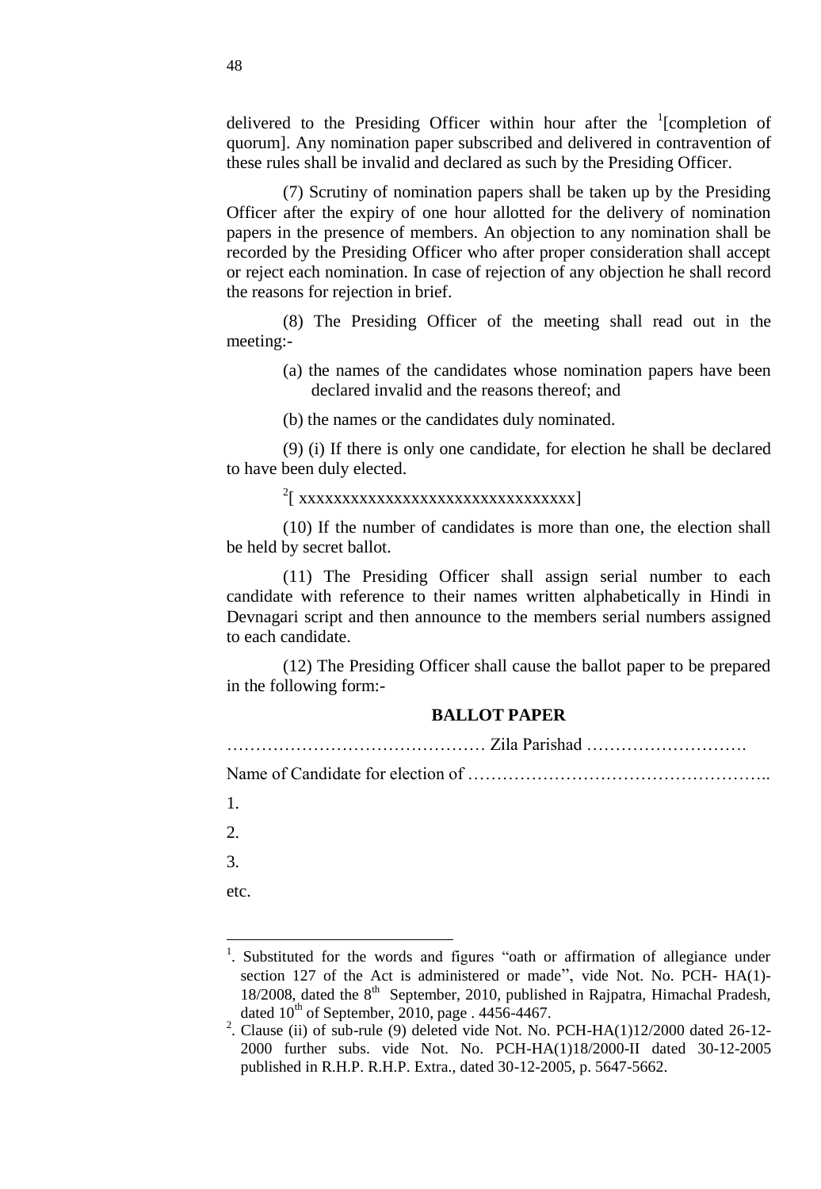delivered to the Presiding Officer within hour after the [1][completion of quorum]. Any nomination paper subscribed and delivered in contravention of these rules shall be invalid and declared as such by the Presiding Officer.

(7) Scrutiny of nomination papers shall be taken up by the Presiding Officer after the expiry of one hour allotted for the delivery of nomination papers in the presence of members. An objection to any nomination shall be recorded by the Presiding Officer who after proper consideration shall accept or reject each nomination. In case of rejection of any objection he shall record the reasons for rejection in brief.

(8) The Presiding Officer of the meeting shall read out in the meeting:-

(a) the names of the candidates whose nomination papers have been declared invalid and the reasons thereof; and

(b) the names or the candidates duly nominated.

(9) (i) If there is only one candidate, for election he shall be declared to have been duly elected.

[2][ xxxxxxxxxxxxxxxxxxxxxxxxxxxxxxxx]

(10) If the number of candidates is more than one, the election shall be held by secret ballot.

(11) The Presiding Officer shall assign serial number to each candidate with reference to their names written alphabetically in Hindi in Devnagari script and then announce to the members serial numbers assigned to each candidate.

(12) The Presiding Officer shall cause the ballot paper to be prepared in the following form:-

**BALLOT PAPER**

……………………………………… Zila Parishad ……………………….

Name of Candidate for election of ……………………………………………..

1.

2.

3.

etc.

---

1. Substituted for the words and figures "oath or affirmation of allegiance under section 127 of the Act is administered or made", vide Not. No. PCH- HA(1)-18/2008, dated the 8th September, 2010, published in Rajpatra, Himachal Pradesh, dated 10th of September, 2010, page . 4456-4467.

2. Clause (ii) of sub-rule (9) deleted vide Not. No. PCH-HA(1)12/2000 dated 26-12-2000 further subs. vide Not. No. PCH-HA(1)18/2000-II dated 30-12-2005 published in R.H.P. R.H.P. Extra., dated 30-12-2005, p. 5647-5662.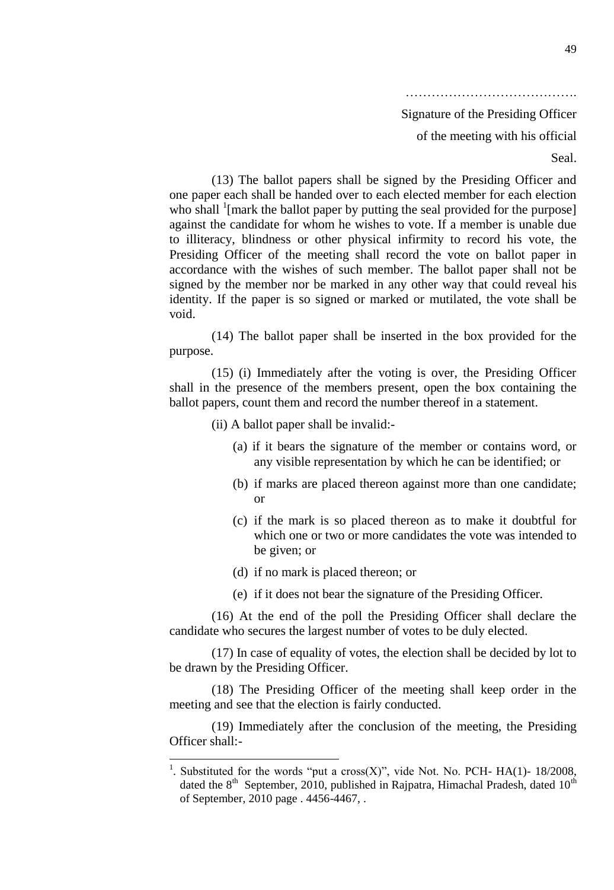…………………………………

Signature of the Presiding Officer

of the meeting with his official

Seal.

(13) The ballot papers shall be signed by the Presiding Officer and one paper each shall be handed over to each elected member for each election who shall [1][mark the ballot paper by putting the seal provided for the purpose] against the candidate for whom he wishes to vote. If a member is unable due to illiteracy, blindness or other physical infirmity to record his vote, the Presiding Officer of the meeting shall record the vote on ballot paper in accordance with the wishes of such member. The ballot paper shall not be signed by the member nor be marked in any other way that could reveal his identity. If the paper is so signed or marked or mutilated, the vote shall be void.

(14) The ballot paper shall be inserted in the box provided for the purpose.

(15) (i) Immediately after the voting is over, the Presiding Officer shall in the presence of the members present, open the box containing the ballot papers, count them and record the number thereof in a statement.

(ii) A ballot paper shall be invalid:-

(a) if it bears the signature of the member or contains word, or any visible representation by which he can be identified; or

(b) if marks are placed thereon against more than one candidate; or

(c) if the mark is so placed thereon as to make it doubtful for which one or two or more candidates the vote was intended to be given; or

(d) if no mark is placed thereon; or

(e) if it does not bear the signature of the Presiding Officer.

(16) At the end of the poll the Presiding Officer shall declare the candidate who secures the largest number of votes to be duly elected.

(17) In case of equality of votes, the election shall be decided by lot to be drawn by the Presiding Officer.

(18) The Presiding Officer of the meeting shall keep order in the meeting and see that the election is fairly conducted.

(19) Immediately after the conclusion of the meeting, the Presiding Officer shall:-

---

[1]. Substituted for the words "put a cross(X)", vide Not. No. PCH- HA(1)- 18/2008, dated the 8th September, 2010, published in Rajpatra, Himachal Pradesh, dated 10th of September, 2010 page . 4456-4467, .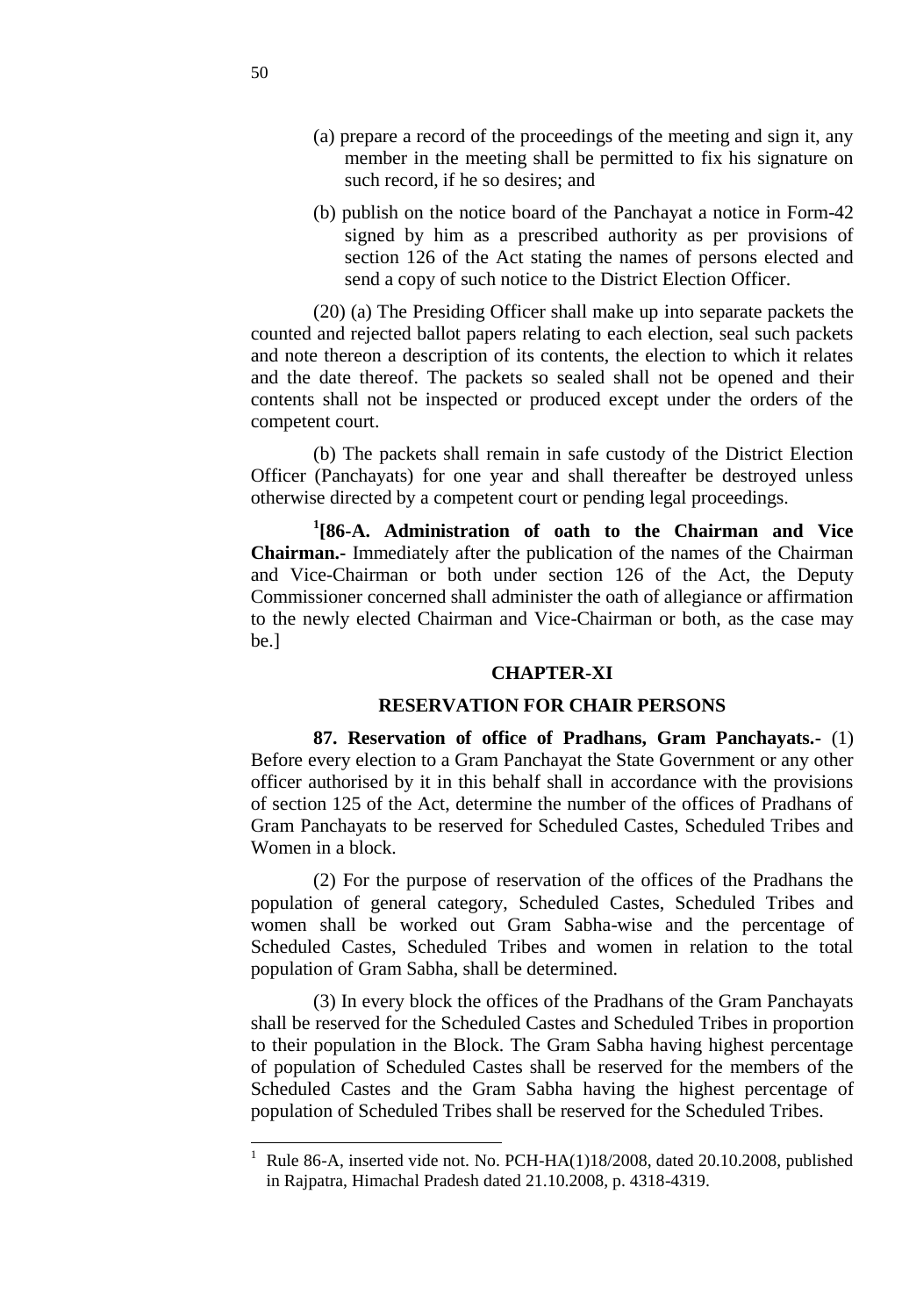(a) prepare a record of the proceedings of the meeting and sign it, any member in the meeting shall be permitted to fix his signature on such record, if he so desires; and

(b) publish on the notice board of the Panchayat a notice in Form-42 signed by him as a prescribed authority as per provisions of section 126 of the Act stating the names of persons elected and send a copy of such notice to the District Election Officer.

(20) (a) The Presiding Officer shall make up into separate packets the counted and rejected ballot papers relating to each election, seal such packets and note thereon a description of its contents, the election to which it relates and the date thereof. The packets so sealed shall not be opened and their contents shall not be inspected or produced except under the orders of the competent court.

(b) The packets shall remain in safe custody of the District Election Officer (Panchayats) for one year and shall thereafter be destroyed unless otherwise directed by a competent court or pending legal proceedings.

[1][**86-A. Administration of oath to the Chairman and Vice Chairman.-** Immediately after the publication of the names of the Chairman and Vice-Chairman or both under section 126 of the Act, the Deputy Commissioner concerned shall administer the oath of allegiance or affirmation to the newly elected Chairman and Vice-Chairman or both, as the case may be.]

## CHAPTER-XI

## RESERVATION FOR CHAIR PERSONS

**87. Reservation of office of Pradhans, Gram Panchayats.-** (1) Before every election to a Gram Panchayat the State Government or any other officer authorised by it in this behalf shall in accordance with the provisions of section 125 of the Act, determine the number of the offices of Pradhans of Gram Panchayats to be reserved for Scheduled Castes, Scheduled Tribes and Women in a block.

(2) For the purpose of reservation of the offices of the Pradhans the population of general category, Scheduled Castes, Scheduled Tribes and women shall be worked out Gram Sabha-wise and the percentage of Scheduled Castes, Scheduled Tribes and women in relation to the total population of Gram Sabha, shall be determined.

(3) In every block the offices of the Pradhans of the Gram Panchayats shall be reserved for the Scheduled Castes and Scheduled Tribes in proportion to their population in the Block. The Gram Sabha having highest percentage of population of Scheduled Castes shall be reserved for the members of the Scheduled Castes and the Gram Sabha having the highest percentage of population of Scheduled Tribes shall be reserved for the Scheduled Tribes.

---

[1] Rule 86-A, inserted vide not. No. PCH-HA(1)18/2008, dated 20.10.2008, published in Rajpatra, Himachal Pradesh dated 21.10.2008, p. 4318-4319.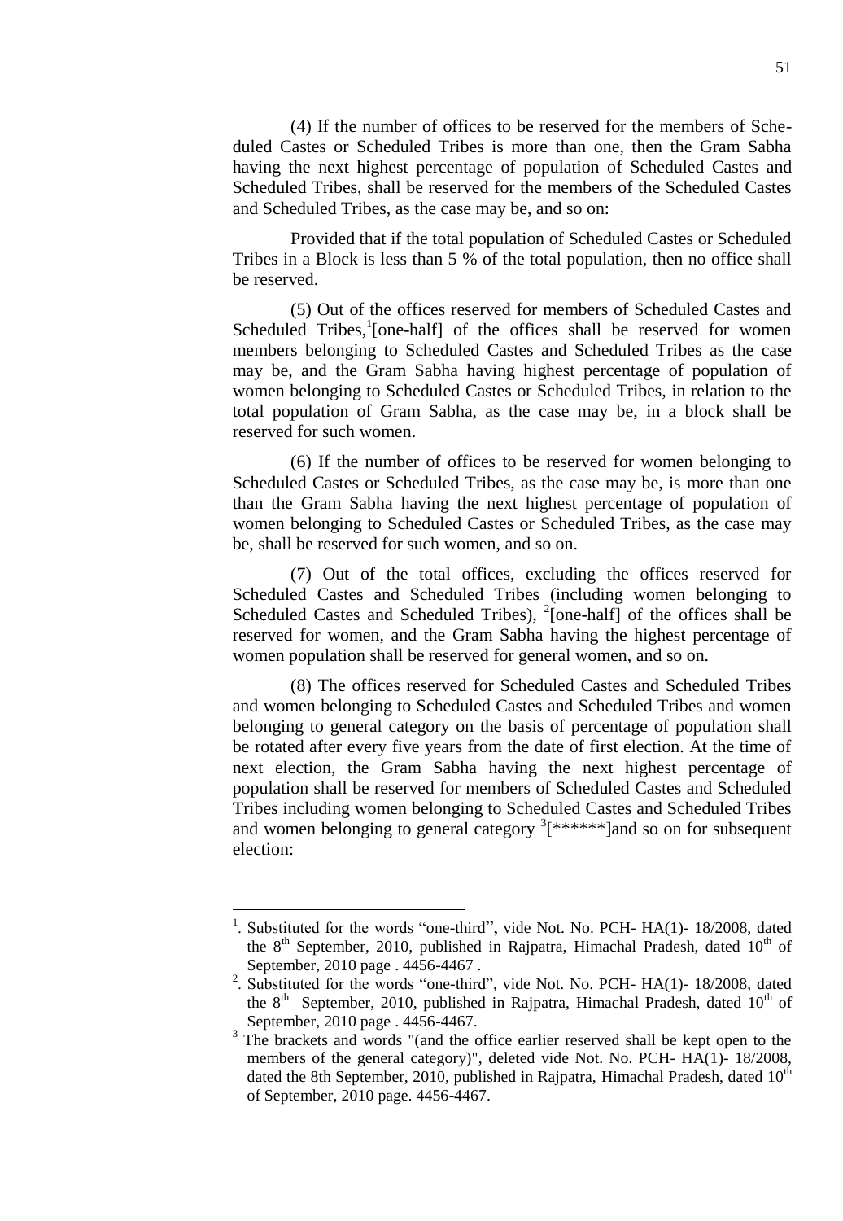(4) If the number of offices to be reserved for the members of Scheduled Castes or Scheduled Tribes is more than one, then the Gram Sabha having the next highest percentage of population of Scheduled Castes and Scheduled Tribes, shall be reserved for the members of the Scheduled Castes and Scheduled Tribes, as the case may be, and so on:

Provided that if the total population of Scheduled Castes or Scheduled Tribes in a Block is less than 5 % of the total population, then no office shall be reserved.

(5) Out of the offices reserved for members of Scheduled Castes and Scheduled Tribes,[1][one-half] of the offices shall be reserved for women members belonging to Scheduled Castes and Scheduled Tribes as the case may be, and the Gram Sabha having highest percentage of population of women belonging to Scheduled Castes or Scheduled Tribes, in relation to the total population of Gram Sabha, as the case may be, in a block shall be reserved for such women.

(6) If the number of offices to be reserved for women belonging to Scheduled Castes or Scheduled Tribes, as the case may be, is more than one than the Gram Sabha having the next highest percentage of population of women belonging to Scheduled Castes or Scheduled Tribes, as the case may be, shall be reserved for such women, and so on.

(7) Out of the total offices, excluding the offices reserved for Scheduled Castes and Scheduled Tribes (including women belonging to Scheduled Castes and Scheduled Tribes), [2][one-half] of the offices shall be reserved for women, and the Gram Sabha having the highest percentage of women population shall be reserved for general women, and so on.

(8) The offices reserved for Scheduled Castes and Scheduled Tribes and women belonging to Scheduled Castes and Scheduled Tribes and women belonging to general category on the basis of percentage of population shall be rotated after every five years from the date of first election. At the time of next election, the Gram Sabha having the next highest percentage of population shall be reserved for members of Scheduled Castes and Scheduled Tribes including women belonging to Scheduled Castes and Scheduled Tribes and women belonging to general category [3][******]and so on for subsequent election:

---

[1]. Substituted for the words "one-third", vide Not. No. PCH- HA(1)- 18/2008, dated the 8th September, 2010, published in Rajpatra, Himachal Pradesh, dated 10th of September, 2010 page . 4456-4467 .

[2]. Substituted for the words "one-third", vide Not. No. PCH- HA(1)- 18/2008, dated the 8th September, 2010, published in Rajpatra, Himachal Pradesh, dated 10th of September, 2010 page . 4456-4467.

[3] The brackets and words "(and the office earlier reserved shall be kept open to the members of the general category)", deleted vide Not. No. PCH- HA(1)- 18/2008, dated the 8th September, 2010, published in Rajpatra, Himachal Pradesh, dated 10th of September, 2010 page. 4456-4467.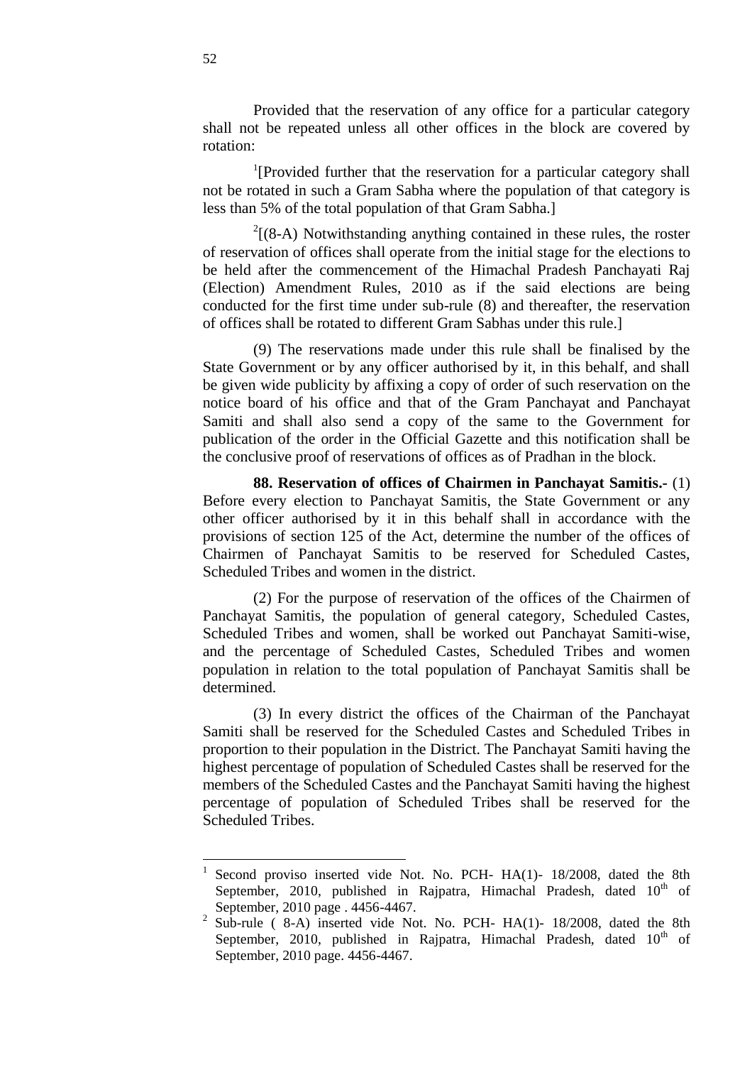Provided that the reservation of any office for a particular category shall not be repeated unless all other offices in the block are covered by rotation:

[1][Provided further that the reservation for a particular category shall not be rotated in such a Gram Sabha where the population of that category is less than 5% of the total population of that Gram Sabha.]

[2][(8-A) Notwithstanding anything contained in these rules, the roster of reservation of offices shall operate from the initial stage for the elections to be held after the commencement of the Himachal Pradesh Panchayati Raj (Election) Amendment Rules, 2010 as if the said elections are being conducted for the first time under sub-rule (8) and thereafter, the reservation of offices shall be rotated to different Gram Sabhas under this rule.]

(9) The reservations made under this rule shall be finalised by the State Government or by any officer authorised by it, in this behalf, and shall be given wide publicity by affixing a copy of order of such reservation on the notice board of his office and that of the Gram Panchayat and Panchayat Samiti and shall also send a copy of the same to the Government for publication of the order in the Official Gazette and this notification shall be the conclusive proof of reservations of offices as of Pradhan in the block.

**88. Reservation of offices of Chairmen in Panchayat Samitis.-** (1) Before every election to Panchayat Samitis, the State Government or any other officer authorised by it in this behalf shall in accordance with the provisions of section 125 of the Act, determine the number of the offices of Chairmen of Panchayat Samitis to be reserved for Scheduled Castes, Scheduled Tribes and women in the district.

(2) For the purpose of reservation of the offices of the Chairmen of Panchayat Samitis, the population of general category, Scheduled Castes, Scheduled Tribes and women, shall be worked out Panchayat Samiti-wise, and the percentage of Scheduled Castes, Scheduled Tribes and women population in relation to the total population of Panchayat Samitis shall be determined.

(3) In every district the offices of the Chairman of the Panchayat Samiti shall be reserved for the Scheduled Castes and Scheduled Tribes in proportion to their population in the District. The Panchayat Samiti having the highest percentage of population of Scheduled Castes shall be reserved for the members of the Scheduled Castes and the Panchayat Samiti having the highest percentage of population of Scheduled Tribes shall be reserved for the Scheduled Tribes.

---

[1] Second proviso inserted vide Not. No. PCH- HA(1)- 18/2008, dated the 8th September, 2010, published in Rajpatra, Himachal Pradesh, dated 10th of September, 2010 page . 4456-4467.

[2] Sub-rule ( 8-A) inserted vide Not. No. PCH- HA(1)- 18/2008, dated the 8th September, 2010, published in Rajpatra, Himachal Pradesh, dated 10th of September, 2010 page. 4456-4467.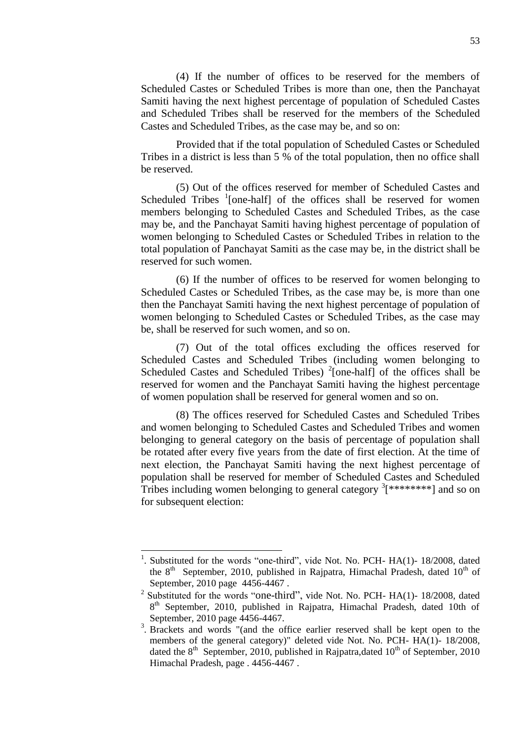(4) If the number of offices to be reserved for the members of Scheduled Castes or Scheduled Tribes is more than one, then the Panchayat Samiti having the next highest percentage of population of Scheduled Castes and Scheduled Tribes shall be reserved for the members of the Scheduled Castes and Scheduled Tribes, as the case may be, and so on:

Provided that if the total population of Scheduled Castes or Scheduled Tribes in a district is less than 5 % of the total population, then no office shall be reserved.

(5) Out of the offices reserved for member of Scheduled Castes and Scheduled Tribes [1][one-half] of the offices shall be reserved for women members belonging to Scheduled Castes and Scheduled Tribes, as the case may be, and the Panchayat Samiti having highest percentage of population of women belonging to Scheduled Castes or Scheduled Tribes in relation to the total population of Panchayat Samiti as the case may be, in the district shall be reserved for such women.

(6) If the number of offices to be reserved for women belonging to Scheduled Castes or Scheduled Tribes, as the case may be, is more than one then the Panchayat Samiti having the next highest percentage of population of women belonging to Scheduled Castes or Scheduled Tribes, as the case may be, shall be reserved for such women, and so on.

(7) Out of the total offices excluding the offices reserved for Scheduled Castes and Scheduled Tribes (including women belonging to Scheduled Castes and Scheduled Tribes) [2][one-half] of the offices shall be reserved for women and the Panchayat Samiti having the highest percentage of women population shall be reserved for general women and so on.

(8) The offices reserved for Scheduled Castes and Scheduled Tribes and women belonging to Scheduled Castes and Scheduled Tribes and women belonging to general category on the basis of percentage of population shall be rotated after every five years from the date of first election. At the time of next election, the Panchayat Samiti having the next highest percentage of population shall be reserved for member of Scheduled Castes and Scheduled Tribes including women belonging to general category [3][********] and so on for subsequent election:

---

1. Substituted for the words "one-third", vide Not. No. PCH- HA(1)- 18/2008, dated the 8th September, 2010, published in Rajpatra, Himachal Pradesh, dated 10th of September, 2010 page 4456-4467 .

2. Substituted for the words "one-third", vide Not. No. PCH- HA(1)- 18/2008, dated 8th September, 2010, published in Rajpatra, Himachal Pradesh, dated 10th of September, 2010 page 4456-4467.

3. Brackets and words "(and the office earlier reserved shall be kept open to the members of the general category)" deleted vide Not. No. PCH- HA(1)- 18/2008, dated the 8th September, 2010, published in Rajpatra,dated 10th of September, 2010 Himachal Pradesh, page . 4456-4467 .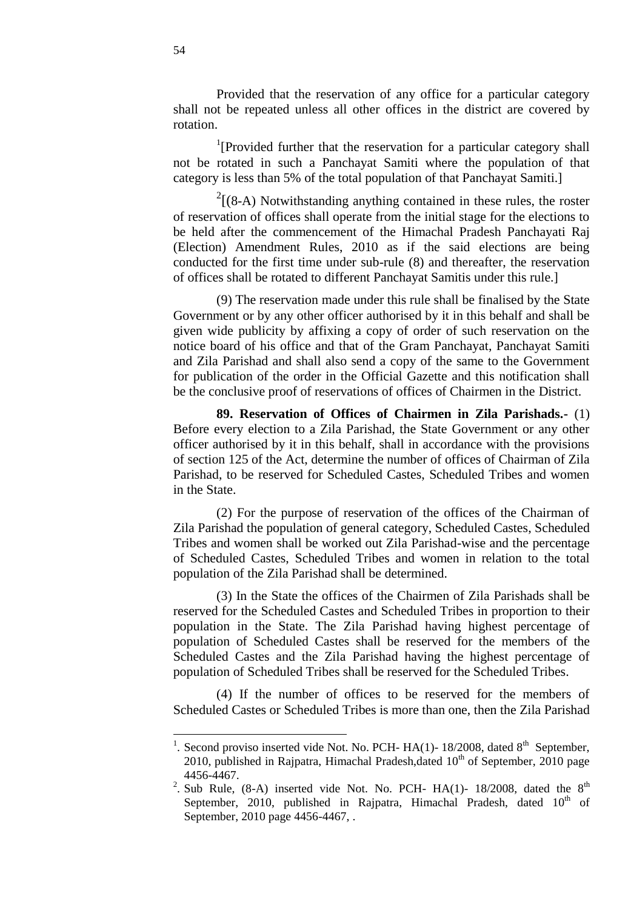Provided that the reservation of any office for a particular category shall not be repeated unless all other offices in the district are covered by rotation.

[1][Provided further that the reservation for a particular category shall not be rotated in such a Panchayat Samiti where the population of that category is less than 5% of the total population of that Panchayat Samiti.]

[2][(8-A) Notwithstanding anything contained in these rules, the roster of reservation of offices shall operate from the initial stage for the elections to be held after the commencement of the Himachal Pradesh Panchayati Raj (Election) Amendment Rules, 2010 as if the said elections are being conducted for the first time under sub-rule (8) and thereafter, the reservation of offices shall be rotated to different Panchayat Samitis under this rule.]

(9) The reservation made under this rule shall be finalised by the State Government or by any other officer authorised by it in this behalf and shall be given wide publicity by affixing a copy of order of such reservation on the notice board of his office and that of the Gram Panchayat, Panchayat Samiti and Zila Parishad and shall also send a copy of the same to the Government for publication of the order in the Official Gazette and this notification shall be the conclusive proof of reservations of offices of Chairmen in the District.

**89. Reservation of Offices of Chairmen in Zila Parishads.-** (1) Before every election to a Zila Parishad, the State Government or any other officer authorised by it in this behalf, shall in accordance with the provisions of section 125 of the Act, determine the number of offices of Chairman of Zila Parishad, to be reserved for Scheduled Castes, Scheduled Tribes and women in the State.

(2) For the purpose of reservation of the offices of the Chairman of Zila Parishad the population of general category, Scheduled Castes, Scheduled Tribes and women shall be worked out Zila Parishad-wise and the percentage of Scheduled Castes, Scheduled Tribes and women in relation to the total population of the Zila Parishad shall be determined.

(3) In the State the offices of the Chairmen of Zila Parishads shall be reserved for the Scheduled Castes and Scheduled Tribes in proportion to their population in the State. The Zila Parishad having highest percentage of population of Scheduled Castes shall be reserved for the members of the Scheduled Castes and the Zila Parishad having the highest percentage of population of Scheduled Tribes shall be reserved for the Scheduled Tribes.

(4) If the number of offices to be reserved for the members of Scheduled Castes or Scheduled Tribes is more than one, then the Zila Parishad

---

[1]. Second proviso inserted vide Not. No. PCH- HA(1)- 18/2008, dated 8th September, 2010, published in Rajpatra, Himachal Pradesh,dated 10th of September, 2010 page 4456-4467.

[2]. Sub Rule, (8-A) inserted vide Not. No. PCH- HA(1)- 18/2008, dated the 8th September, 2010, published in Rajpatra, Himachal Pradesh, dated 10th of September, 2010 page 4456-4467, .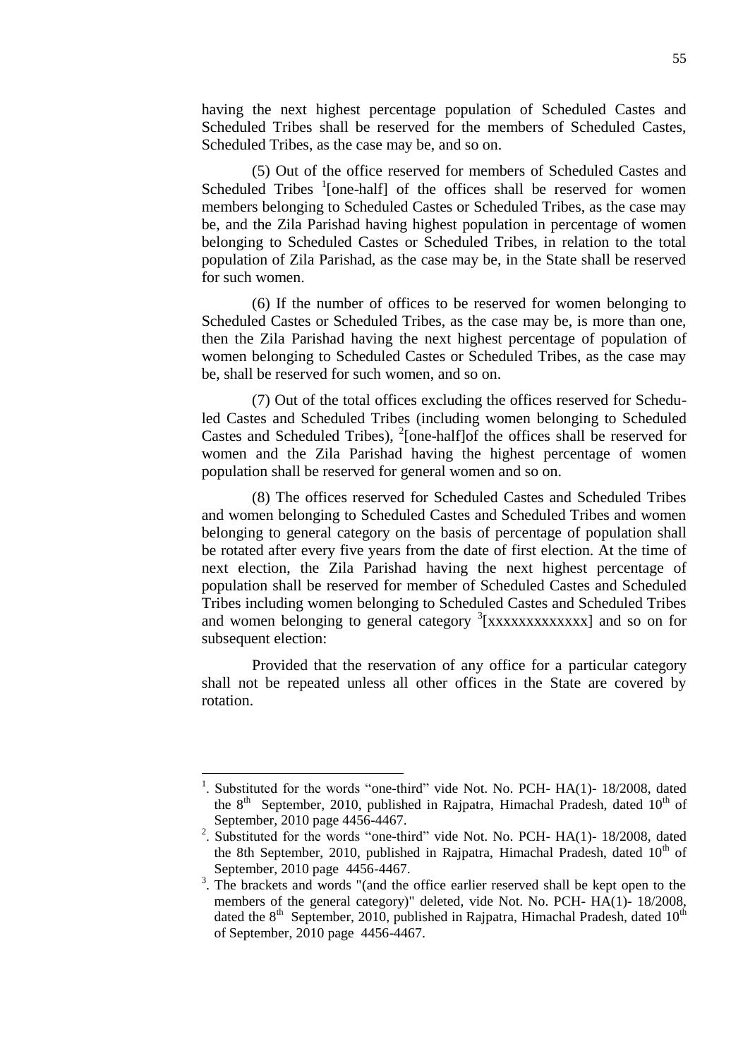having the next highest percentage population of Scheduled Castes and Scheduled Tribes shall be reserved for the members of Scheduled Castes, Scheduled Tribes, as the case may be, and so on.

(5) Out of the office reserved for members of Scheduled Castes and Scheduled Tribes [1][one-half] of the offices shall be reserved for women members belonging to Scheduled Castes or Scheduled Tribes, as the case may be, and the Zila Parishad having highest population in percentage of women belonging to Scheduled Castes or Scheduled Tribes, in relation to the total population of Zila Parishad, as the case may be, in the State shall be reserved for such women.

(6) If the number of offices to be reserved for women belonging to Scheduled Castes or Scheduled Tribes, as the case may be, is more than one, then the Zila Parishad having the next highest percentage of population of women belonging to Scheduled Castes or Scheduled Tribes, as the case may be, shall be reserved for such women, and so on.

(7) Out of the total offices excluding the offices reserved for Scheduled Castes and Scheduled Tribes (including women belonging to Scheduled Castes and Scheduled Tribes), [2][one-half]of the offices shall be reserved for women and the Zila Parishad having the highest percentage of women population shall be reserved for general women and so on.

(8) The offices reserved for Scheduled Castes and Scheduled Tribes and women belonging to Scheduled Castes and Scheduled Tribes and women belonging to general category on the basis of percentage of population shall be rotated after every five years from the date of first election. At the time of next election, the Zila Parishad having the next highest percentage of population shall be reserved for member of Scheduled Castes and Scheduled Tribes including women belonging to Scheduled Castes and Scheduled Tribes and women belonging to general category [3][xxxxxxxxxxxxx] and so on for subsequent election:

Provided that the reservation of any office for a particular category shall not be repeated unless all other offices in the State are covered by rotation.

---

1. Substituted for the words "one-third" vide Not. No. PCH- HA(1)- 18/2008, dated the 8th September, 2010, published in Rajpatra, Himachal Pradesh, dated 10th of September, 2010 page 4456-4467.
2. Substituted for the words "one-third" vide Not. No. PCH- HA(1)- 18/2008, dated the 8th September, 2010, published in Rajpatra, Himachal Pradesh, dated 10th of September, 2010 page 4456-4467.
3. The brackets and words "(and the office earlier reserved shall be kept open to the members of the general category)" deleted, vide Not. No. PCH- HA(1)- 18/2008, dated the 8th September, 2010, published in Rajpatra, Himachal Pradesh, dated 10th of September, 2010 page 4456-4467.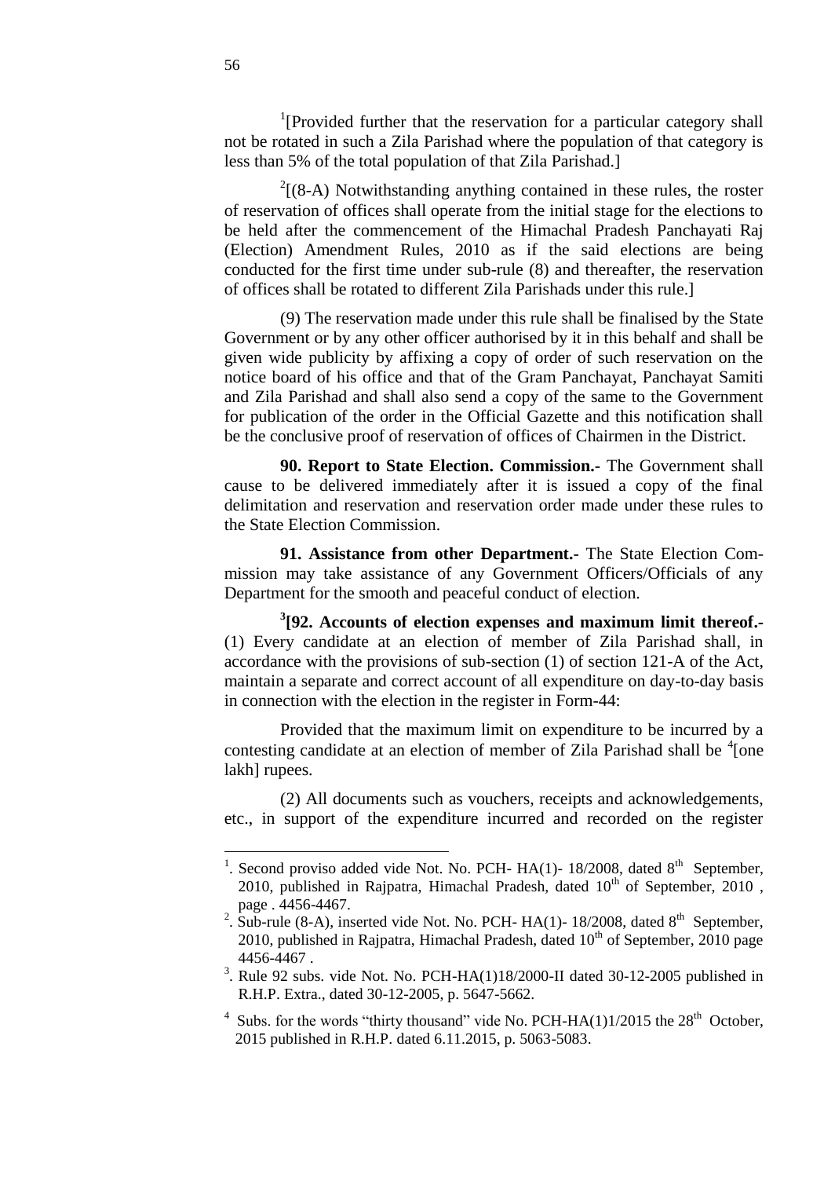[1][Provided further that the reservation for a particular category shall not be rotated in such a Zila Parishad where the population of that category is less than 5% of the total population of that Zila Parishad.]

[2][(8-A) Notwithstanding anything contained in these rules, the roster of reservation of offices shall operate from the initial stage for the elections to be held after the commencement of the Himachal Pradesh Panchayati Raj (Election) Amendment Rules, 2010 as if the said elections are being conducted for the first time under sub-rule (8) and thereafter, the reservation of offices shall be rotated to different Zila Parishads under this rule.]

(9) The reservation made under this rule shall be finalised by the State Government or by any other officer authorised by it in this behalf and shall be given wide publicity by affixing a copy of order of such reservation on the notice board of his office and that of the Gram Panchayat, Panchayat Samiti and Zila Parishad and shall also send a copy of the same to the Government for publication of the order in the Official Gazette and this notification shall be the conclusive proof of reservation of offices of Chairmen in the District.

**90. Report to State Election. Commission.-** The Government shall cause to be delivered immediately after it is issued a copy of the final delimitation and reservation and reservation order made under these rules to the State Election Commission.

**91. Assistance from other Department.-** The State Election Commission may take assistance of any Government Officers/Officials of any Department for the smooth and peaceful conduct of election.

**[3][92. Accounts of election expenses and maximum limit thereof.-** (1) Every candidate at an election of member of Zila Parishad shall, in accordance with the provisions of sub-section (1) of section 121-A of the Act, maintain a separate and correct account of all expenditure on day-to-day basis in connection with the election in the register in Form-44:

Provided that the maximum limit on expenditure to be incurred by a contesting candidate at an election of member of Zila Parishad shall be [4][one lakh] rupees.

(2) All documents such as vouchers, receipts and acknowledgements, etc., in support of the expenditure incurred and recorded on the register

---

1. Second proviso added vide Not. No. PCH- HA(1)- 18/2008, dated 8th September, 2010, published in Rajpatra, Himachal Pradesh, dated 10th of September, 2010 , page . 4456-4467.
2. Sub-rule (8-A), inserted vide Not. No. PCH- HA(1)- 18/2008, dated 8th September, 2010, published in Rajpatra, Himachal Pradesh, dated 10th of September, 2010 page 4456-4467 .
3. Rule 92 subs. vide Not. No. PCH-HA(1)18/2000-II dated 30-12-2005 published in R.H.P. Extra., dated 30-12-2005, p. 5647-5662.
4. Subs. for the words "thirty thousand" vide No. PCH-HA(1)1/2015 the 28th October, 2015 published in R.H.P. dated 6.11.2015, p. 5063-5083.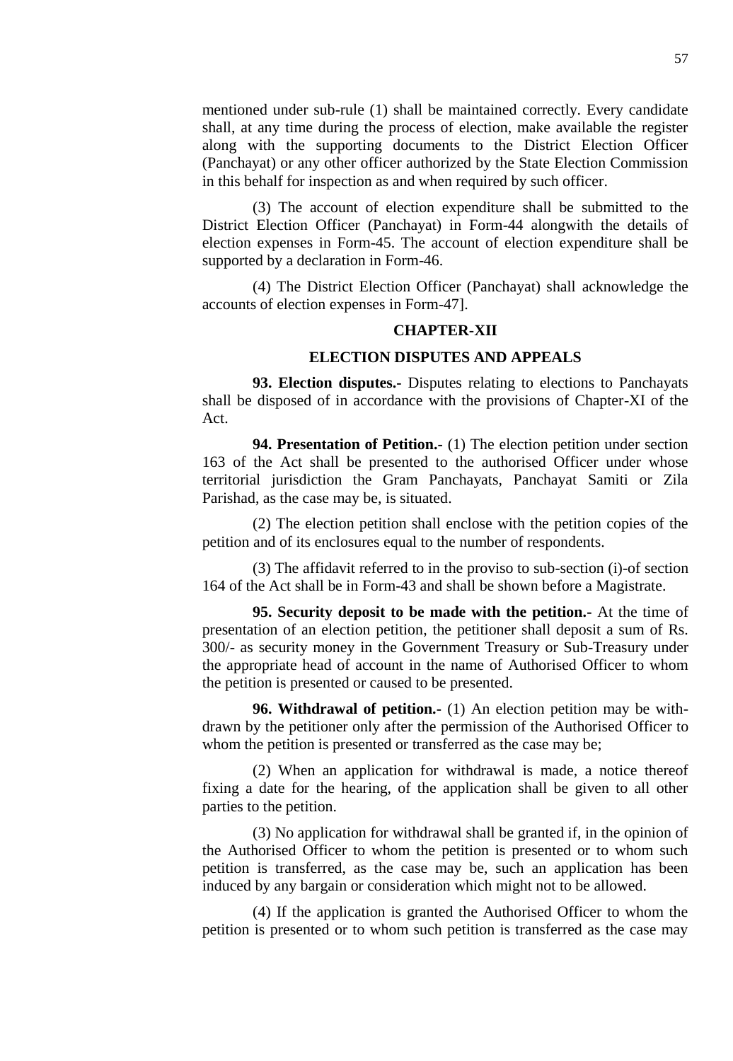mentioned under sub-rule (1) shall be maintained correctly. Every candidate shall, at any time during the process of election, make available the register along with the supporting documents to the District Election Officer (Panchayat) or any other officer authorized by the State Election Commission in this behalf for inspection as and when required by such officer.

(3) The account of election expenditure shall be submitted to the District Election Officer (Panchayat) in Form-44 alongwith the details of election expenses in Form-45. The account of election expenditure shall be supported by a declaration in Form-46.

(4) The District Election Officer (Panchayat) shall acknowledge the accounts of election expenses in Form-47].

## CHAPTER-XII

## ELECTION DISPUTES AND APPEALS

**93. Election disputes.-** Disputes relating to elections to Panchayats shall be disposed of in accordance with the provisions of Chapter-XI of the Act.

**94. Presentation of Petition.-** (1) The election petition under section 163 of the Act shall be presented to the authorised Officer under whose territorial jurisdiction the Gram Panchayats, Panchayat Samiti or Zila Parishad, as the case may be, is situated.

(2) The election petition shall enclose with the petition copies of the petition and of its enclosures equal to the number of respondents.

(3) The affidavit referred to in the proviso to sub-section (i)-of section 164 of the Act shall be in Form-43 and shall be shown before a Magistrate.

**95. Security deposit to be made with the petition.-** At the time of presentation of an election petition, the petitioner shall deposit a sum of Rs. 300/- as security money in the Government Treasury or Sub-Treasury under the appropriate head of account in the name of Authorised Officer to whom the petition is presented or caused to be presented.

**96. Withdrawal of petition.-** (1) An election petition may be with-drawn by the petitioner only after the permission of the Authorised Officer to whom the petition is presented or transferred as the case may be;

(2) When an application for withdrawal is made, a notice thereof fixing a date for the hearing, of the application shall be given to all other parties to the petition.

(3) No application for withdrawal shall be granted if, in the opinion of the Authorised Officer to whom the petition is presented or to whom such petition is transferred, as the case may be, such an application has been induced by any bargain or consideration which might not to be allowed.

(4) If the application is granted the Authorised Officer to whom the petition is presented or to whom such petition is transferred as the case may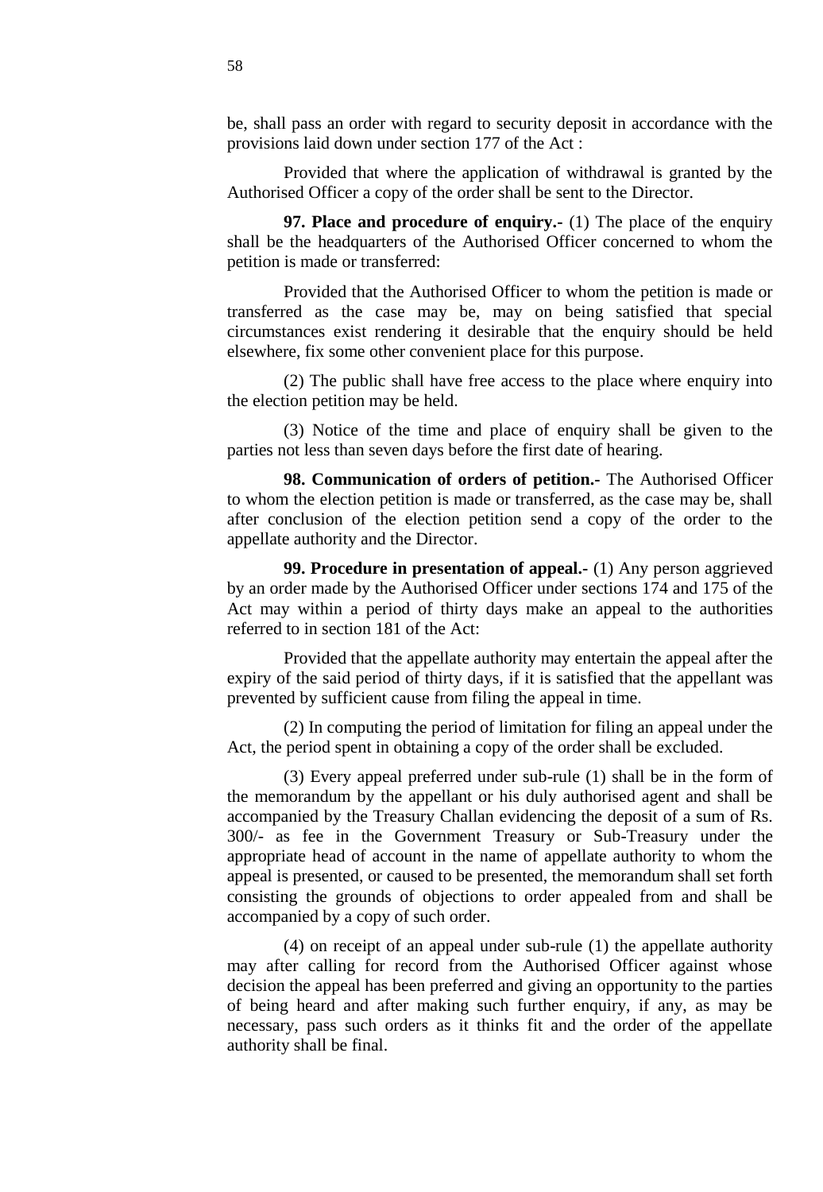be, shall pass an order with regard to security deposit in accordance with the provisions laid down under section 177 of the Act :

Provided that where the application of withdrawal is granted by the Authorised Officer a copy of the order shall be sent to the Director.

**97. Place and procedure of enquiry.-** (1) The place of the enquiry shall be the headquarters of the Authorised Officer concerned to whom the petition is made or transferred:

Provided that the Authorised Officer to whom the petition is made or transferred as the case may be, may on being satisfied that special circumstances exist rendering it desirable that the enquiry should be held elsewhere, fix some other convenient place for this purpose.

(2) The public shall have free access to the place where enquiry into the election petition may be held.

(3) Notice of the time and place of enquiry shall be given to the parties not less than seven days before the first date of hearing.

**98. Communication of orders of petition.-** The Authorised Officer to whom the election petition is made or transferred, as the case may be, shall after conclusion of the election petition send a copy of the order to the appellate authority and the Director.

**99. Procedure in presentation of appeal.-** (1) Any person aggrieved by an order made by the Authorised Officer under sections 174 and 175 of the Act may within a period of thirty days make an appeal to the authorities referred to in section 181 of the Act:

Provided that the appellate authority may entertain the appeal after the expiry of the said period of thirty days, if it is satisfied that the appellant was prevented by sufficient cause from filing the appeal in time.

(2) In computing the period of limitation for filing an appeal under the Act, the period spent in obtaining a copy of the order shall be excluded.

(3) Every appeal preferred under sub-rule (1) shall be in the form of the memorandum by the appellant or his duly authorised agent and shall be accompanied by the Treasury Challan evidencing the deposit of a sum of Rs. 300/- as fee in the Government Treasury or Sub-Treasury under the appropriate head of account in the name of appellate authority to whom the appeal is presented, or caused to be presented, the memorandum shall set forth consisting the grounds of objections to order appealed from and shall be accompanied by a copy of such order.

(4) on receipt of an appeal under sub-rule (1) the appellate authority may after calling for record from the Authorised Officer against whose decision the appeal has been preferred and giving an opportunity to the parties of being heard and after making such further enquiry, if any, as may be necessary, pass such orders as it thinks fit and the order of the appellate authority shall be final.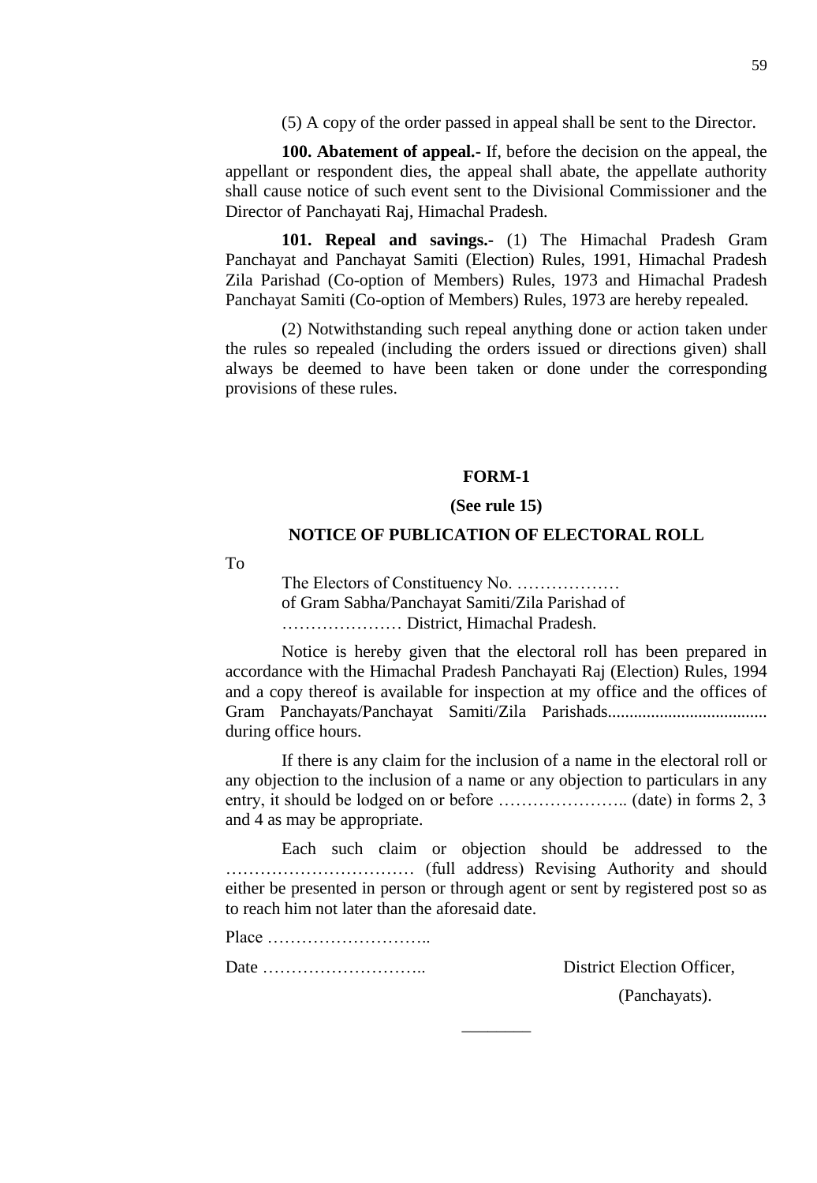(5) A copy of the order passed in appeal shall be sent to the Director.

**100. Abatement of appeal.**- If, before the decision on the appeal, the appellant or respondent dies, the appeal shall abate, the appellate authority shall cause notice of such event sent to the Divisional Commissioner and the Director of Panchayati Raj, Himachal Pradesh.

**101. Repeal and savings.**- (1) The Himachal Pradesh Gram Panchayat and Panchayat Samiti (Election) Rules, 1991, Himachal Pradesh Zila Parishad (Co-option of Members) Rules, 1973 and Himachal Pradesh Panchayat Samiti (Co-option of Members) Rules, 1973 are hereby repealed.

(2) Notwithstanding such repeal anything done or action taken under the rules so repealed (including the orders issued or directions given) shall always be deemed to have been taken or done under the corresponding provisions of these rules.

## FORM-1

**(See rule 15)**

### NOTICE OF PUBLICATION OF ELECTORAL ROLL

To

The Electors of Constituency No. ………………
of Gram Sabha/Panchayat Samiti/Zila Parishad of
………………… District, Himachal Pradesh.

Notice is hereby given that the electoral roll has been prepared in accordance with the Himachal Pradesh Panchayati Raj (Election) Rules, 1994 and a copy thereof is available for inspection at my office and the offices of Gram Panchayats/Panchayat Samiti/Zila Parishads.................................... during office hours.

If there is any claim for the inclusion of a name in the electoral roll or any objection to the inclusion of a name or any objection to particulars in any entry, it should be lodged on or before ………………….. (date) in forms 2, 3 and 4 as may be appropriate.

Each such claim or objection should be addressed to the …………………………… (full address) Revising Authority and should either be presented in person or through agent or sent by registered post so as to reach him not later than the aforesaid date.

Place ………………………..

Date ……………………….. District Election Officer,

(Panchayats).

________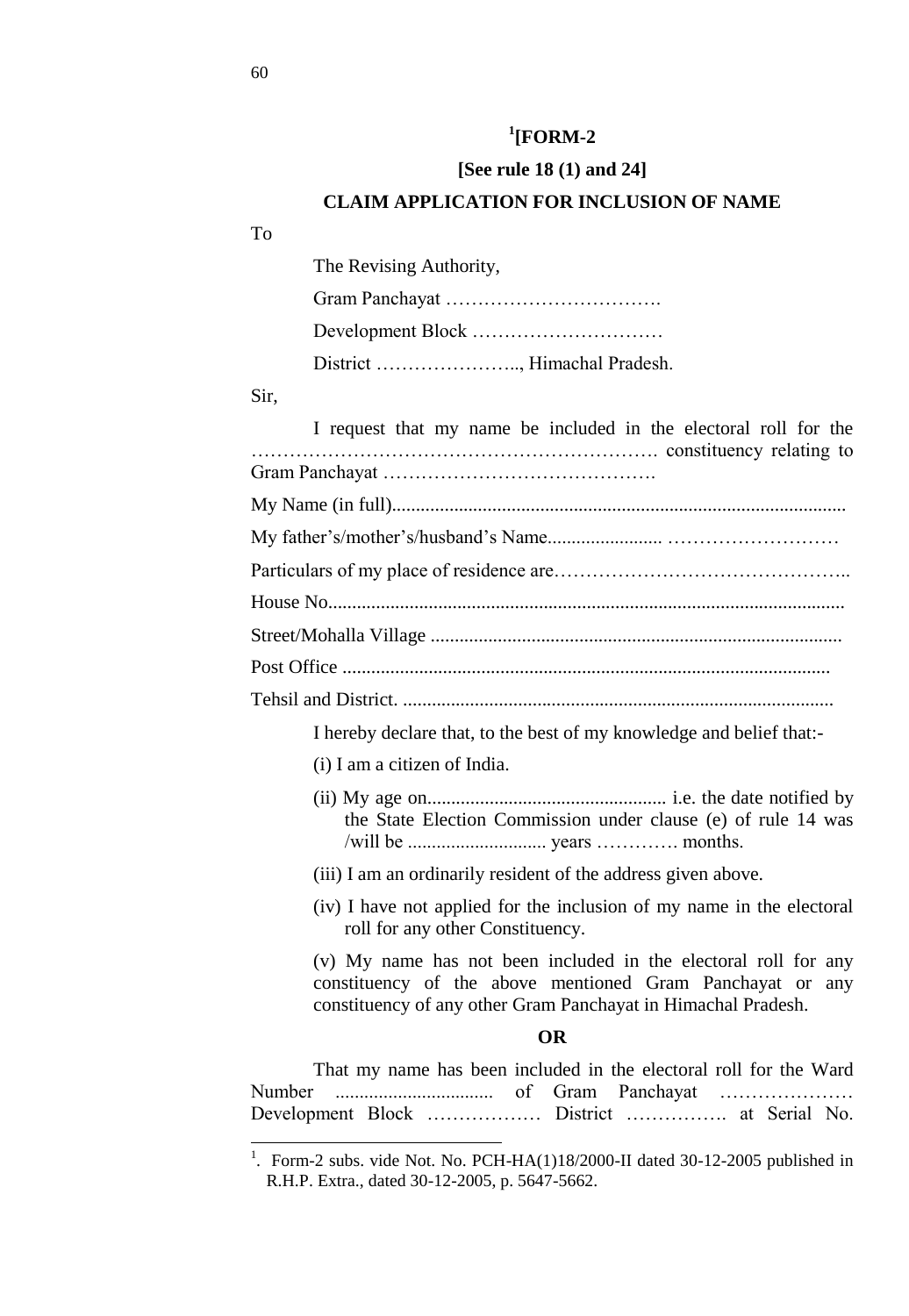# [1][FORM-2

**[See rule 18 (1) and 24]**

**CLAIM APPLICATION FOR INCLUSION OF NAME**

To

The Revising Authority,

Gram Panchayat …………………………….

Development Block …………………………

District ………………….., Himachal Pradesh.

Sir,

I request that my name be included in the electoral roll for the ………………………………………………………. constituency relating to Gram Panchayat …………………………………….

My Name (in full)............................................................................................

My father's/mother's/husband's Name....................... ………………………

Particulars of my place of residence are………………………………………..

House No..........................................................................................................

Street/Mohalla Village .....................................................................................

Post Office .....................................................................................................

Tehsil and District. .........................................................................................

I hereby declare that, to the best of my knowledge and belief that:-

(i) I am a citizen of India.

(ii) My age on.................................................. i.e. the date notified by the State Election Commission under clause (e) of rule 14 was /will be ............................ years …………. months.

(iii) I am an ordinarily resident of the address given above.

(iv) I have not applied for the inclusion of my name in the electoral roll for any other Constituency.

(v) My name has not been included in the electoral roll for any constituency of the above mentioned Gram Panchayat or any constituency of any other Gram Panchayat in Himachal Pradesh.

**OR**

That my name has been included in the electoral roll for the Ward Number ................................. of Gram Panchayat ………………… Development Block ……………… District ……………. at Serial No.

---

[1]. Form-2 subs. vide Not. No. PCH-HA(1)18/2000-II dated 30-12-2005 published in R.H.P. Extra., dated 30-12-2005, p. 5647-5662.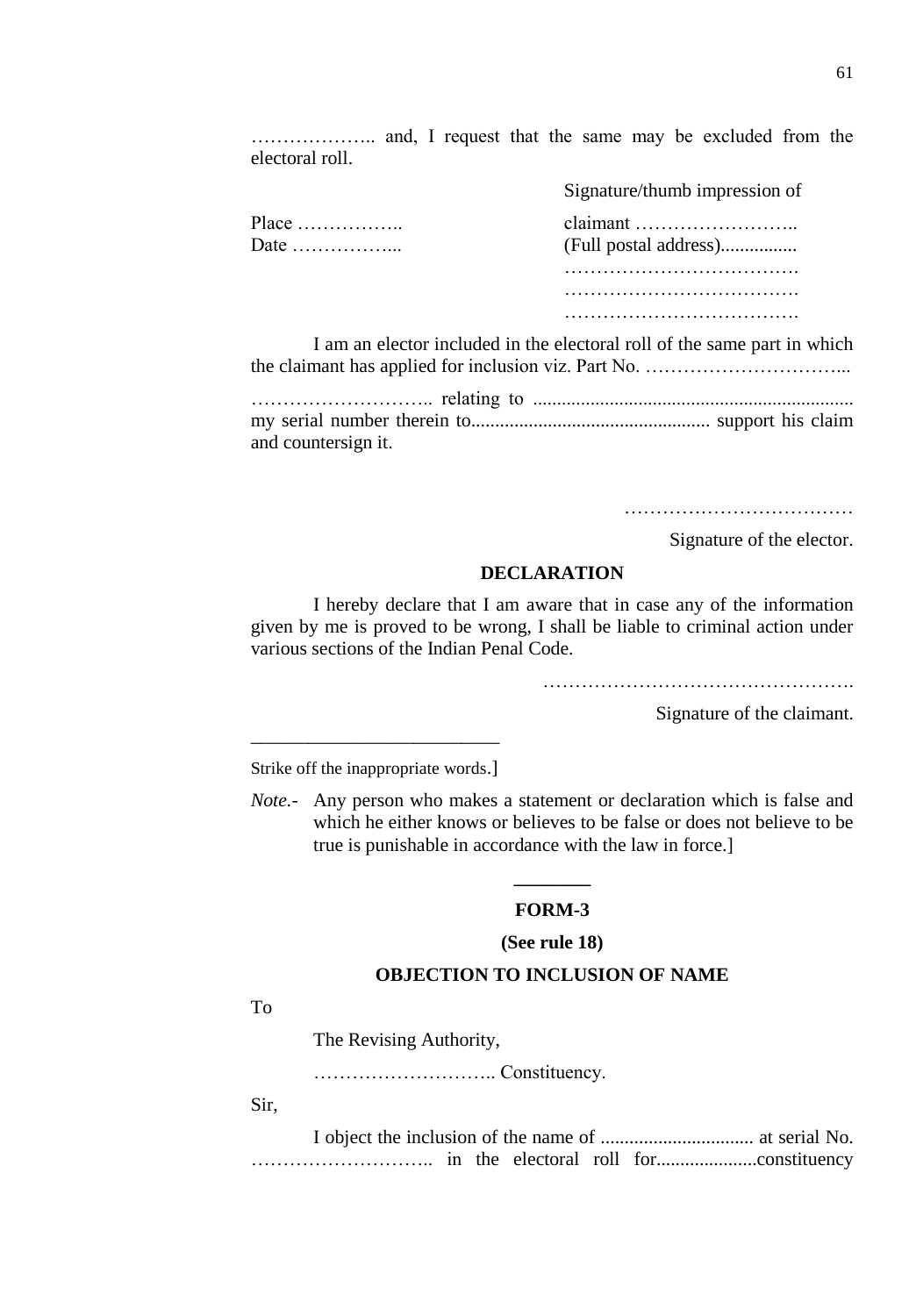……………….. and, I request that the same may be excluded from the electoral roll.

Signature/thumb impression of

Place ……………..  
Date ……………...

claimant ……………………..  
(Full postal address)................  
……………………………….  
……………………………….  
……………………………….

I am an elector included in the electoral roll of the same part in which the claimant has applied for inclusion viz. Part No. …………………………...

……………………….. relating to ................................................................... my serial number therein to.................................................. support his claim and countersign it.

………………………………

Signature of the elector.

**DECLARATION**

I hereby declare that I am aware that in case any of the information given by me is proved to be wrong, I shall be liable to criminal action under various sections of the Indian Penal Code.

………………………………………….

Signature of the claimant.

---

Strike off the inappropriate words.]

*Note.-* Any person who makes a statement or declaration which is false and which he either knows or believes to be false or does not believe to be true is punishable in accordance with the law in force.]

---

**FORM-3**

**(See rule 18)**

**OBJECTION TO INCLUSION OF NAME**

To

The Revising Authority,

……………………….. Constituency.

Sir,

I object the inclusion of the name of ................................ at serial No. ……………………….. in the electoral roll for.....................constituency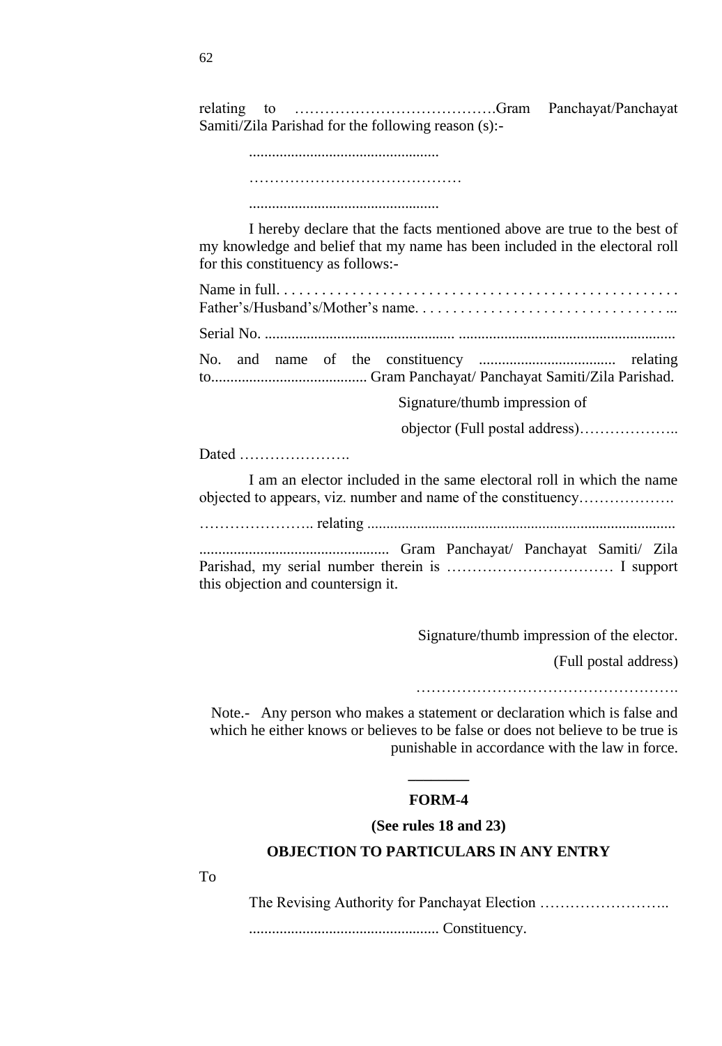relating to ………………………………….Gram Panchayat/Panchayat Samiti/Zila Parishad for the following reason (s):-

..................................................

……………………………………

..................................................

I hereby declare that the facts mentioned above are true to the best of my knowledge and belief that my name has been included in the electoral roll for this constituency as follows:-

Name in full. . . . . . . . . . . . . . . . . . . . . . . . . . . . . . . . . . . . . . . . . . . . . . . . . . . . . .
Father's/Husband's/Mother's name. . . . . . . . . . . . . . . . . . . . . . . . . . . . . . . . . . ...

Serial No. ................................................. .........................................................

No. and name of the constituency .................................... relating to......................................... Gram Panchayat/ Panchayat Samiti/Zila Parishad.

Signature/thumb impression of

objector (Full postal address)………………..

Dated ………………….

I am an elector included in the same electoral roll in which the name objected to appears, viz. number and name of the constituency……………….

………………….. relating .................................................................................

................................................. Gram Panchayat/ Panchayat Samiti/ Zila Parishad, my serial number therein is …………………………… I support this objection and countersign it.

Signature/thumb impression of the elector.

(Full postal address)

…………………………………………….

Note.- Any person who makes a statement or declaration which is false and which he either knows or believes to be false or does not believe to be true is punishable in accordance with the law in force.

---

## FORM-4

**(See rules 18 and 23)**

**OBJECTION TO PARTICULARS IN ANY ENTRY**

To

The Revising Authority for Panchayat Election ……………………..

................................................. Constituency.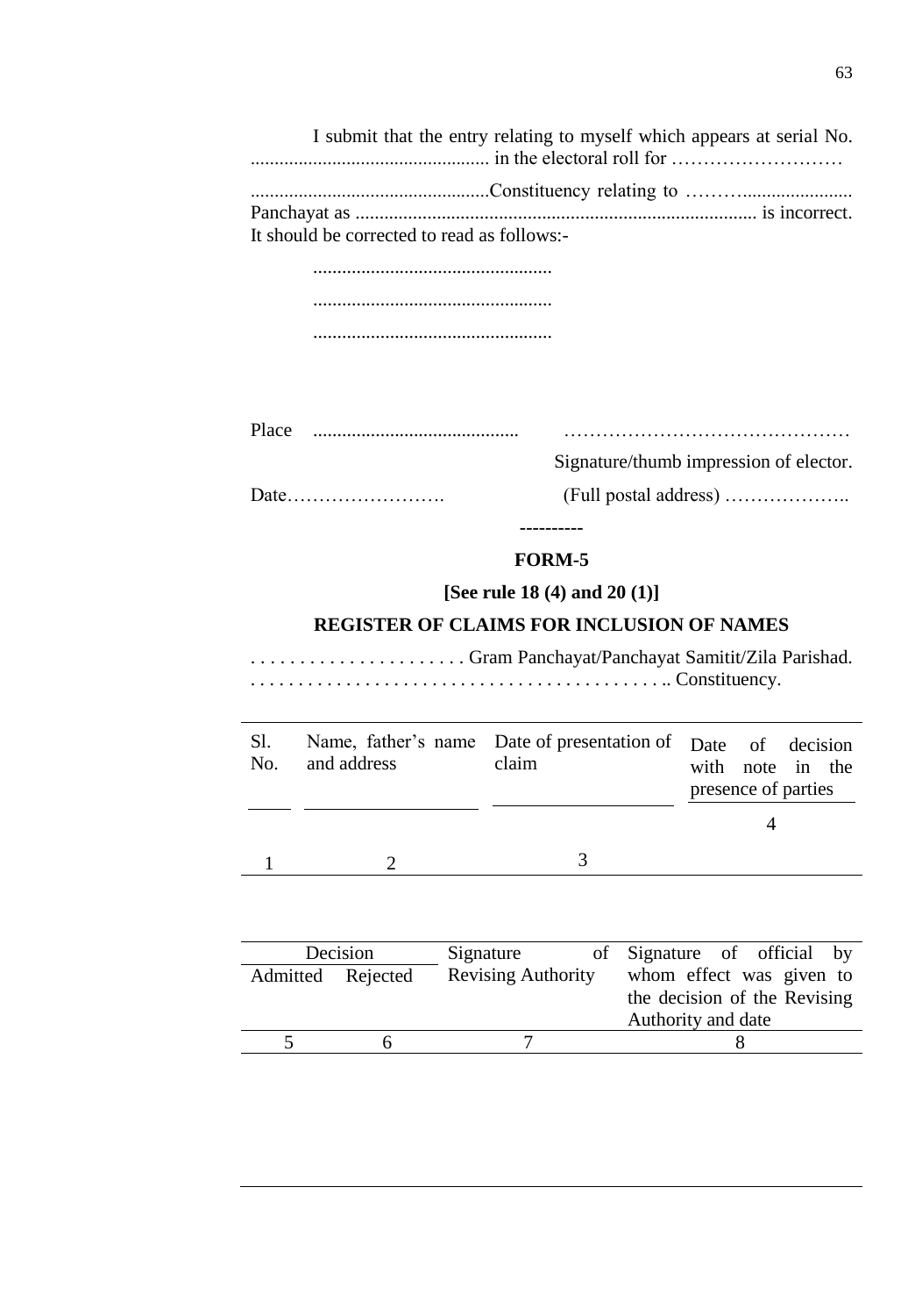I submit that the entry relating to myself which appears at serial No. .................................................. in the electoral roll for ………………………

..................................................Constituency relating to ………...................... Panchayat as .................................................................................... is incorrect. It should be corrected to read as follows:-

..................................................

..................................................

..................................................

Place ........................................... ………………………………………

Signature/thumb impression of elector.

Date……………………. (Full postal address) ………………..

----------

## FORM-5

**[See rule 18 (4) and 20 (1)]**

**REGISTER OF CLAIMS FOR INCLUSION OF NAMES**

. . . . . . . . . . . . . . . . . . . . . . Gram Panchayat/Panchayat Samitit/Zila Parishad.
. . . . . . . . . . . . . . . . . . . . . . . . . . . . . . . . . . . . . . . . . .. Constituency.

| Sl. No. | Name, father's name and address | Date of presentation of claim | Date of decision with note in the presence of parties |
|---|---|---|---|
| 1 | 2 | 3 | 4 |

| Decision | | Signature of Revising Authority | Signature of official by whom effect was given to the decision of the Revising Authority and date |
|---|---|---|---|
| Admitted | Rejected | | |
| 5 | 6 | 7 | 8 |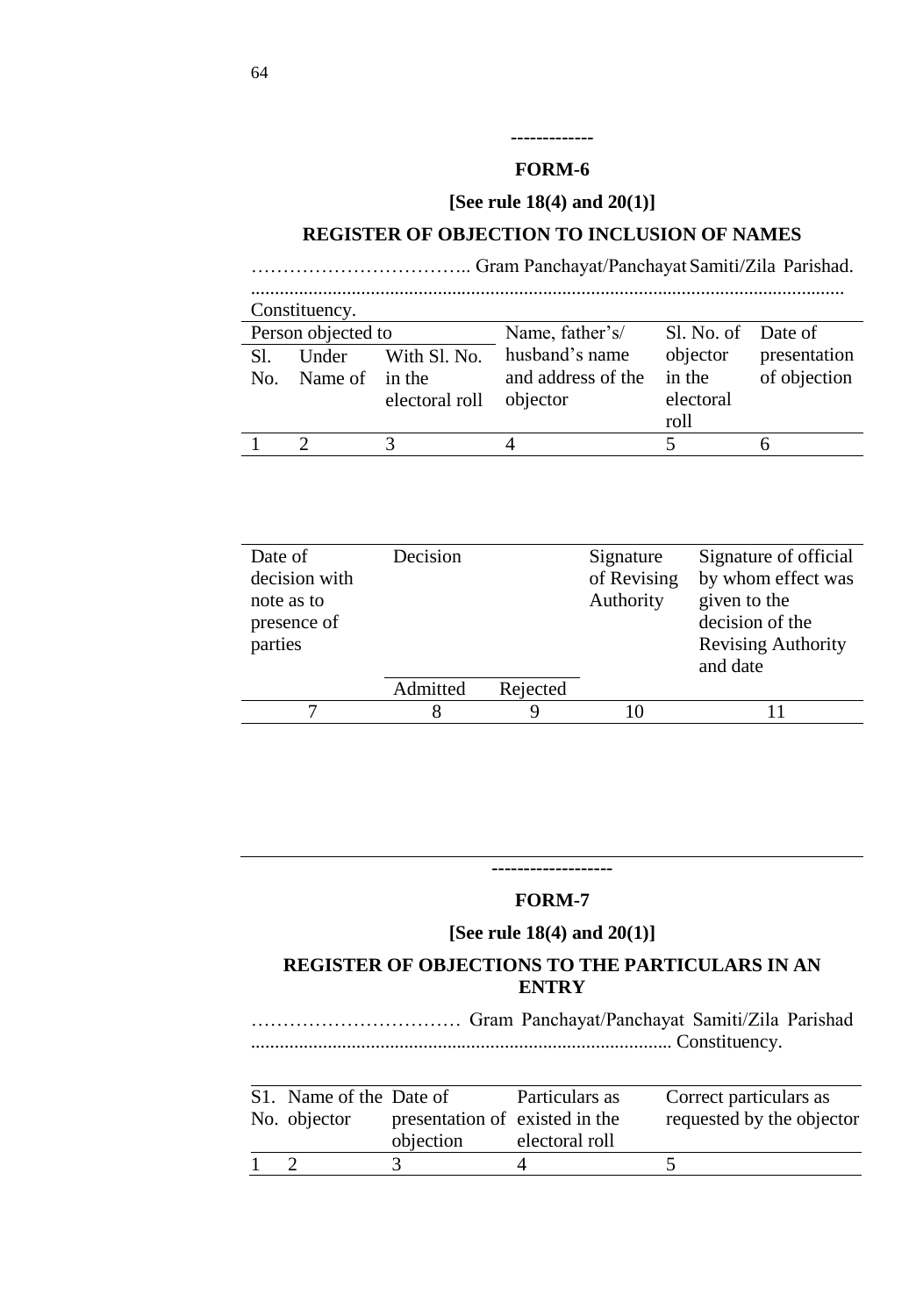-------------

## FORM-6

**[See rule 18(4) and 20(1)]**

### REGISTER OF OBJECTION TO INCLUSION OF NAMES

…………………………….. Gram Panchayat/Panchayat Samiti/Zila Parishad.

.......................................................................................................................... Constituency.

| Person objected to | | | Name, father's/ husband's name and address of the objector | Sl. No. of objector in the electoral roll | Date of presentation of objection |
|---|---|---|---|---|---|
| Sl. No. | Under Name of | With Sl. No. in the electoral roll | | | |
| 1 | 2 | 3 | 4 | 5 | 6 |

| Date of decision with note as to presence of parties | Decision | | Signature of Revising Authority | Signature of official by whom effect was given to the decision of the Revising Authority and date |
|---|---|---|---|---|
| | Admitted | Rejected | | |
| 7 | 8 | 9 | 10 | 11 |

-------------------

## FORM-7

**[See rule 18(4) and 20(1)]**

### REGISTER OF OBJECTIONS TO THE PARTICULARS IN AN ENTRY

…………………………… Gram Panchayat/Panchayat Samiti/Zila Parishad ....................................................................................... Constituency.

| S1. No. | Name of the objector | Date of presentation of objection | Particulars as existed in the electoral roll | Correct particulars as requested by the objector |
|---|---|---|---|---|
| 1 | 2 | 3 | 4 | 5 |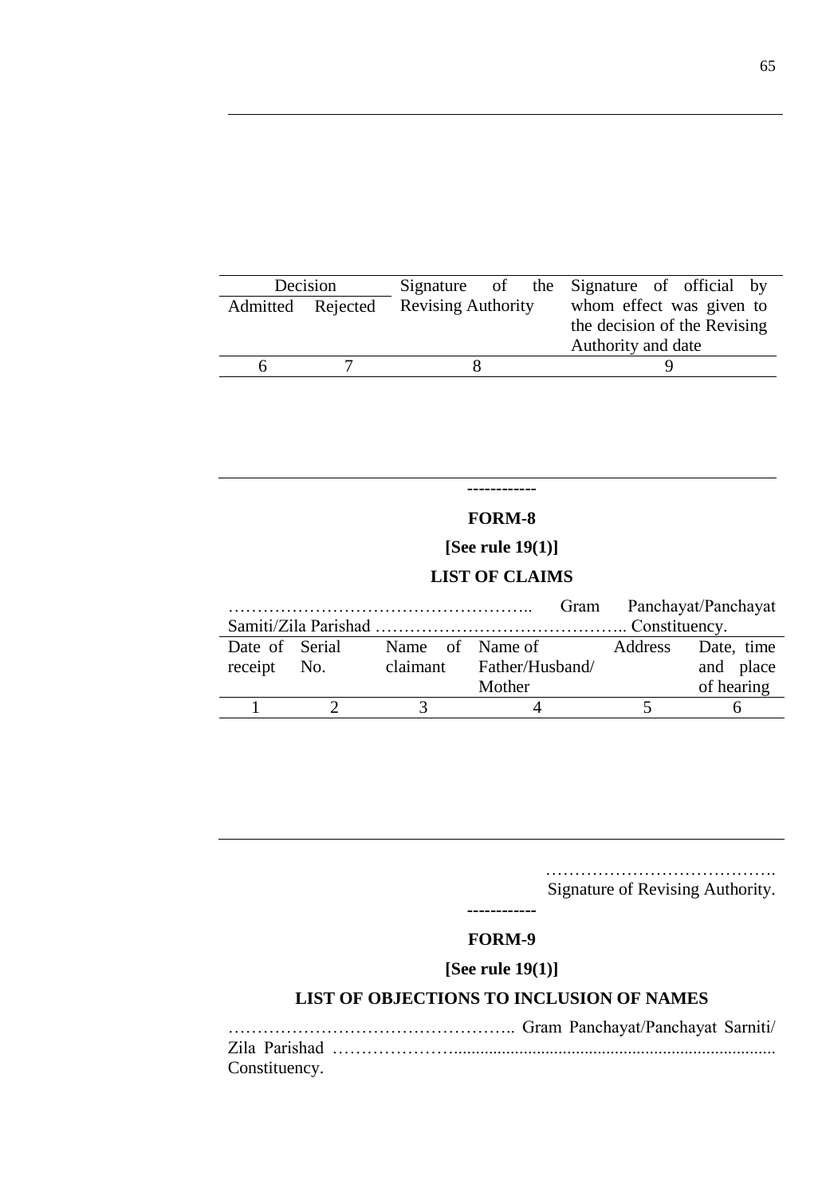| Decision | | Signature of the Revising Authority | Signature of official by whom effect was given to the decision of the Revising Authority and date |
|---|---|---|---|
| Admitted | Rejected | | |
| 6 | 7 | 8 | 9 |

------------

**FORM-8**

**[See rule 19(1)]**

**LIST OF CLAIMS**

…………………………………………….. Gram Panchayat/Panchayat Samiti/Zila Parishad …………………………………….. Constituency.

| Date of receipt | Serial No. | Name of claimant | Name of Father/Husband/ Mother | Address | Date, time and place of hearing |
|---|---|---|---|---|---|
| 1 | 2 | 3 | 4 | 5 | 6 |

………………………………….
Signature of Revising Authority.

------------

**FORM-9**

**[See rule 19(1)]**

**LIST OF OBJECTIONS TO INCLUSION OF NAMES**

………………………………………….. Gram Panchayat/Panchayat Sarniti/ Zila Parishad ………………….......................................................................... Constituency.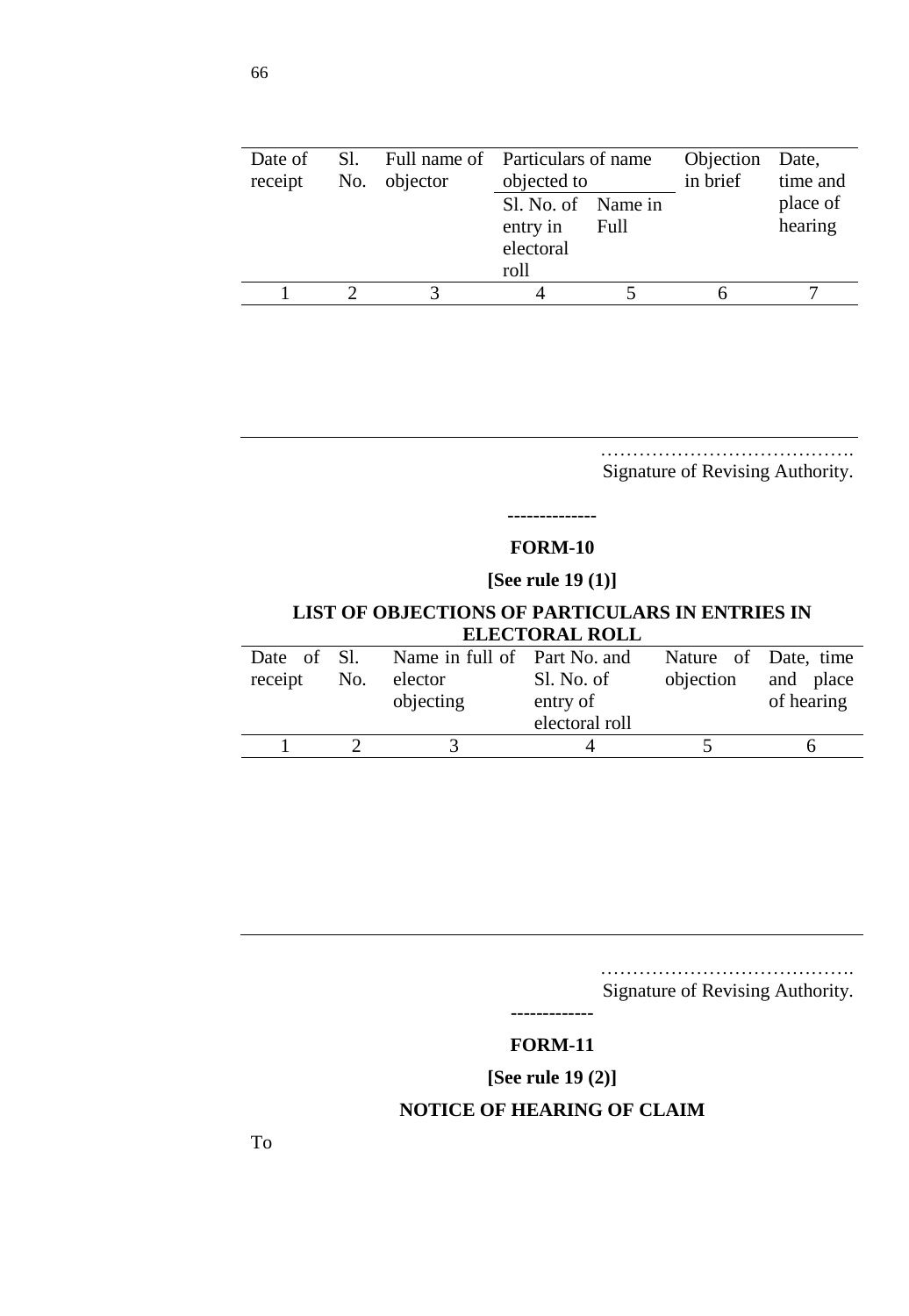| Date of receipt | Sl. No. | Full name of objector | Particulars of name objected to | | Objection in brief | Date, time and place of hearing |
|---|---|---|---|---|---|---|
| | | | Sl. No. of entry in electoral roll | Name in Full | | |
| 1 | 2 | 3 | 4 | 5 | 6 | 7 |

…………………………………. 
Signature of Revising Authority.

-------------

**FORM-10**

**[See rule 19 (1)]**

**LIST OF OBJECTIONS OF PARTICULARS IN ENTRIES IN ELECTORAL ROLL**

| Date of receipt | Sl. No. | Name in full of elector objecting | Part No. and Sl. No. of entry of electoral roll | Nature of objection | Date, time and place of hearing |
|---|---|---|---|---|---|
| 1 | 2 | 3 | 4 | 5 | 6 |

…………………………………. 
Signature of Revising Authority.

-------------

**FORM-11**

**[See rule 19 (2)]**

**NOTICE OF HEARING OF CLAIM**

To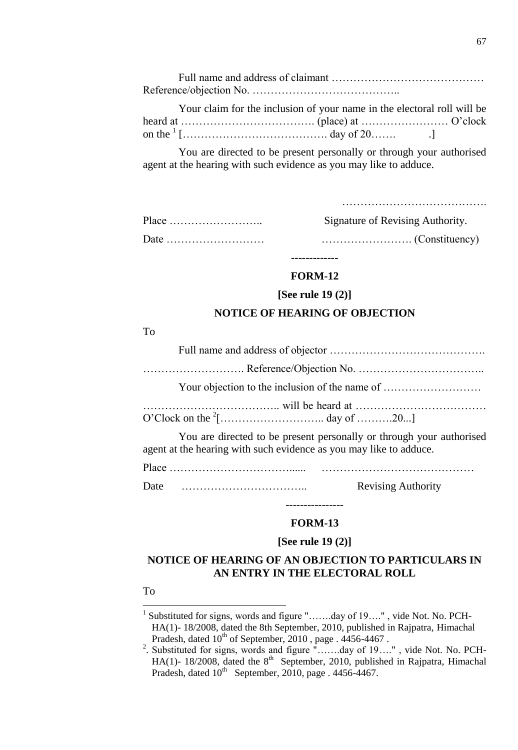Full name and address of claimant ……………………………………
Reference/objection No. …………………………………..

Your claim for the inclusion of your name in the electoral roll will be heard at ………………………………. (place) at …………………… O'clock on the [1] […………………………………. day of 20……. .]

You are directed to be present personally or through your authorised agent at the hearing with such evidence as you may like to adduce.

………………………………….

Place …………………….. Signature of Revising Authority.

Date ……………………… ……………………. (Constituency)

-------------

**FORM-12**

**[See rule 19 (2)]**

**NOTICE OF HEARING OF OBJECTION**

To

Full name and address of objector …………………………………….

………………………. Reference/Objection No. ……………………………..

Your objection to the inclusion of the name of ………………………

……………………………….. will be heard at ……………………………… O'Clock on the [2][……………………….. day of ……….20...]

You are directed to be present personally or through your authorised agent at the hearing with such evidence as you may like to adduce.

Place ……………………………...... ……………………………………

Date …………………………….. Revising Authority

----------------

**FORM-13**

**[See rule 19 (2)]**

**NOTICE OF HEARING OF AN OBJECTION TO PARTICULARS IN AN ENTRY IN THE ELECTORAL ROLL**

To

---

[1] Substituted for signs, words and figure "…….day of 19…." , vide Not. No. PCH-HA(1)- 18/2008, dated the 8th September, 2010, published in Rajpatra, Himachal Pradesh, dated 10th of September, 2010 , page . 4456-4467 .

[2]. Substituted for signs, words and figure "…….day of 19…." , vide Not. No. PCH-HA(1)- 18/2008, dated the 8th September, 2010, published in Rajpatra, Himachal Pradesh, dated 10th September, 2010, page . 4456-4467.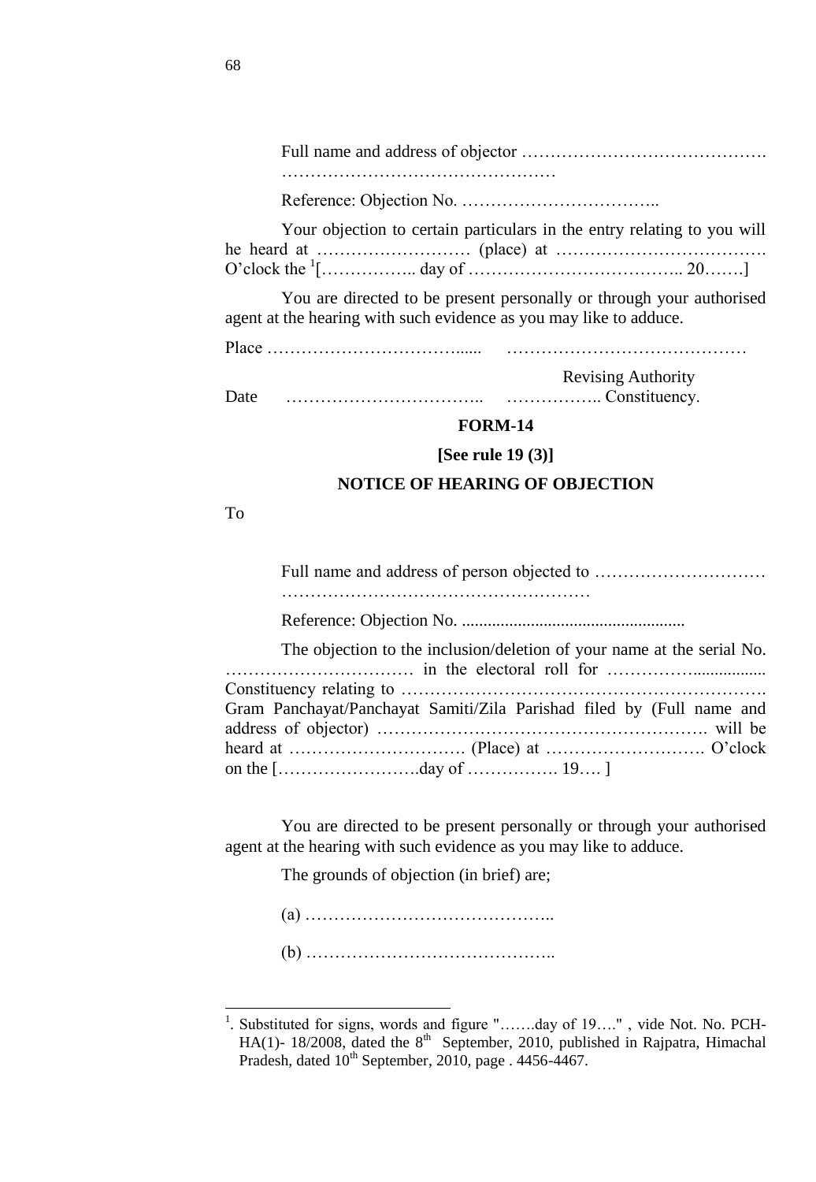Full name and address of objector …………………………………….
…………………………………………

Reference: Objection No. ……………………………..

Your objection to certain particulars in the entry relating to you will he heard at ……………………… (place) at ………………………………. O'clock the [1][…………….. day of ……………………………….. 20…….]

You are directed to be present personally or through your authorised agent at the hearing with such evidence as you may like to adduce.

Place ……………………………...... ……………………………………

Revising Authority

Date …………………………….. …………….. Constituency.

## FORM-14

**[See rule 19 (3)]**

**NOTICE OF HEARING OF OBJECTION**

To

Full name and address of person objected to …………………………
………………………………………………

Reference: Objection No. ...................................................

The objection to the inclusion/deletion of your name at the serial No. …………………………… in the electoral roll for …………….............. Constituency relating to ………………………………………………………. Gram Panchayat/Panchayat Samiti/Zila Parishad filed by (Full name and address of objector) …………………………………………………. will be heard at …………………………. (Place) at ………………………. O'clock on the […………………….day of ……………. 19…. ]

You are directed to be present personally or through your authorised agent at the hearing with such evidence as you may like to adduce.

The grounds of objection (in brief) are;

(a) ……………………………………..

(b) ……………………………………..

---

[1]. Substituted for signs, words and figure "…….day of 19…." , vide Not. No. PCH-HA(1)- 18/2008, dated the 8th September, 2010, published in Rajpatra, Himachal Pradesh, dated 10th September, 2010, page . 4456-4467.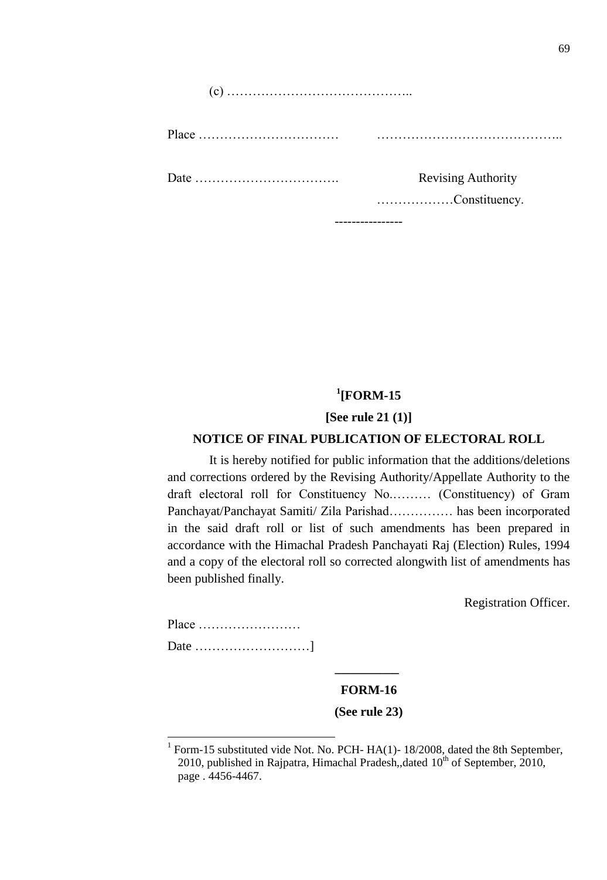(c) ……………………………………..

Place ……………………………    ……………………………………..

Date …………………………….    Revising Authority

………………Constituency.

----------------

[1][**FORM-15**

**[See rule 21 (1)]**

**NOTICE OF FINAL PUBLICATION OF ELECTORAL ROLL**

It is hereby notified for public information that the additions/deletions and corrections ordered by the Revising Authority/Appellate Authority to the draft electoral roll for Constituency No.……… (Constituency) of Gram Panchayat/Panchayat Samiti/ Zila Parishad…………… has been incorporated in the said draft roll or list of such amendments has been prepared in accordance with the Himachal Pradesh Panchayati Raj (Election) Rules, 1994 and a copy of the electoral roll so corrected alongwith list of amendments has been published finally.

Registration Officer.

Place ……………………

Date ………………………]

---

**FORM-16**

**(See rule 23)**

---

[1] Form-15 substituted vide Not. No. PCH- HA(1)- 18/2008, dated the 8th September, 2010, published in Rajpatra, Himachal Pradesh,,dated 10th of September, 2010, page . 4456-4467.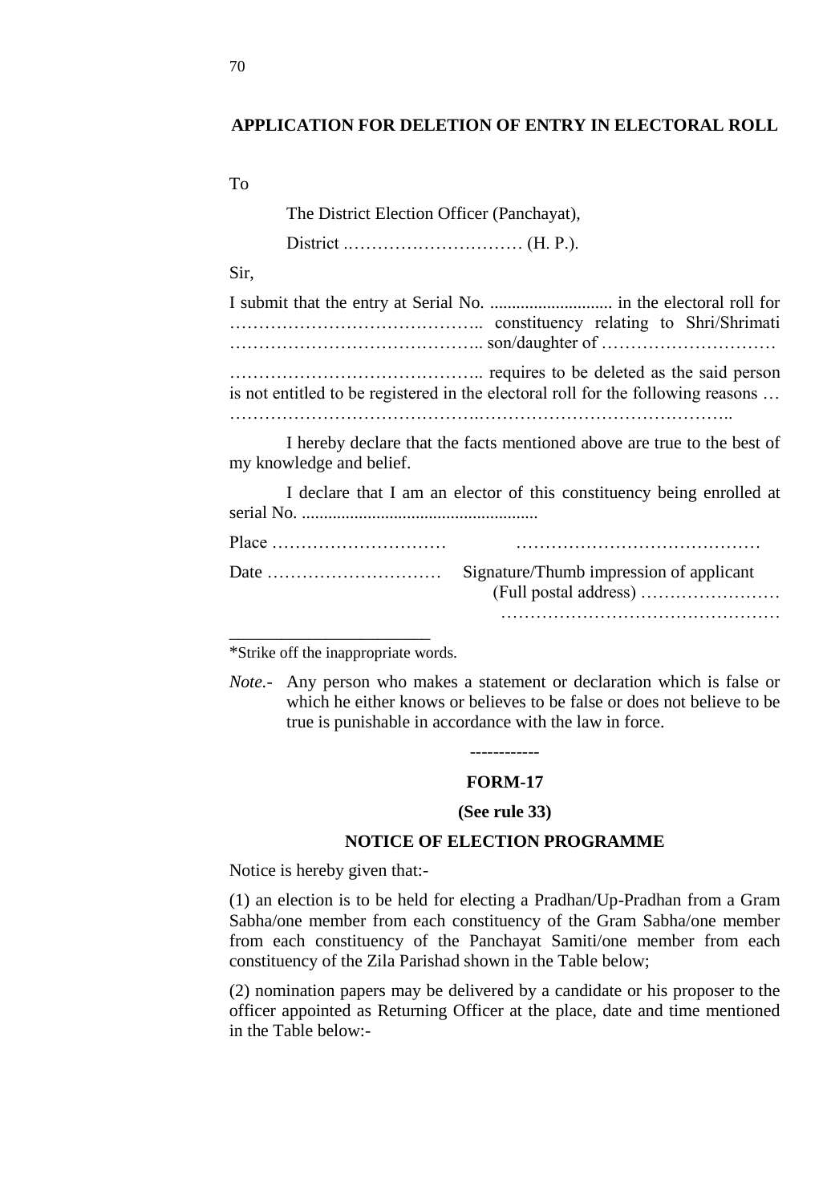## APPLICATION FOR DELETION OF ENTRY IN ELECTORAL ROLL

To

The District Election Officer (Panchayat),

District ………………………… (H. P.).

Sir,

I submit that the entry at Serial No. ............................ in the electoral roll for …………………………………….. constituency relating to Shri/Shrimati …………………………………….. son/daughter of …………………………

…………………………………….. requires to be deleted as the said person is not entitled to be registered in the electoral roll for the following reasons … ……………………………………..……………………………………..

I hereby declare that the facts mentioned above are true to the best of my knowledge and belief.

I declare that I am an elector of this constituency being enrolled at serial No. ......................................................

Place …………………………  ……………………………………

Date …………………………  Signature/Thumb impression of applicant
(Full postal address) ……………………
…………………………………………

---

*Strike off the inappropriate words.

*Note.-* Any person who makes a statement or declaration which is false or which he either knows or believes to be false or does not believe to be true is punishable in accordance with the law in force.

------------

## FORM-17

**(See rule 33)**

**NOTICE OF ELECTION PROGRAMME**

Notice is hereby given that:-

(1) an election is to be held for electing a Pradhan/Up-Pradhan from a Gram Sabha/one member from each constituency of the Gram Sabha/one member from each constituency of the Panchayat Samiti/one member from each constituency of the Zila Parishad shown in the Table below;

(2) nomination papers may be delivered by a candidate or his proposer to the officer appointed as Returning Officer at the place, date and time mentioned in the Table below:-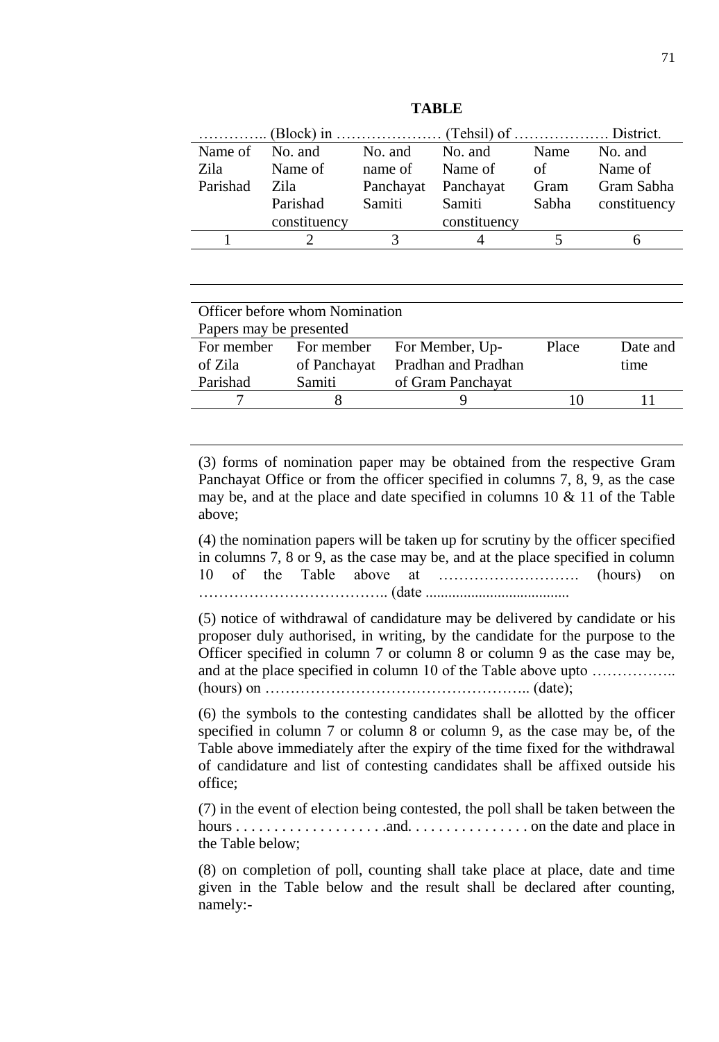**TABLE**

………….. (Block) in ………………… (Tehsil) of ………………. District.

| Name of Zila Parishad | No. and Name of Zila Parishad constituency | No. and name of Panchayat Samiti | No. and Name of Panchayat Samiti constituency | Name of Gram Sabha | No. and Name of Gram Sabha constituency |
|---|---|---|---|---|---|
| 1 | 2 | 3 | 4 | 5 | 6 |
| | | | | | |

| Officer before whom Nomination Papers may be presented | | | | |
|---|---|---|---|---|
| For member of Zila Parishad | For member of Panchayat Samiti | For Member, Up-Pradhan and Pradhan of Gram Panchayat | Place | Date and time |
| 7 | 8 | 9 | 10 | 11 |
| | | | | |

(3) forms of nomination paper may be obtained from the respective Gram Panchayat Office or from the officer specified in columns 7, 8, 9, as the case may be, and at the place and date specified in columns 10 & 11 of the Table above;

(4) the nomination papers will be taken up for scrutiny by the officer specified in columns 7, 8 or 9, as the case may be, and at the place specified in column 10 of the Table above at ………………………. (hours) on ……………………………….. (date ......................................

(5) notice of withdrawal of candidature may be delivered by candidate or his proposer duly authorised, in writing, by the candidate for the purpose to the Officer specified in column 7 or column 8 or column 9 as the case may be, and at the place specified in column 10 of the Table above upto …………….. (hours) on …………………………………………….. (date);

(6) the symbols to the contesting candidates shall be allotted by the officer specified in column 7 or column 8 or column 9, as the case may be, of the Table above immediately after the expiry of the time fixed for the withdrawal of candidature and list of contesting candidates shall be affixed outside his office;

(7) in the event of election being contested, the poll shall be taken between the hours . . . . . . . . . . . . . . . . . . . .and. . . . . . . . . . . . . . . . on the date and place in the Table below;

(8) on completion of poll, counting shall take place at place, date and time given in the Table below and the result shall be declared after counting, namely:-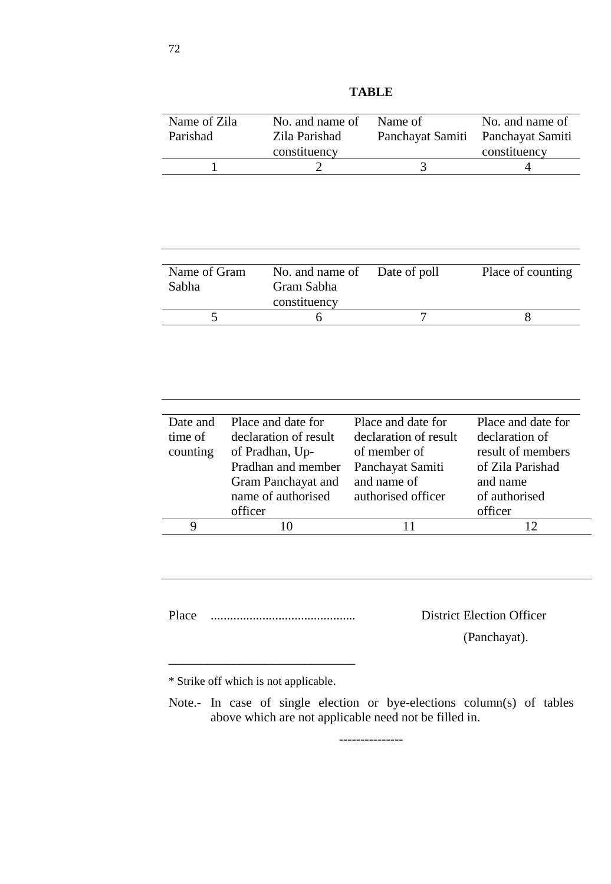**TABLE**

| Name of Zila Parishad | No. and name of Zila Parishad constituency | Name of Panchayat Samiti | No. and name of Panchayat Samiti constituency |
|---|---|---|---|
| 1 | 2 | 3 | 4 |
| | | | |

| Name of Gram Sabha | No. and name of Gram Sabha constituency | Date of poll | Place of counting |
|---|---|---|---|
| 5 | 6 | 7 | 8 |
| | | | |

| Date and time of counting | Place and date for declaration of result of Pradhan, Up-Pradhan and member Gram Panchayat and name of authorised officer | Place and date for declaration of result of member of Panchayat Samiti and name of authorised officer | Place and date for declaration of result of members of Zila Parishad and name of authorised officer |
|---|---|---|---|
| 9 | 10 | 11 | 12 |
| | | | |

Place ............................................ District Election Officer (Panchayat).

* Strike off which is not applicable.

Note.- In case of single election or bye-elections column(s) of tables above which are not applicable need not be filled in.

---------------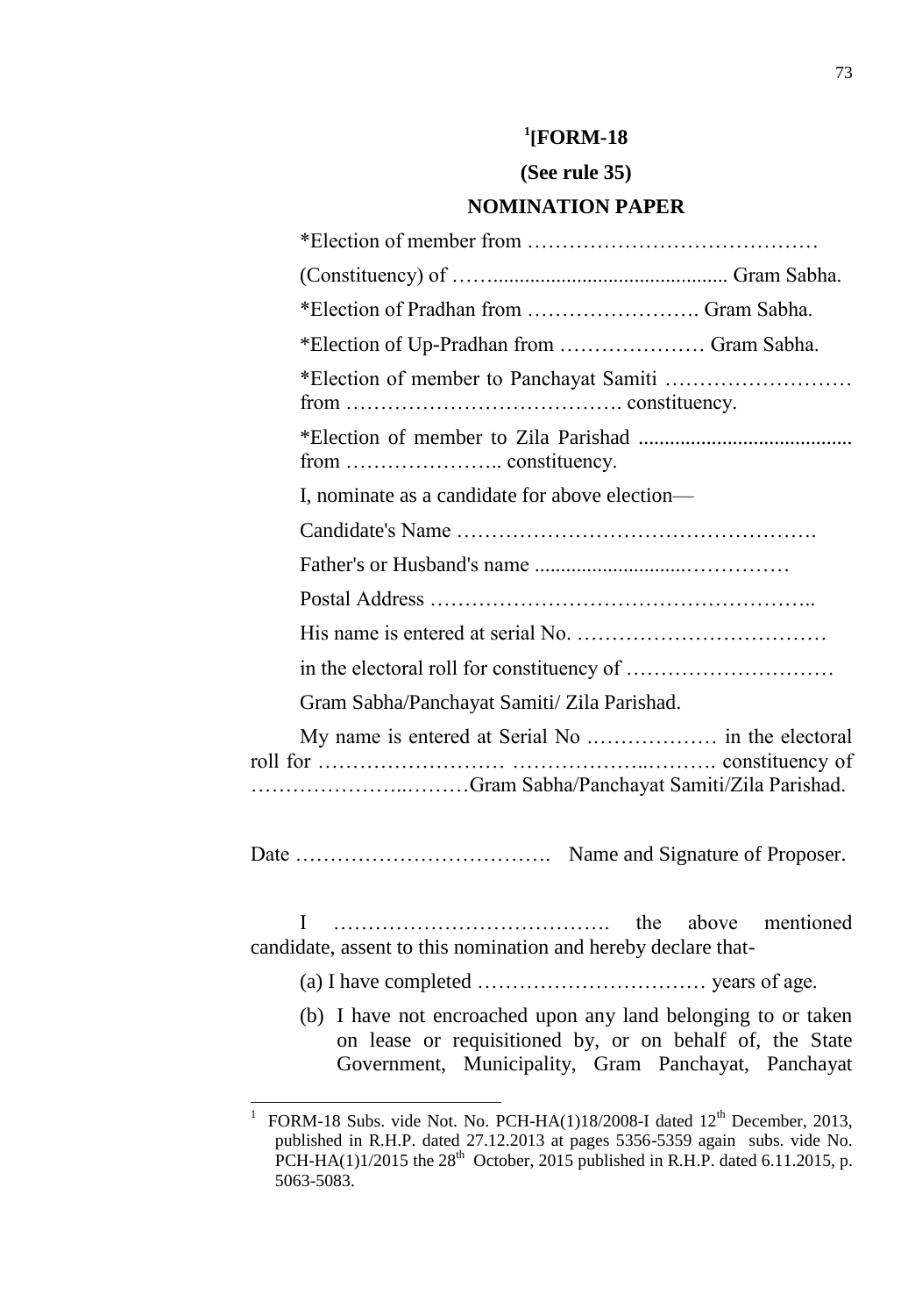## [1][FORM-18

### (See rule 35)

### NOMINATION PAPER

*Election of member from ……………………………………

(Constituency) of ……........................................... Gram Sabha.

*Election of Pradhan from ……………………. Gram Sabha.

*Election of Up-Pradhan from ………………… Gram Sabha.

*Election of member to Panchayat Samiti ……………………… from …………………………………. constituency.

*Election of member to Zila Parishad ......................................... from ………………….. constituency.

I, nominate as a candidate for above election—

Candidate's Name …………………………………………….

Father's or Husband's name ............................……………

Postal Address ………………………………………………..

His name is entered at serial No. ………………………………

in the electoral roll for constituency of …………………………

Gram Sabha/Panchayat Samiti/ Zila Parishad.

My name is entered at Serial No .……………… in the electoral roll for ……………………. ……………..………. constituency of ………………..………Gram Sabha/Panchayat Samiti/Zila Parishad.

Date ………………………………. Name and Signature of Proposer.

I …………………………………. the above mentioned candidate, assent to this nomination and hereby declare that-

(a) I have completed …………………………… years of age.

(b) I have not encroached upon any land belonging to or taken on lease or requisitioned by, or on behalf of, the State Government, Municipality, Gram Panchayat, Panchayat

---

[1] FORM-18 Subs. vide Not. No. PCH-HA(1)18/2008-I dated 12th December, 2013, published in R.H.P. dated 27.12.2013 at pages 5356-5359 again subs. vide No. PCH-HA(1)1/2015 the 28th October, 2015 published in R.H.P. dated 6.11.2015, p. 5063-5083.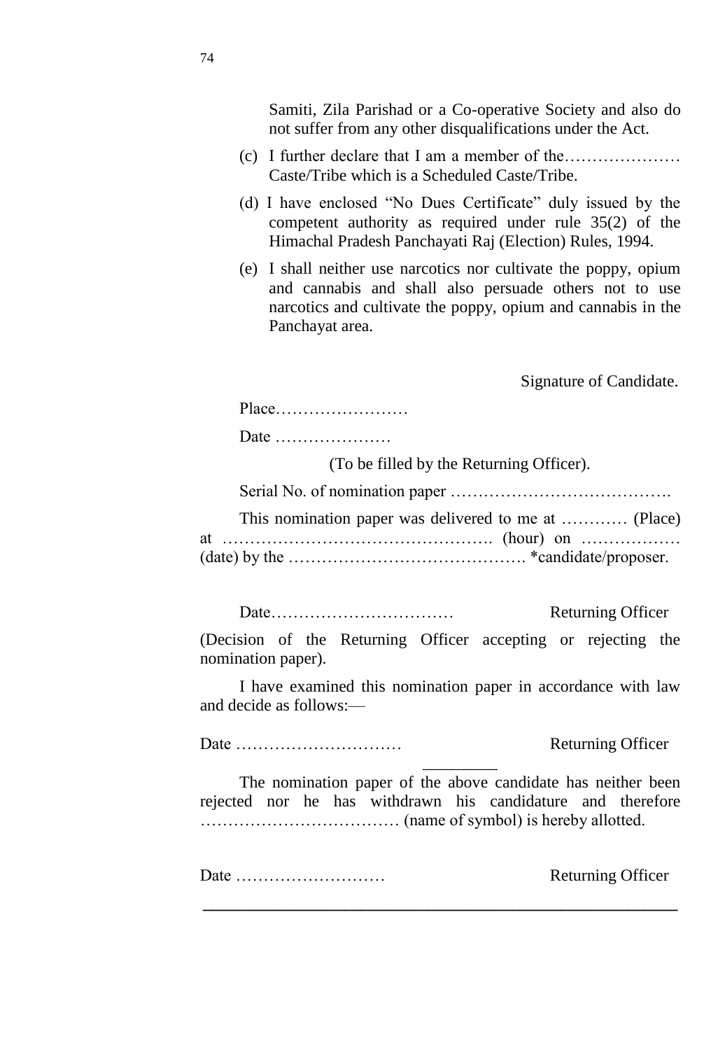Samiti, Zila Parishad or a Co-operative Society and also do not suffer from any other disqualifications under the Act.

(c) I further declare that I am a member of the………………… Caste/Tribe which is a Scheduled Caste/Tribe.

(d) I have enclosed "No Dues Certificate" duly issued by the competent authority as required under rule 35(2) of the Himachal Pradesh Panchayati Raj (Election) Rules, 1994.

(e) I shall neither use narcotics nor cultivate the poppy, opium and cannabis and shall also persuade others not to use narcotics and cultivate the poppy, opium and cannabis in the Panchayat area.

Signature of Candidate.

Place……………………

Date …………………

(To be filled by the Returning Officer).

Serial No. of nomination paper ………………………………….

This nomination paper was delivered to me at ………… (Place) at …………………………………………. (hour) on ……………… (date) by the ……………………………………. *candidate/proposer.

Date……………………………  Returning Officer

(Decision of the Returning Officer accepting or rejecting the nomination paper).

I have examined this nomination paper in accordance with law and decide as follows:—

Date …………………………  Returning Officer

---

The nomination paper of the above candidate has neither been rejected nor he has withdrawn his candidature and therefore ……………………………… (name of symbol) is hereby allotted.

Date ………………………  Returning Officer

---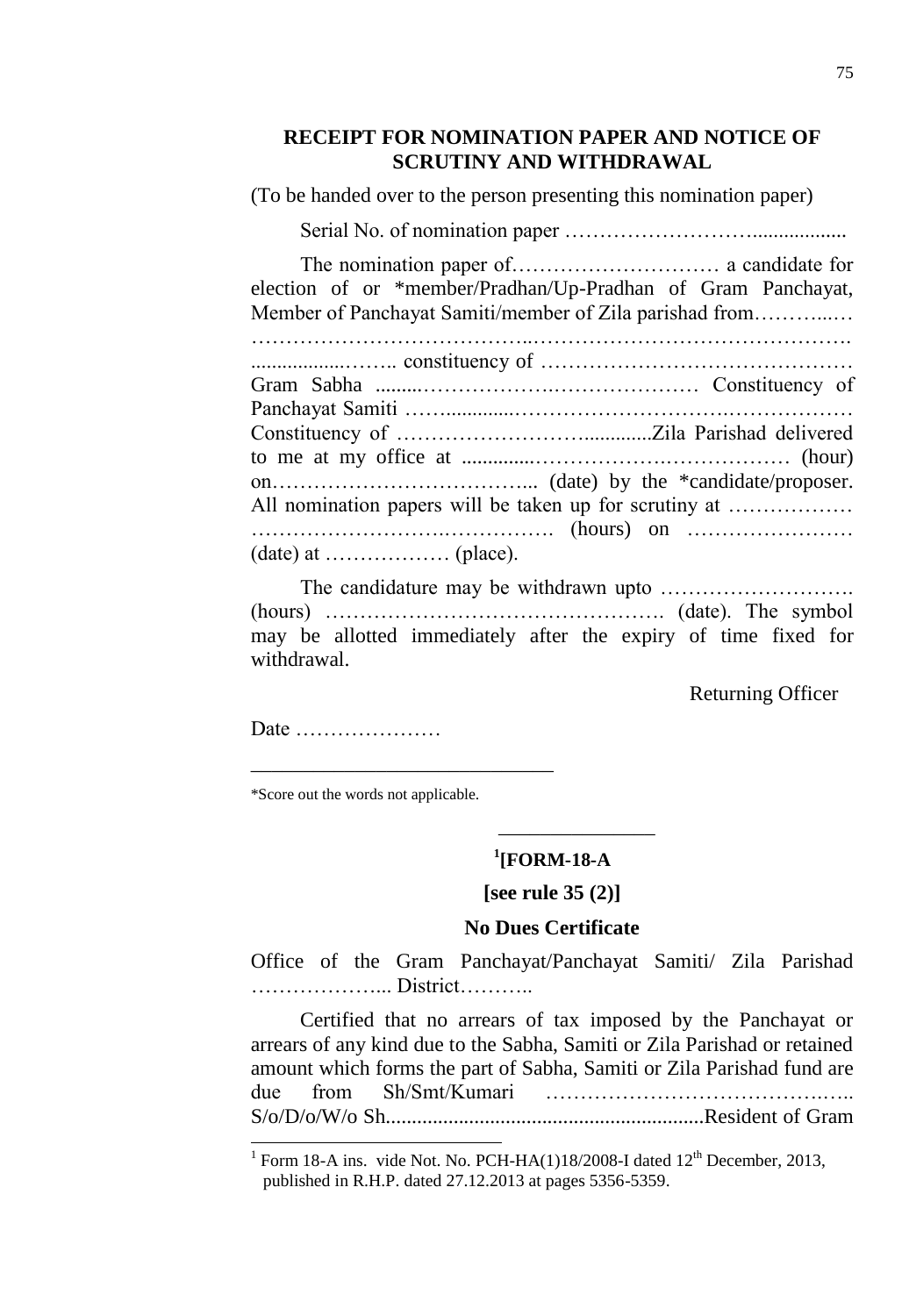## RECEIPT FOR NOMINATION PAPER AND NOTICE OF SCRUTINY AND WITHDRAWAL

(To be handed over to the person presenting this nomination paper)

Serial No. of nomination paper ………………………..................

The nomination paper of………………………… a candidate for election of or *member/Pradhan/Up-Pradhan of Gram Panchayat, Member of Panchayat Samiti/member of Zila parishad from………..… …………………………………..………………………………………. ..................…….. constituency of ……………………………………… Gram Sabha .........………………….………………… Constituency of Panchayat Samiti ……..............…………………………….……………… Constituency of ……………………..............Zila Parishad delivered to me at my office at ..............……………….……………… (hour) on………………………………... (date) by the *candidate/proposer. All nomination papers will be taken up for scrutiny at ……………… ……………………….……………. (hours) on …………………… (date) at ……………… (place).

The candidature may be withdrawn upto ………………………. (hours) …………………………………………. (date). The symbol may be allotted immediately after the expiry of time fixed for withdrawal.

Returning Officer

Date …………………

*Score out the words not applicable.

---

## [1][FORM-18-A

**[see rule 35 (2)]**

**No Dues Certificate**

Office of the Gram Panchayat/Panchayat Samiti/ Zila Parishad ………………... District………..

Certified that no arrears of tax imposed by the Panchayat or arrears of any kind due to the Sabha, Samiti or Zila Parishad or retained amount which forms the part of Sabha, Samiti or Zila Parishad fund are due from Sh/Smt/Kumari ………………………………….….. S/o/D/o/W/o Sh............................................................Resident of Gram

[1] Form 18-A ins. vide Not. No. PCH-HA(1)18/2008-I dated 12th December, 2013, published in R.H.P. dated 27.12.2013 at pages 5356-5359.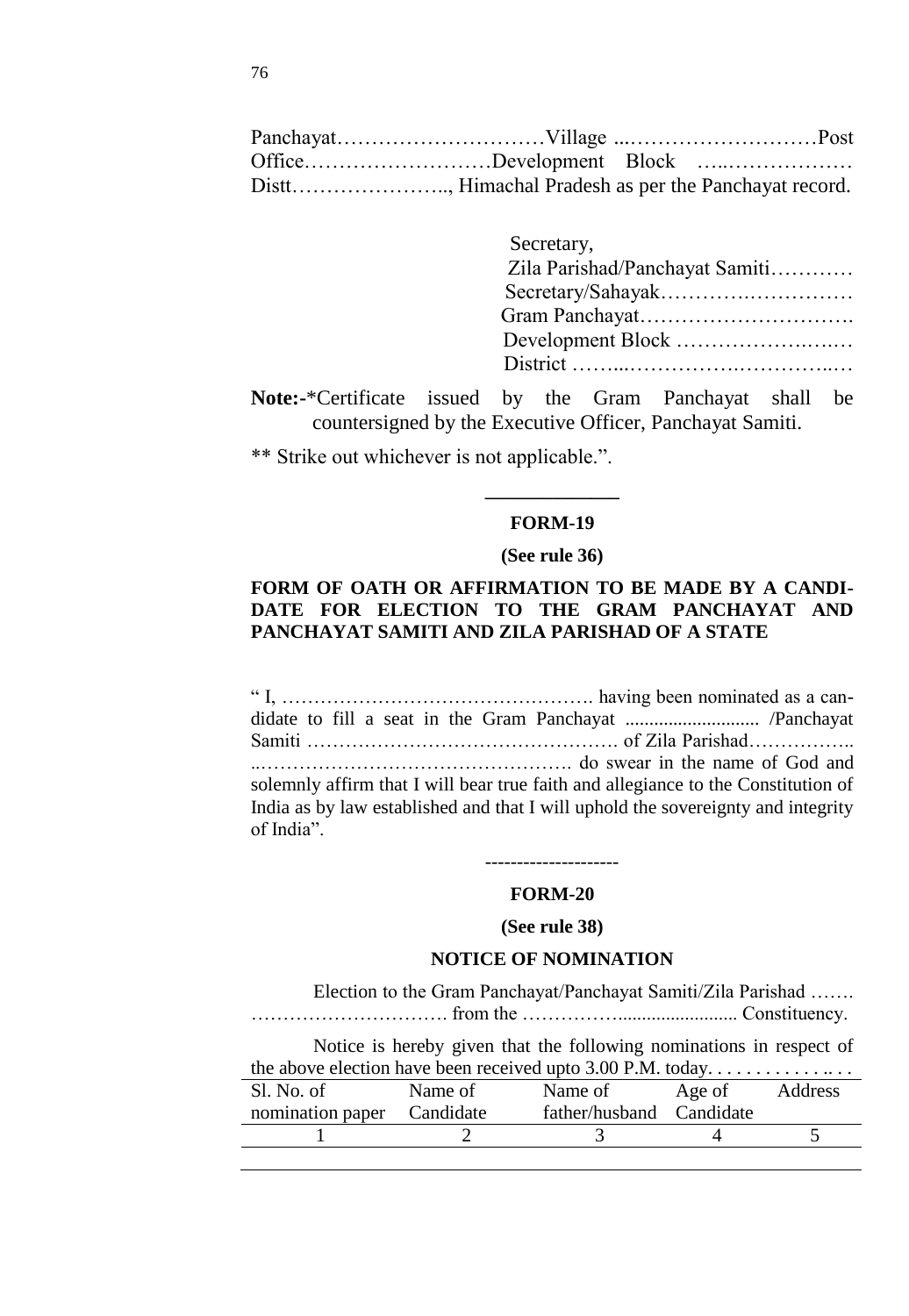Panchayat…………………………Village ...………………………Post Office………………………Development Block …..……………… Distt………………….., Himachal Pradesh as per the Panchayat record.

Secretary,
Zila Parishad/Panchayat Samiti…………
Secretary/Sahayak……………………….
Gram Panchayat………………………….
Development Block ………………….….
District ……...…………….…………..…

**Note:-**\*Certificate issued by the Gram Panchayat shall be countersigned by the Executive Officer, Panchayat Samiti.

\*\* Strike out whichever is not applicable.".

---

**FORM-19**

**(See rule 36)**

**FORM OF OATH OR AFFIRMATION TO BE MADE BY A CANDIDATE FOR ELECTION TO THE GRAM PANCHAYAT AND PANCHAYAT SAMITI AND ZILA PARISHAD OF A STATE**

" I, …………………………………………. having been nominated as a candidate to fill a seat in the Gram Panchayat ............................ /Panchayat Samiti …………………………………………. of Zila Parishad…………….. ..…………………………………………. do swear in the name of God and solemnly affirm that I will bear true faith and allegiance to the Constitution of India as by law established and that I will uphold the sovereignty and integrity of India".

---

**FORM-20**

**(See rule 38)**

**NOTICE OF NOMINATION**

Election to the Gram Panchayat/Panchayat Samiti/Zila Parishad ……. …………………………. from the ……………......................... Constituency.

Notice is hereby given that the following nominations in respect of the above election have been received upto 3.00 P.M. today. . . . . . . . . . . . . .. . .

| Sl. No. of nomination paper | Name of Candidate | Name of father/husband | Age of Candidate | Address |
|---|---|---|---|---|
| 1 | 2 | 3 | 4 | 5 |
| | | | | |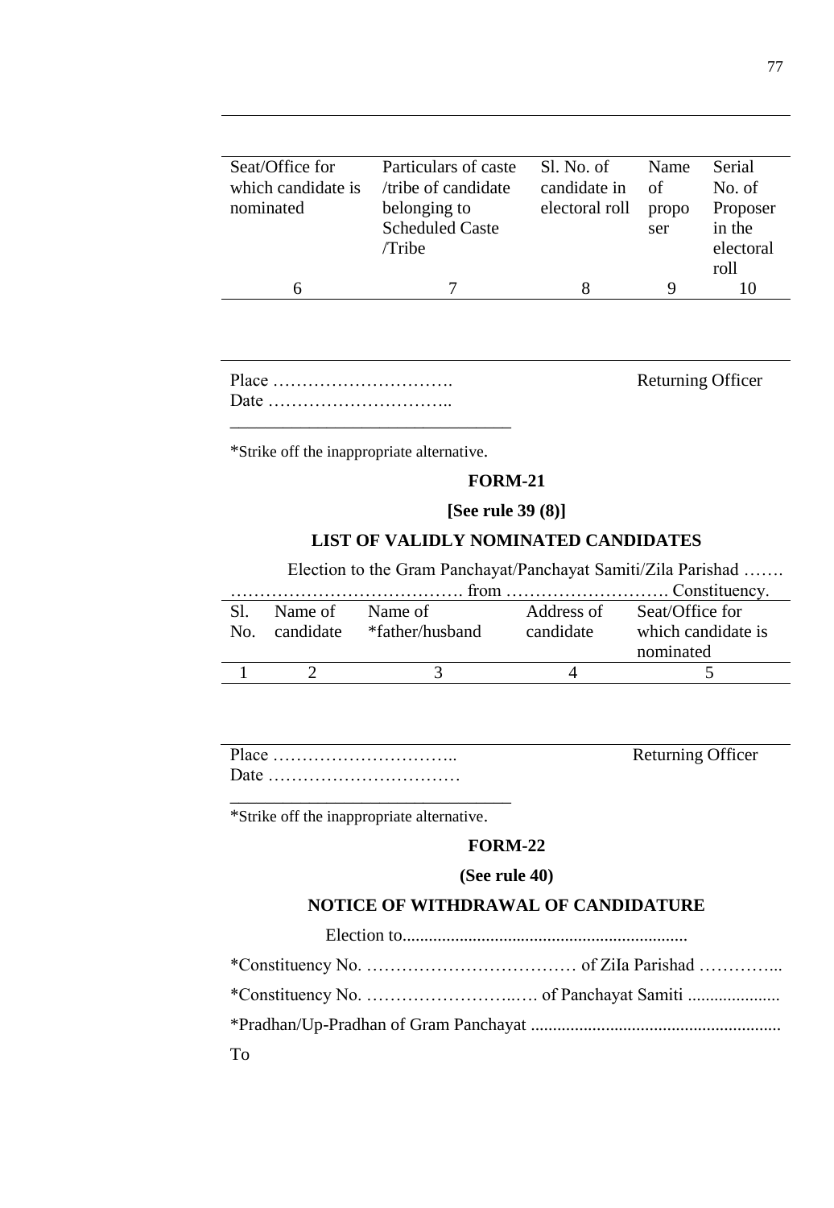| Seat/Office for which candidate is nominated | Particulars of caste /tribe of candidate belonging to Scheduled Caste /Tribe | Sl. No. of candidate in electoral roll | Name of proposer | Serial No. of Proposer in the electoral roll |
|---|---|---|---|---|
| 6 | 7 | 8 | 9 | 10 |

Place …………………………. Returning Officer

Date …………………………..

*Strike off the inappropriate alternative.

## FORM-21

**[See rule 39 (8)]**

**LIST OF VALIDLY NOMINATED CANDIDATES**

Election to the Gram Panchayat/Panchayat Samiti/Zila Parishad ……. …………………………………. from ………………………. Constituency.

| Sl. No. | Name of candidate | Name of *father/husband | Address of candidate | Seat/Office for which candidate is nominated |
|---|---|---|---|---|
| 1 | 2 | 3 | 4 | 5 |

Place ………………………….. Returning Officer

Date ……………………………

*Strike off the inappropriate alternative.

## FORM-22

**(See rule 40)**

**NOTICE OF WITHDRAWAL OF CANDIDATURE**

Election to................................................................

*Constituency No. ……………………………… of ZiIa Parishad …………...

*Constituency No. ………………….…. of Panchayat Samiti .....................

*Pradhan/Up-Pradhan of Gram Panchayat ........................................................

To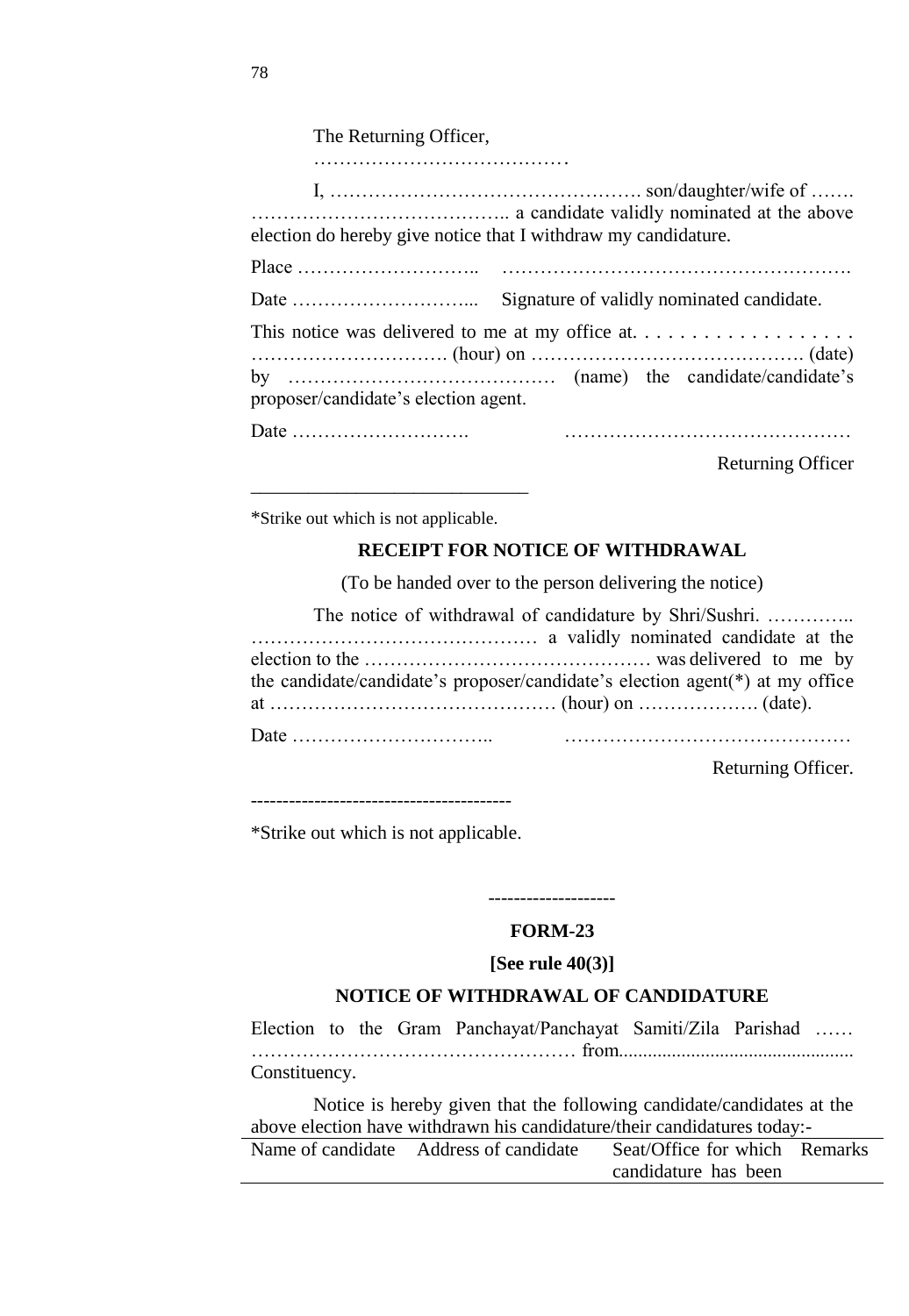The Returning Officer,

……………………………………

I, …………………………………………. son/daughter/wife of ……. ………………………………….. a candidate validly nominated at the above election do hereby give notice that I withdraw my candidature.

Place ……………………….. ……………………………………………….

Date ………………………... Signature of validly nominated candidate.

This notice was delivered to me at my office at. . . . . . . . . . . . . . . . . . . …………………………. (hour) on ……………………………………. (date) by …………………………………… (name) the candidate/candidate's proposer/candidate's election agent.

Date ………………………. ………………………………………

Returning Officer

\_\_\_\_\_\_\_\_\_\_\_\_\_\_\_\_\_\_\_\_\_\_\_\_\_\_\_\_

*Strike out which is not applicable.

**RECEIPT FOR NOTICE OF WITHDRAWAL**

(To be handed over to the person delivering the notice)

The notice of withdrawal of candidature by Shri/Sushri. ………….. ……………………………………… a validly nominated candidate at the election to the ……………………………………… was delivered to me by the candidate/candidate's proposer/candidate's election agent(*) at my office at ……………………………………… (hour) on ………………. (date).

Date ………………………….. ………………………………………

Returning Officer.

----------------------------------------

*Strike out which is not applicable.

--------------------

## FORM-23

**[See rule 40(3)]**

**NOTICE OF WITHDRAWAL OF CANDIDATURE**

Election to the Gram Panchayat/Panchayat Samiti/Zila Parishad …… ………………………………………… from................................................ Constituency.

Notice is hereby given that the following candidate/candidates at the above election have withdrawn his candidature/their candidatures today:-

| Name of candidate | Address of candidate | Seat/Office for which candidature has been | Remarks |
|---|---|---|---|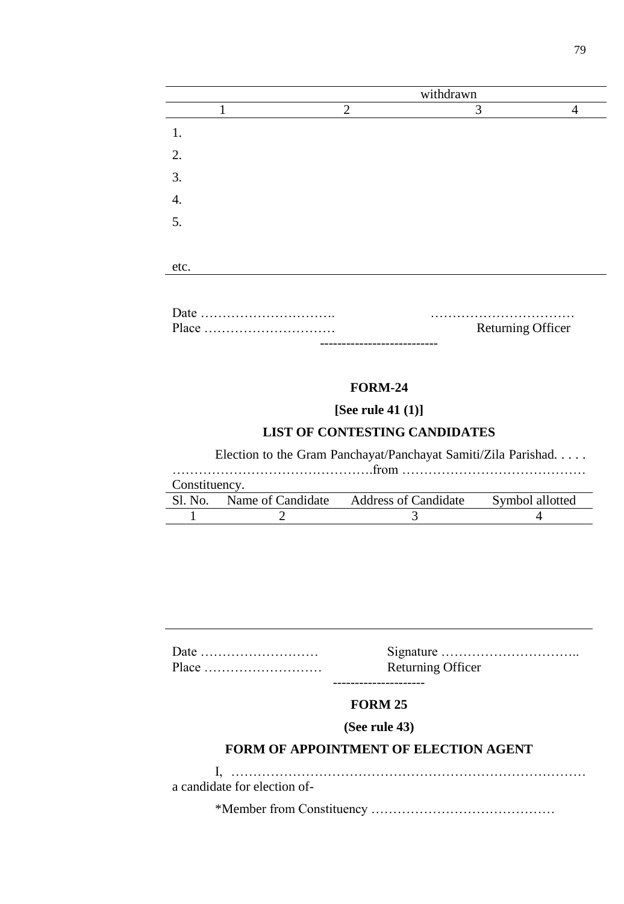| | | withdrawn | |
|---|---|---|---|
| 1 | 2 | 3 | 4 |
| 1. | | | |
| 2. | | | |
| 3. | | | |
| 4. | | | |
| 5. | | | |
| etc. | | | |

Date …………………………. ……………………………

Place ………………………… Returning Officer

---

## FORM-24

**[See rule 41 (1)]**

**LIST OF CONTESTING CANDIDATES**

Election to the Gram Panchayat/Panchayat Samiti/Zila Parishad. . . . . ……………………………………….from …………………………………… Constituency.

| Sl. No. | Name of Candidate | Address of Candidate | Symbol allotted |
|---|---|---|---|
| 1 | 2 | 3 | 4 |

Date ………………………

Place ………………………

Signature …………………………..

Returning Officer

---

## FORM 25

**(See rule 43)**

**FORM OF APPOINTMENT OF ELECTION AGENT**

I, ……………………………………………………………………… a candidate for election of-

*Member from Constituency ……………………………………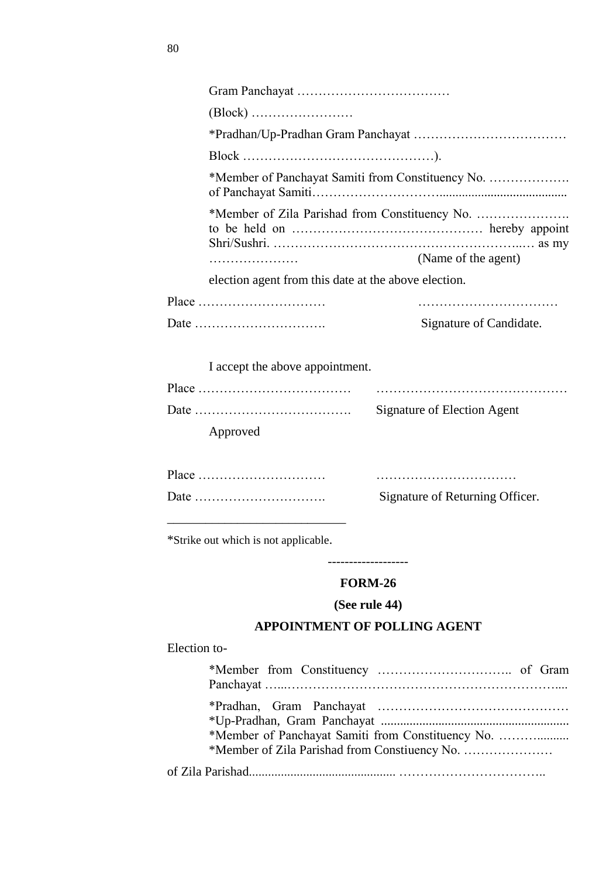Gram Panchayat ………………………………

(Block) ……………………

*Pradhan/Up-Pradhan Gram Panchayat ………………………………

Block ………………………………………).

*Member of Panchayat Samiti from Constituency No. ………………. of Panchayat Samiti……………………….......................................

*Member of Zila Parishad from Constituency No. …………………. to be held on ……………………………………… hereby appoint Shri/Sushri. ………………………………………………..… as my ………………… (Name of the agent)

election agent from this date at the above election.

Place …………………………   ……………………………

Date ………………………….   Signature of Candidate.

I accept the above appointment.

Place ………………………………   ………………………………………

Date ……………………………….   Signature of Election Agent

Approved

Place …………………………   ……………………………

Date ………………………….   Signature of Returning Officer.

---

*Strike out which is not applicable.

------------------

**FORM-26**

**(See rule 44)**

**APPOINTMENT OF POLLING AGENT**

Election to-

*Member from Constituency ………………………….. of Gram Panchayat …...…………………………………………………………....

*Pradhan, Gram Panchayat ………………………………………
*Up-Pradhan, Gram Panchayat ..........................................................
*Member of Panchayat Samiti from Constituency No. ………..........
*Member of Zila Parishad from Constiuency No. …………………

of Zila Parishad............................................ ……………………………..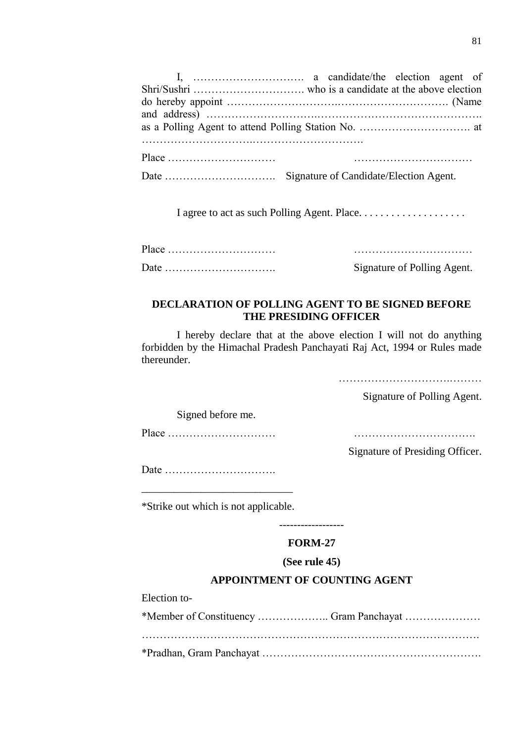I, …………………………. a candidate/the election agent of Shri/Sushri …………………………. who is a candidate at the above election do hereby appoint ………………………….…………………………. (Name and address) ………………………..……………………………………. as a Polling Agent to attend Polling Station No. …………………………. at ……………………….………………………….

Place …………………………  ……………………………

Date ………………………….  Signature of Candidate/Election Agent.

I agree to act as such Polling Agent. Place. . . . . . . . . . . . . . . . . . . .

Place …………………………  ……………………………

Date ………………………….  Signature of Polling Agent.

**DECLARATION OF POLLING AGENT TO BE SIGNED BEFORE THE PRESIDING OFFICER**

I hereby declare that at the above election I will not do anything forbidden by the Himachal Pradesh Panchayati Raj Act, 1994 or Rules made thereunder.

…………………………..………

Signature of Polling Agent.

Signed before me.

Place …………………………  …………………………….

Signature of Presiding Officer.

Date ………………………….

---

*Strike out which is not applicable.

-----------------

**FORM-27**

**(See rule 45)**

**APPOINTMENT OF COUNTING AGENT**

Election to-

*Member of Constituency ……………….. Gram Panchayat …………………

………………………………………………………………………………….

*Pradhan, Gram Panchayat …………………………………………………….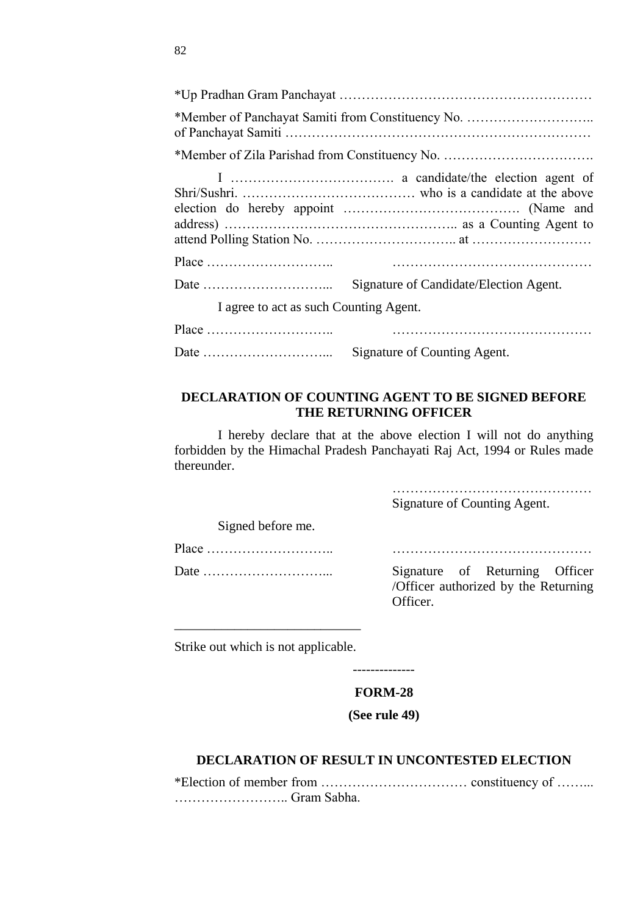*Up Pradhan Gram Panchayat …………………………………………………

*Member of Panchayat Samiti from Constituency No. ……………………….. of Panchayat Samiti ……………………………………………………………

*Member of Zila Parishad from Constituency No. …………………………….

I ………………………………. a candidate/the election agent of Shri/Sushri. ………………………………… who is a candidate at the above election do hereby appoint …………………………………. (Name and address) …………………………………………….. as a Counting Agent to attend Polling Station No. ………………………….. at ………………………

Place ……………………….. ………………………………………

Date ………………………... Signature of Candidate/Election Agent.

I agree to act as such Counting Agent.

Place ……………………….. ………………………………………

Date ………………………... Signature of Counting Agent.

**DECLARATION OF COUNTING AGENT TO BE SIGNED BEFORE THE RETURNING OFFICER**

I hereby declare that at the above election I will not do anything forbidden by the Himachal Pradesh Panchayati Raj Act, 1994 or Rules made thereunder.

………………………………………
Signature of Counting Agent.

Signed before me.

Place ……………………….. ………………………………………

Date ………………………... Signature of Returning Officer /Officer authorized by the Returning Officer.

---

Strike out which is not applicable.

--------------

**FORM-28**

**(See rule 49)**

**DECLARATION OF RESULT IN UNCONTESTED ELECTION**

*Election of member from …………………………… constituency of ……... …………………….. Gram Sabha.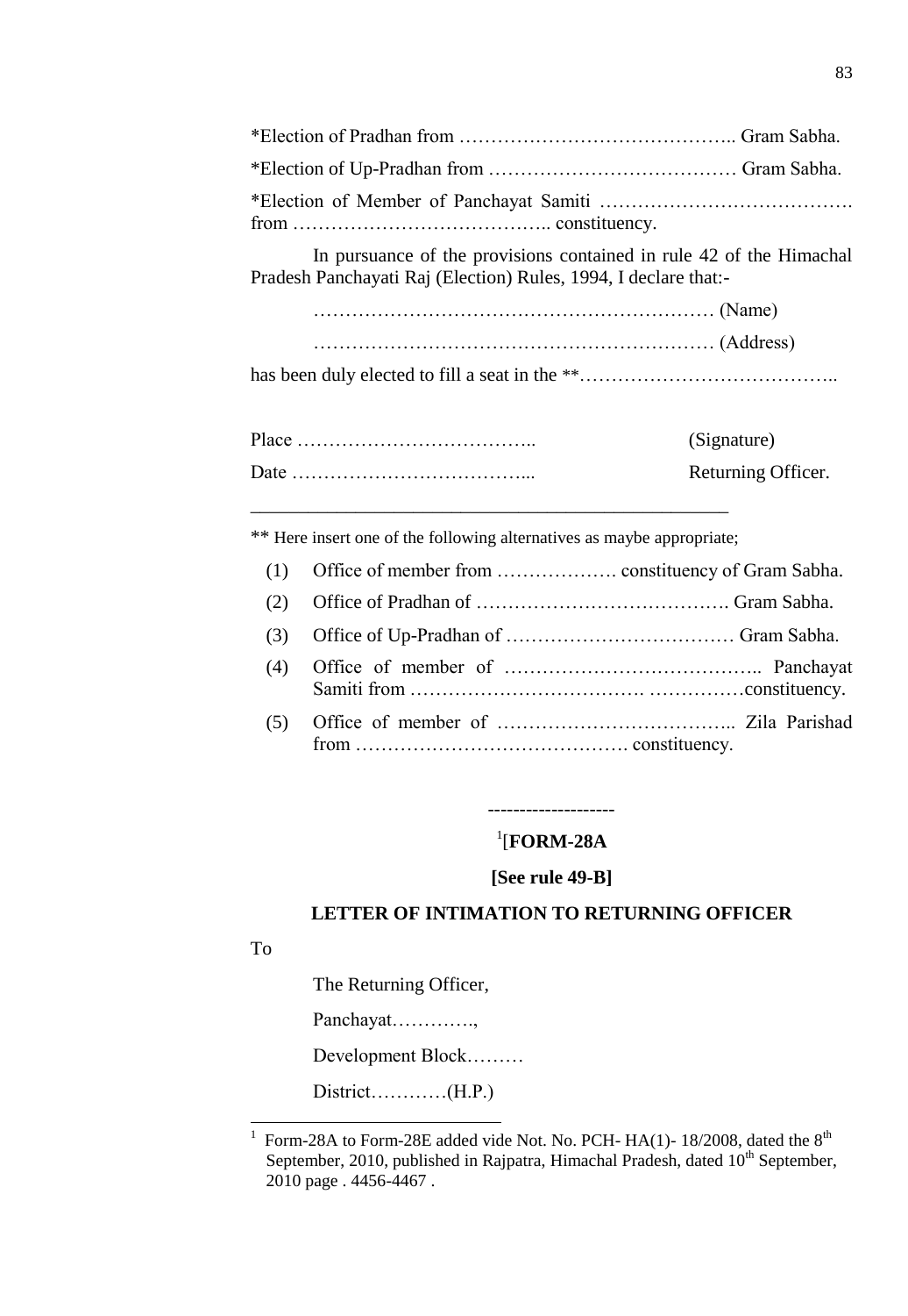*Election of Pradhan from …………………………………….. Gram Sabha.

*Election of Up-Pradhan from ………………………………… Gram Sabha.

*Election of Member of Panchayat Samiti …………………………………. from ………………………………….. constituency.

In pursuance of the provisions contained in rule 42 of the Himachal Pradesh Panchayati Raj (Election) Rules, 1994, I declare that:-

……………………………………………………… (Name)

……………………………………………………… (Address)

has been duly elected to fill a seat in the **…………………………………..

Place ………………………………..                                        (Signature)

Date ………………………………...                                        Returning Officer.

---

** Here insert one of the following alternatives as maybe appropriate;

(1) Office of member from ………………. constituency of Gram Sabha.

(2) Office of Pradhan of …………………………………. Gram Sabha.

(3) Office of Up-Pradhan of ……………………………… Gram Sabha.

(4) Office of member of ………………………………….. Panchayat Samiti from ……………………………. ……………constituency.

(5) Office of member of ……………………………….. Zila Parishad from ……………………………………. constituency.

--------------------

## [1][FORM-28A

**[See rule 49-B]**

**LETTER OF INTIMATION TO RETURNING OFFICER**

To

The Returning Officer,

Panchayat………….,

Development Block………

District…………(H.P.)

---

1 Form-28A to Form-28E added vide Not. No. PCH- HA(1)- 18/2008, dated the 8th September, 2010, published in Rajpatra, Himachal Pradesh, dated 10th September, 2010 page . 4456-4467 .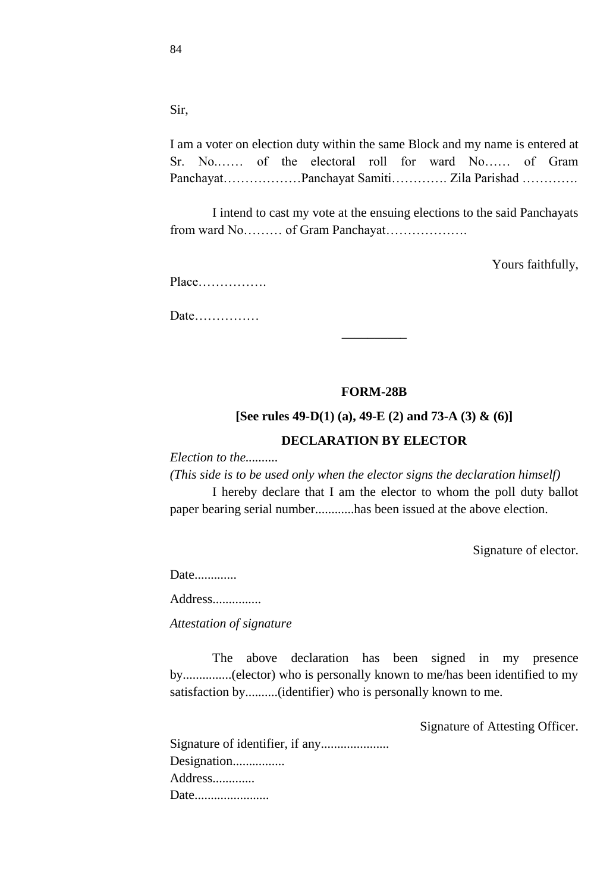Sir,

I am a voter on election duty within the same Block and my name is entered at Sr. No.…… of the electoral roll for ward No…… of Gram Panchayat………………Panchayat Samiti…………. Zila Parishad ………….

I intend to cast my vote at the ensuing elections to the said Panchayats from ward No……… of Gram Panchayat……………….

Yours faithfully,

Place…………….

Date……………

__________

**FORM-28B**

**[See rules 49-D(1) (a), 49-E (2) and 73-A (3) & (6)]**

**DECLARATION BY ELECTOR**

*Election to the..........*

*(This side is to be used only when the elector signs the declaration himself)*

I hereby declare that I am the elector to whom the poll duty ballot paper bearing serial number............has been issued at the above election.

Signature of elector.

Date.............

Address...............

*Attestation of signature*

The above declaration has been signed in my presence by...............(elector) who is personally known to me/has been identified to my satisfaction by..........(identifier) who is personally known to me.

Signature of Attesting Officer.

Signature of identifier, if any.....................
Designation................
Address.............
Date.......................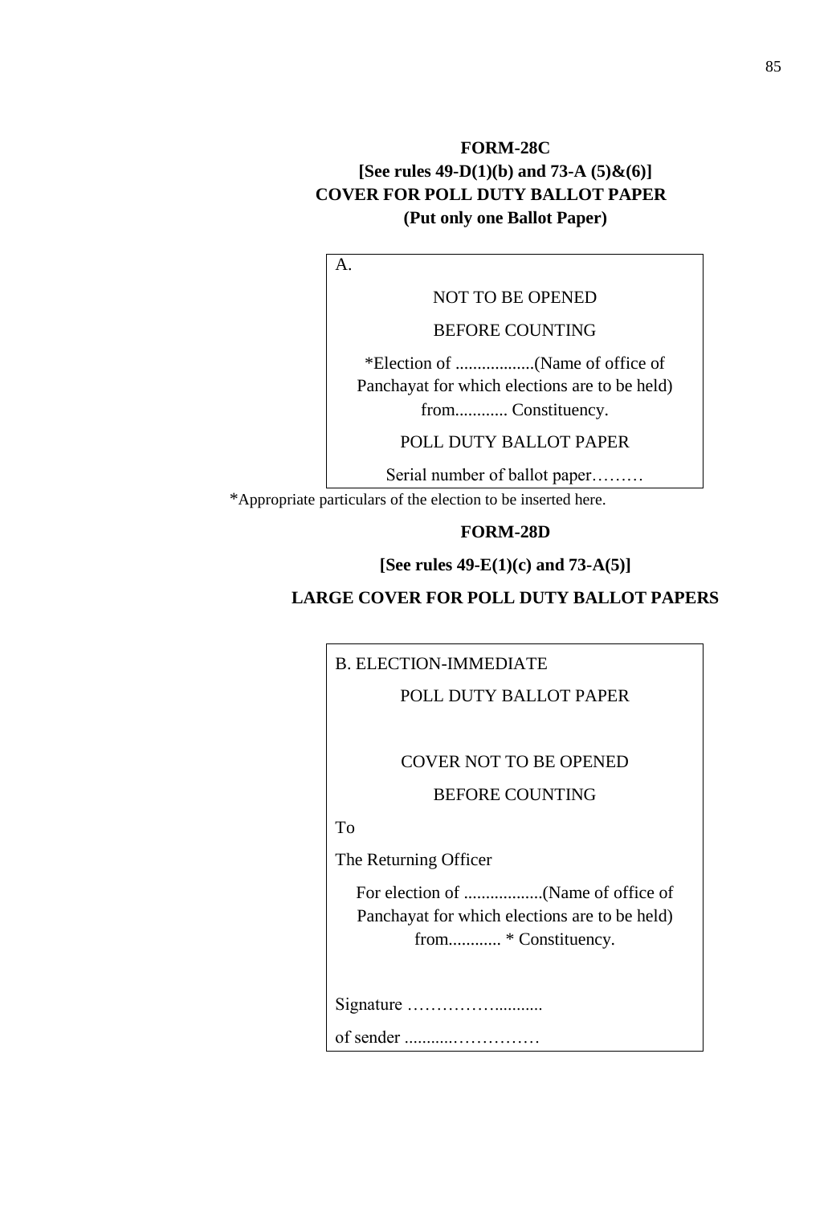## FORM-28C

**[See rules 49-D(1)(b) and 73-A (5)&(6)]**

**COVER FOR POLL DUTY BALLOT PAPER**

**(Put only one Ballot Paper)**

A.

NOT TO BE OPENED

BEFORE COUNTING

*Election of ..................(Name of office of Panchayat for which elections are to be held) from............ Constituency.

POLL DUTY BALLOT PAPER

Serial number of ballot paper………

*Appropriate particulars of the election to be inserted here.

## FORM-28D

**[See rules 49-E(1)(c) and 73-A(5)]**

**LARGE COVER FOR POLL DUTY BALLOT PAPERS**

B. ELECTION-IMMEDIATE

POLL DUTY BALLOT PAPER

COVER NOT TO BE OPENED

BEFORE COUNTING

To

The Returning Officer

For election of ..................(Name of office of Panchayat for which elections are to be held) from............ * Constituency.

Signature …………….........

of sender ...........……………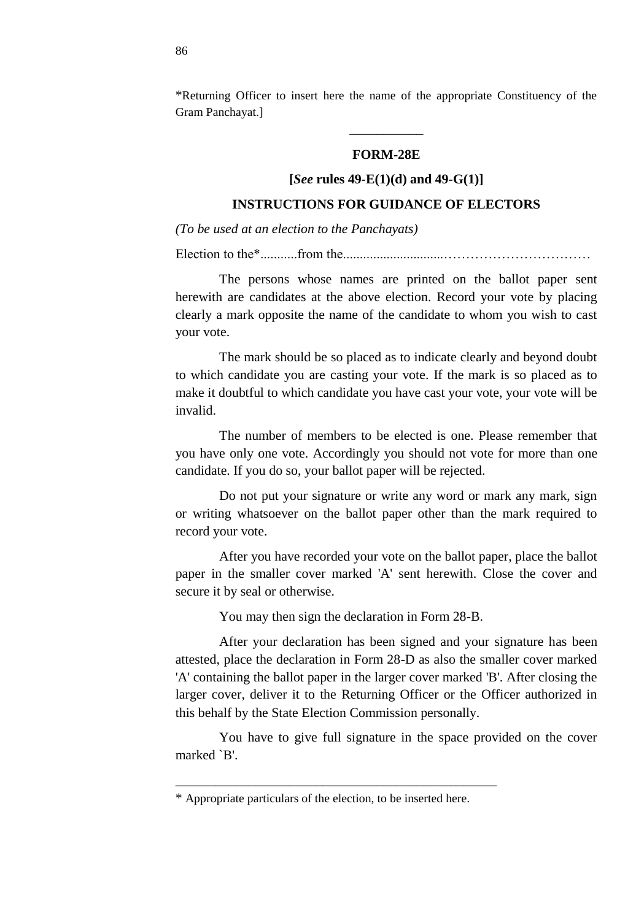*Returning Officer to insert here the name of the appropriate Constituency of the Gram Panchayat.]

---

**FORM-28E**

**[*See* rules 49-E(1)(d) and 49-G(1)]**

**INSTRUCTIONS FOR GUIDANCE OF ELECTORS**

*(To be used at an election to the Panchayats)*

Election to the*...........from the..............................……………………………

The persons whose names are printed on the ballot paper sent herewith are candidates at the above election. Record your vote by placing clearly a mark opposite the name of the candidate to whom you wish to cast your vote.

The mark should be so placed as to indicate clearly and beyond doubt to which candidate you are casting your vote. If the mark is so placed as to make it doubtful to which candidate you have cast your vote, your vote will be invalid.

The number of members to be elected is one. Please remember that you have only one vote. Accordingly you should not vote for more than one candidate. If you do so, your ballot paper will be rejected.

Do not put your signature or write any word or mark any mark, sign or writing whatsoever on the ballot paper other than the mark required to record your vote.

After you have recorded your vote on the ballot paper, place the ballot paper in the smaller cover marked 'A' sent herewith. Close the cover and secure it by seal or otherwise.

You may then sign the declaration in Form 28-B.

After your declaration has been signed and your signature has been attested, place the declaration in Form 28-D as also the smaller cover marked 'A' containing the ballot paper in the larger cover marked 'B'. After closing the larger cover, deliver it to the Returning Officer or the Officer authorized in this behalf by the State Election Commission personally.

You have to give full signature in the space provided on the cover marked `B'.

---

* Appropriate particulars of the election, to be inserted here.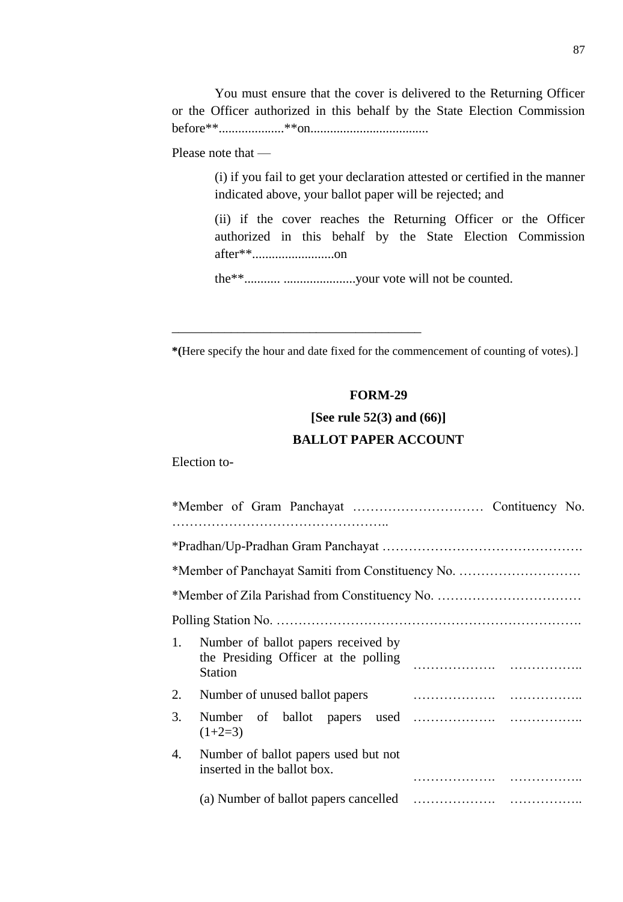You must ensure that the cover is delivered to the Returning Officer or the Officer authorized in this behalf by the State Election Commission before**...................**on...................................

Please note that —

(i) if you fail to get your declaration attested or certified in the manner indicated above, your ballot paper will be rejected; and

(ii) if the cover reaches the Returning Officer or the Officer authorized in this behalf by the State Election Commission after**.........................on

the**........... ......................your vote will not be counted.

---

***(**Here specify the hour and date fixed for the commencement of counting of votes).]

**FORM-29**

**[See rule 52(3) and (66)]**

**BALLOT PAPER ACCOUNT**

Election to-

*Member of Gram Panchayat ………………………… Contituency No. …………………………………………..

*Pradhan/Up-Pradhan Gram Panchayat ……………………………………….

*Member of Panchayat Samiti from Constituency No. ……………………….

*Member of Zila Parishad from Constituency No. ……………………………

Polling Station No. ……………………………………………………………….

| | | | |
|---|---|---|---|
| 1. | Number of ballot papers received by the Presiding Officer at the polling Station | ………………. | …………….. |
| 2. | Number of unused ballot papers | ………………. | …………….. |
| 3. | Number of ballot papers used (1+2=3) | ………………. | …………….. |
| 4. | Number of ballot papers used but not inserted in the ballot box. | ………………. | …………….. |
| | (a) Number of ballot papers cancelled | ………………. | …………….. |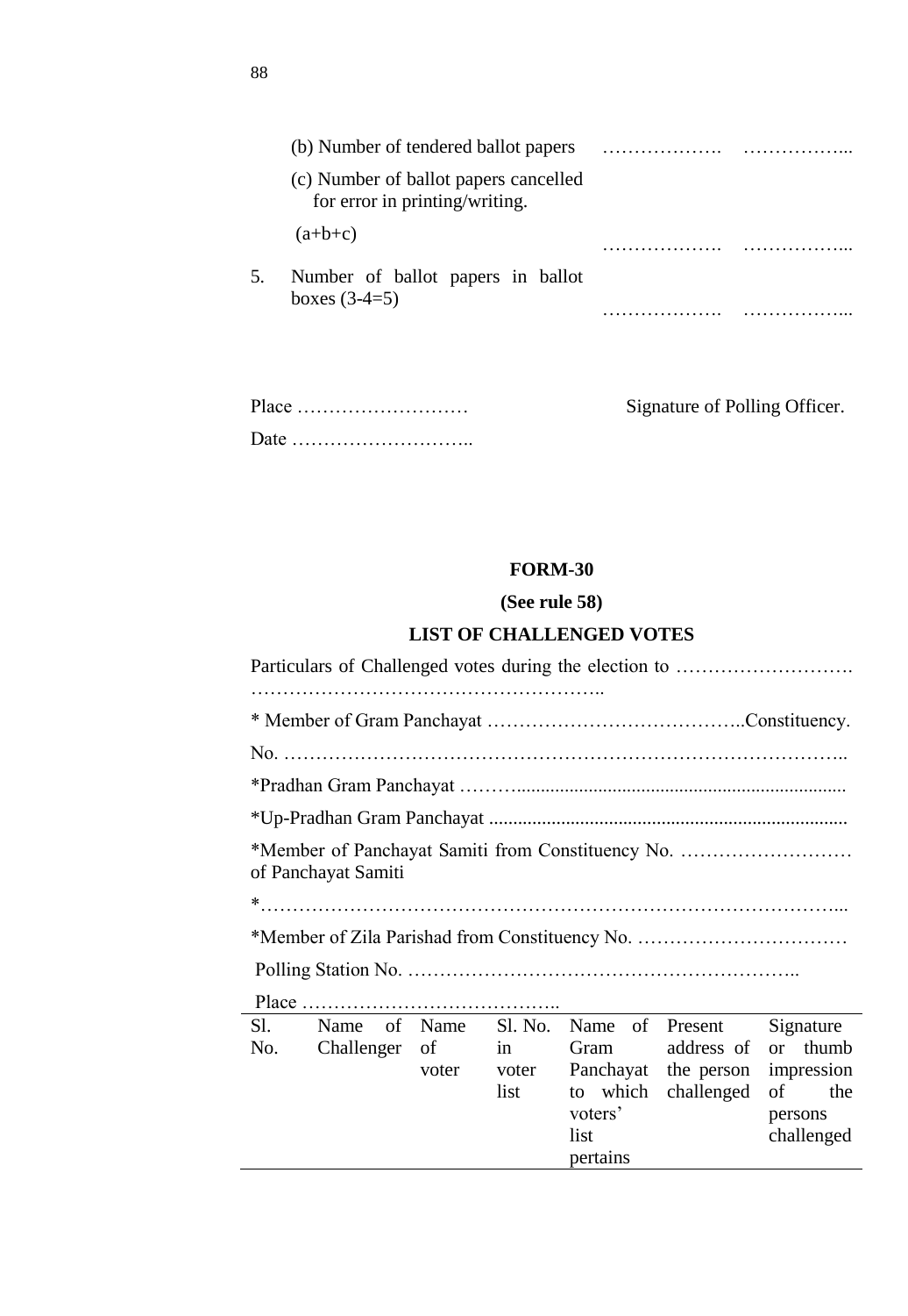(b) Number of tendered ballot papers ………………. ……………...

(c) Number of ballot papers cancelled for error in printing/writing.

(a+b+c) ………………. ……………...

5. Number of ballot papers in ballot boxes (3-4=5) ………………. ……………...

Place ……………………… Signature of Polling Officer.

Date ………………………..

**FORM-30**

**(See rule 58)**

**LIST OF CHALLENGED VOTES**

Particulars of Challenged votes during the election to ……………………….
………………………………………………..

* Member of Gram Panchayat …………………………………..Constituency.

No. ……………………………………………………………………………..

*Pradhan Gram Panchayat ………......................................................................

*Up-Pradhan Gram Panchayat ..........................................................................

*Member of Panchayat Samiti from Constituency No. ……………………… of Panchayat Samiti

*……………………………………………………………………………...

*Member of Zila Parishad from Constituency No. ……………………………

Polling Station No. ……………………………………………………..

Place …………………………………..

| Sl. No. | Name of Challenger | Name of voter | Sl. No. in voter list | Name of Gram Panchayat to which voters' list pertains | Present address of the person challenged | Signature or thumb impression of the persons challenged |
|---|---|---|---|---|---|---|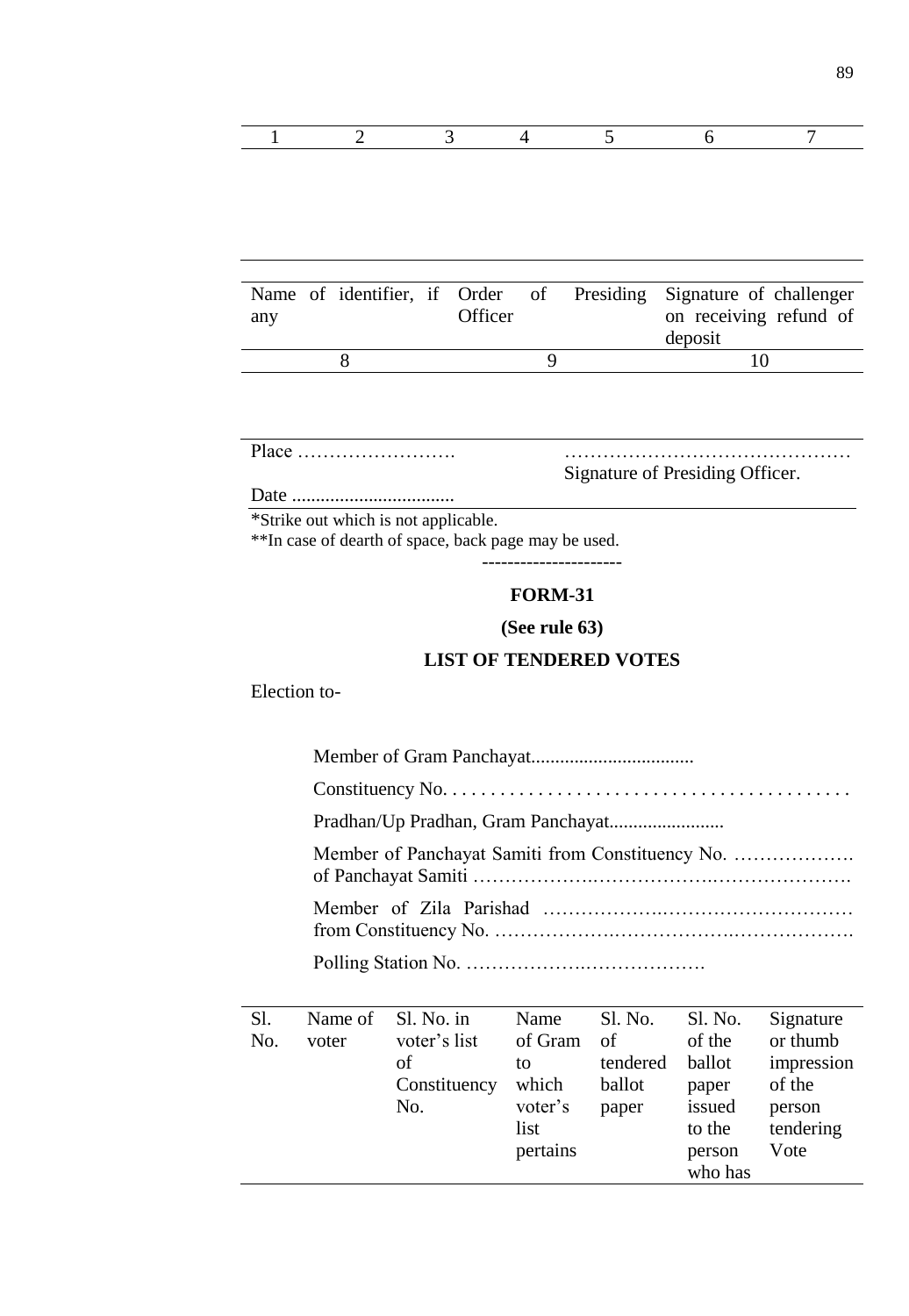| 1 | 2 | 3 | 4 | 5 | 6 | 7 |
|---|---|---|---|---|---|---|
| | | | | | | |

| Name of identifier, if any | Order of Presiding Officer | Signature of challenger on receiving refund of deposit |
|---|---|---|
| 8 | 9 | 10 |

Place …………………….　　　　　　　　　　………………………………………

Signature of Presiding Officer.

Date ..................................

*Strike out which is not applicable.

**In case of dearth of space, back page may be used.

---

## FORM-31

### (See rule 63)

### LIST OF TENDERED VOTES

Election to-

Member of Gram Panchayat..................................

Constituency No. . . . . . . . . . . . . . . . . . . . . . . . . . . . . . . . . . . . . . . . . . .

Pradhan/Up Pradhan, Gram Panchayat........................

Member of Panchayat Samiti from Constituency No. ………………. of Panchayat Samiti ………………..………………..…………………

Member of Zila Parishad ……………..……………………… from Constituency No. ………………..………………..……………….

Polling Station No. ………………..……………….

| Sl. No. | Name of voter | Sl. No. in voter's list of Constituency No. | Name of Gram to which voter's list pertains | Sl. No. of tendered ballot paper | Sl. No. of the ballot paper issued to the person who has | Signature or thumb impression of the person tendering Vote |
|---|---|---|---|---|---|---|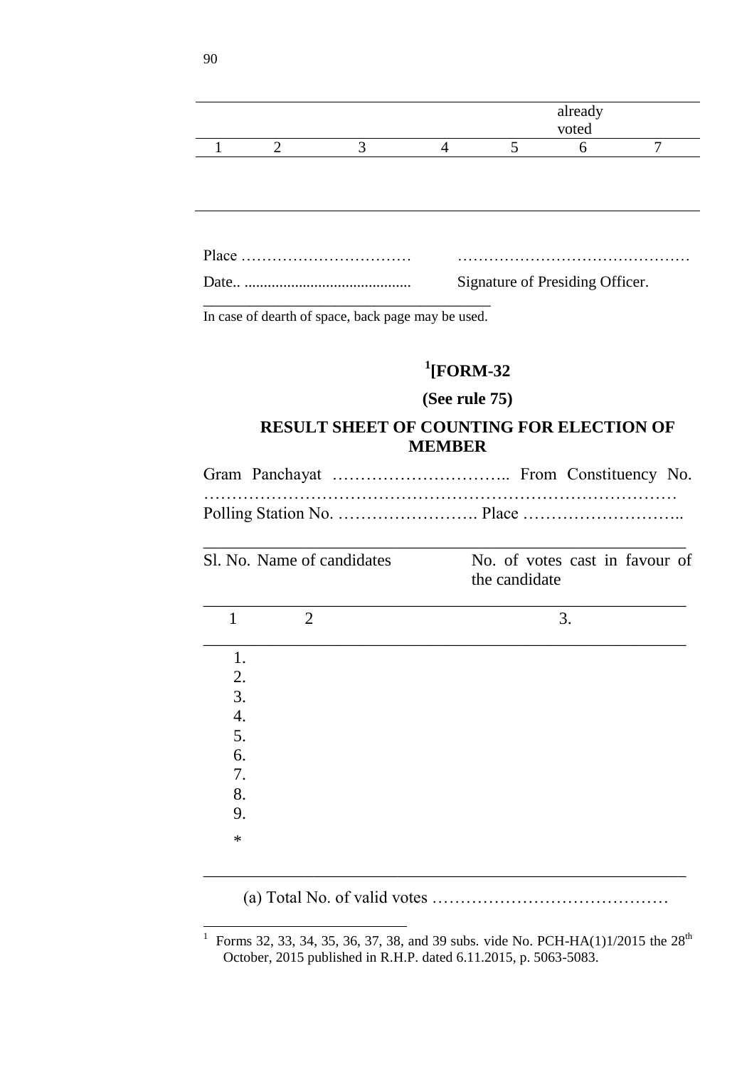|  |  |  |  |  | already voted |  |
|---|---|---|---|---|---|---|
| 1 | 2 | 3 | 4 | 5 | 6 | 7 |
|  |  |  |  |  |  |  |

Place …………………………… ………………………………………

Date.. ........................................... Signature of Presiding Officer.

In case of dearth of space, back page may be used.

## [1][FORM-32

### (See rule 75)

### RESULT SHEET OF COUNTING FOR ELECTION OF MEMBER

Gram Panchayat ………………………….. From Constituency No. ………………………………………………………………………
Polling Station No. ……………………. Place ………………………..

| Sl. No. | Name of candidates | No. of votes cast in favour of the candidate |
|---|---|---|
| 1 | 2 | 3. |
| 1. |  |  |
| 2. |  |  |
| 3. |  |  |
| 4. |  |  |
| 5. |  |  |
| 6. |  |  |
| 7. |  |  |
| 8. |  |  |
| 9. |  |  |
| * |  |  |

(a) Total No. of valid votes ……………………………………

---

1 Forms 32, 33, 34, 35, 36, 37, 38, and 39 subs. vide No. PCH-HA(1)1/2015 the 28th October, 2015 published in R.H.P. dated 6.11.2015, p. 5063-5083.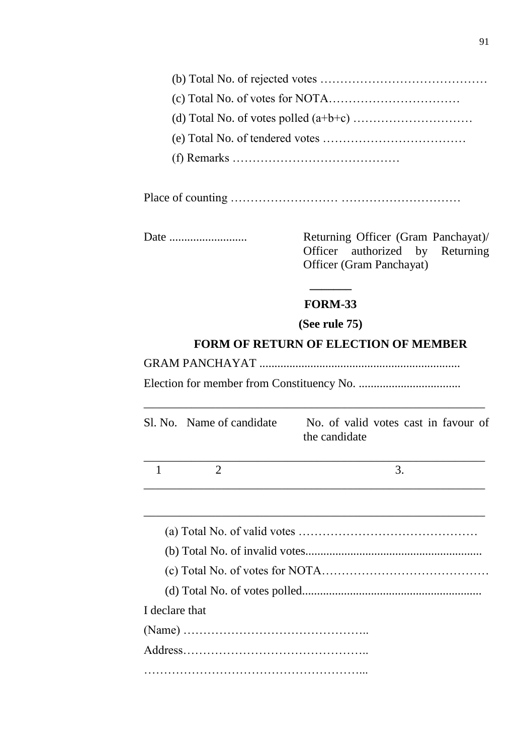(b) Total No. of rejected votes ……………………………………

(c) Total No. of votes for NOTA……………………………

(d) Total No. of votes polled (a+b+c) …………………………

(e) Total No. of tendered votes ………………………………

(f) Remarks ……………………………………

Place of counting ……………………… …………………………

Date ..........................

Returning Officer (Gram Panchayat)/ Officer authorized by Returning Officer (Gram Panchayat)

---

**FORM-33**

**(See rule 75)**

**FORM OF RETURN OF ELECTION OF MEMBER**

GRAM PANCHAYAT ..................................................................

Election for member from Constituency No. ..................................

| Sl. No. | Name of candidate | No. of valid votes cast in favour of the candidate |
|---|---|---|
| 1 | 2 | 3. |
| | | |

(a) Total No. of valid votes ………………………………………

(b) Total No. of invalid votes..........................................................

(c) Total No. of votes for NOTA……………………………………

(d) Total No. of votes polled...........................................................

I declare that

(Name) ………………………………………..

Address………………………………………..

………………………………………………...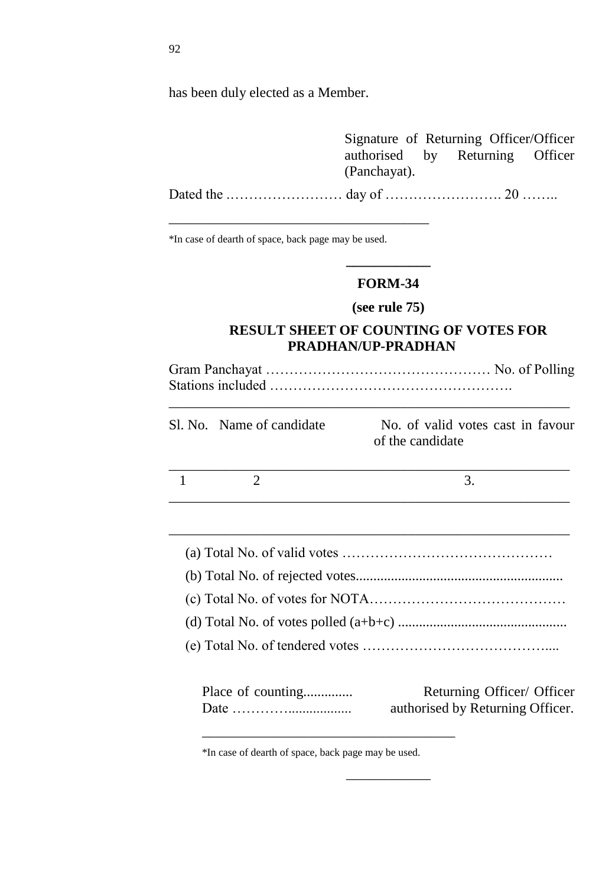has been duly elected as a Member.

Signature of Returning Officer/Officer authorised by Returning Officer (Panchayat).

Dated the …………………… day of ……………………. 20 ……..

---

*In case of dearth of space, back page may be used.

---

## FORM-34

**(see rule 75)**

### RESULT SHEET OF COUNTING OF VOTES FOR PRADHAN/UP-PRADHAN

Gram Panchayat ………………………………………… No. of Polling Stations included …………………………………………….

| Sl. No. | Name of candidate | No. of valid votes cast in favour of the candidate |
|---|---|---|
| 1 | 2 | 3. |
| | | |

(a) Total No. of valid votes ………………………………………

(b) Total No. of rejected votes..........................................................

(c) Total No. of votes for NOTA……………………………………

(d) Total No. of votes polled (a+b+c) ...............................................

(e) Total No. of tendered votes ………………………………….....

Place of counting..............

Date …………..................

Returning Officer/ Officer authorised by Returning Officer.

---

*In case of dearth of space, back page may be used.

---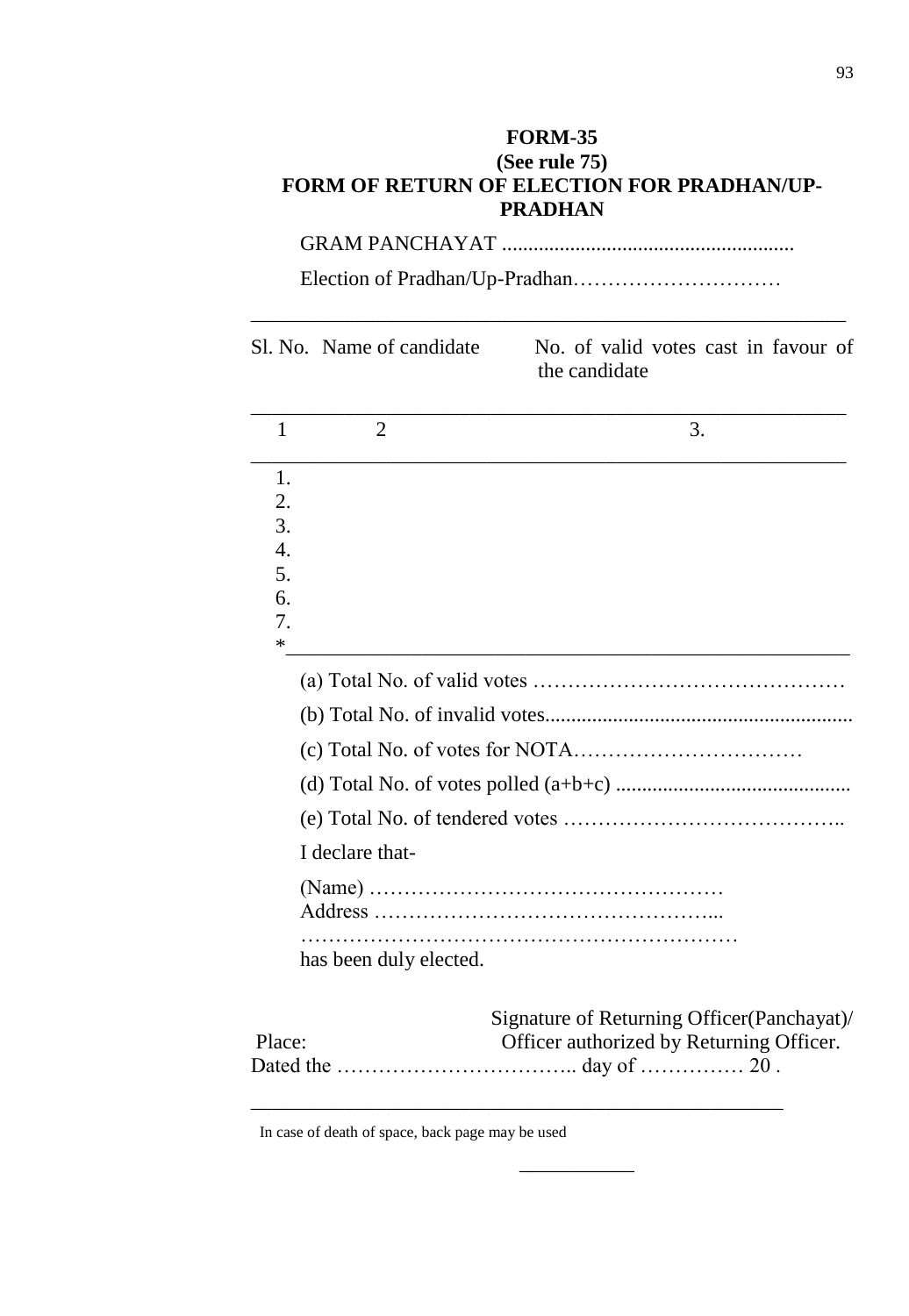**FORM-35**
**(See rule 75)**
**FORM OF RETURN OF ELECTION FOR PRADHAN/UP-PRADHAN**

GRAM PANCHAYAT .......................................................

Election of Pradhan/Up-Pradhan…………………………

| Sl. No. | Name of candidate | No. of valid votes cast in favour of the candidate |
|---|---|---|
| 1 | 2 | 3. |
| 1. | | |
| 2. | | |
| 3. | | |
| 4. | | |
| 5. | | |
| 6. | | |
| 7. | | |
| * | | |

(a) Total No. of valid votes ………………………………………

(b) Total No. of invalid votes..........................................................

(c) Total No. of votes for NOTA……………………………

(d) Total No. of votes polled (a+b+c) ............................................

(e) Total No. of tendered votes …………………………………..

I declare that-

(Name) ……………………………………………
Address …………………………………………...
……………………………………………………
has been duly elected.

Signature of Returning Officer(Panchayat)/
Officer authorized by Returning Officer.

Place:
Dated the …………………………….. day of …………… 20 .

In case of death of space, back page may be used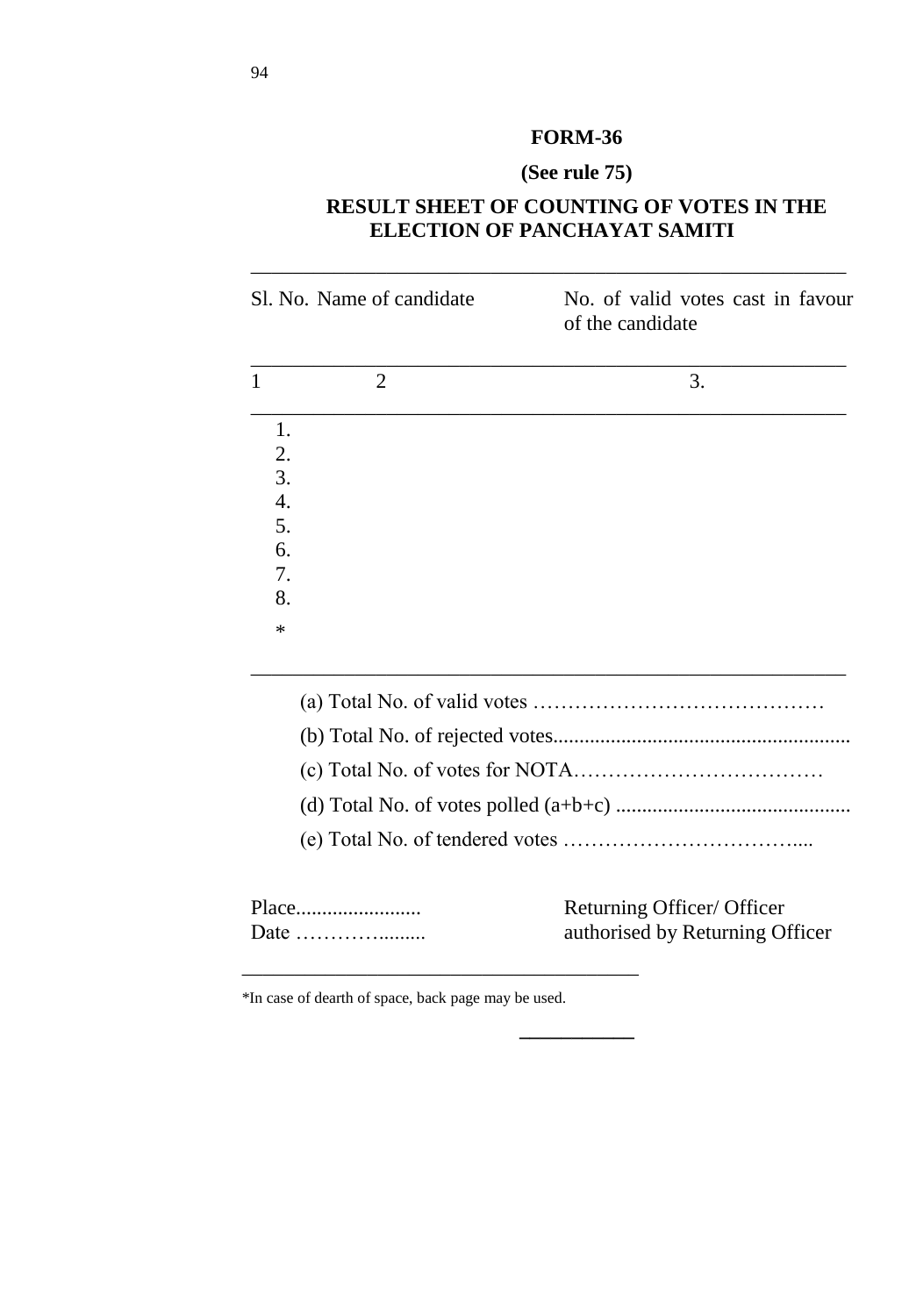# FORM-36

**(See rule 75)**

## RESULT SHEET OF COUNTING OF VOTES IN THE ELECTION OF PANCHAYAT SAMITI

| Sl. No. | Name of candidate | No. of valid votes cast in favour of the candidate |
|---|---|---|
| 1 | 2 | 3. |
| 1. | | |
| 2. | | |
| 3. | | |
| 4. | | |
| 5. | | |
| 6. | | |
| 7. | | |
| 8. | | |
| * | | |

(a) Total No. of valid votes ……………………………………

(b) Total No. of rejected votes........................................................

(c) Total No. of votes for NOTA………………………………

(d) Total No. of votes polled (a+b+c) ............................................

(e) Total No. of tendered votes ……………………………....

Place........................

Date ………….........

Returning Officer/ Officer authorised by Returning Officer

---

*In case of dearth of space, back page may be used.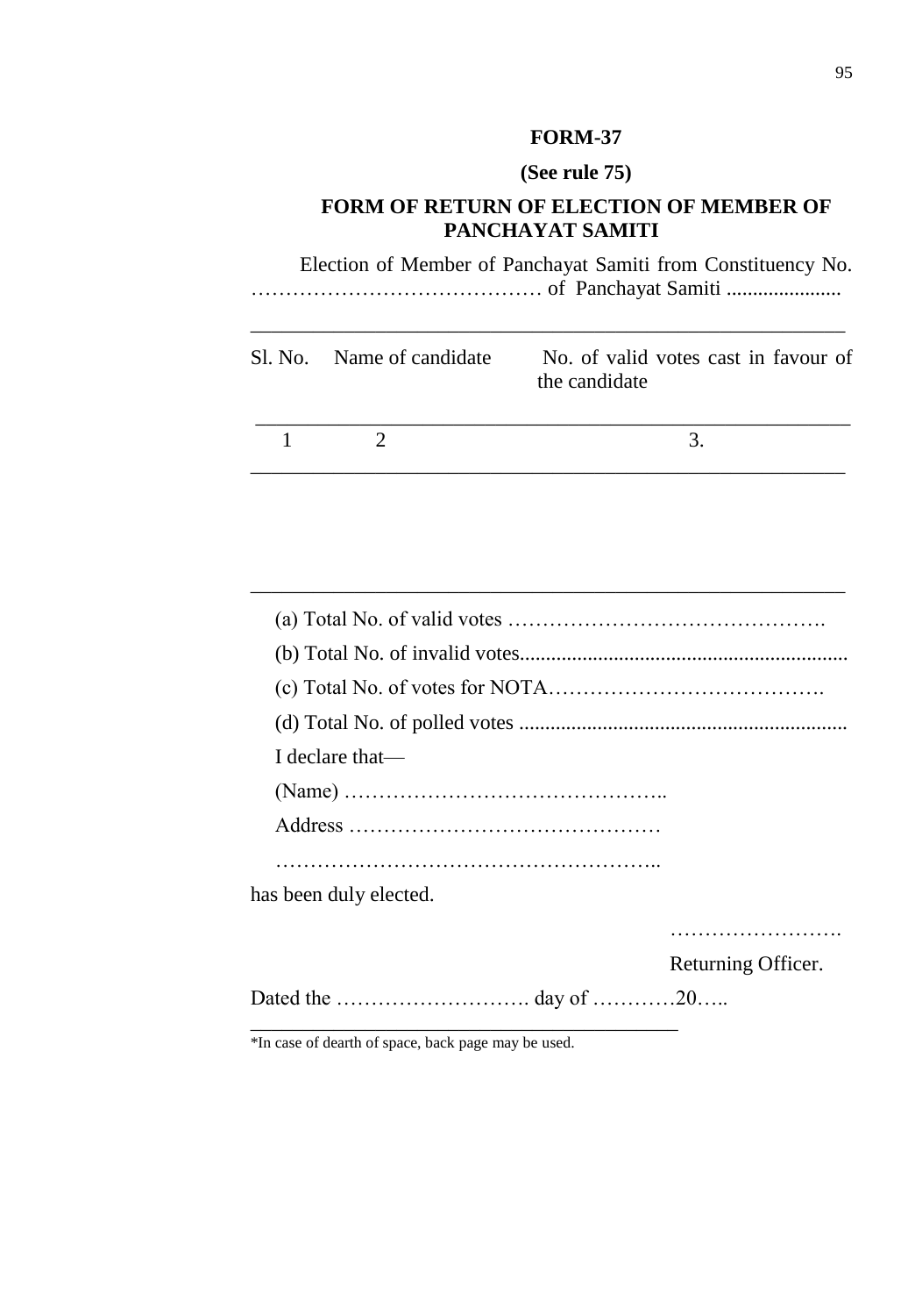**FORM-37**

**(See rule 75)**

**FORM OF RETURN OF ELECTION OF MEMBER OF PANCHAYAT SAMITI**

Election of Member of Panchayat Samiti from Constituency No. …………………………………… of Panchayat Samiti ......................

| Sl. No. | Name of candidate | No. of valid votes cast in favour of the candidate |
|---|---|---|
| 1 | 2 | 3. |
| | | |

(a) Total No. of valid votes ……………………………………….

(b) Total No. of invalid votes...............................................................

(c) Total No. of votes for NOTA………………………………….

(d) Total No. of polled votes ..............................................................

I declare that—

(Name) ………………………………………..

Address ………………………………………

………………………………………………..

has been duly elected.

…………………….

Returning Officer.

Dated the ………………………. day of …………20…..

*In case of dearth of space, back page may be used.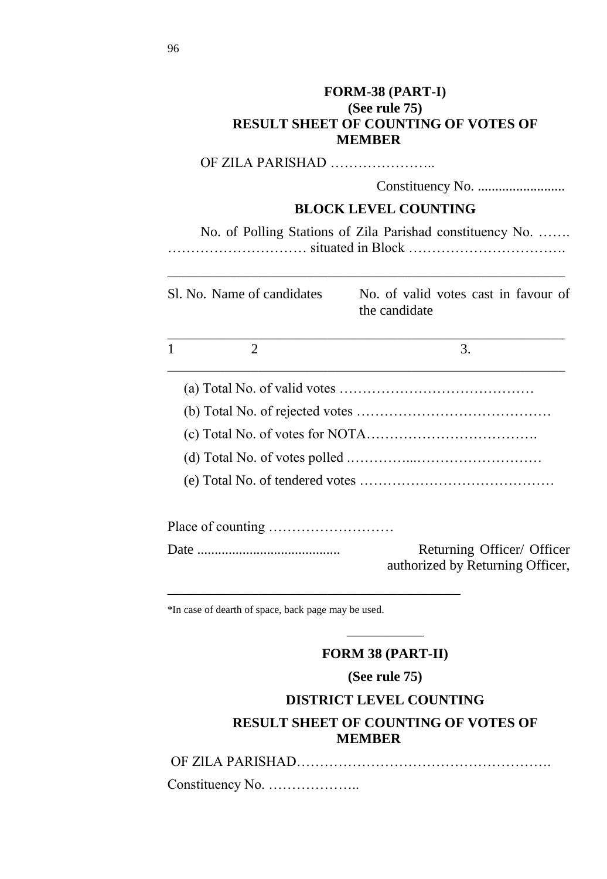## FORM-38 (PART-I)
**(See rule 75)**
**RESULT SHEET OF COUNTING OF VOTES OF MEMBER**

OF ZILA PARISHAD …………………..

Constituency No. .........................

**BLOCK LEVEL COUNTING**

No. of Polling Stations of Zila Parishad constituency No. ……. ………………………… situated in Block …………………………….

| Sl. No. | Name of candidates | No. of valid votes cast in favour of the candidate |
|---|---|---|
| 1 | 2 | 3. |

(a) Total No. of valid votes ……………………………………

(b) Total No. of rejected votes ……………………………………

(c) Total No. of votes for NOTA……………………………….

(d) Total No. of votes polled .…………...………………………

(e) Total No. of tendered votes ……………………………………

Place of counting ………………………

Date .........................................

Returning Officer/ Officer authorized by Returning Officer,

*In case of dearth of space, back page may be used.

## FORM 38 (PART-II)

**(See rule 75)**

**DISTRICT LEVEL COUNTING**

**RESULT SHEET OF COUNTING OF VOTES OF MEMBER**

OF ZILA PARISHAD……………………………………………….

Constituency No. ………………..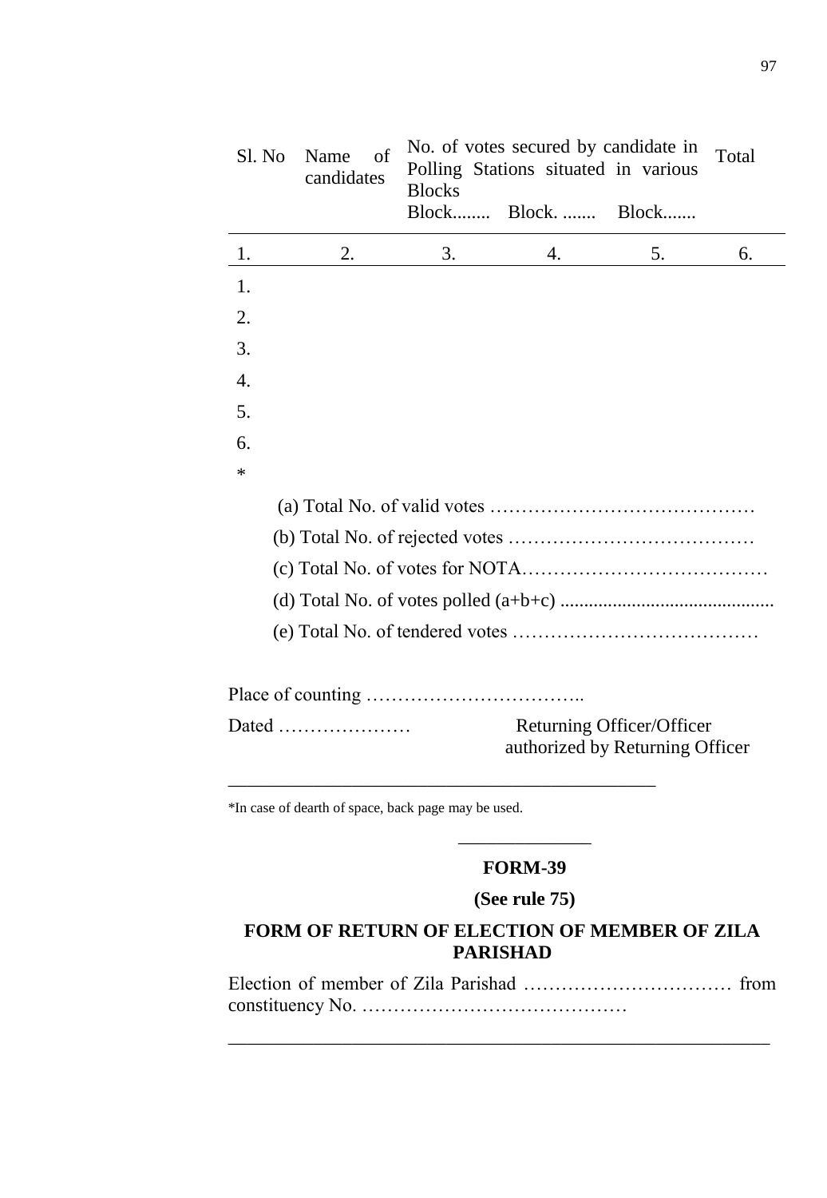| Sl. No | Name of candidates | No. of votes secured by candidate in Polling Stations situated in various Blocks | | | Total |
|---|---|---|---|---|---|
| | | Block........ | Block. ....... | Block....... | |
| 1. | 2. | 3. | 4. | 5. | 6. |
| 1. | | | | | |
| 2. | | | | | |
| 3. | | | | | |
| 4. | | | | | |
| 5. | | | | | |
| 6. | | | | | |
| * | | | | | |

(a) Total No. of valid votes ……………………………………

(b) Total No. of rejected votes …………………………………

(c) Total No. of votes for NOTA…………………………………

(d) Total No. of votes polled (a+b+c) .............................................

(e) Total No. of tendered votes …………………………………

Place of counting ……………………………..

Dated …………………

Returning Officer/Officer authorized by Returning Officer

---

*In case of dearth of space, back page may be used.

---

## FORM-39

**(See rule 75)**

### FORM OF RETURN OF ELECTION OF MEMBER OF ZILA PARISHAD

Election of member of Zila Parishad …………………………… from constituency No. ……………………………………

---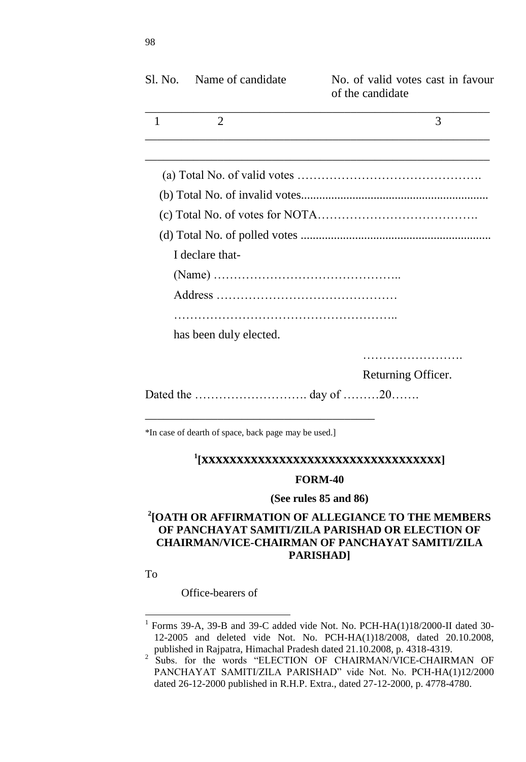| Sl. No. | Name of candidate | No. of valid votes cast in favour of the candidate |
|---|---|---|
| 1 | 2 | 3 |
| | | |

(a) Total No. of valid votes ……………………………………….

(b) Total No. of invalid votes.............................................................

(c) Total No. of votes for NOTA………………………………….

(d) Total No. of polled votes .............................................................

I declare that-

(Name) ………………………………………..

Address ………………………………………

………………………………………………..

has been duly elected.

…………………….

Returning Officer.

Dated the ………………………. day of ………20…….

---

*In case of dearth of space, back page may be used.]

**[1][XXXXXXXXXXXXXXXXXXXXXXXXXXXXXXXXXXX]**

**FORM-40**

**(See rules 85 and 86)**

**[2][OATH OR AFFIRMATION OF ALLEGIANCE TO THE MEMBERS OF PANCHAYAT SAMITI/ZILA PARISHAD OR ELECTION OF CHAIRMAN/VICE-CHAIRMAN OF PANCHAYAT SAMITI/ZILA PARISHAD]**

To

Office-bearers of

---

[1] Forms 39-A, 39-B and 39-C added vide Not. No. PCH-HA(1)18/2000-II dated 30-12-2005 and deleted vide Not. No. PCH-HA(1)18/2008, dated 20.10.2008, published in Rajpatra, Himachal Pradesh dated 21.10.2008, p. 4318-4319.

[2] Subs. for the words "ELECTION OF CHAIRMAN/VICE-CHAIRMAN OF PANCHAYAT SAMITI/ZILA PARISHAD" vide Not. No. PCH-HA(1)12/2000 dated 26-12-2000 published in R.H.P. Extra., dated 27-12-2000, p. 4778-4780.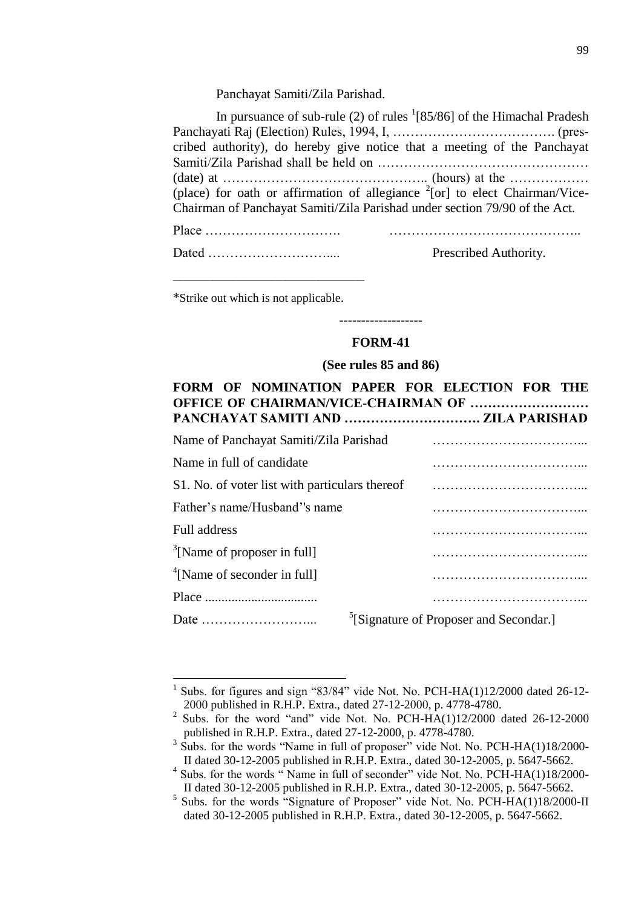Panchayat Samiti/Zila Parishad.

In pursuance of sub-rule (2) of rules [1][85/86] of the Himachal Pradesh Panchayati Raj (Election) Rules, 1994, I, ………………………………. (prescribed authority), do hereby give notice that a meeting of the Panchayat Samiti/Zila Parishad shall be held on ……………………………………… (date) at ……………………………………….. (hours) at the ……………… (place) for oath or affirmation of allegiance [2][or] to elect Chairman/Vice-Chairman of Panchayat Samiti/Zila Parishad under section 79/90 of the Act.

Place ………………………….                ……………………………………..

Dated ………………………....                Prescribed Authority.

---

*Strike out which is not applicable.

------------------

## FORM-41

**(See rules 85 and 86)**

**FORM OF NOMINATION PAPER FOR ELECTION FOR THE OFFICE OF CHAIRMAN/VICE-CHAIRMAN OF ……………………… PANCHAYAT SAMITI AND …………………………. ZILA PARISHAD**

Name of Panchayat Samiti/Zila Parishad ……………………………...

Name in full of candidate ……………………………...

S1. No. of voter list with particulars thereof ……………………………...

Father's name/Husband''s name ……………………………...

Full address ……………………………...

[3][Name of proposer in full] ……………………………...

[4][Name of seconder in full] ……………………………...

Place ................................. ……………………………...

Date ……………………...        [5][Signature of Proposer and Secondar.]

---

[1] Subs. for figures and sign "83/84" vide Not. No. PCH-HA(1)12/2000 dated 26-12-2000 published in R.H.P. Extra., dated 27-12-2000, p. 4778-4780.

[2] Subs. for the word "and" vide Not. No. PCH-HA(1)12/2000 dated 26-12-2000 published in R.H.P. Extra., dated 27-12-2000, p. 4778-4780.

[3] Subs. for the words "Name in full of proposer" vide Not. No. PCH-HA(1)18/2000-II dated 30-12-2005 published in R.H.P. Extra., dated 30-12-2005, p. 5647-5662.

[4] Subs. for the words " Name in full of seconder" vide Not. No. PCH-HA(1)18/2000-II dated 30-12-2005 published in R.H.P. Extra., dated 30-12-2005, p. 5647-5662.

[5] Subs. for the words "Signature of Proposer" vide Not. No. PCH-HA(1)18/2000-II dated 30-12-2005 published in R.H.P. Extra., dated 30-12-2005, p. 5647-5662.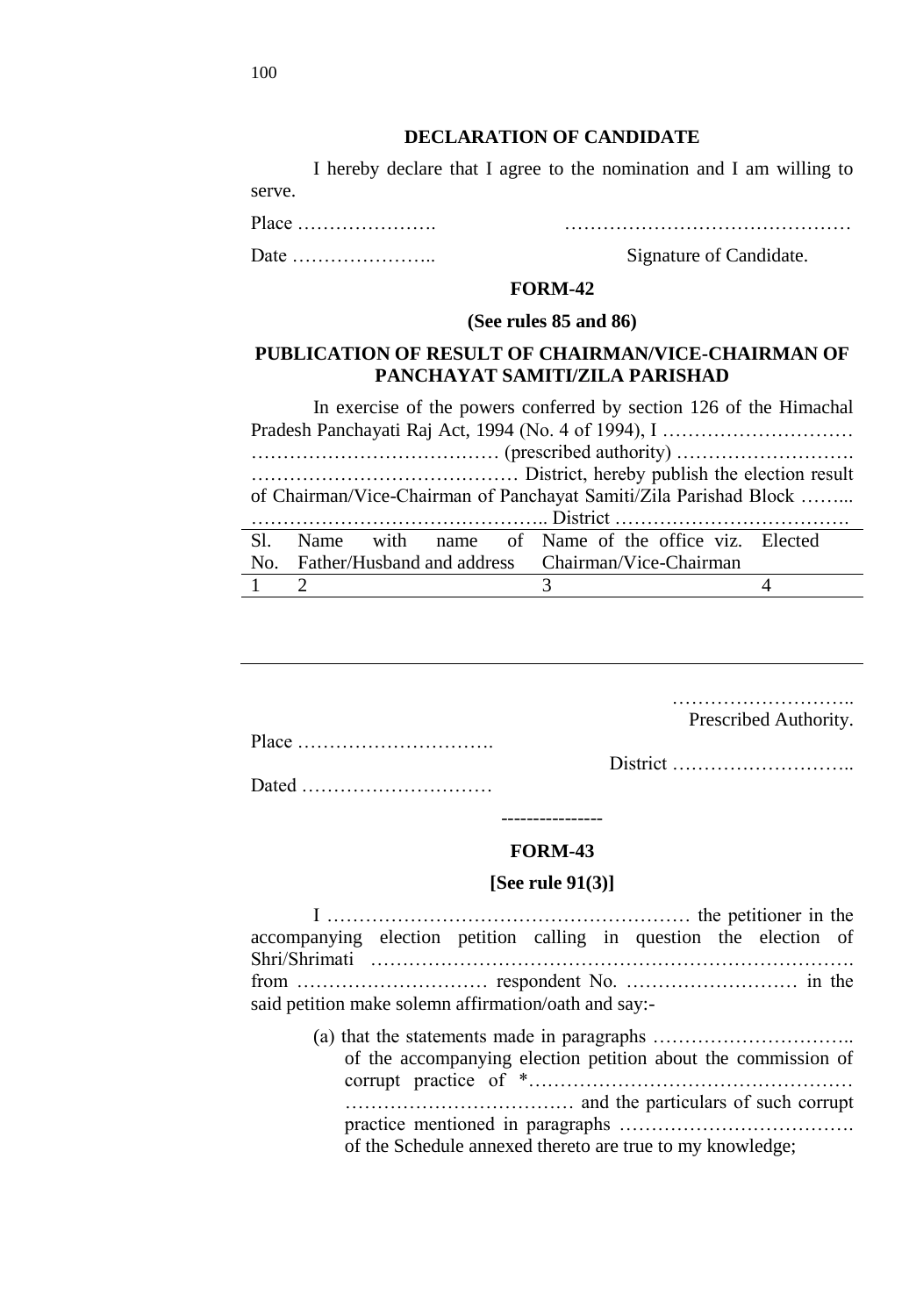### DECLARATION OF CANDIDATE

I hereby declare that I agree to the nomination and I am willing to serve.

Place …………………. ………………………………………

Date ………………….. Signature of Candidate.

### FORM-42

**(See rules 85 and 86)**

### PUBLICATION OF RESULT OF CHAIRMAN/VICE-CHAIRMAN OF PANCHAYAT SAMITI/ZILA PARISHAD

In exercise of the powers conferred by section 126 of the Himachal Pradesh Panchayati Raj Act, 1994 (No. 4 of 1994), I ………………………… ………………………………… (prescribed authority) ………………………. …………………………………… District, hereby publish the election result of Chairman/Vice-Chairman of Panchayat Samiti/Zila Parishad Block ……... ……………………………………….. District ……………………………….

| Sl. No. | Name with name of Father/Husband and address | Name of the office viz. Chairman/Vice-Chairman | Elected |
|---|---|---|---|
| 1 | 2 | 3 | 4 |
| | | | |

……………………….. Prescribed Authority.

Place ………………………….

District ………………………..

Dated …………………………

----------------

### FORM-43

**[See rule 91(3)]**

I ………………………………………………… the petitioner in the accompanying election petition calling in question the election of Shri/Shrimati ………………………………………………………………. from ………………………… respondent No. ……………………… in the said petition make solemn affirmation/oath and say:-

(a) that the statements made in paragraphs ………………………….. of the accompanying election petition about the commission of corrupt practice of *…………………………………………… ……………………………… and the particulars of such corrupt practice mentioned in paragraphs ………………………………. of the Schedule annexed thereto are true to my knowledge;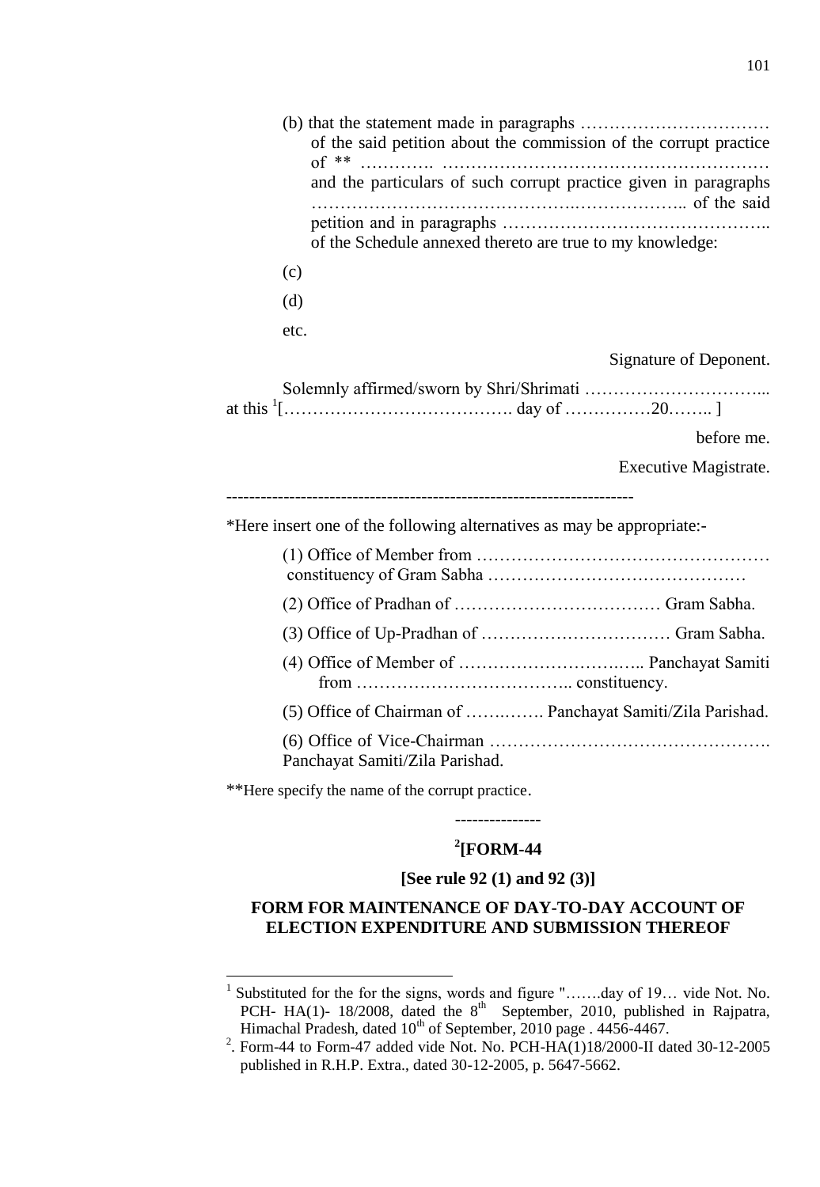(b) that the statement made in paragraphs …………………………… of the said petition about the commission of the corrupt practice of ** …………. ………………………………………………… and the particulars of such corrupt practice given in paragraphs ……………………………………….……………….. of the said petition and in paragraphs …………………………………….. of the Schedule annexed thereto are true to my knowledge:

(c)

(d)

etc.

Signature of Deponent.

Solemnly affirmed/sworn by Shri/Shrimati ………………………... at this [1][…………………………………. day of ……………20…….. ]

before me.

Executive Magistrate.

---

*Here insert one of the following alternatives as may be appropriate:-

(1) Office of Member from …………………………………………… constituency of Gram Sabha ………………………………………

(2) Office of Pradhan of ……………………………… Gram Sabha.

(3) Office of Up-Pradhan of …………………………… Gram Sabha.

(4) Office of Member of …………………………….. Panchayat Samiti from ……………………………….. constituency.

(5) Office of Chairman of ……..……. Panchayat Samiti/Zila Parishad.

(6) Office of Vice-Chairman …………………………………………. Panchayat Samiti/Zila Parishad.

**Here specify the name of the corrupt practice.

---------------

## [2][FORM-44

**[See rule 92 (1) and 92 (3)]**

### FORM FOR MAINTENANCE OF DAY-TO-DAY ACCOUNT OF ELECTION EXPENDITURE AND SUBMISSION THEREOF

---

[1] Substituted for the for the signs, words and figure "…….day of 19… vide Not. No. PCH- HA(1)- 18/2008, dated the 8th September, 2010, published in Rajpatra, Himachal Pradesh, dated 10th of September, 2010 page . 4456-4467.

[2]. Form-44 to Form-47 added vide Not. No. PCH-HA(1)18/2000-II dated 30-12-2005 published in R.H.P. Extra., dated 30-12-2005, p. 5647-5662.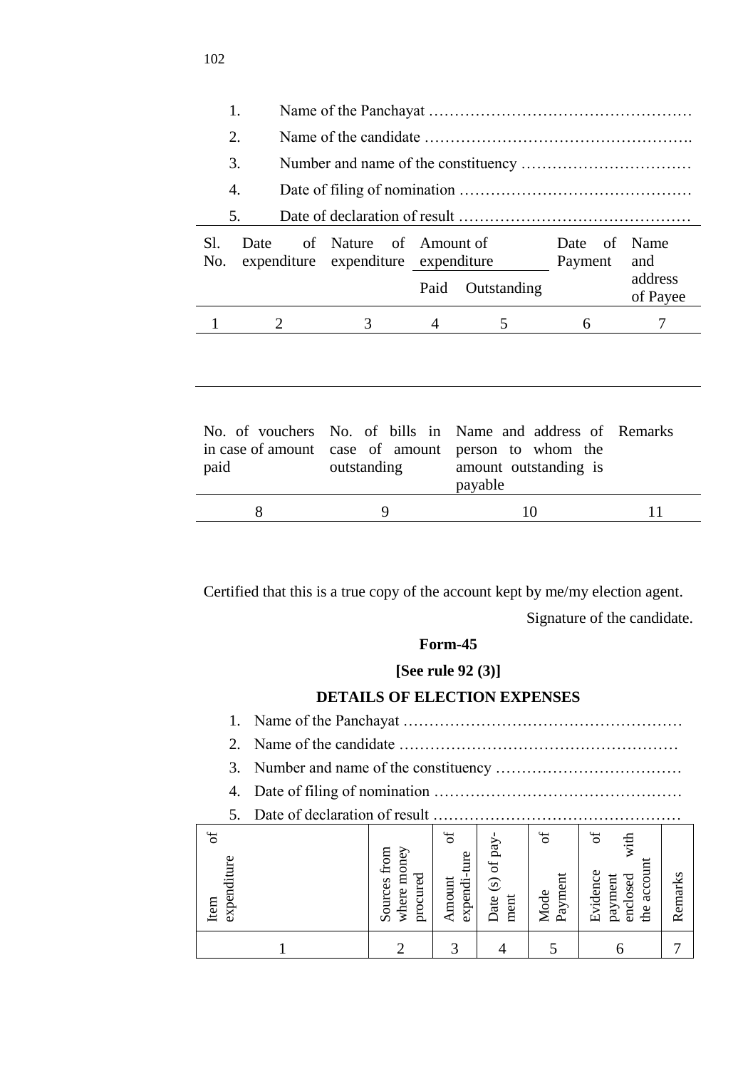1. Name of the Panchayat ……………………………………………
2. Name of the candidate …………………………………………….
3. Number and name of the constituency ……………………………
4. Date of filing of nomination ………………………………………
5. Date of declaration of result ………………………………………

| Sl. No. | Date of expenditure | Nature of expenditure | Amount of expenditure | | Date of Payment | Name and address of Payee |
|---|---|---|---|---|---|---|
| | | | Paid | Outstanding | | |
| 1 | 2 | 3 | 4 | 5 | 6 | 7 |
| | | | | | | |

| No. of vouchers in case of amount paid | No. of bills in case of amount outstanding | Name and address of person to whom the amount outstanding is payable | Remarks |
|---|---|---|---|
| 8 | 9 | 10 | 11 |

Certified that this is a true copy of the account kept by me/my election agent.

Signature of the candidate.

**Form-45**

**[See rule 92 (3)]**

**DETAILS OF ELECTION EXPENSES**

1. Name of the Panchayat ………………………………………………
2. Name of the candidate ………………………………………………
3. Number and name of the constituency ………………………………
4. Date of filing of nomination …………………………………………
5. Date of declaration of result …………………………………………

| Item of expenditure | Sources from where money procured | Amount of expendi-ture | Date (s) of pay-ment | Mode of Payment | Evidence of payment with enclosed the account | Remarks |
|---|---|---|---|---|---|---|
| 1 | 2 | 3 | 4 | 5 | 6 | 7 |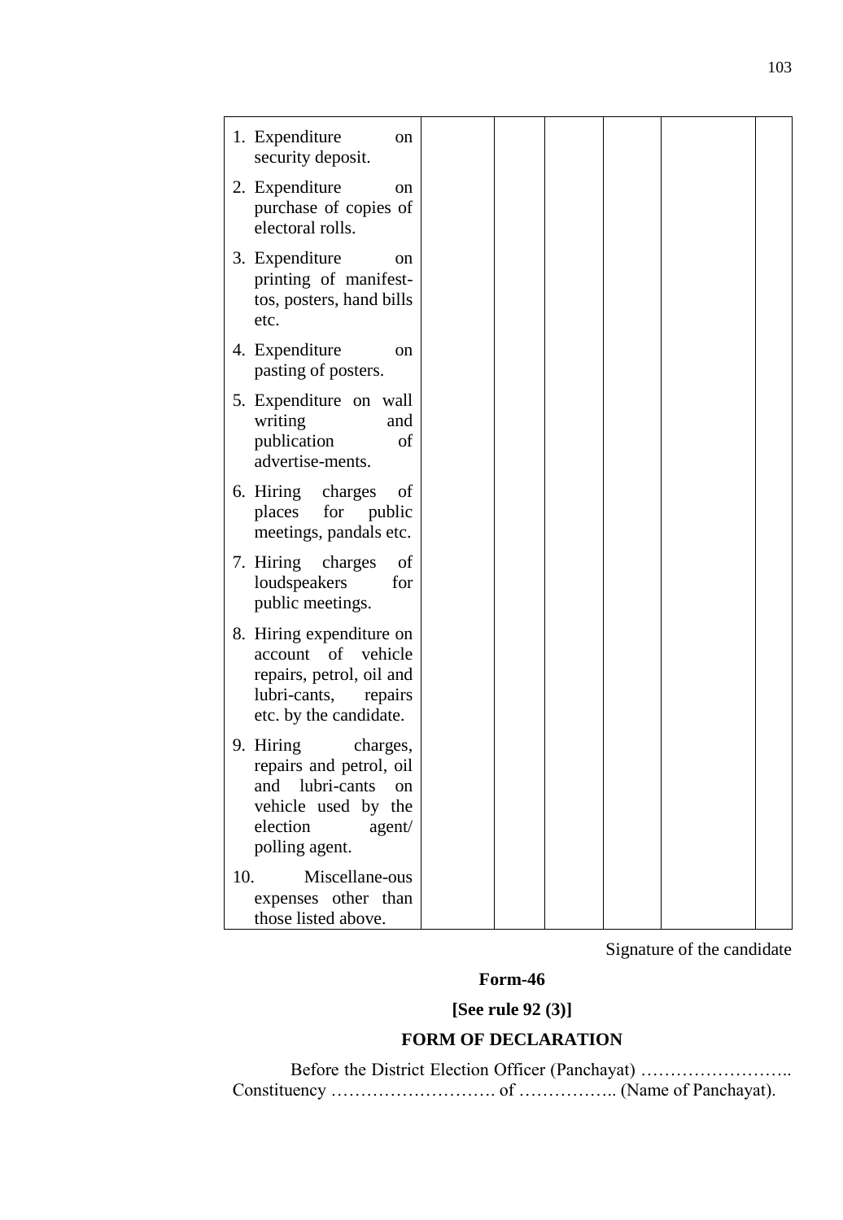| | | | | | | |
|---|---|---|---|---|---|---|
| 1. Expenditure on security deposit. | | | | | | |
| 2. Expenditure on purchase of copies of electoral rolls. | | | | | | |
| 3. Expenditure on printing of manifest-tos, posters, hand bills etc. | | | | | | |
| 4. Expenditure on pasting of posters. | | | | | | |
| 5. Expenditure on wall writing and publication of advertise-ments. | | | | | | |
| 6. Hiring charges of places for public meetings, pandals etc. | | | | | | |
| 7. Hiring charges of loudspeakers for public meetings. | | | | | | |
| 8. Hiring expenditure on account of vehicle repairs, petrol, oil and lubri-cants, repairs etc. by the candidate. | | | | | | |
| 9. Hiring charges, repairs and petrol, oil and lubri-cants on vehicle used by the election agent/ polling agent. | | | | | | |
| 10. Miscellane-ous expenses other than those listed above. | | | | | | |

Signature of the candidate

**Form-46**

**[See rule 92 (3)]**

**FORM OF DECLARATION**

Before the District Election Officer (Panchayat) …………………….. Constituency ………………………. of …………….. (Name of Panchayat).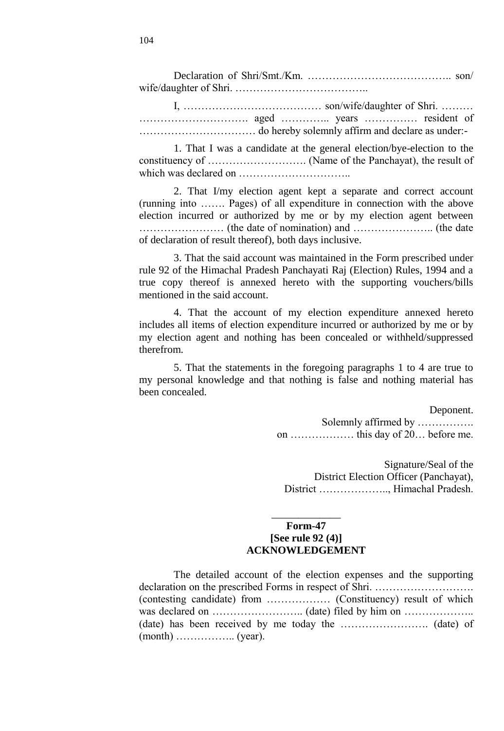Declaration of Shri/Smt./Km. ………………………………….. son/ wife/daughter of Shri. ………………………………..

I, ………………………………… son/wife/daughter of Shri. ……… …………………………. aged ………….. years …………… resident of …………………………… do hereby solemnly affirm and declare as under:-

1. That I was a candidate at the general election/bye-election to the constituency of ………………………. (Name of the Panchayat), the result of which was declared on …………………………..

2. That I/my election agent kept a separate and correct account (running into ……. Pages) of all expenditure in connection with the above election incurred or authorized by me or by my election agent between …………………… (the date of nomination) and ………………….. (the date of declaration of result thereof), both days inclusive.

3. That the said account was maintained in the Form prescribed under rule 92 of the Himachal Pradesh Panchayati Raj (Election) Rules, 1994 and a true copy thereof is annexed hereto with the supporting vouchers/bills mentioned in the said account.

4. That the account of my election expenditure annexed hereto includes all items of election expenditure incurred or authorized by me or by my election agent and nothing has been concealed or withheld/suppressed therefrom.

5. That the statements in the foregoing paragraphs 1 to 4 are true to my personal knowledge and that nothing is false and nothing material has been concealed.

Deponent.

Solemnly affirmed by …………….
on ……………… this day of 20… before me.

Signature/Seal of the
District Election Officer (Panchayat),
District ……………….., Himachal Pradesh.

---

**Form-47**
**[See rule 92 (4)]**
**ACKNOWLEDGEMENT**

The detailed account of the election expenses and the supporting declaration on the prescribed Forms in respect of Shri. ………………………. (contesting candidate) from ……………… (Constituency) result of which was declared on …………………….. (date) filed by him on ……………….. (date) has been received by me today the ……………………. (date) of (month) …………….. (year).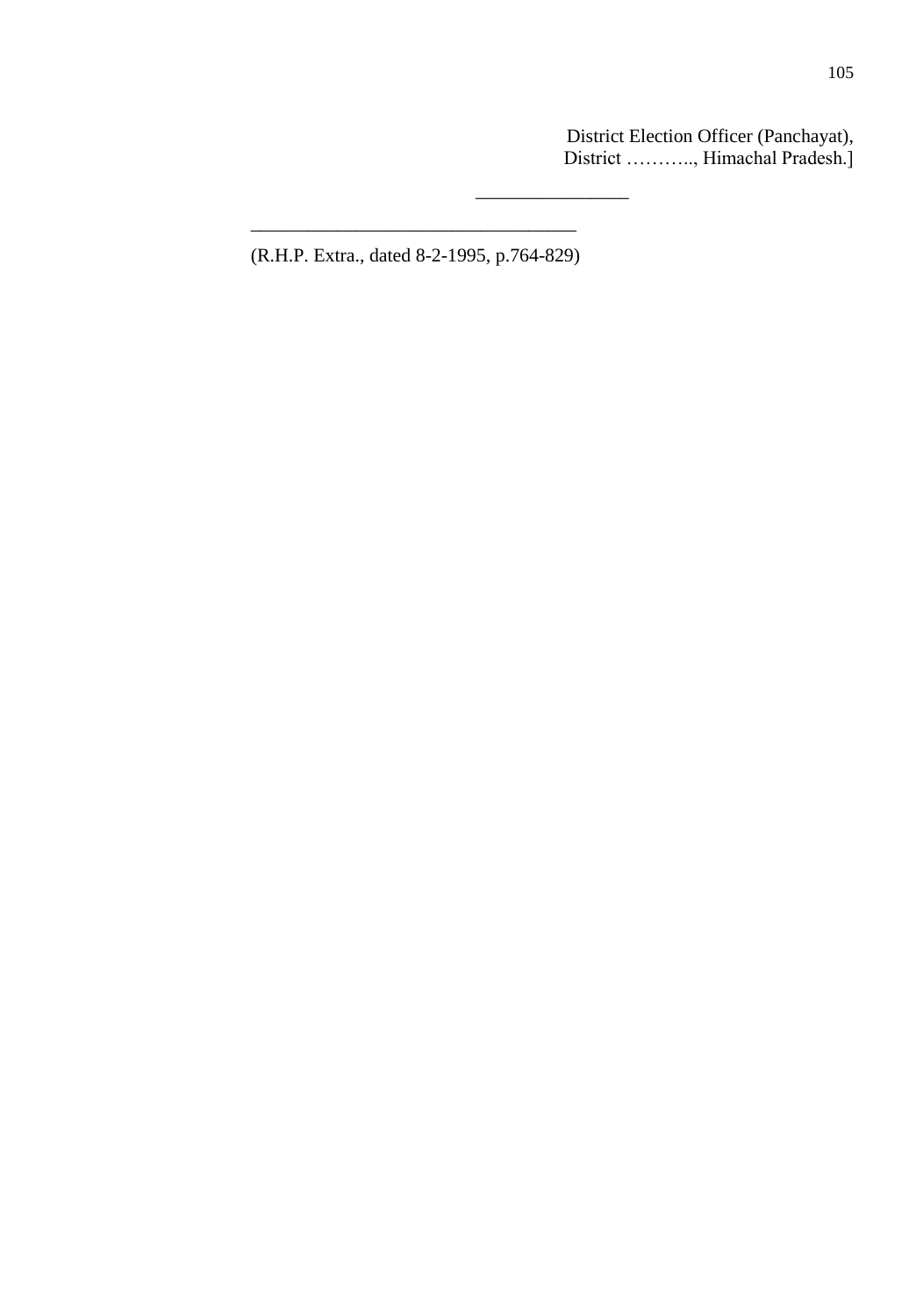District Election Officer (Panchayat),
District ……….., Himachal Pradesh.]

---

(R.H.P. Extra., dated 8-2-1995, p.764-829)